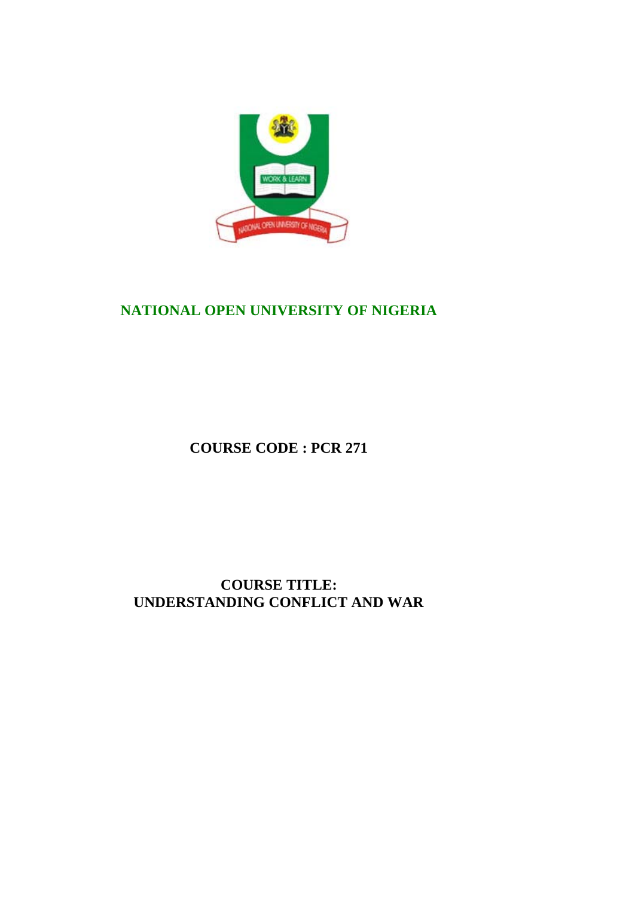# NATIONAL OPEN UNIVERSITY OF NIGERIA

**COURSE CODE : PCR 271**

**COURSE TITLE:**
**UNDERSTANDING CONFLICT AND WAR**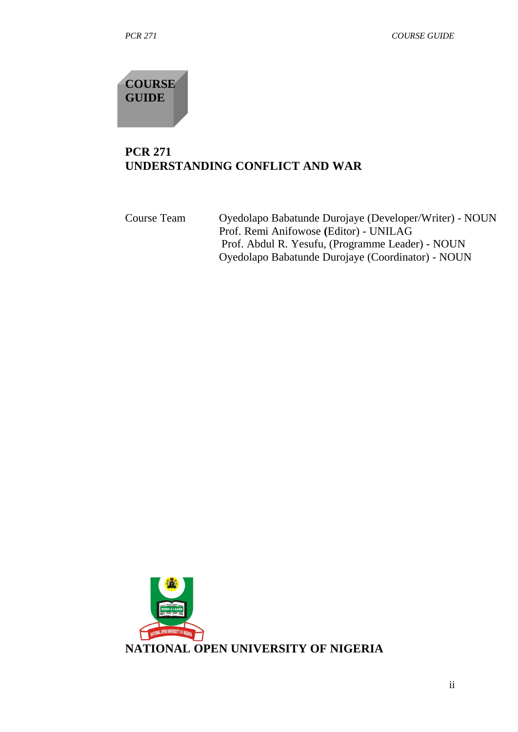# COURSE GUIDE

## PCR 271
## UNDERSTANDING CONFLICT AND WAR

| Course Team | |
|---|---|
| | Oyedolapo Babatunde Durojaye (Developer/Writer) - NOUN |
| | Prof. Remi Anifowose (Editor) - UNILAG |
| | Prof. Abdul R. Yesufu, (Programme Leader) - NOUN |
| | Oyedolapo Babatunde Durojaye (Coordinator) - NOUN |

**NATIONAL OPEN UNIVERSITY OF NIGERIA**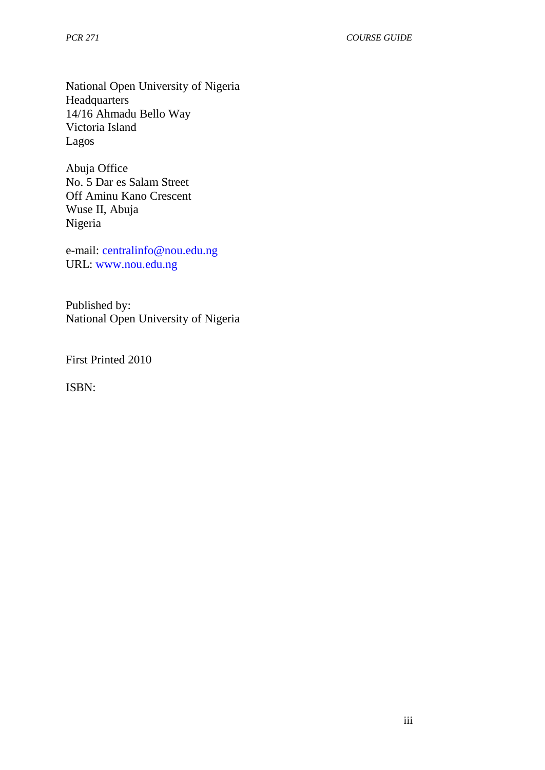National Open University of Nigeria
Headquarters
14/16 Ahmadu Bello Way
Victoria Island
Lagos

Abuja Office
No. 5 Dar es Salam Street
Off Aminu Kano Crescent
Wuse II, Abuja
Nigeria

e-mail: centralinfo@nou.edu.ng
URL: www.nou.edu.ng

Published by:
National Open University of Nigeria

First Printed 2010

ISBN: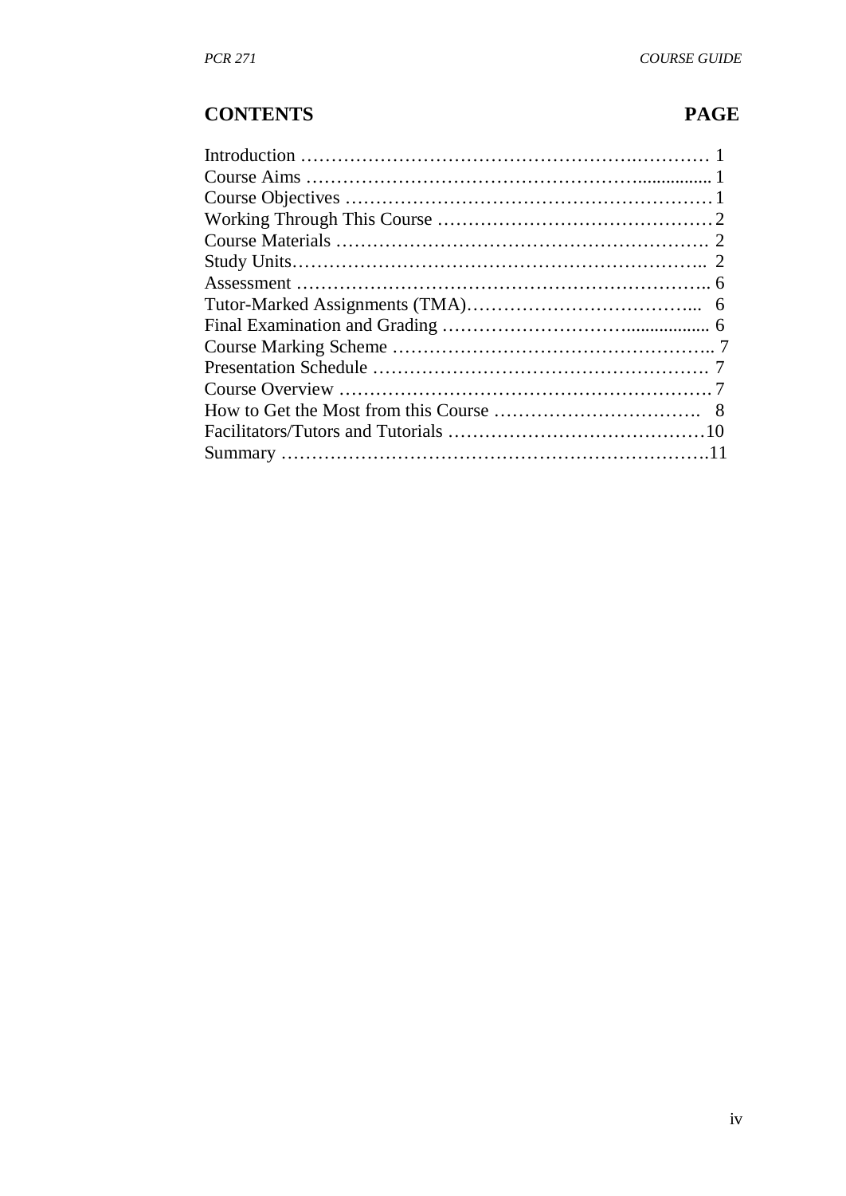## CONTENTS PAGE

| | |
|---|---|
| Introduction | 1 |
| Course Aims | 1 |
| Course Objectives | 1 |
| Working Through This Course | 2 |
| Course Materials | 2 |
| Study Units | 2 |
| Assessment | 6 |
| Tutor-Marked Assignments (TMA) | 6 |
| Final Examination and Grading | 6 |
| Course Marking Scheme | 7 |
| Presentation Schedule | 7 |
| Course Overview | 7 |
| How to Get the Most from this Course | 8 |
| Facilitators/Tutors and Tutorials | 10 |
| Summary | 11 |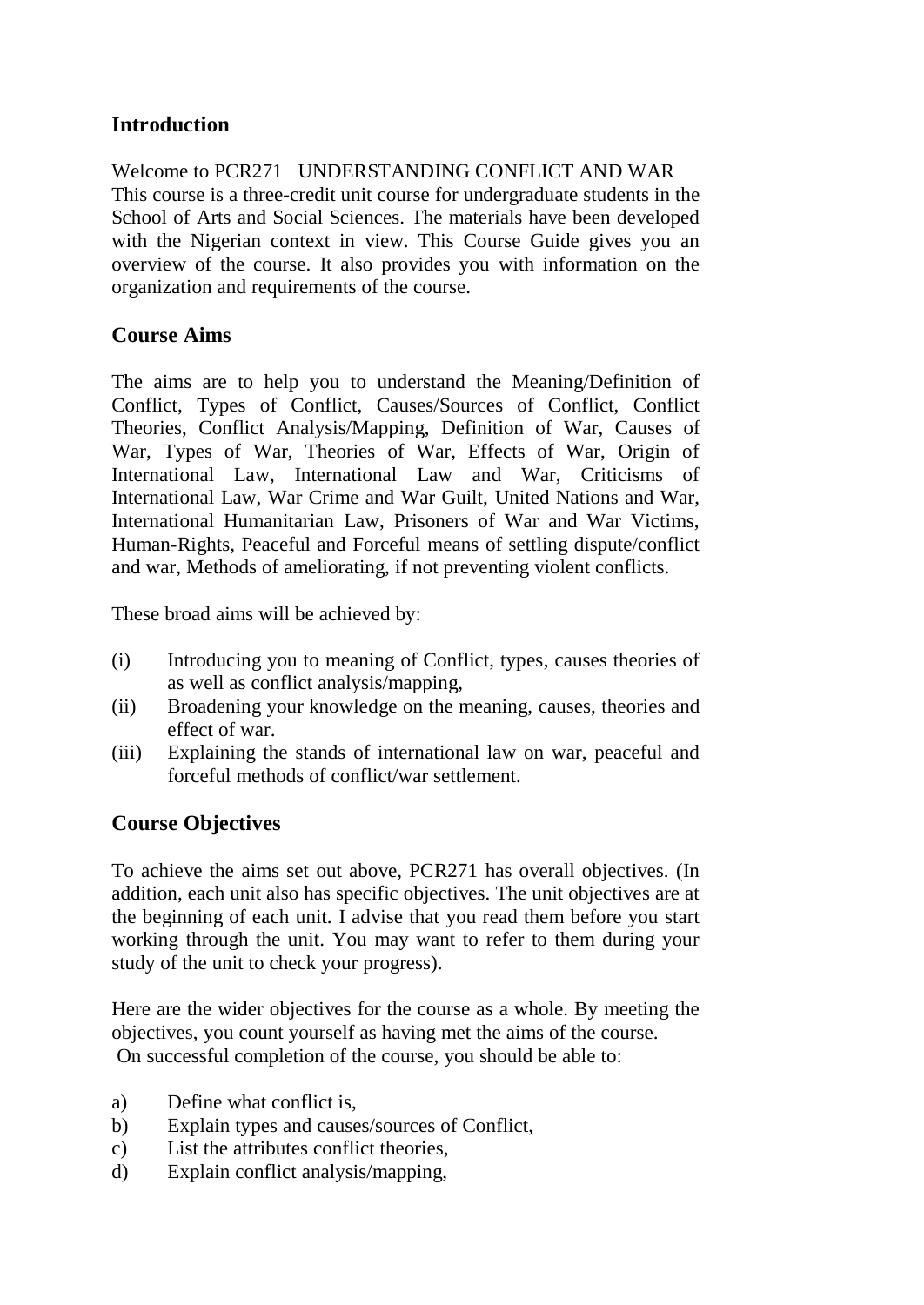## Introduction

Welcome to PCR271 UNDERSTANDING CONFLICT AND WAR
This course is a three-credit unit course for undergraduate students in the School of Arts and Social Sciences. The materials have been developed with the Nigerian context in view. This Course Guide gives you an overview of the course. It also provides you with information on the organization and requirements of the course.

## Course Aims

The aims are to help you to understand the Meaning/Definition of Conflict, Types of Conflict, Causes/Sources of Conflict, Conflict Theories, Conflict Analysis/Mapping, Definition of War, Causes of War, Types of War, Theories of War, Effects of War, Origin of International Law, International Law and War, Criticisms of International Law, War Crime and War Guilt, United Nations and War, International Humanitarian Law, Prisoners of War and War Victims, Human-Rights, Peaceful and Forceful means of settling dispute/conflict and war, Methods of ameliorating, if not preventing violent conflicts.

These broad aims will be achieved by:

(i) Introducing you to meaning of Conflict, types, causes theories of as well as conflict analysis/mapping,
(ii) Broadening your knowledge on the meaning, causes, theories and effect of war.
(iii) Explaining the stands of international law on war, peaceful and forceful methods of conflict/war settlement.

## Course Objectives

To achieve the aims set out above, PCR271 has overall objectives. (In addition, each unit also has specific objectives. The unit objectives are at the beginning of each unit. I advise that you read them before you start working through the unit. You may want to refer to them during your study of the unit to check your progress).

Here are the wider objectives for the course as a whole. By meeting the objectives, you count yourself as having met the aims of the course.
On successful completion of the course, you should be able to:

a) Define what conflict is,
b) Explain types and causes/sources of Conflict,
c) List the attributes conflict theories,
d) Explain conflict analysis/mapping,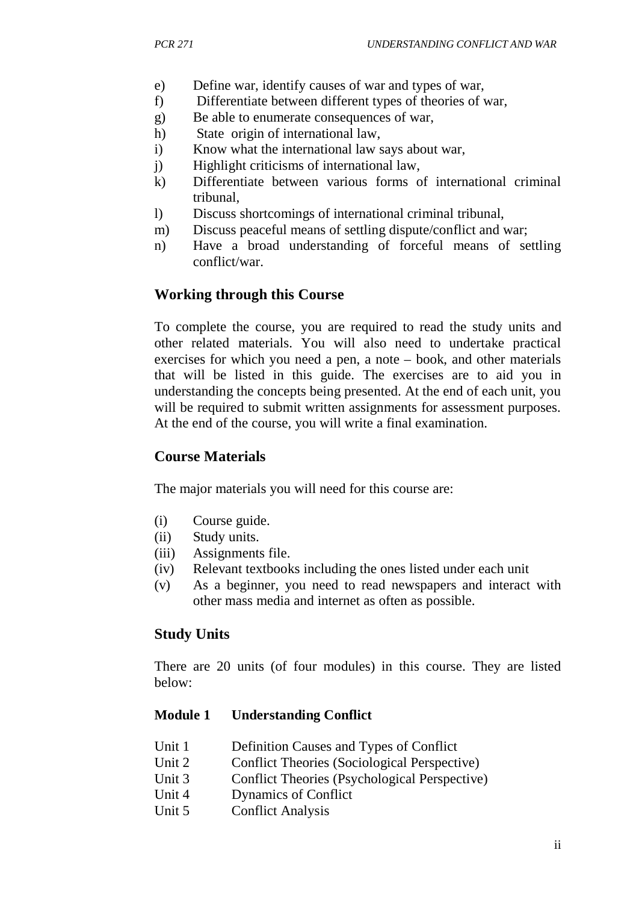e) Define war, identify causes of war and types of war,
f) Differentiate between different types of theories of war,
g) Be able to enumerate consequences of war,
h) State origin of international law,
i) Know what the international law says about war,
j) Highlight criticisms of international law,
k) Differentiate between various forms of international criminal tribunal,
l) Discuss shortcomings of international criminal tribunal,
m) Discuss peaceful means of settling dispute/conflict and war;
n) Have a broad understanding of forceful means of settling conflict/war.

## Working through this Course

To complete the course, you are required to read the study units and other related materials. You will also need to undertake practical exercises for which you need a pen, a note – book, and other materials that will be listed in this guide. The exercises are to aid you in understanding the concepts being presented. At the end of each unit, you will be required to submit written assignments for assessment purposes. At the end of the course, you will write a final examination.

## Course Materials

The major materials you will need for this course are:

(i) Course guide.
(ii) Study units.
(iii) Assignments file.
(iv) Relevant textbooks including the ones listed under each unit
(v) As a beginner, you need to read newspapers and interact with other mass media and internet as often as possible.

## Study Units

There are 20 units (of four modules) in this course. They are listed below:

**Module 1 Understanding Conflict**

Unit 1 Definition Causes and Types of Conflict
Unit 2 Conflict Theories (Sociological Perspective)
Unit 3 Conflict Theories (Psychological Perspective)
Unit 4 Dynamics of Conflict
Unit 5 Conflict Analysis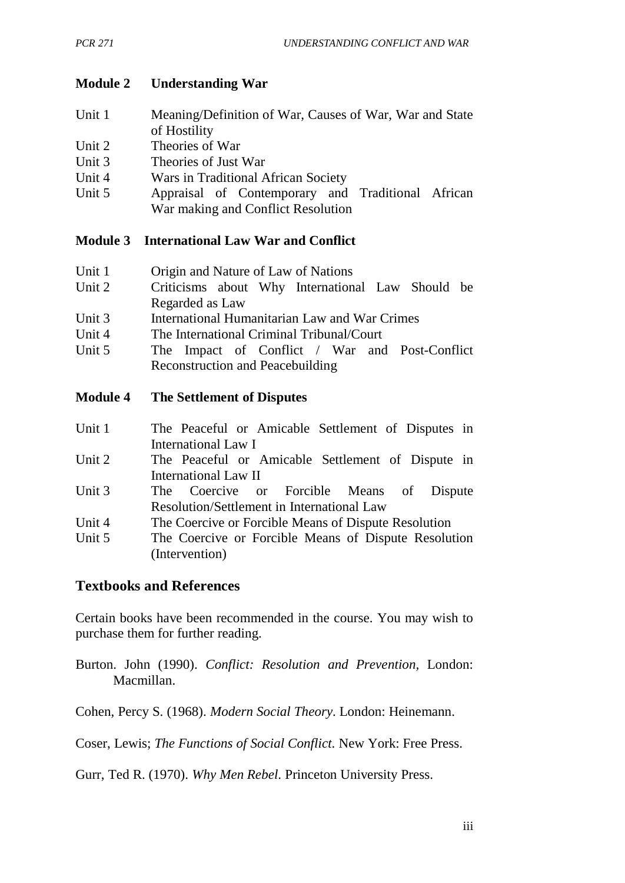## Module 2 Understanding War

- Unit 1 Meaning/Definition of War, Causes of War, War and State of Hostility
- Unit 2 Theories of War
- Unit 3 Theories of Just War
- Unit 4 Wars in Traditional African Society
- Unit 5 Appraisal of Contemporary and Traditional African War making and Conflict Resolution

## Module 3 International Law War and Conflict

- Unit 1 Origin and Nature of Law of Nations
- Unit 2 Criticisms about Why International Law Should be Regarded as Law
- Unit 3 International Humanitarian Law and War Crimes
- Unit 4 The International Criminal Tribunal/Court
- Unit 5 The Impact of Conflict / War and Post-Conflict Reconstruction and Peacebuilding

## Module 4 The Settlement of Disputes

- Unit 1 The Peaceful or Amicable Settlement of Disputes in International Law I
- Unit 2 The Peaceful or Amicable Settlement of Dispute in International Law II
- Unit 3 The Coercive or Forcible Means of Dispute Resolution/Settlement in International Law
- Unit 4 The Coercive or Forcible Means of Dispute Resolution
- Unit 5 The Coercive or Forcible Means of Dispute Resolution (Intervention)

## Textbooks and References

Certain books have been recommended in the course. You may wish to purchase them for further reading.

Burton. John (1990). *Conflict: Resolution and Prevention,* London: Macmillan.

Cohen, Percy S. (1968). *Modern Social Theory*. London: Heinemann.

Coser, Lewis; *The Functions of Social Conflict.* New York: Free Press.

Gurr, Ted R. (1970). *Why Men Rebel.* Princeton University Press.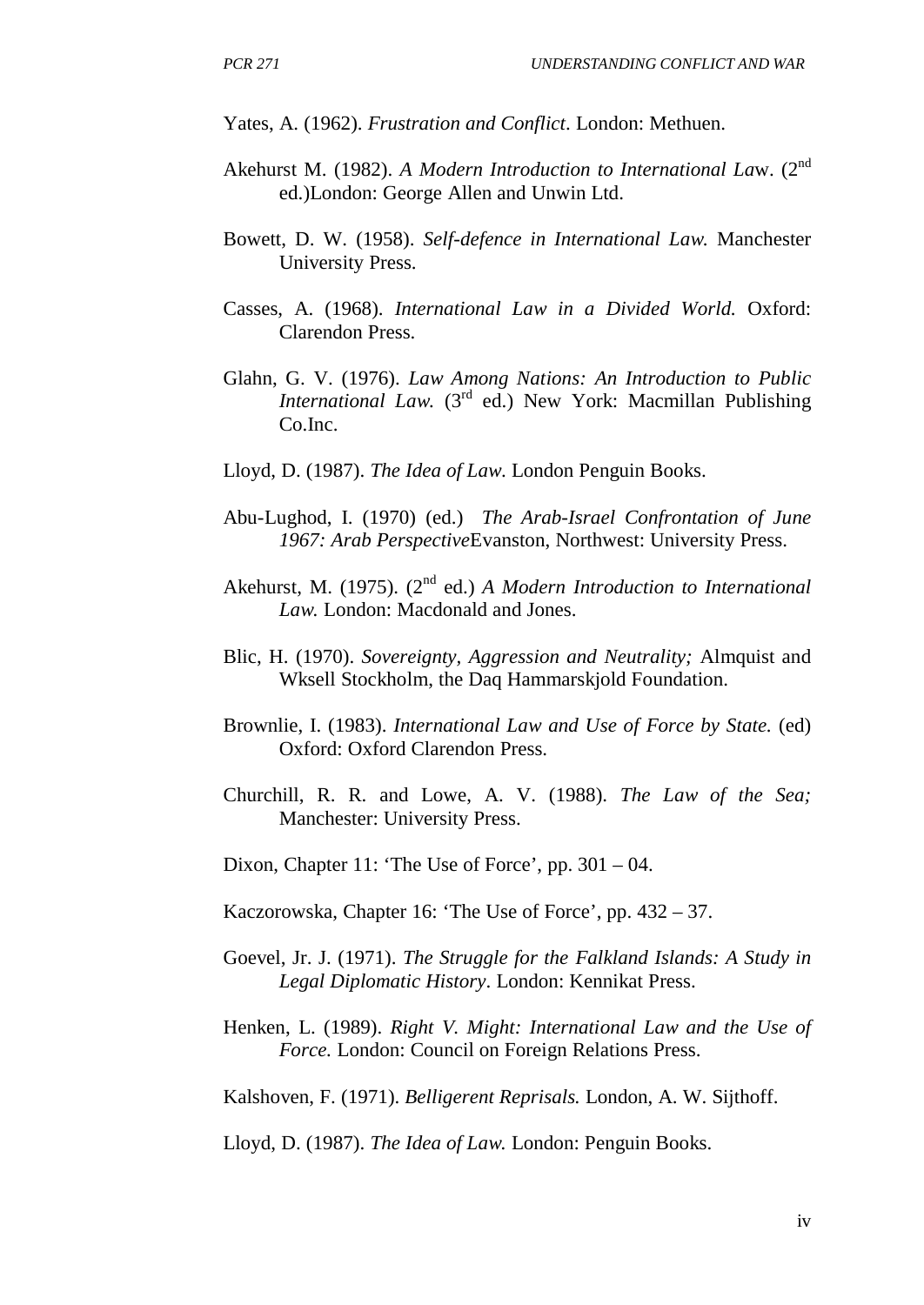Yates, A. (1962). *Frustration and Conflict*. London: Methuen.

Akehurst M. (1982). *A Modern Introduction to International Law*. (2nd ed.)London: George Allen and Unwin Ltd.

Bowett, D. W. (1958). *Self-defence in International Law.* Manchester University Press.

Casses, A. (1968). *International Law in a Divided World.* Oxford: Clarendon Press.

Glahn, G. V. (1976). *Law Among Nations: An Introduction to Public International Law.* (3rd ed.) New York: Macmillan Publishing Co.Inc.

Lloyd, D. (1987). *The Idea of Law*. London Penguin Books.

Abu-Lughod, I. (1970) (ed.) *The Arab-Israel Confrontation of June 1967: Arab Perspective*Evanston, Northwest: University Press.

Akehurst, M. (1975). (2nd ed.) *A Modern Introduction to International Law.* London: Macdonald and Jones.

Blic, H. (1970). *Sovereignty, Aggression and Neutrality;* Almquist and Wksell Stockholm, the Daq Hammarskjold Foundation.

Brownlie, I. (1983). *International Law and Use of Force by State.* (ed) Oxford: Oxford Clarendon Press.

Churchill, R. R. and Lowe, A. V. (1988). *The Law of the Sea;* Manchester: University Press.

Dixon, Chapter 11: 'The Use of Force', pp. 301 – 04.

Kaczorowska, Chapter 16: 'The Use of Force', pp. 432 – 37.

Goevel, Jr. J. (1971). *The Struggle for the Falkland Islands: A Study in Legal Diplomatic History*. London: Kennikat Press.

Henken, L. (1989). *Right V. Might: International Law and the Use of Force.* London: Council on Foreign Relations Press.

Kalshoven, F. (1971). *Belligerent Reprisals.* London, A. W. Sijthoff.

Lloyd, D. (1987). *The Idea of Law.* London: Penguin Books.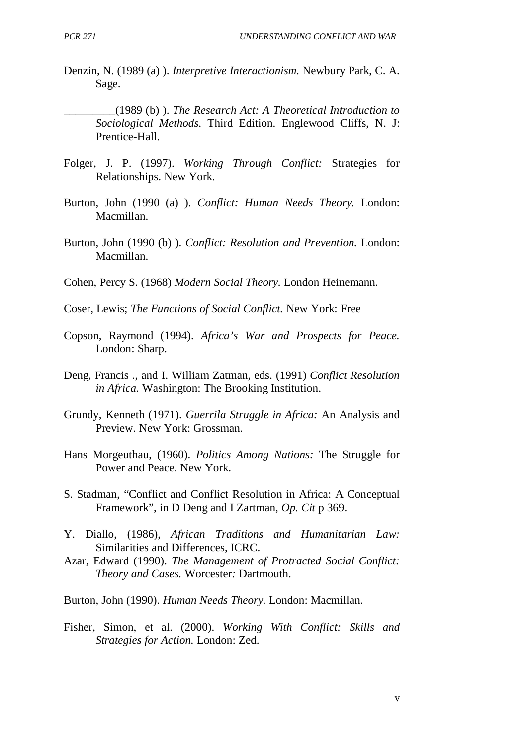Denzin, N. (1989 (a) ). *Interpretive Interactionism.* Newbury Park, C. A. Sage.

_________(1989 (b) ). *The Research Act: A Theoretical Introduction to Sociological Methods.* Third Edition. Englewood Cliffs, N. J: Prentice-Hall.

Folger, J. P. (1997). *Working Through Conflict:* Strategies for Relationships. New York.

Burton, John (1990 (a) ). *Conflict: Human Needs Theory.* London: Macmillan.

Burton, John (1990 (b) ). *Conflict: Resolution and Prevention.* London: Macmillan.

Cohen, Percy S. (1968) *Modern Social Theory.* London Heinemann.

Coser, Lewis; *The Functions of Social Conflict.* New York: Free

Copson, Raymond (1994). *Africa's War and Prospects for Peace.* London: Sharp.

Deng, Francis ., and I. William Zatman, eds. (1991) *Conflict Resolution in Africa.* Washington: The Brooking Institution.

Grundy, Kenneth (1971). *Guerrila Struggle in Africa:* An Analysis and Preview. New York: Grossman.

Hans Morgeuthau, (1960). *Politics Among Nations:* The Struggle for Power and Peace. New York.

S. Stadman, "Conflict and Conflict Resolution in Africa: A Conceptual Framework", in D Deng and I Zartman, *Op. Cit* p 369.

Y. Diallo, (1986), *African Traditions and Humanitarian Law:* Similarities and Differences, ICRC.

Azar, Edward (1990). *The Management of Protracted Social Conflict: Theory and Cases.* Worcester*:* Dartmouth.

Burton, John (1990). *Human Needs Theory.* London: Macmillan.

Fisher, Simon, et al. (2000). *Working With Conflict: Skills and Strategies for Action.* London: Zed.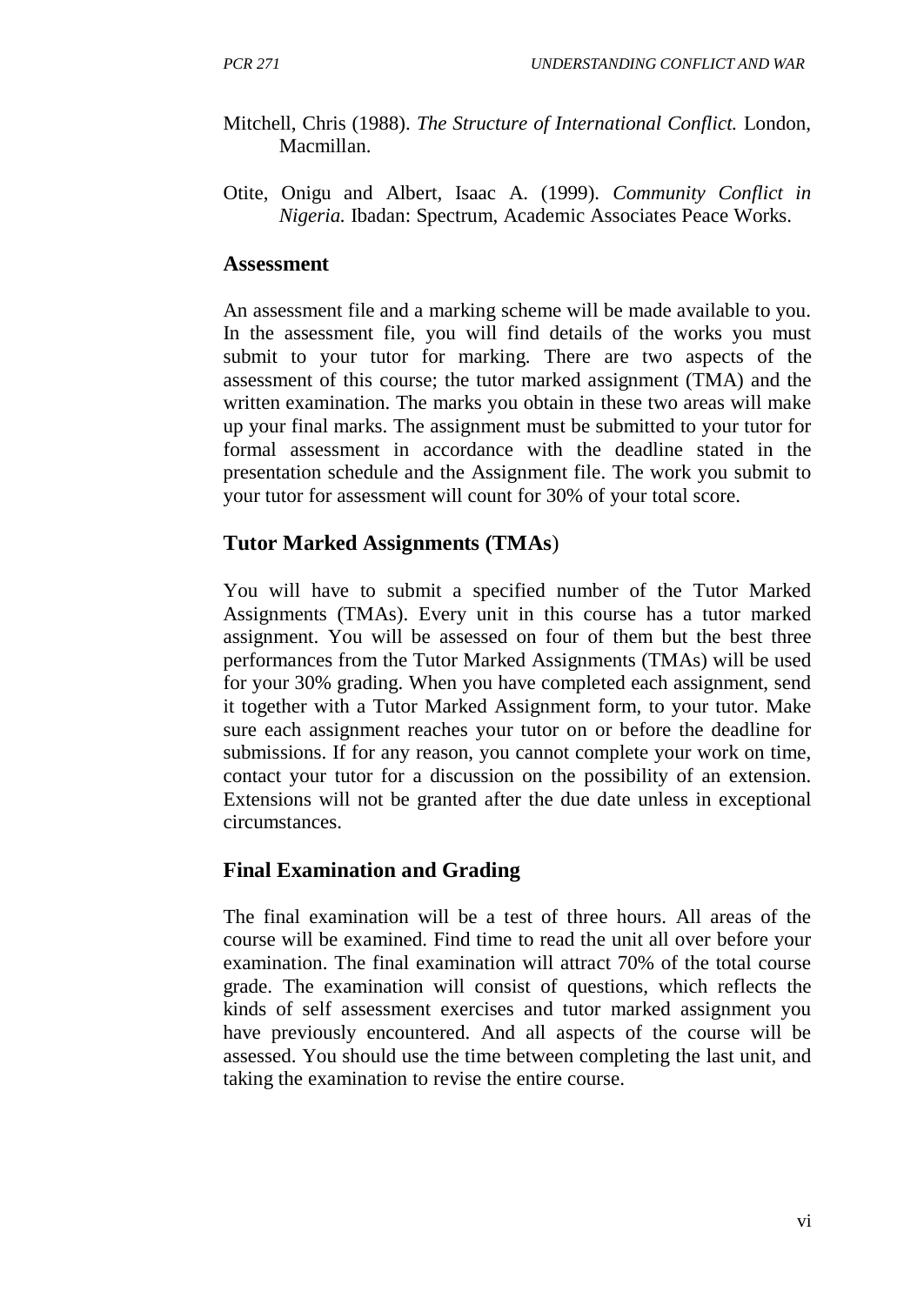Mitchell, Chris (1988). *The Structure of International Conflict.* London, Macmillan.

Otite, Onigu and Albert, Isaac A. (1999). *Community Conflict in Nigeria.* Ibadan: Spectrum, Academic Associates Peace Works.

### Assessment

An assessment file and a marking scheme will be made available to you. In the assessment file, you will find details of the works you must submit to your tutor for marking. There are two aspects of the assessment of this course; the tutor marked assignment (TMA) and the written examination. The marks you obtain in these two areas will make up your final marks. The assignment must be submitted to your tutor for formal assessment in accordance with the deadline stated in the presentation schedule and the Assignment file. The work you submit to your tutor for assessment will count for 30% of your total score.

### Tutor Marked Assignments (TMAs)

You will have to submit a specified number of the Tutor Marked Assignments (TMAs). Every unit in this course has a tutor marked assignment. You will be assessed on four of them but the best three performances from the Tutor Marked Assignments (TMAs) will be used for your 30% grading. When you have completed each assignment, send it together with a Tutor Marked Assignment form, to your tutor. Make sure each assignment reaches your tutor on or before the deadline for submissions. If for any reason, you cannot complete your work on time, contact your tutor for a discussion on the possibility of an extension. Extensions will not be granted after the due date unless in exceptional circumstances.

### Final Examination and Grading

The final examination will be a test of three hours. All areas of the course will be examined. Find time to read the unit all over before your examination. The final examination will attract 70% of the total course grade. The examination will consist of questions, which reflects the kinds of self assessment exercises and tutor marked assignment you have previously encountered. And all aspects of the course will be assessed. You should use the time between completing the last unit, and taking the examination to revise the entire course.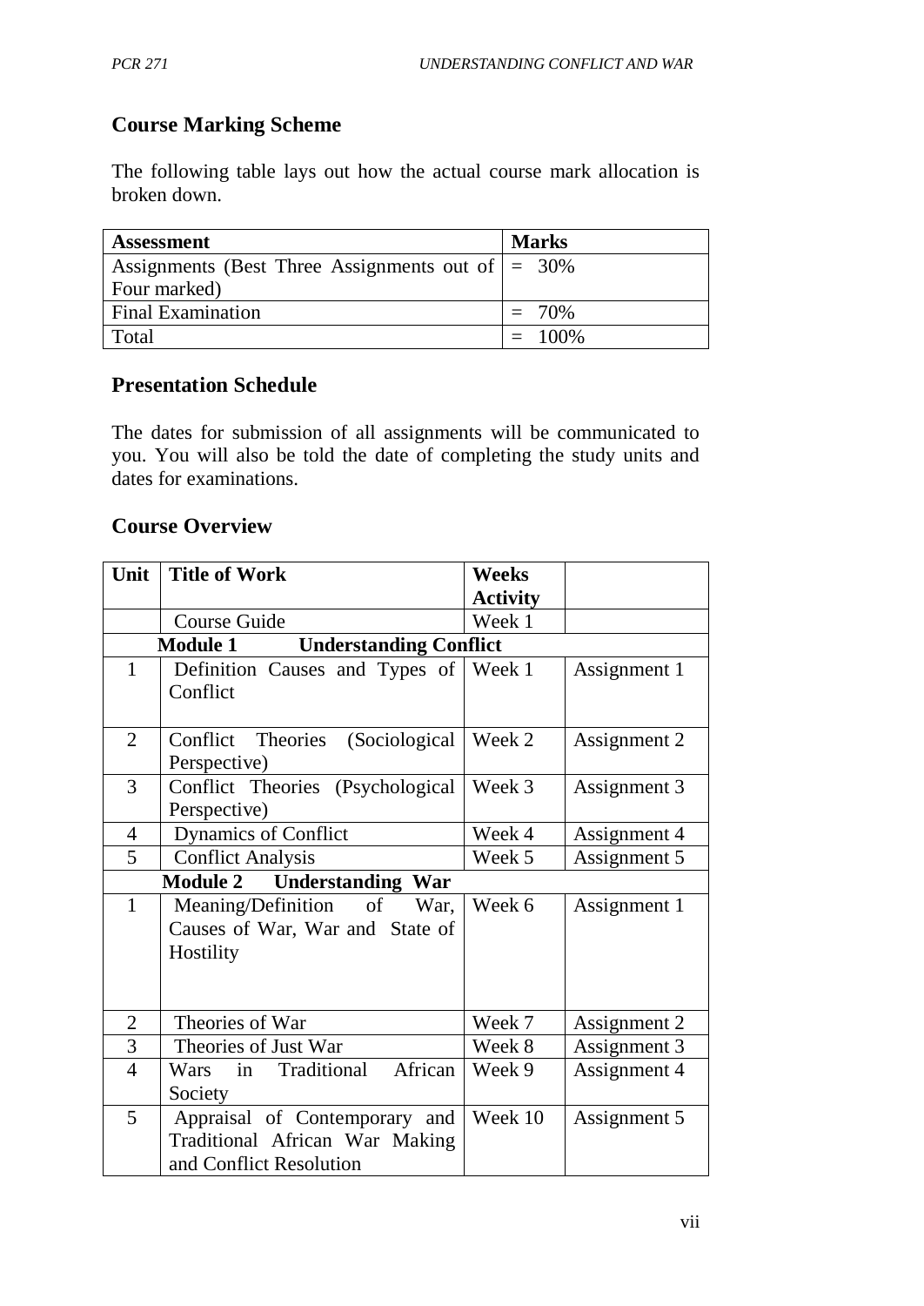## Course Marking Scheme

The following table lays out how the actual course mark allocation is broken down.

| Assessment | Marks |
|---|---|
| Assignments (Best Three Assignments out of Four marked) | = 30% |
| Final Examination | = 70% |
| Total | = 100% |

## Presentation Schedule

The dates for submission of all assignments will be communicated to you. You will also be told the date of completing the study units and dates for examinations.

## Course Overview

| Unit | Title of Work | Weeks Activity | |
|---|---|---|---|
| | Course Guide | Week 1 | |
| | **Module 1 Understanding Conflict** | | |
| 1 | Definition Causes and Types of Conflict | Week 1 | Assignment 1 |
| 2 | Conflict Theories (Sociological Perspective) | Week 2 | Assignment 2 |
| 3 | Conflict Theories (Psychological Perspective) | Week 3 | Assignment 3 |
| 4 | Dynamics of Conflict | Week 4 | Assignment 4 |
| 5 | Conflict Analysis | Week 5 | Assignment 5 |
| | **Module 2 Understanding War** | | |
| 1 | Meaning/Definition of War, Causes of War, War and State of Hostility | Week 6 | Assignment 1 |
| 2 | Theories of War | Week 7 | Assignment 2 |
| 3 | Theories of Just War | Week 8 | Assignment 3 |
| 4 | Wars in Traditional African Society | Week 9 | Assignment 4 |
| 5 | Appraisal of Contemporary and Traditional African War Making and Conflict Resolution | Week 10 | Assignment 5 |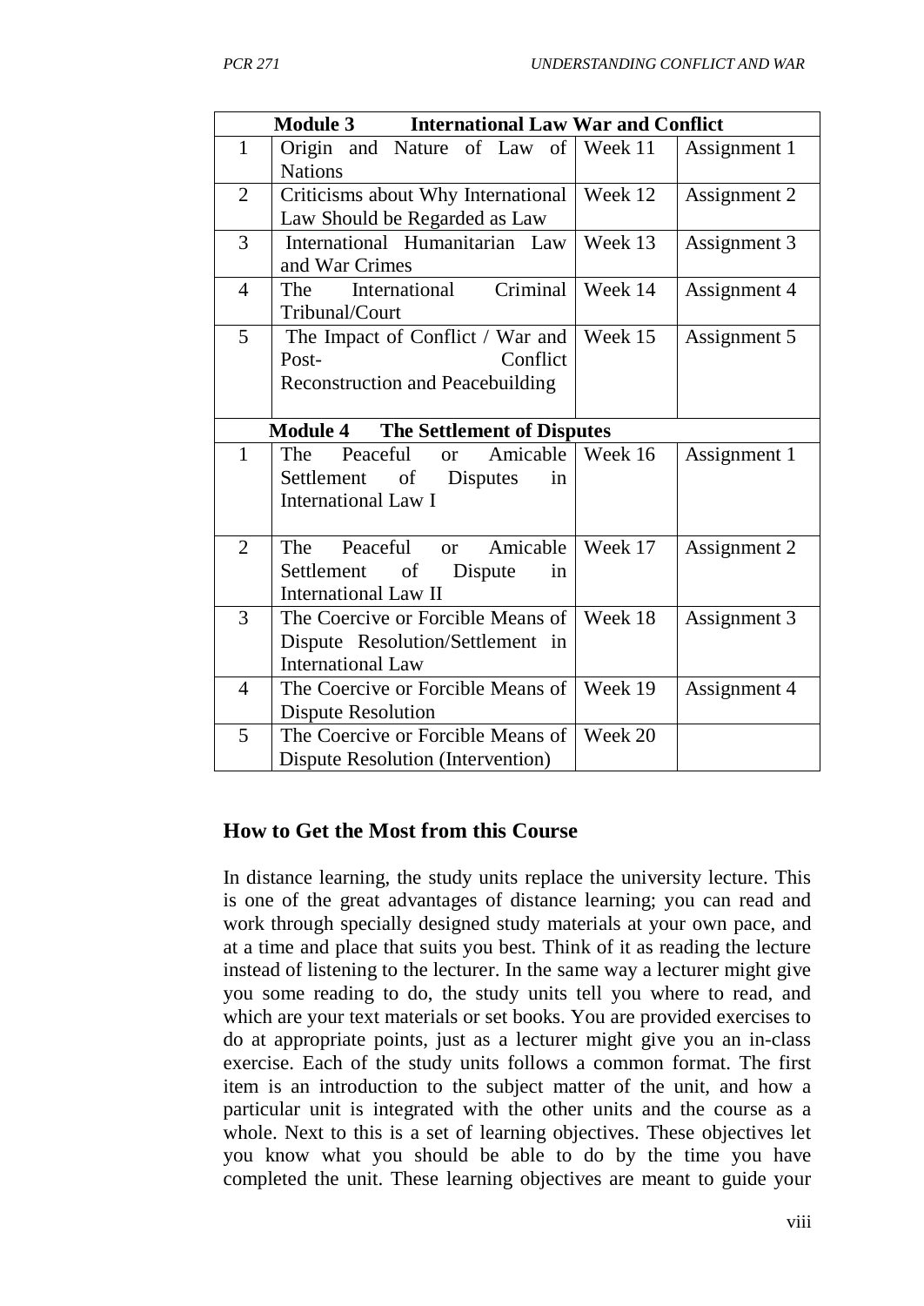| Module 3 | International Law War and Conflict | | |
|---|---|---|---|
| 1 | Origin and Nature of Law of Nations | Week 11 | Assignment 1 |
| 2 | Criticisms about Why International Law Should be Regarded as Law | Week 12 | Assignment 2 |
| 3 | International Humanitarian Law and War Crimes | Week 13 | Assignment 3 |
| 4 | The International Criminal Tribunal/Court | Week 14 | Assignment 4 |
| 5 | The Impact of Conflict / War and Post- Conflict Reconstruction and Peacebuilding | Week 15 | Assignment 5 |
| **Module 4** | **The Settlement of Disputes** | | |
| 1 | The Peaceful or Amicable Settlement of Disputes in International Law I | Week 16 | Assignment 1 |
| 2 | The Peaceful or Amicable Settlement of Dispute in International Law II | Week 17 | Assignment 2 |
| 3 | The Coercive or Forcible Means of Dispute Resolution/Settlement in International Law | Week 18 | Assignment 3 |
| 4 | The Coercive or Forcible Means of Dispute Resolution | Week 19 | Assignment 4 |
| 5 | The Coercive or Forcible Means of Dispute Resolution (Intervention) | Week 20 | |

## How to Get the Most from this Course

In distance learning, the study units replace the university lecture. This is one of the great advantages of distance learning; you can read and work through specially designed study materials at your own pace, and at a time and place that suits you best. Think of it as reading the lecture instead of listening to the lecturer. In the same way a lecturer might give you some reading to do, the study units tell you where to read, and which are your text materials or set books. You are provided exercises to do at appropriate points, just as a lecturer might give you an in-class exercise. Each of the study units follows a common format. The first item is an introduction to the subject matter of the unit, and how a particular unit is integrated with the other units and the course as a whole. Next to this is a set of learning objectives. These objectives let you know what you should be able to do by the time you have completed the unit. These learning objectives are meant to guide your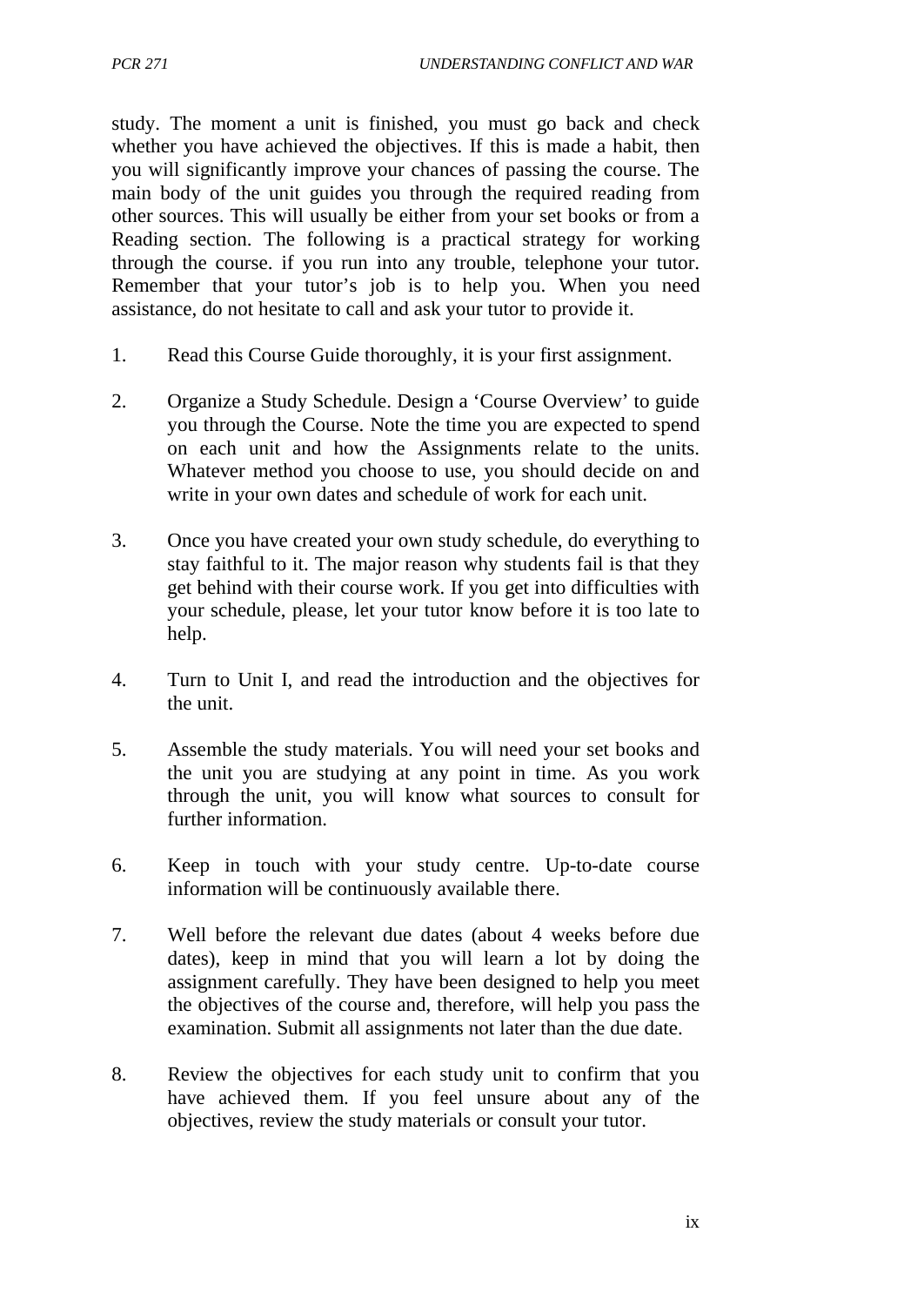study. The moment a unit is finished, you must go back and check whether you have achieved the objectives. If this is made a habit, then you will significantly improve your chances of passing the course. The main body of the unit guides you through the required reading from other sources. This will usually be either from your set books or from a Reading section. The following is a practical strategy for working through the course. if you run into any trouble, telephone your tutor. Remember that your tutor's job is to help you. When you need assistance, do not hesitate to call and ask your tutor to provide it.

1. Read this Course Guide thoroughly, it is your first assignment.

2. Organize a Study Schedule. Design a 'Course Overview' to guide you through the Course. Note the time you are expected to spend on each unit and how the Assignments relate to the units. Whatever method you choose to use, you should decide on and write in your own dates and schedule of work for each unit.

3. Once you have created your own study schedule, do everything to stay faithful to it. The major reason why students fail is that they get behind with their course work. If you get into difficulties with your schedule, please, let your tutor know before it is too late to help.

4. Turn to Unit I, and read the introduction and the objectives for the unit.

5. Assemble the study materials. You will need your set books and the unit you are studying at any point in time. As you work through the unit, you will know what sources to consult for further information.

6. Keep in touch with your study centre. Up-to-date course information will be continuously available there.

7. Well before the relevant due dates (about 4 weeks before due dates), keep in mind that you will learn a lot by doing the assignment carefully. They have been designed to help you meet the objectives of the course and, therefore, will help you pass the examination. Submit all assignments not later than the due date.

8. Review the objectives for each study unit to confirm that you have achieved them. If you feel unsure about any of the objectives, review the study materials or consult your tutor.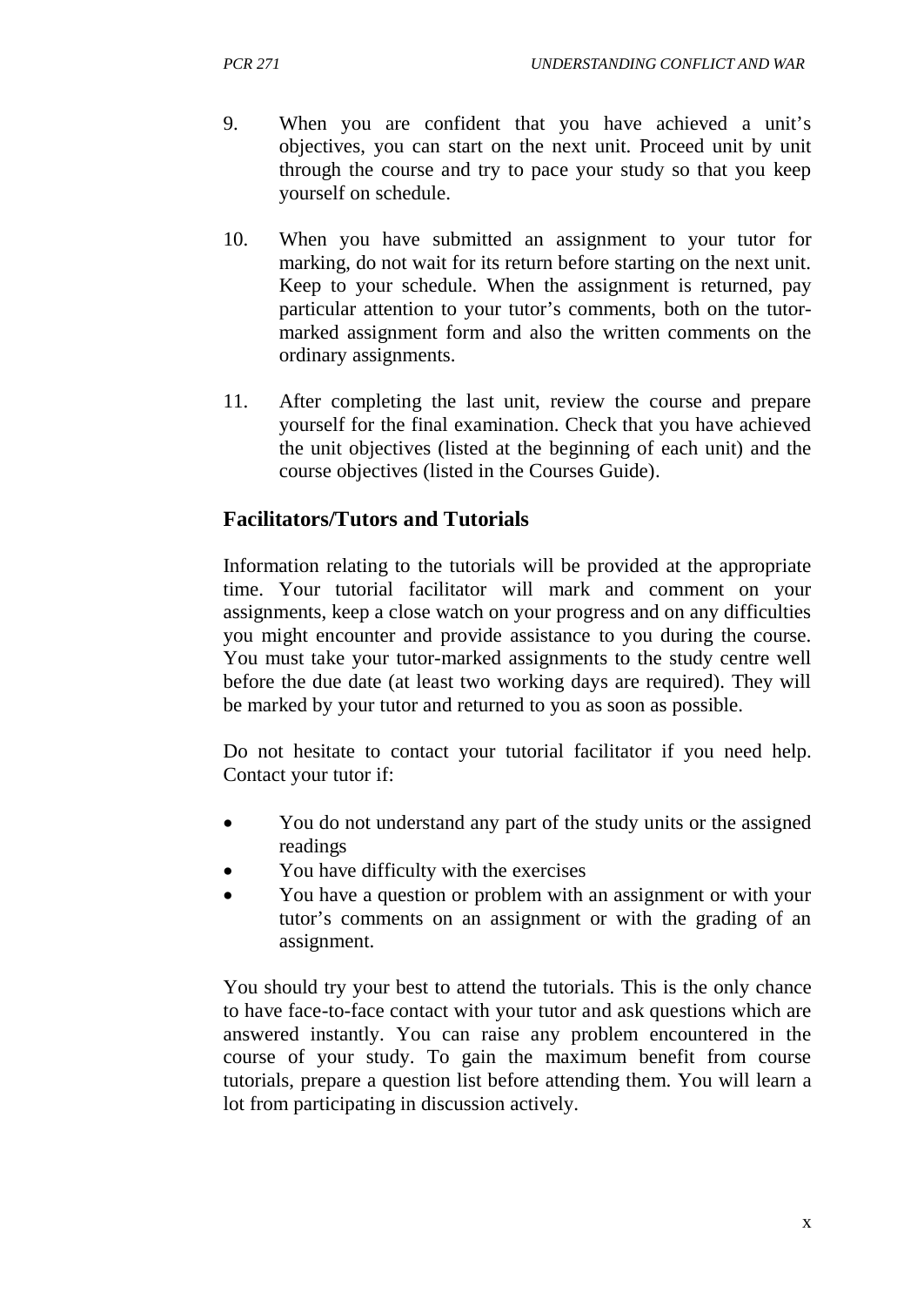9. When you are confident that you have achieved a unit's objectives, you can start on the next unit. Proceed unit by unit through the course and try to pace your study so that you keep yourself on schedule.

10. When you have submitted an assignment to your tutor for marking, do not wait for its return before starting on the next unit. Keep to your schedule. When the assignment is returned, pay particular attention to your tutor's comments, both on the tutor-marked assignment form and also the written comments on the ordinary assignments.

11. After completing the last unit, review the course and prepare yourself for the final examination. Check that you have achieved the unit objectives (listed at the beginning of each unit) and the course objectives (listed in the Courses Guide).

## Facilitators/Tutors and Tutorials

Information relating to the tutorials will be provided at the appropriate time. Your tutorial facilitator will mark and comment on your assignments, keep a close watch on your progress and on any difficulties you might encounter and provide assistance to you during the course. You must take your tutor-marked assignments to the study centre well before the due date (at least two working days are required). They will be marked by your tutor and returned to you as soon as possible.

Do not hesitate to contact your tutorial facilitator if you need help. Contact your tutor if:

- You do not understand any part of the study units or the assigned readings
- You have difficulty with the exercises
- You have a question or problem with an assignment or with your tutor's comments on an assignment or with the grading of an assignment.

You should try your best to attend the tutorials. This is the only chance to have face-to-face contact with your tutor and ask questions which are answered instantly. You can raise any problem encountered in the course of your study. To gain the maximum benefit from course tutorials, prepare a question list before attending them. You will learn a lot from participating in discussion actively.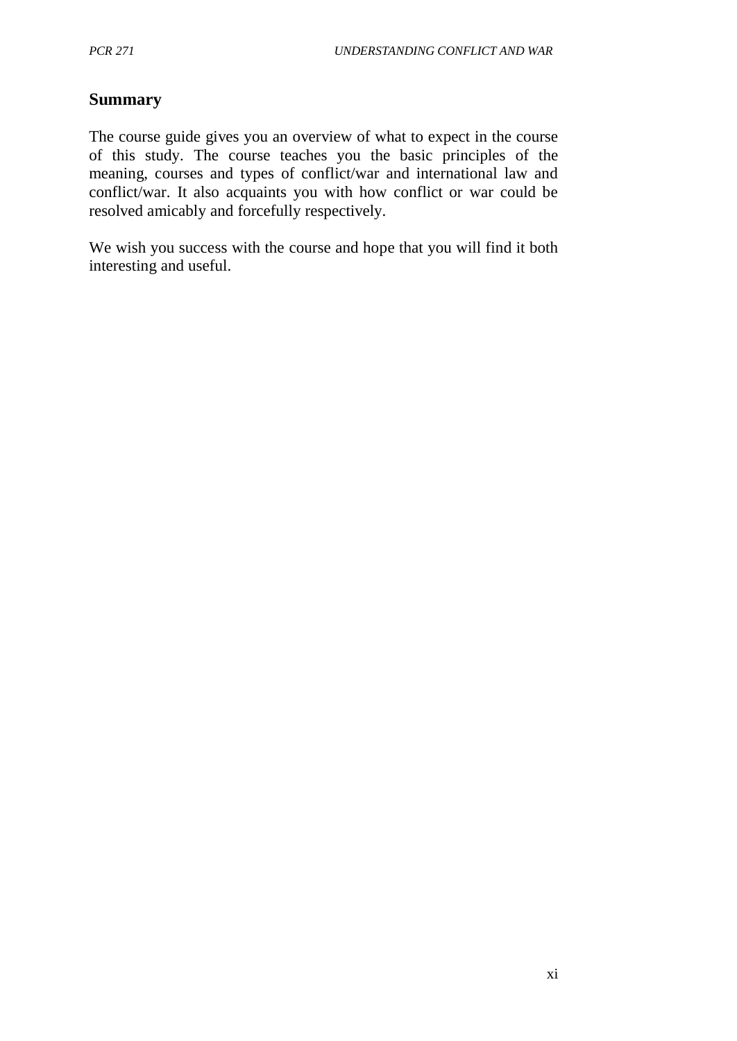## Summary

The course guide gives you an overview of what to expect in the course of this study. The course teaches you the basic principles of the meaning, courses and types of conflict/war and international law and conflict/war. It also acquaints you with how conflict or war could be resolved amicably and forcefully respectively.

We wish you success with the course and hope that you will find it both interesting and useful.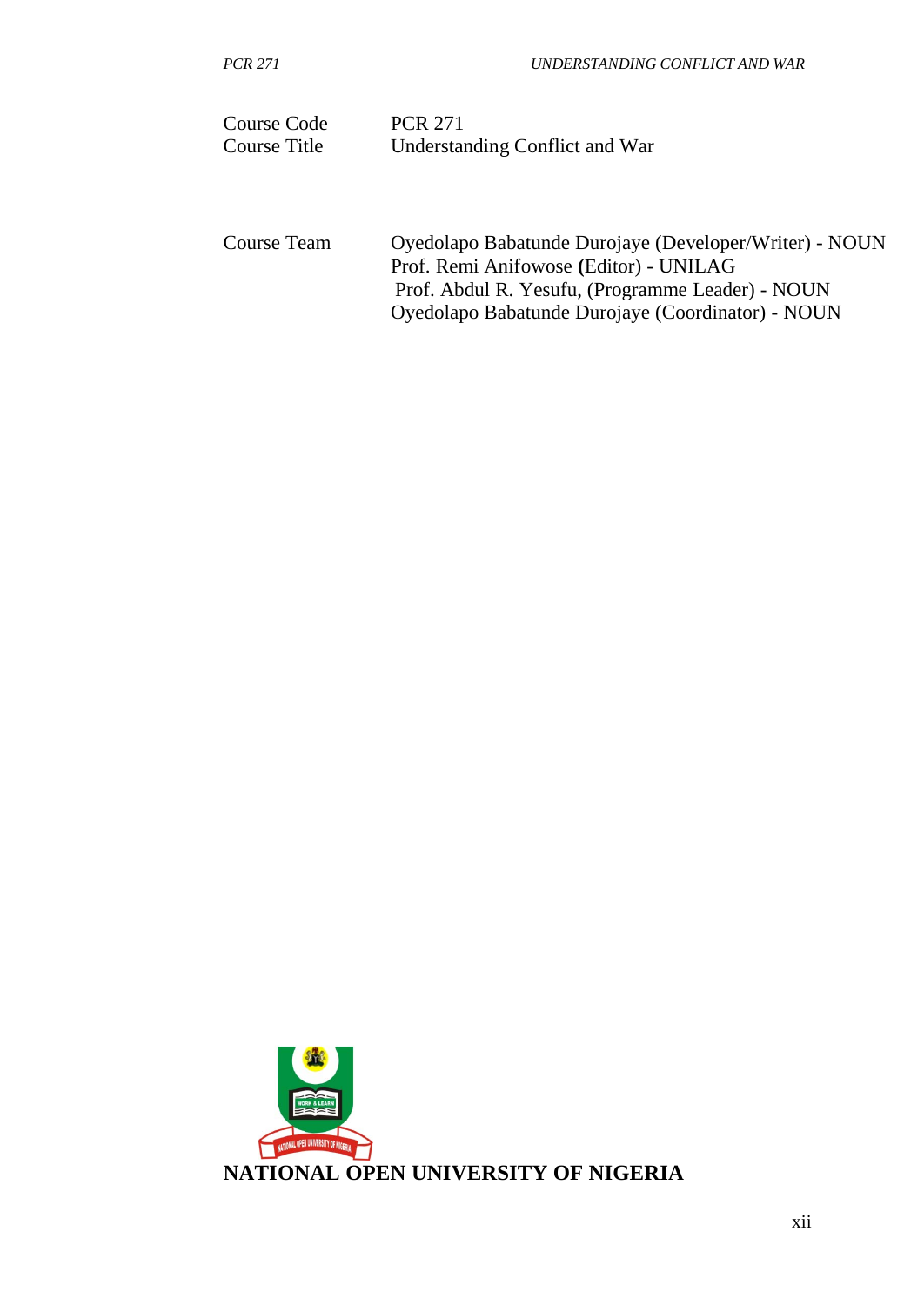| | |
|---|---|
| Course Code | PCR 271 |
| Course Title | Understanding Conflict and War |

| | |
|---|---|
| Course Team | Oyedolapo Babatunde Durojaye (Developer/Writer) - NOUN |
| | Prof. Remi Anifowose **(**Editor) - UNILAG |
| | Prof. Abdul R. Yesufu, (Programme Leader) - NOUN |
| | Oyedolapo Babatunde Durojaye (Coordinator) - NOUN |

**NATIONAL OPEN UNIVERSITY OF NIGERIA**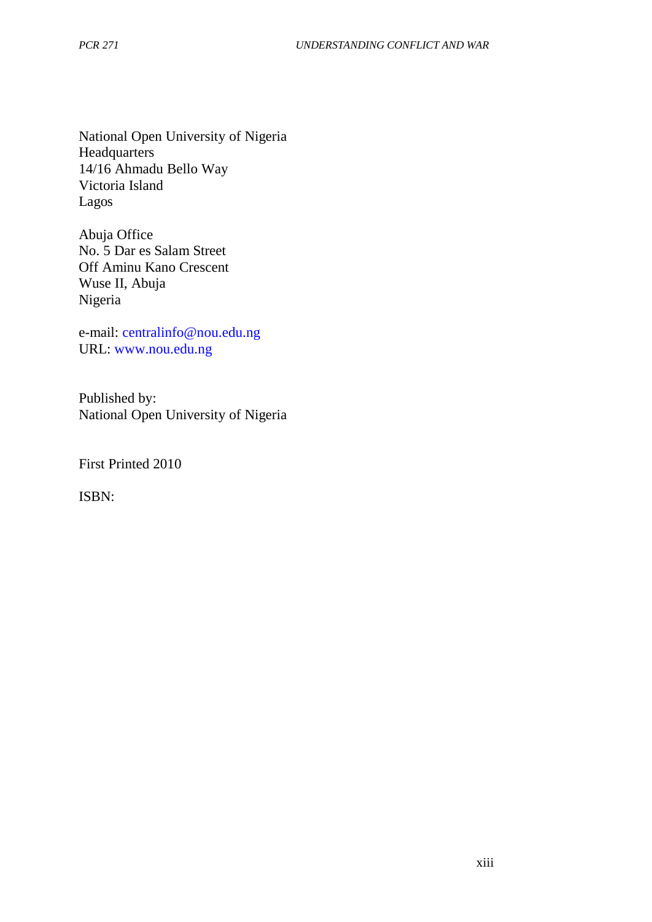National Open University of Nigeria
Headquarters
14/16 Ahmadu Bello Way
Victoria Island
Lagos

Abuja Office
No. 5 Dar es Salam Street
Off Aminu Kano Crescent
Wuse II, Abuja
Nigeria

e-mail: centralinfo@nou.edu.ng
URL: www.nou.edu.ng

Published by:
National Open University of Nigeria

First Printed 2010

ISBN: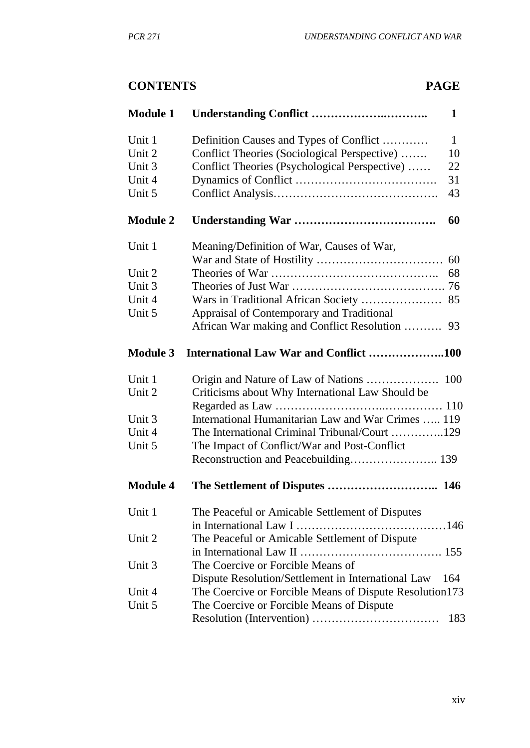## CONTENTS

| | | PAGE |
|---|---|---|
| **Module 1** | **Understanding Conflict ………………..………..** | **1** |
| Unit 1 | Definition Causes and Types of Conflict ………… | 1 |
| Unit 2 | Conflict Theories (Sociological Perspective) ……. | 10 |
| Unit 3 | Conflict Theories (Psychological Perspective) …… | 22 |
| Unit 4 | Dynamics of Conflict ………………………………. | 31 |
| Unit 5 | Conflict Analysis…………………………………….. | 43 |
| **Module 2** | **Understanding War ……………………………….** | **60** |
| Unit 1 | Meaning/Definition of War, Causes of War, War and State of Hostility …………………………… | 60 |
| Unit 2 | Theories of War …………………………………….. | 68 |
| Unit 3 | Theories of Just War …………………………………. | 76 |
| Unit 4 | Wars in Traditional African Society ………………… | 85 |
| Unit 5 | Appraisal of Contemporary and Traditional African War making and Conflict Resolution ………. | 93 |
| **Module 3** | **International Law War and Conflict ………………..** | **100** |
| Unit 1 | Origin and Nature of Law of Nations ………………. | 100 |
| Unit 2 | Criticisms about Why International Law Should be Regarded as Law ……………………..…………… | 110 |
| Unit 3 | International Humanitarian Law and War Crimes ….. | 119 |
| Unit 4 | The International Criminal Tribunal/Court ………….. | 129 |
| Unit 5 | The Impact of Conflict/War and Post-Conflict Reconstruction and Peacebuilding………………….. | 139 |
| **Module 4** | **The Settlement of Disputes ………………………..** | **146** |
| Unit 1 | The Peaceful or Amicable Settlement of Disputes in International Law I ………………………………… | 146 |
| Unit 2 | The Peaceful or Amicable Settlement of Dispute in International Law II ………………………………. | 155 |
| Unit 3 | The Coercive or Forcible Means of Dispute Resolution/Settlement in International Law | 164 |
| Unit 4 | The Coercive or Forcible Means of Dispute Resolution | 173 |
| Unit 5 | The Coercive or Forcible Means of Dispute Resolution (Intervention) …………………………… | 183 |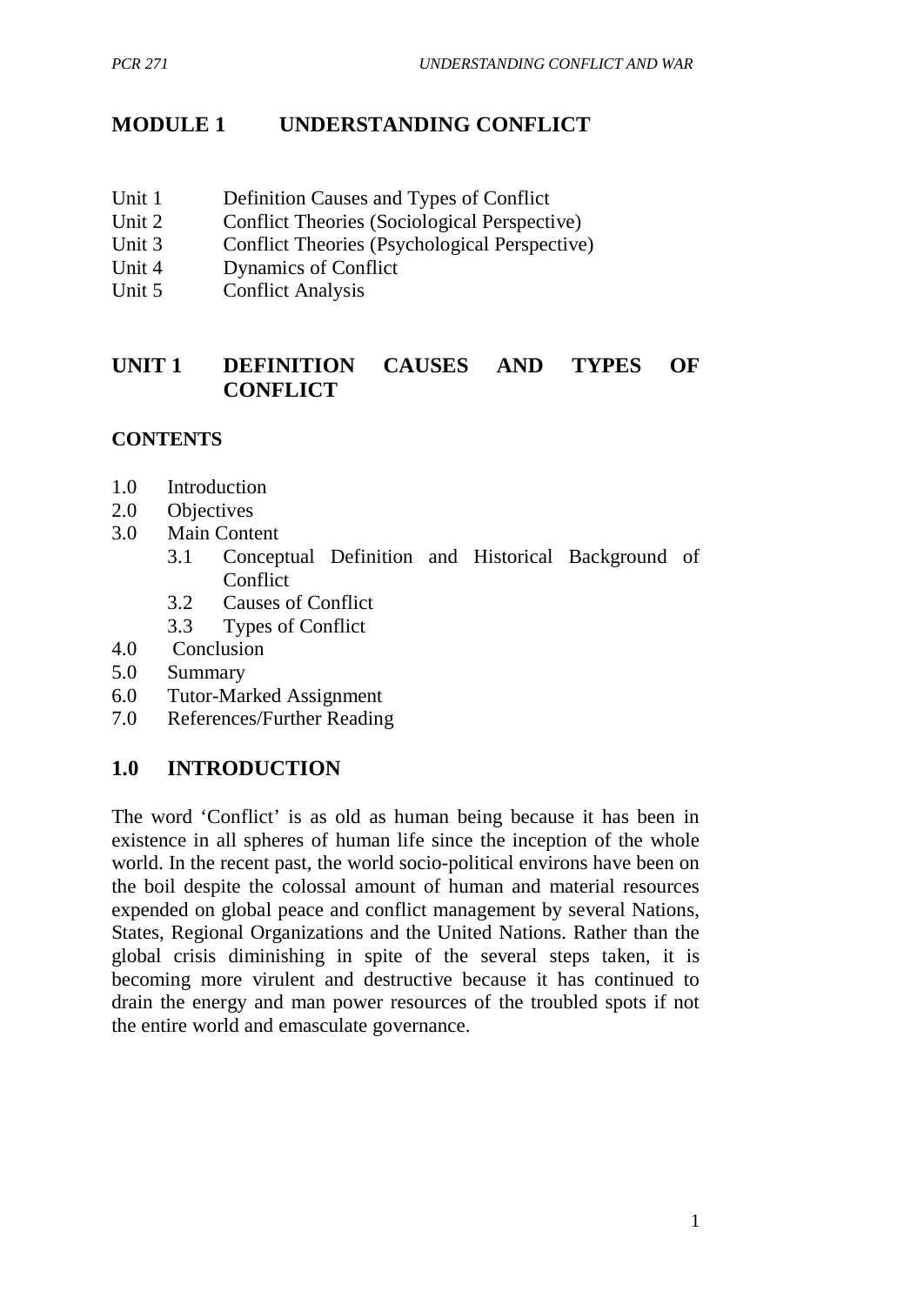# MODULE 1 UNDERSTANDING CONFLICT

Unit 1 Definition Causes and Types of Conflict
Unit 2 Conflict Theories (Sociological Perspective)
Unit 3 Conflict Theories (Psychological Perspective)
Unit 4 Dynamics of Conflict
Unit 5 Conflict Analysis

## UNIT 1 DEFINITION CAUSES AND TYPES OF CONFLICT

**CONTENTS**

1.0 Introduction
2.0 Objectives
3.0 Main Content
   3.1 Conceptual Definition and Historical Background of Conflict
   3.2 Causes of Conflict
   3.3 Types of Conflict
4.0 Conclusion
5.0 Summary
6.0 Tutor-Marked Assignment
7.0 References/Further Reading

## 1.0 INTRODUCTION

The word 'Conflict' is as old as human being because it has been in existence in all spheres of human life since the inception of the whole world. In the recent past, the world socio-political environs have been on the boil despite the colossal amount of human and material resources expended on global peace and conflict management by several Nations, States, Regional Organizations and the United Nations. Rather than the global crisis diminishing in spite of the several steps taken, it is becoming more virulent and destructive because it has continued to drain the energy and man power resources of the troubled spots if not the entire world and emasculate governance.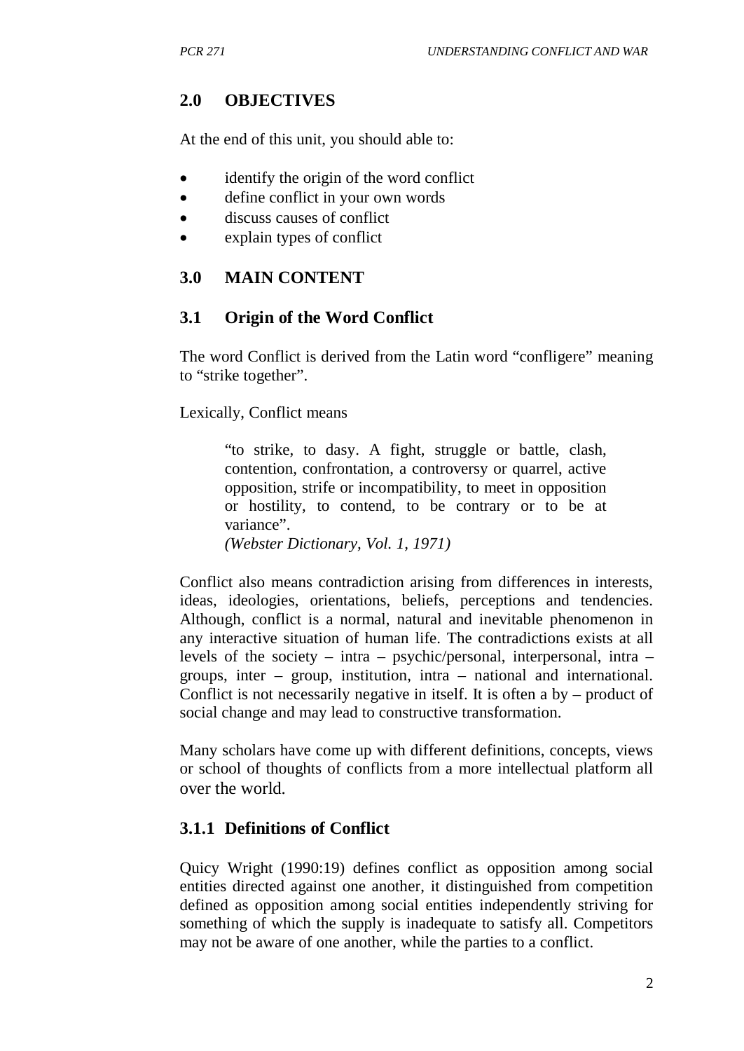## 2.0 OBJECTIVES

At the end of this unit, you should able to:

- identify the origin of the word conflict
- define conflict in your own words
- discuss causes of conflict
- explain types of conflict

## 3.0 MAIN CONTENT

### 3.1 Origin of the Word Conflict

The word Conflict is derived from the Latin word "confligere" meaning to "strike together".

Lexically, Conflict means

> "to strike, to dasy. A fight, struggle or battle, clash, contention, confrontation, a controversy or quarrel, active opposition, strife or incompatibility, to meet in opposition or hostility, to contend, to be contrary or to be at variance".
>
> *(Webster Dictionary, Vol. 1, 1971)*

Conflict also means contradiction arising from differences in interests, ideas, ideologies, orientations, beliefs, perceptions and tendencies. Although, conflict is a normal, natural and inevitable phenomenon in any interactive situation of human life. The contradictions exists at all levels of the society – intra – psychic/personal, interpersonal, intra – groups, inter – group, institution, intra – national and international. Conflict is not necessarily negative in itself. It is often a by – product of social change and may lead to constructive transformation.

Many scholars have come up with different definitions, concepts, views or school of thoughts of conflicts from a more intellectual platform all over the world.

#### 3.1.1 Definitions of Conflict

Quicy Wright (1990:19) defines conflict as opposition among social entities directed against one another, it distinguished from competition defined as opposition among social entities independently striving for something of which the supply is inadequate to satisfy all. Competitors may not be aware of one another, while the parties to a conflict.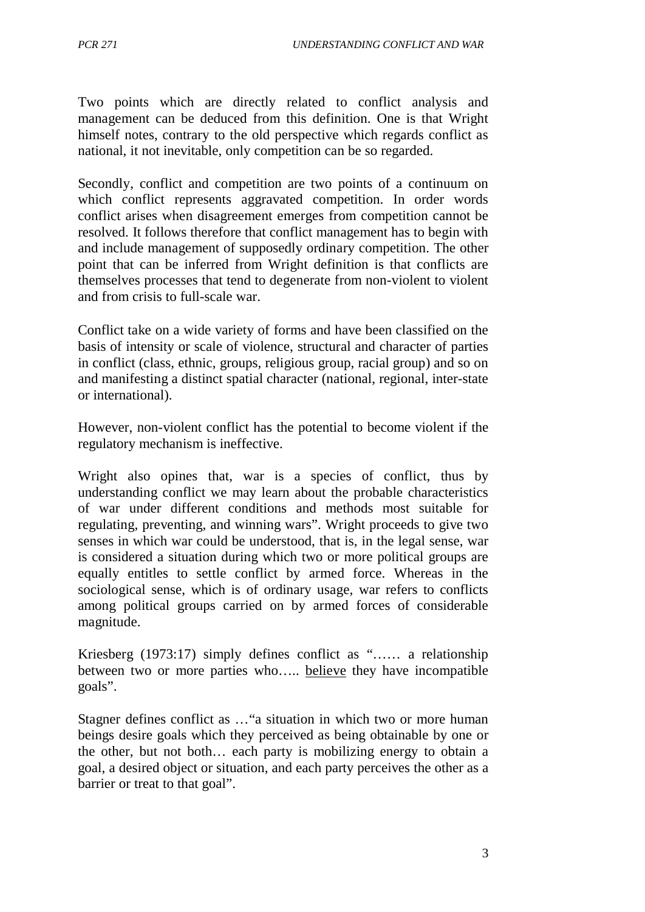Two points which are directly related to conflict analysis and management can be deduced from this definition. One is that Wright himself notes, contrary to the old perspective which regards conflict as national, it not inevitable, only competition can be so regarded.

Secondly, conflict and competition are two points of a continuum on which conflict represents aggravated competition. In order words conflict arises when disagreement emerges from competition cannot be resolved. It follows therefore that conflict management has to begin with and include management of supposedly ordinary competition. The other point that can be inferred from Wright definition is that conflicts are themselves processes that tend to degenerate from non-violent to violent and from crisis to full-scale war.

Conflict take on a wide variety of forms and have been classified on the basis of intensity or scale of violence, structural and character of parties in conflict (class, ethnic, groups, religious group, racial group) and so on and manifesting a distinct spatial character (national, regional, inter-state or international).

However, non-violent conflict has the potential to become violent if the regulatory mechanism is ineffective.

Wright also opines that, war is a species of conflict, thus by understanding conflict we may learn about the probable characteristics of war under different conditions and methods most suitable for regulating, preventing, and winning wars". Wright proceeds to give two senses in which war could be understood, that is, in the legal sense, war is considered a situation during which two or more political groups are equally entitles to settle conflict by armed force. Whereas in the sociological sense, which is of ordinary usage, war refers to conflicts among political groups carried on by armed forces of considerable magnitude.

Kriesberg (1973:17) simply defines conflict as "…… a relationship between two or more parties who….. <u>believe</u> they have incompatible goals".

Stagner defines conflict as …"a situation in which two or more human beings desire goals which they perceived as being obtainable by one or the other, but not both… each party is mobilizing energy to obtain a goal, a desired object or situation, and each party perceives the other as a barrier or treat to that goal".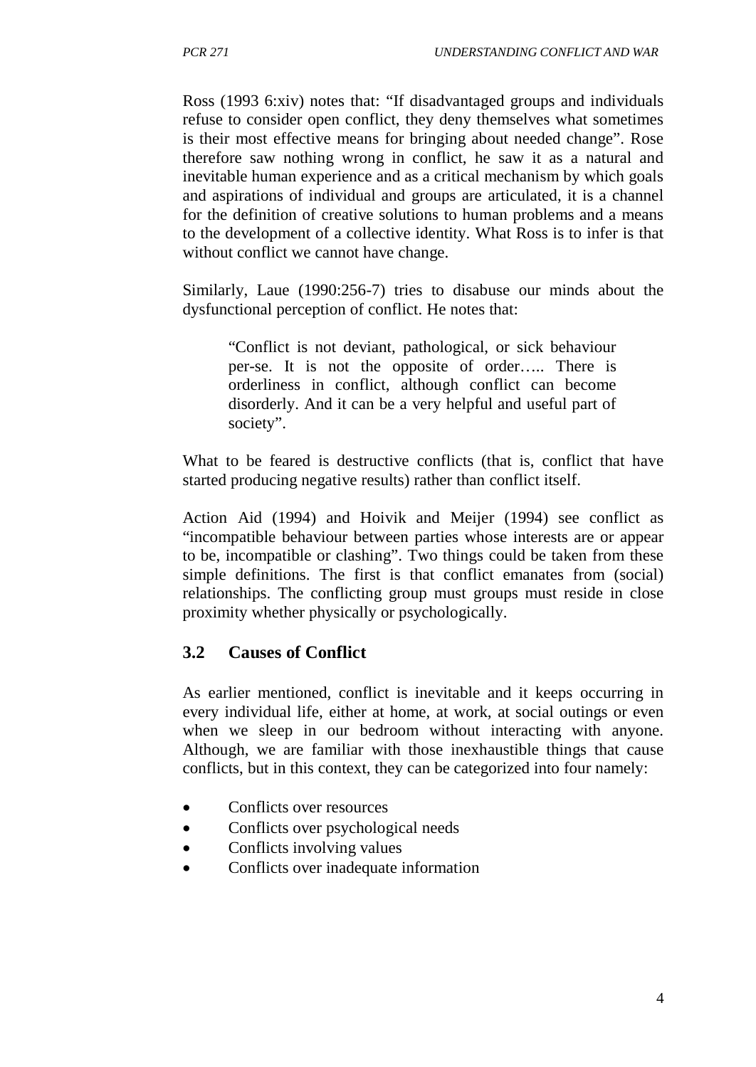Ross (1993 6:xiv) notes that: "If disadvantaged groups and individuals refuse to consider open conflict, they deny themselves what sometimes is their most effective means for bringing about needed change". Rose therefore saw nothing wrong in conflict, he saw it as a natural and inevitable human experience and as a critical mechanism by which goals and aspirations of individual and groups are articulated, it is a channel for the definition of creative solutions to human problems and a means to the development of a collective identity. What Ross is to infer is that without conflict we cannot have change.

Similarly, Laue (1990:256-7) tries to disabuse our minds about the dysfunctional perception of conflict. He notes that:

> "Conflict is not deviant, pathological, or sick behaviour per-se. It is not the opposite of order….. There is orderliness in conflict, although conflict can become disorderly. And it can be a very helpful and useful part of society".

What to be feared is destructive conflicts (that is, conflict that have started producing negative results) rather than conflict itself.

Action Aid (1994) and Hoivik and Meijer (1994) see conflict as "incompatible behaviour between parties whose interests are or appear to be, incompatible or clashing". Two things could be taken from these simple definitions. The first is that conflict emanates from (social) relationships. The conflicting group must groups must reside in close proximity whether physically or psychologically.

## 3.2 Causes of Conflict

As earlier mentioned, conflict is inevitable and it keeps occurring in every individual life, either at home, at work, at social outings or even when we sleep in our bedroom without interacting with anyone. Although, we are familiar with those inexhaustible things that cause conflicts, but in this context, they can be categorized into four namely:

- Conflicts over resources
- Conflicts over psychological needs
- Conflicts involving values
- Conflicts over inadequate information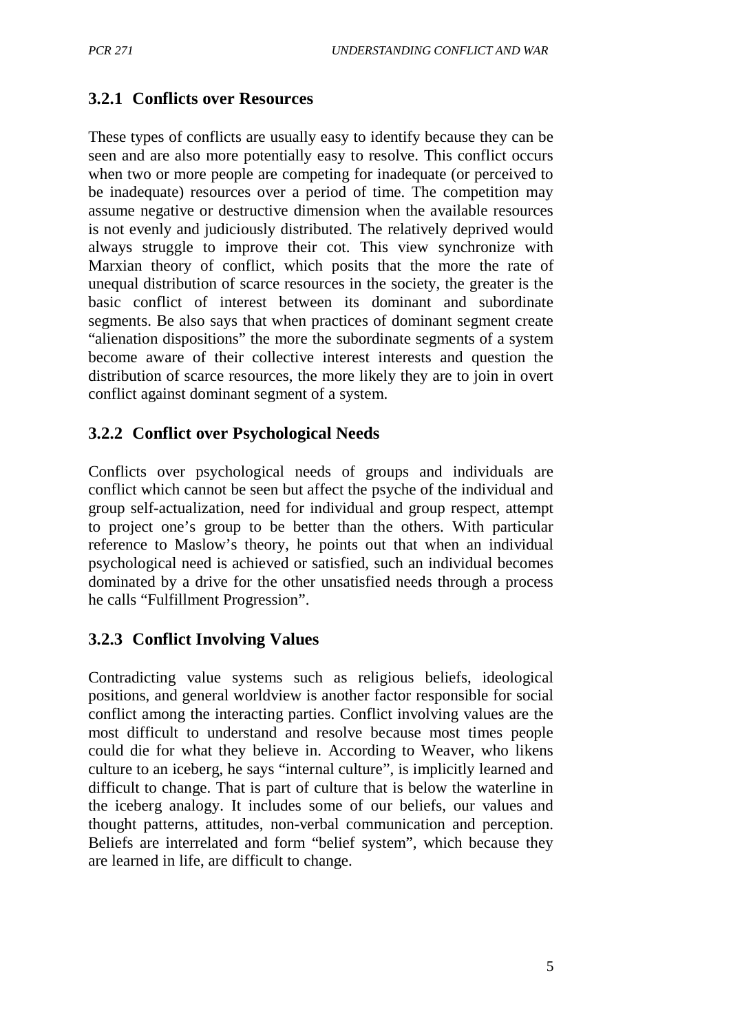### 3.2.1 Conflicts over Resources

These types of conflicts are usually easy to identify because they can be seen and are also more potentially easy to resolve. This conflict occurs when two or more people are competing for inadequate (or perceived to be inadequate) resources over a period of time. The competition may assume negative or destructive dimension when the available resources is not evenly and judiciously distributed. The relatively deprived would always struggle to improve their cot. This view synchronize with Marxian theory of conflict, which posits that the more the rate of unequal distribution of scarce resources in the society, the greater is the basic conflict of interest between its dominant and subordinate segments. Be also says that when practices of dominant segment create "alienation dispositions" the more the subordinate segments of a system become aware of their collective interest interests and question the distribution of scarce resources, the more likely they are to join in overt conflict against dominant segment of a system.

### 3.2.2 Conflict over Psychological Needs

Conflicts over psychological needs of groups and individuals are conflict which cannot be seen but affect the psyche of the individual and group self-actualization, need for individual and group respect, attempt to project one's group to be better than the others. With particular reference to Maslow's theory, he points out that when an individual psychological need is achieved or satisfied, such an individual becomes dominated by a drive for the other unsatisfied needs through a process he calls "Fulfillment Progression".

### 3.2.3 Conflict Involving Values

Contradicting value systems such as religious beliefs, ideological positions, and general worldview is another factor responsible for social conflict among the interacting parties. Conflict involving values are the most difficult to understand and resolve because most times people could die for what they believe in. According to Weaver, who likens culture to an iceberg, he says "internal culture", is implicitly learned and difficult to change. That is part of culture that is below the waterline in the iceberg analogy. It includes some of our beliefs, our values and thought patterns, attitudes, non-verbal communication and perception. Beliefs are interrelated and form "belief system", which because they are learned in life, are difficult to change.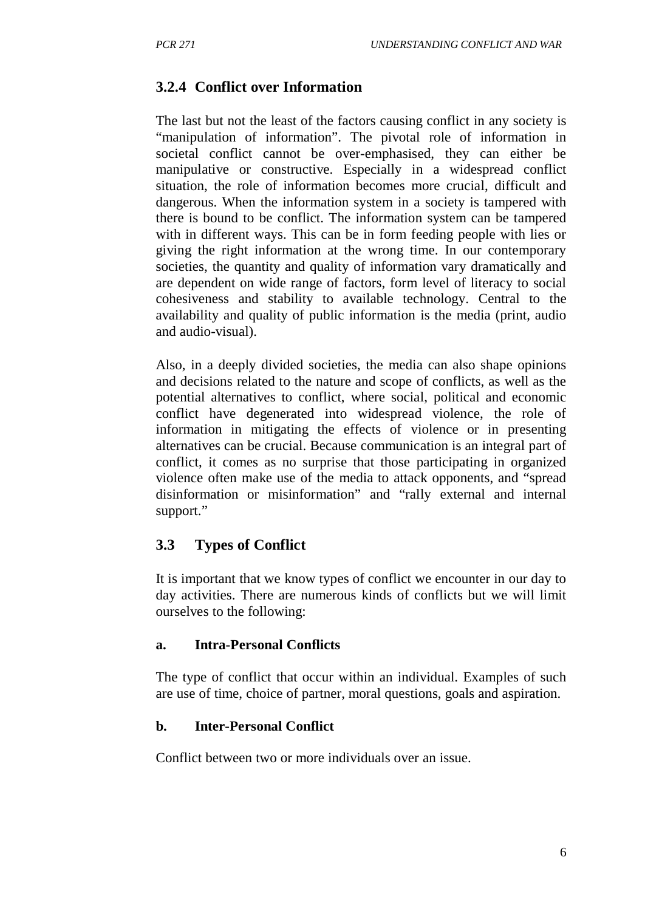### 3.2.4 Conflict over Information

The last but not the least of the factors causing conflict in any society is "manipulation of information". The pivotal role of information in societal conflict cannot be over-emphasised, they can either be manipulative or constructive. Especially in a widespread conflict situation, the role of information becomes more crucial, difficult and dangerous. When the information system in a society is tampered with there is bound to be conflict. The information system can be tampered with in different ways. This can be in form feeding people with lies or giving the right information at the wrong time. In our contemporary societies, the quantity and quality of information vary dramatically and are dependent on wide range of factors, form level of literacy to social cohesiveness and stability to available technology. Central to the availability and quality of public information is the media (print, audio and audio-visual).

Also, in a deeply divided societies, the media can also shape opinions and decisions related to the nature and scope of conflicts, as well as the potential alternatives to conflict, where social, political and economic conflict have degenerated into widespread violence, the role of information in mitigating the effects of violence or in presenting alternatives can be crucial. Because communication is an integral part of conflict, it comes as no surprise that those participating in organized violence often make use of the media to attack opponents, and "spread disinformation or misinformation" and "rally external and internal support."

## 3.3 Types of Conflict

It is important that we know types of conflict we encounter in our day to day activities. There are numerous kinds of conflicts but we will limit ourselves to the following:

**a. Intra-Personal Conflicts**

The type of conflict that occur within an individual. Examples of such are use of time, choice of partner, moral questions, goals and aspiration.

**b. Inter-Personal Conflict**

Conflict between two or more individuals over an issue.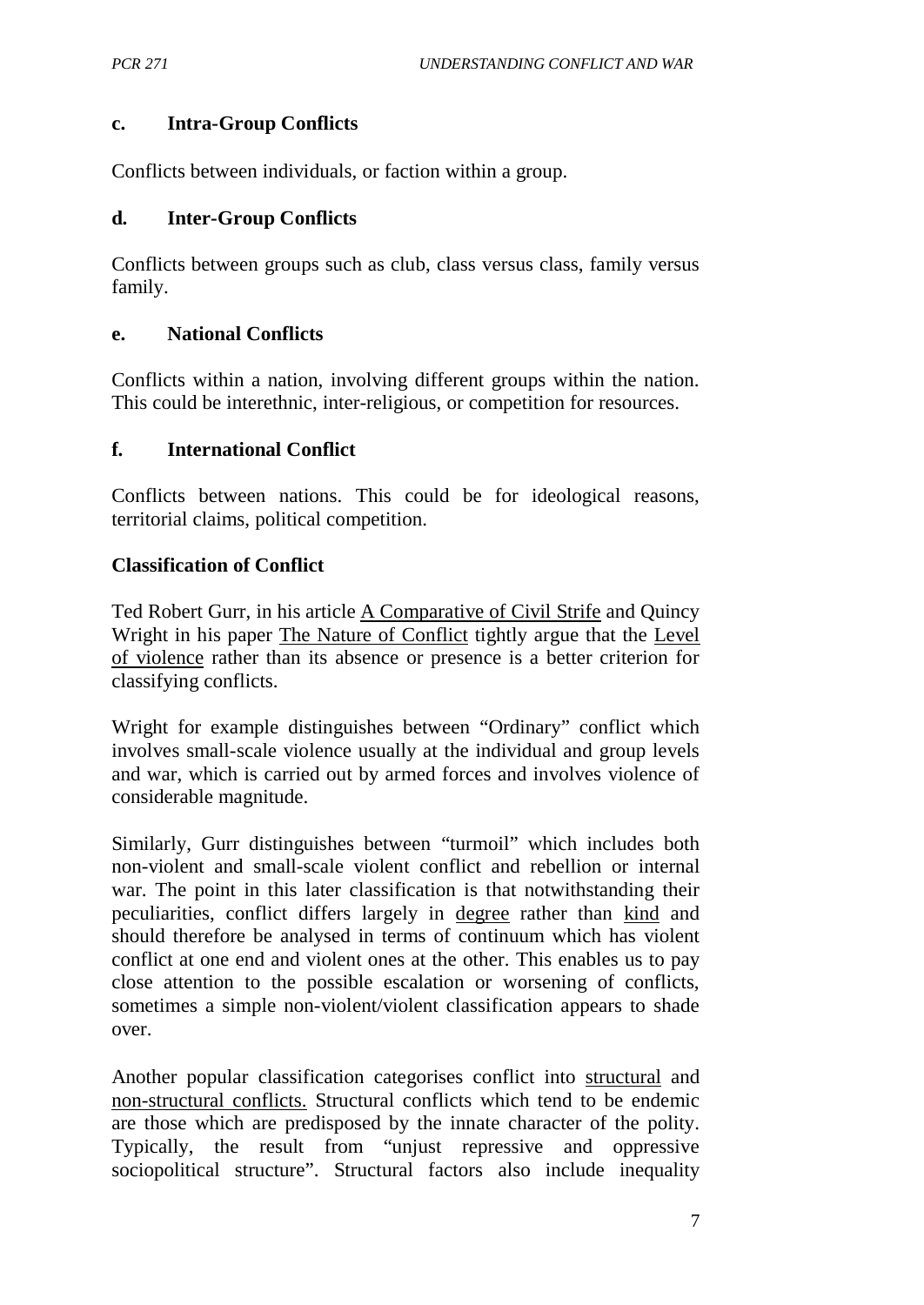#### c. Intra-Group Conflicts

Conflicts between individuals, or faction within a group.

#### d. Inter-Group Conflicts

Conflicts between groups such as club, class versus class, family versus family.

#### e. National Conflicts

Conflicts within a nation, involving different groups within the nation. This could be interethnic, inter-religious, or competition for resources.

#### f. International Conflict

Conflicts between nations. This could be for ideological reasons, territorial claims, political competition.

### Classification of Conflict

Ted Robert Gurr, in his article A Comparative of Civil Strife and Quincy Wright in his paper The Nature of Conflict tightly argue that the Level of violence rather than its absence or presence is a better criterion for classifying conflicts.

Wright for example distinguishes between "Ordinary" conflict which involves small-scale violence usually at the individual and group levels and war, which is carried out by armed forces and involves violence of considerable magnitude.

Similarly, Gurr distinguishes between "turmoil" which includes both non-violent and small-scale violent conflict and rebellion or internal war. The point in this later classification is that notwithstanding their peculiarities, conflict differs largely in degree rather than kind and should therefore be analysed in terms of continuum which has violent conflict at one end and violent ones at the other. This enables us to pay close attention to the possible escalation or worsening of conflicts, sometimes a simple non-violent/violent classification appears to shade over.

Another popular classification categorises conflict into structural and non-structural conflicts. Structural conflicts which tend to be endemic are those which are predisposed by the innate character of the polity. Typically, the result from "unjust repressive and oppressive sociopolitical structure". Structural factors also include inequality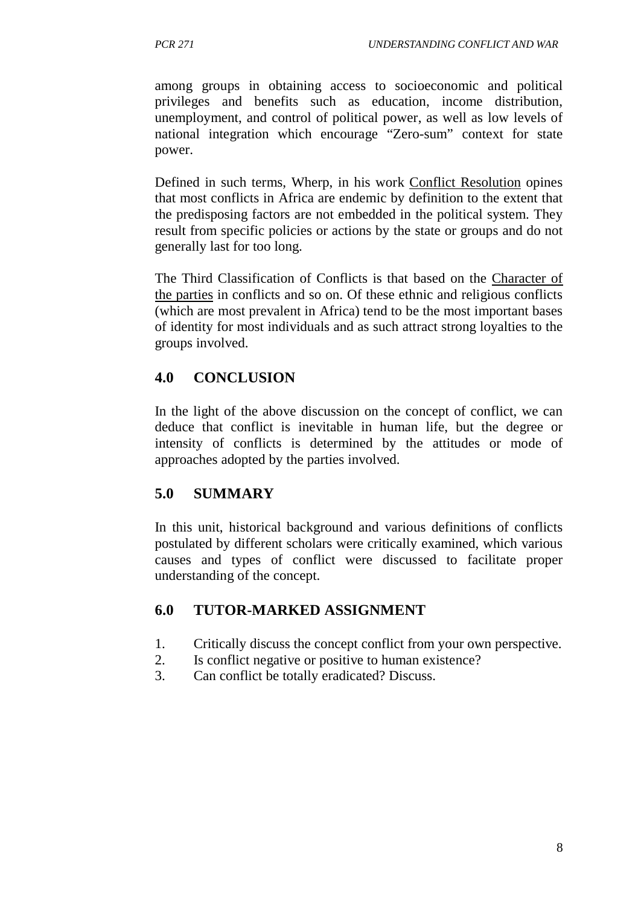among groups in obtaining access to socioeconomic and political privileges and benefits such as education, income distribution, unemployment, and control of political power, as well as low levels of national integration which encourage "Zero-sum" context for state power.

Defined in such terms, Wherp, in his work <u>Conflict Resolution</u> opines that most conflicts in Africa are endemic by definition to the extent that the predisposing factors are not embedded in the political system. They result from specific policies or actions by the state or groups and do not generally last for too long.

The Third Classification of Conflicts is that based on the <u>Character of the parties</u> in conflicts and so on. Of these ethnic and religious conflicts (which are most prevalent in Africa) tend to be the most important bases of identity for most individuals and as such attract strong loyalties to the groups involved.

## 4.0 CONCLUSION

In the light of the above discussion on the concept of conflict, we can deduce that conflict is inevitable in human life, but the degree or intensity of conflicts is determined by the attitudes or mode of approaches adopted by the parties involved.

## 5.0 SUMMARY

In this unit, historical background and various definitions of conflicts postulated by different scholars were critically examined, which various causes and types of conflict were discussed to facilitate proper understanding of the concept.

## 6.0 TUTOR-MARKED ASSIGNMENT

1. Critically discuss the concept conflict from your own perspective.
2. Is conflict negative or positive to human existence?
3. Can conflict be totally eradicated? Discuss.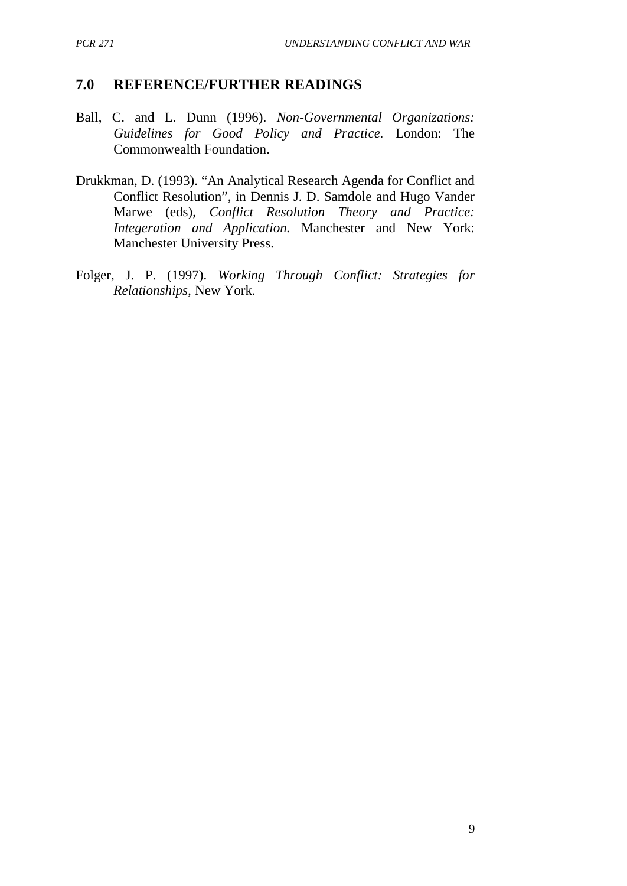## 7.0 REFERENCE/FURTHER READINGS

Ball, C. and L. Dunn (1996). *Non-Governmental Organizations: Guidelines for Good Policy and Practice.* London: The Commonwealth Foundation.

Drukkman, D. (1993). "An Analytical Research Agenda for Conflict and Conflict Resolution", in Dennis J. D. Samdole and Hugo Vander Marwe (eds), *Conflict Resolution Theory and Practice: Integeration and Application.* Manchester and New York: Manchester University Press.

Folger, J. P. (1997). *Working Through Conflict: Strategies for Relationships*, New York.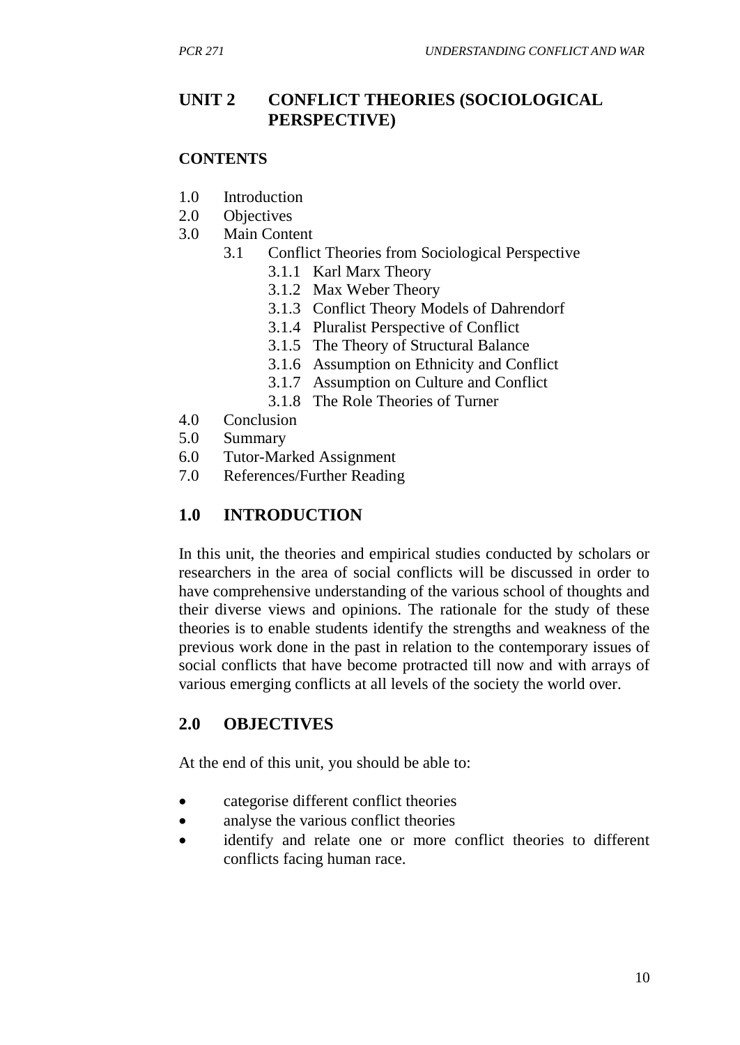## UNIT 2 CONFLICT THEORIES (SOCIOLOGICAL PERSPECTIVE)

**CONTENTS**

1.0 Introduction
2.0 Objectives
3.0 Main Content
  3.1 Conflict Theories from Sociological Perspective
    3.1.1 Karl Marx Theory
    3.1.2 Max Weber Theory
    3.1.3 Conflict Theory Models of Dahrendorf
    3.1.4 Pluralist Perspective of Conflict
    3.1.5 The Theory of Structural Balance
    3.1.6 Assumption on Ethnicity and Conflict
    3.1.7 Assumption on Culture and Conflict
    3.1.8 The Role Theories of Turner
4.0 Conclusion
5.0 Summary
6.0 Tutor-Marked Assignment
7.0 References/Further Reading

## 1.0 INTRODUCTION

In this unit, the theories and empirical studies conducted by scholars or researchers in the area of social conflicts will be discussed in order to have comprehensive understanding of the various school of thoughts and their diverse views and opinions. The rationale for the study of these theories is to enable students identify the strengths and weakness of the previous work done in the past in relation to the contemporary issues of social conflicts that have become protracted till now and with arrays of various emerging conflicts at all levels of the society the world over.

## 2.0 OBJECTIVES

At the end of this unit, you should be able to:

- categorise different conflict theories
- analyse the various conflict theories
- identify and relate one or more conflict theories to different conflicts facing human race.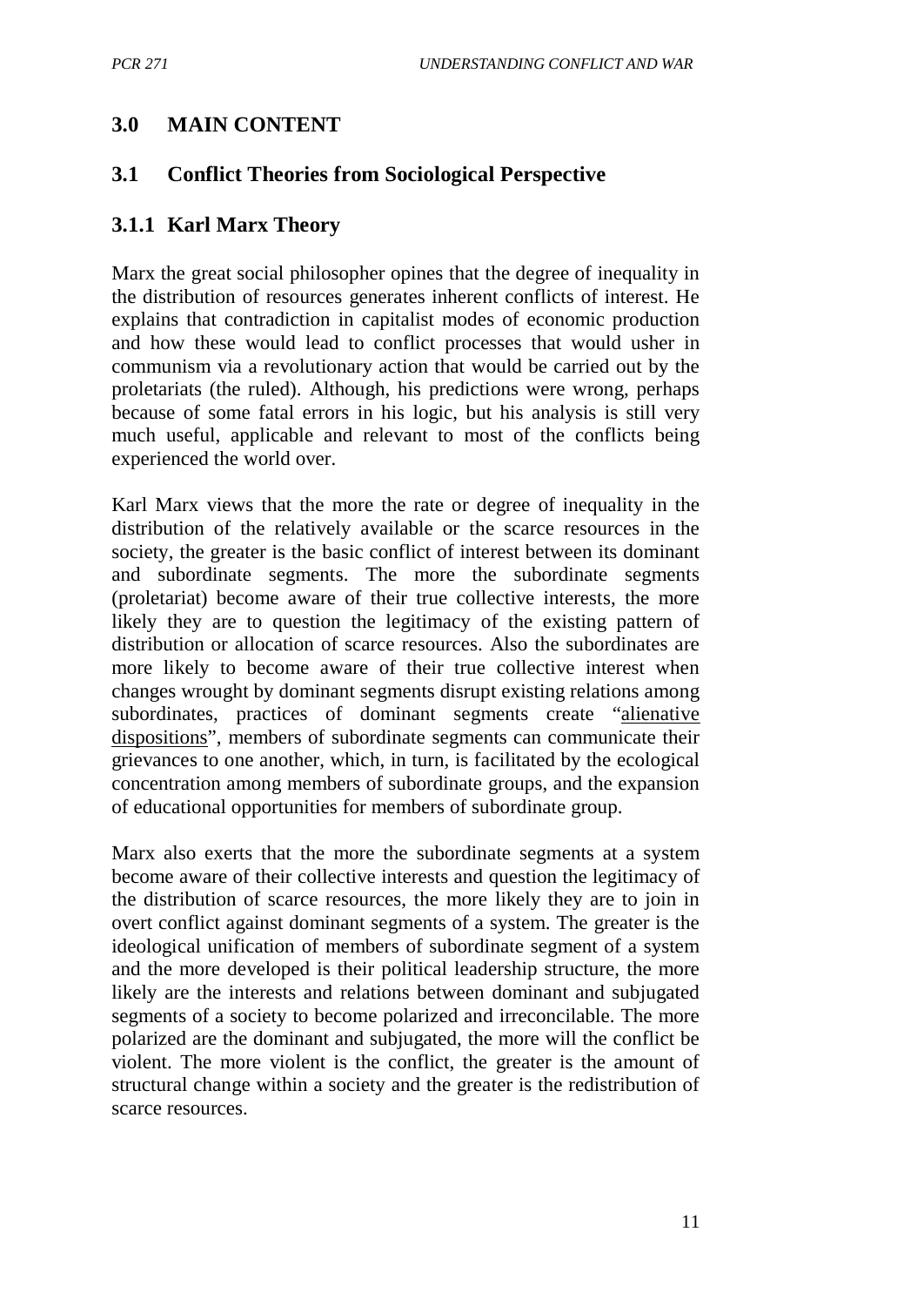## 3.0 MAIN CONTENT

### 3.1 Conflict Theories from Sociological Perspective

#### 3.1.1 Karl Marx Theory

Marx the great social philosopher opines that the degree of inequality in the distribution of resources generates inherent conflicts of interest. He explains that contradiction in capitalist modes of economic production and how these would lead to conflict processes that would usher in communism via a revolutionary action that would be carried out by the proletariats (the ruled). Although, his predictions were wrong, perhaps because of some fatal errors in his logic, but his analysis is still very much useful, applicable and relevant to most of the conflicts being experienced the world over.

Karl Marx views that the more the rate or degree of inequality in the distribution of the relatively available or the scarce resources in the society, the greater is the basic conflict of interest between its dominant and subordinate segments. The more the subordinate segments (proletariat) become aware of their true collective interests, the more likely they are to question the legitimacy of the existing pattern of distribution or allocation of scarce resources. Also the subordinates are more likely to become aware of their true collective interest when changes wrought by dominant segments disrupt existing relations among subordinates, practices of dominant segments create "alienative dispositions", members of subordinate segments can communicate their grievances to one another, which, in turn, is facilitated by the ecological concentration among members of subordinate groups, and the expansion of educational opportunities for members of subordinate group.

Marx also exerts that the more the subordinate segments at a system become aware of their collective interests and question the legitimacy of the distribution of scarce resources, the more likely they are to join in overt conflict against dominant segments of a system. The greater is the ideological unification of members of subordinate segment of a system and the more developed is their political leadership structure, the more likely are the interests and relations between dominant and subjugated segments of a society to become polarized and irreconcilable. The more polarized are the dominant and subjugated, the more will the conflict be violent. The more violent is the conflict, the greater is the amount of structural change within a society and the greater is the redistribution of scarce resources.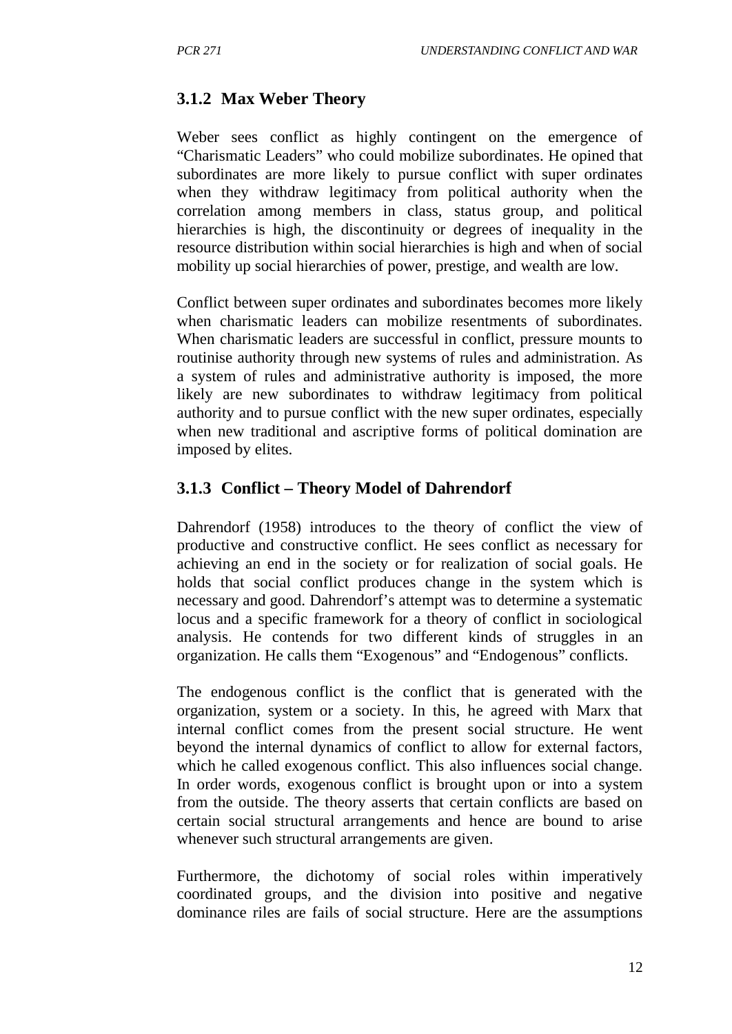### 3.1.2 Max Weber Theory

Weber sees conflict as highly contingent on the emergence of "Charismatic Leaders" who could mobilize subordinates. He opined that subordinates are more likely to pursue conflict with super ordinates when they withdraw legitimacy from political authority when the correlation among members in class, status group, and political hierarchies is high, the discontinuity or degrees of inequality in the resource distribution within social hierarchies is high and when of social mobility up social hierarchies of power, prestige, and wealth are low.

Conflict between super ordinates and subordinates becomes more likely when charismatic leaders can mobilize resentments of subordinates. When charismatic leaders are successful in conflict, pressure mounts to routinise authority through new systems of rules and administration. As a system of rules and administrative authority is imposed, the more likely are new subordinates to withdraw legitimacy from political authority and to pursue conflict with the new super ordinates, especially when new traditional and ascriptive forms of political domination are imposed by elites.

### 3.1.3 Conflict – Theory Model of Dahrendorf

Dahrendorf (1958) introduces to the theory of conflict the view of productive and constructive conflict. He sees conflict as necessary for achieving an end in the society or for realization of social goals. He holds that social conflict produces change in the system which is necessary and good. Dahrendorf's attempt was to determine a systematic locus and a specific framework for a theory of conflict in sociological analysis. He contends for two different kinds of struggles in an organization. He calls them "Exogenous" and "Endogenous" conflicts.

The endogenous conflict is the conflict that is generated with the organization, system or a society. In this, he agreed with Marx that internal conflict comes from the present social structure. He went beyond the internal dynamics of conflict to allow for external factors, which he called exogenous conflict. This also influences social change. In order words, exogenous conflict is brought upon or into a system from the outside. The theory asserts that certain conflicts are based on certain social structural arrangements and hence are bound to arise whenever such structural arrangements are given.

Furthermore, the dichotomy of social roles within imperatively coordinated groups, and the division into positive and negative dominance riles are fails of social structure. Here are the assumptions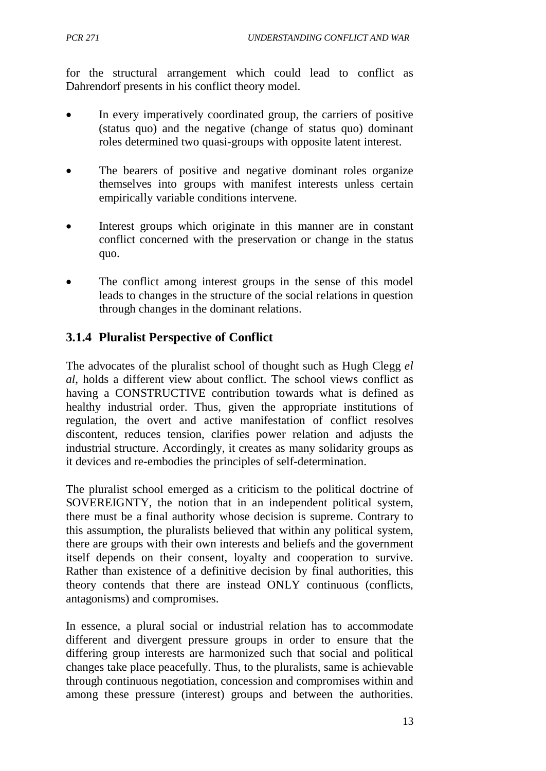for the structural arrangement which could lead to conflict as Dahrendorf presents in his conflict theory model.

- In every imperatively coordinated group, the carriers of positive (status quo) and the negative (change of status quo) dominant roles determined two quasi-groups with opposite latent interest.
- The bearers of positive and negative dominant roles organize themselves into groups with manifest interests unless certain empirically variable conditions intervene.
- Interest groups which originate in this manner are in constant conflict concerned with the preservation or change in the status quo.
- The conflict among interest groups in the sense of this model leads to changes in the structure of the social relations in question through changes in the dominant relations.

### 3.1.4 Pluralist Perspective of Conflict

The advocates of the pluralist school of thought such as Hugh Clegg *el al*, holds a different view about conflict. The school views conflict as having a CONSTRUCTIVE contribution towards what is defined as healthy industrial order. Thus, given the appropriate institutions of regulation, the overt and active manifestation of conflict resolves discontent, reduces tension, clarifies power relation and adjusts the industrial structure. Accordingly, it creates as many solidarity groups as it devices and re-embodies the principles of self-determination.

The pluralist school emerged as a criticism to the political doctrine of SOVEREIGNTY, the notion that in an independent political system, there must be a final authority whose decision is supreme. Contrary to this assumption, the pluralists believed that within any political system, there are groups with their own interests and beliefs and the government itself depends on their consent, loyalty and cooperation to survive. Rather than existence of a definitive decision by final authorities, this theory contends that there are instead ONLY continuous (conflicts, antagonisms) and compromises.

In essence, a plural social or industrial relation has to accommodate different and divergent pressure groups in order to ensure that the differing group interests are harmonized such that social and political changes take place peacefully. Thus, to the pluralists, same is achievable through continuous negotiation, concession and compromises within and among these pressure (interest) groups and between the authorities.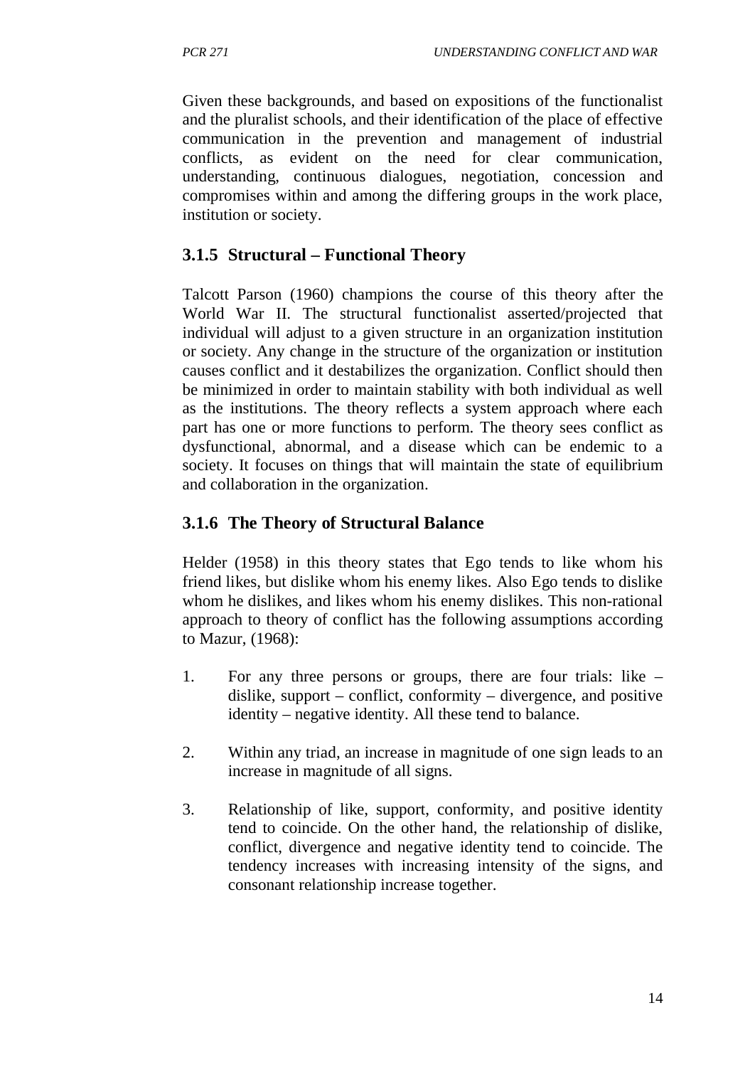Given these backgrounds, and based on expositions of the functionalist and the pluralist schools, and their identification of the place of effective communication in the prevention and management of industrial conflicts, as evident on the need for clear communication, understanding, continuous dialogues, negotiation, concession and compromises within and among the differing groups in the work place, institution or society.

### 3.1.5 Structural – Functional Theory

Talcott Parson (1960) champions the course of this theory after the World War II. The structural functionalist asserted/projected that individual will adjust to a given structure in an organization institution or society. Any change in the structure of the organization or institution causes conflict and it destabilizes the organization. Conflict should then be minimized in order to maintain stability with both individual as well as the institutions. The theory reflects a system approach where each part has one or more functions to perform. The theory sees conflict as dysfunctional, abnormal, and a disease which can be endemic to a society. It focuses on things that will maintain the state of equilibrium and collaboration in the organization.

### 3.1.6 The Theory of Structural Balance

Helder (1958) in this theory states that Ego tends to like whom his friend likes, but dislike whom his enemy likes. Also Ego tends to dislike whom he dislikes, and likes whom his enemy dislikes. This non-rational approach to theory of conflict has the following assumptions according to Mazur, (1968):

1. For any three persons or groups, there are four trials: like – dislike, support – conflict, conformity – divergence, and positive identity – negative identity. All these tend to balance.

2. Within any triad, an increase in magnitude of one sign leads to an increase in magnitude of all signs.

3. Relationship of like, support, conformity, and positive identity tend to coincide. On the other hand, the relationship of dislike, conflict, divergence and negative identity tend to coincide. The tendency increases with increasing intensity of the signs, and consonant relationship increase together.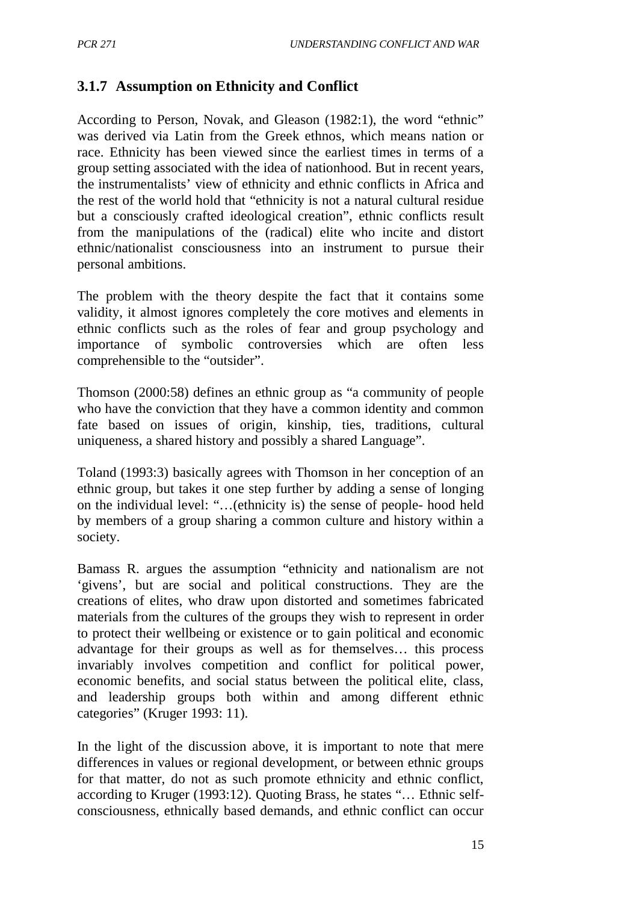### 3.1.7 Assumption on Ethnicity and Conflict

According to Person, Novak, and Gleason (1982:1), the word "ethnic" was derived via Latin from the Greek ethnos, which means nation or race. Ethnicity has been viewed since the earliest times in terms of a group setting associated with the idea of nationhood. But in recent years, the instrumentalists' view of ethnicity and ethnic conflicts in Africa and the rest of the world hold that "ethnicity is not a natural cultural residue but a consciously crafted ideological creation", ethnic conflicts result from the manipulations of the (radical) elite who incite and distort ethnic/nationalist consciousness into an instrument to pursue their personal ambitions.

The problem with the theory despite the fact that it contains some validity, it almost ignores completely the core motives and elements in ethnic conflicts such as the roles of fear and group psychology and importance of symbolic controversies which are often less comprehensible to the "outsider".

Thomson (2000:58) defines an ethnic group as "a community of people who have the conviction that they have a common identity and common fate based on issues of origin, kinship, ties, traditions, cultural uniqueness, a shared history and possibly a shared Language".

Toland (1993:3) basically agrees with Thomson in her conception of an ethnic group, but takes it one step further by adding a sense of longing on the individual level: "…(ethnicity is) the sense of people- hood held by members of a group sharing a common culture and history within a society.

Bamass R. argues the assumption "ethnicity and nationalism are not 'givens', but are social and political constructions. They are the creations of elites, who draw upon distorted and sometimes fabricated materials from the cultures of the groups they wish to represent in order to protect their wellbeing or existence or to gain political and economic advantage for their groups as well as for themselves… this process invariably involves competition and conflict for political power, economic benefits, and social status between the political elite, class, and leadership groups both within and among different ethnic categories" (Kruger 1993: 11).

In the light of the discussion above, it is important to note that mere differences in values or regional development, or between ethnic groups for that matter, do not as such promote ethnicity and ethnic conflict, according to Kruger (1993:12). Quoting Brass, he states "… Ethnic self-consciousness, ethnically based demands, and ethnic conflict can occur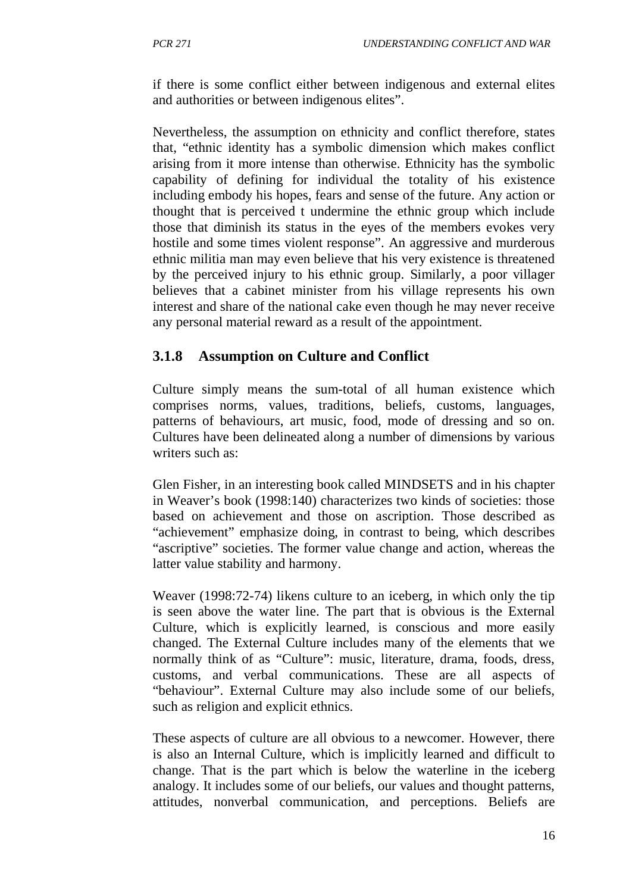if there is some conflict either between indigenous and external elites and authorities or between indigenous elites".

Nevertheless, the assumption on ethnicity and conflict therefore, states that, "ethnic identity has a symbolic dimension which makes conflict arising from it more intense than otherwise. Ethnicity has the symbolic capability of defining for individual the totality of his existence including embody his hopes, fears and sense of the future. Any action or thought that is perceived t undermine the ethnic group which include those that diminish its status in the eyes of the members evokes very hostile and some times violent response". An aggressive and murderous ethnic militia man may even believe that his very existence is threatened by the perceived injury to his ethnic group. Similarly, a poor villager believes that a cabinet minister from his village represents his own interest and share of the national cake even though he may never receive any personal material reward as a result of the appointment.

### 3.1.8 Assumption on Culture and Conflict

Culture simply means the sum-total of all human existence which comprises norms, values, traditions, beliefs, customs, languages, patterns of behaviours, art music, food, mode of dressing and so on. Cultures have been delineated along a number of dimensions by various writers such as:

Glen Fisher, in an interesting book called MINDSETS and in his chapter in Weaver's book (1998:140) characterizes two kinds of societies: those based on achievement and those on ascription. Those described as "achievement" emphasize doing, in contrast to being, which describes "ascriptive" societies. The former value change and action, whereas the latter value stability and harmony.

Weaver (1998:72-74) likens culture to an iceberg, in which only the tip is seen above the water line. The part that is obvious is the External Culture, which is explicitly learned, is conscious and more easily changed. The External Culture includes many of the elements that we normally think of as "Culture": music, literature, drama, foods, dress, customs, and verbal communications. These are all aspects of "behaviour". External Culture may also include some of our beliefs, such as religion and explicit ethnics.

These aspects of culture are all obvious to a newcomer. However, there is also an Internal Culture, which is implicitly learned and difficult to change. That is the part which is below the waterline in the iceberg analogy. It includes some of our beliefs, our values and thought patterns, attitudes, nonverbal communication, and perceptions. Beliefs are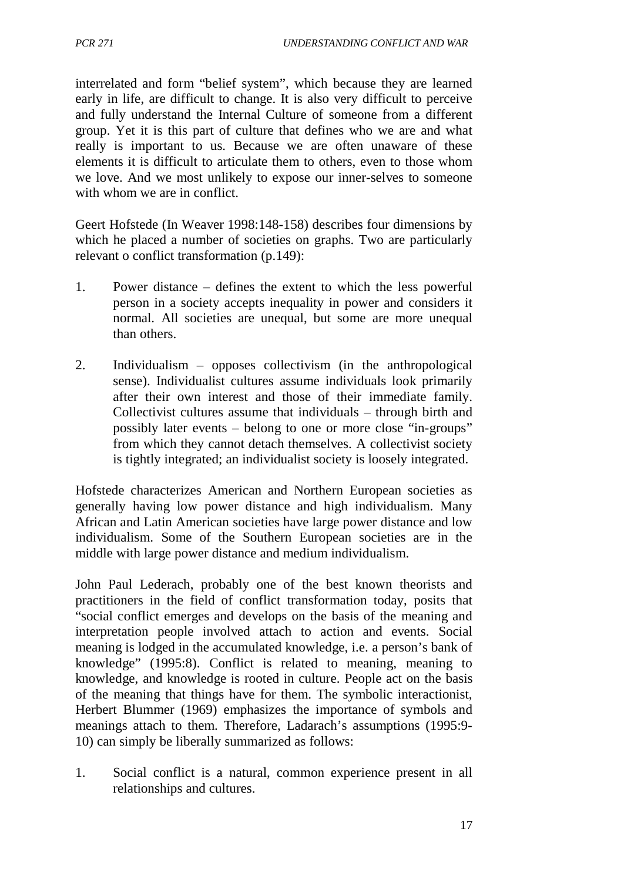interrelated and form "belief system", which because they are learned early in life, are difficult to change. It is also very difficult to perceive and fully understand the Internal Culture of someone from a different group. Yet it is this part of culture that defines who we are and what really is important to us. Because we are often unaware of these elements it is difficult to articulate them to others, even to those whom we love. And we most unlikely to expose our inner-selves to someone with whom we are in conflict.

Geert Hofstede (In Weaver 1998:148-158) describes four dimensions by which he placed a number of societies on graphs. Two are particularly relevant o conflict transformation (p.149):

1. Power distance – defines the extent to which the less powerful person in a society accepts inequality in power and considers it normal. All societies are unequal, but some are more unequal than others.

2. Individualism – opposes collectivism (in the anthropological sense). Individualist cultures assume individuals look primarily after their own interest and those of their immediate family. Collectivist cultures assume that individuals – through birth and possibly later events – belong to one or more close "in-groups" from which they cannot detach themselves. A collectivist society is tightly integrated; an individualist society is loosely integrated.

Hofstede characterizes American and Northern European societies as generally having low power distance and high individualism. Many African and Latin American societies have large power distance and low individualism. Some of the Southern European societies are in the middle with large power distance and medium individualism.

John Paul Lederach, probably one of the best known theorists and practitioners in the field of conflict transformation today, posits that "social conflict emerges and develops on the basis of the meaning and interpretation people involved attach to action and events. Social meaning is lodged in the accumulated knowledge, i.e. a person's bank of knowledge" (1995:8). Conflict is related to meaning, meaning to knowledge, and knowledge is rooted in culture. People act on the basis of the meaning that things have for them. The symbolic interactionist, Herbert Blummer (1969) emphasizes the importance of symbols and meanings attach to them. Therefore, Ladarach's assumptions (1995:9-10) can simply be liberally summarized as follows:

1. Social conflict is a natural, common experience present in all relationships and cultures.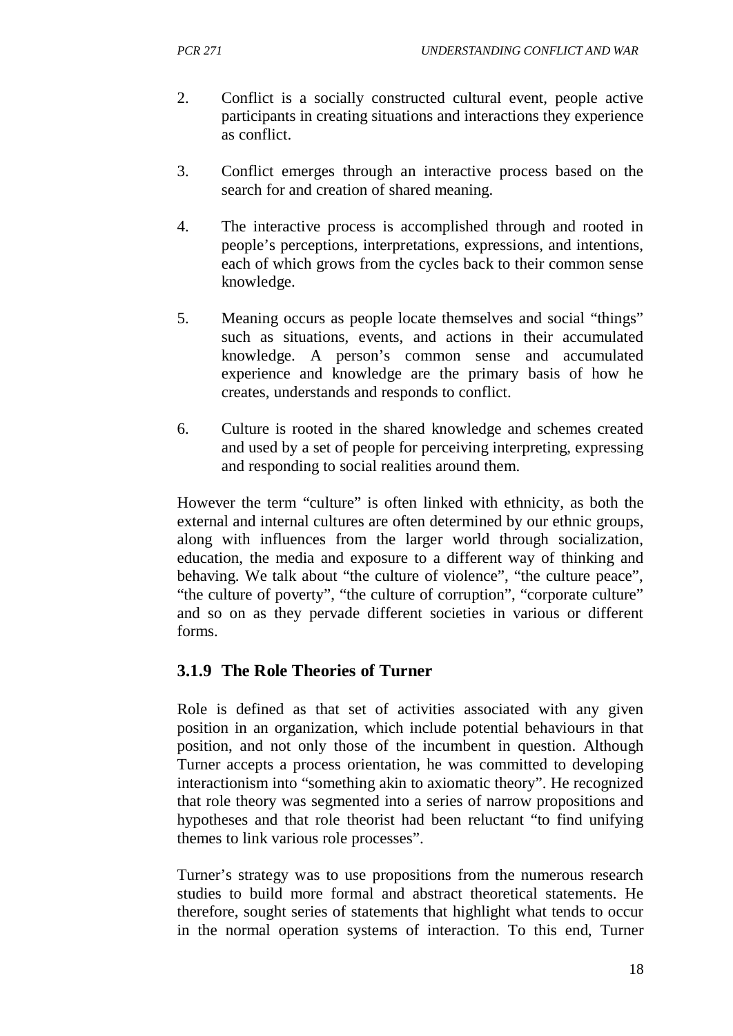2. Conflict is a socially constructed cultural event, people active participants in creating situations and interactions they experience as conflict.

3. Conflict emerges through an interactive process based on the search for and creation of shared meaning.

4. The interactive process is accomplished through and rooted in people's perceptions, interpretations, expressions, and intentions, each of which grows from the cycles back to their common sense knowledge.

5. Meaning occurs as people locate themselves and social "things" such as situations, events, and actions in their accumulated knowledge. A person's common sense and accumulated experience and knowledge are the primary basis of how he creates, understands and responds to conflict.

6. Culture is rooted in the shared knowledge and schemes created and used by a set of people for perceiving interpreting, expressing and responding to social realities around them.

However the term "culture" is often linked with ethnicity, as both the external and internal cultures are often determined by our ethnic groups, along with influences from the larger world through socialization, education, the media and exposure to a different way of thinking and behaving. We talk about "the culture of violence", "the culture peace", "the culture of poverty", "the culture of corruption", "corporate culture" and so on as they pervade different societies in various or different forms.

### 3.1.9 The Role Theories of Turner

Role is defined as that set of activities associated with any given position in an organization, which include potential behaviours in that position, and not only those of the incumbent in question. Although Turner accepts a process orientation, he was committed to developing interactionism into "something akin to axiomatic theory". He recognized that role theory was segmented into a series of narrow propositions and hypotheses and that role theorist had been reluctant "to find unifying themes to link various role processes".

Turner's strategy was to use propositions from the numerous research studies to build more formal and abstract theoretical statements. He therefore, sought series of statements that highlight what tends to occur in the normal operation systems of interaction. To this end, Turner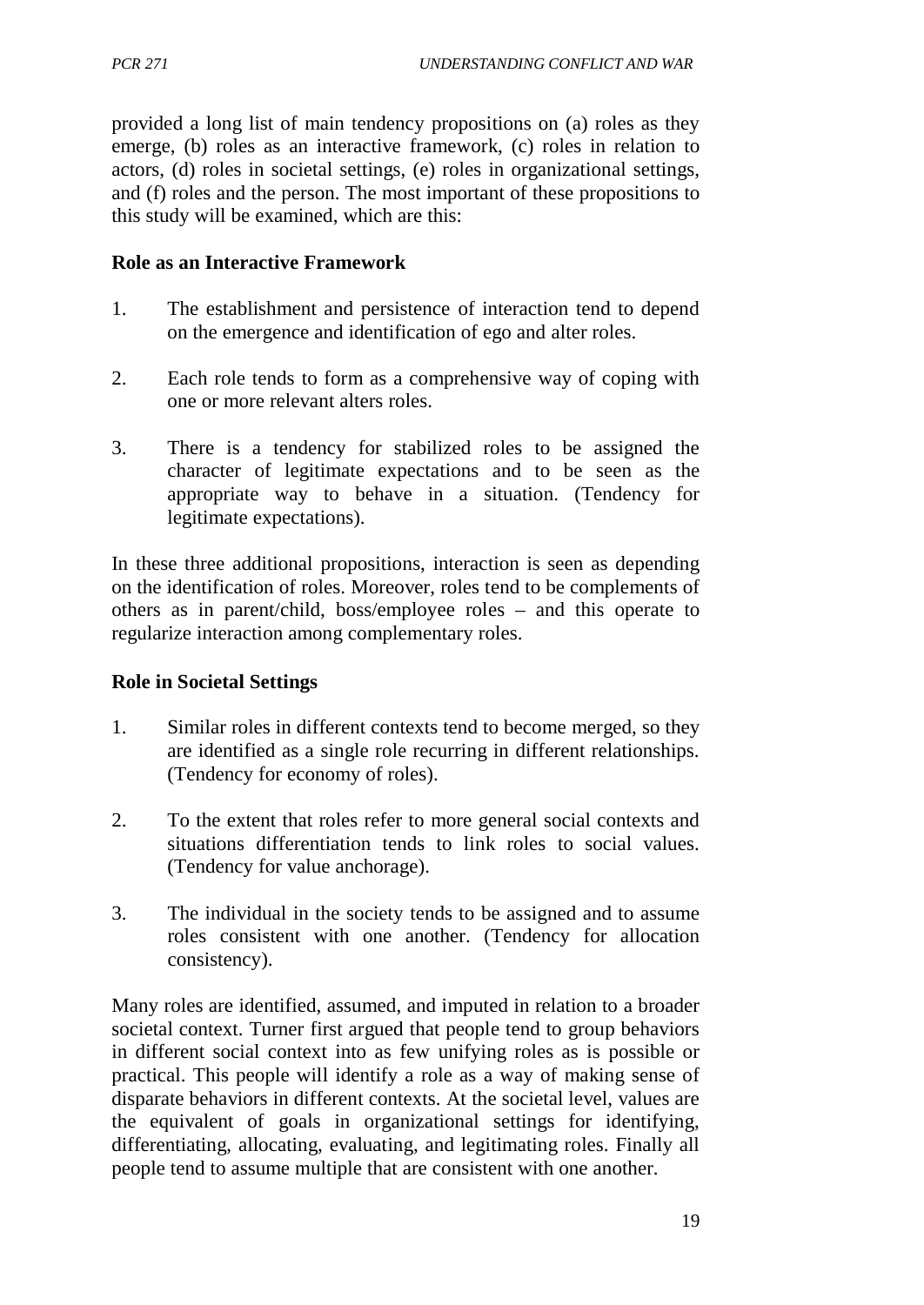provided a long list of main tendency propositions on (a) roles as they emerge, (b) roles as an interactive framework, (c) roles in relation to actors, (d) roles in societal settings, (e) roles in organizational settings, and (f) roles and the person. The most important of these propositions to this study will be examined, which are this:

**Role as an Interactive Framework**

1. The establishment and persistence of interaction tend to depend on the emergence and identification of ego and alter roles.

2. Each role tends to form as a comprehensive way of coping with one or more relevant alters roles.

3. There is a tendency for stabilized roles to be assigned the character of legitimate expectations and to be seen as the appropriate way to behave in a situation. (Tendency for legitimate expectations).

In these three additional propositions, interaction is seen as depending on the identification of roles. Moreover, roles tend to be complements of others as in parent/child, boss/employee roles – and this operate to regularize interaction among complementary roles.

**Role in Societal Settings**

1. Similar roles in different contexts tend to become merged, so they are identified as a single role recurring in different relationships. (Tendency for economy of roles).

2. To the extent that roles refer to more general social contexts and situations differentiation tends to link roles to social values. (Tendency for value anchorage).

3. The individual in the society tends to be assigned and to assume roles consistent with one another. (Tendency for allocation consistency).

Many roles are identified, assumed, and imputed in relation to a broader societal context. Turner first argued that people tend to group behaviors in different social context into as few unifying roles as is possible or practical. This people will identify a role as a way of making sense of disparate behaviors in different contexts. At the societal level, values are the equivalent of goals in organizational settings for identifying, differentiating, allocating, evaluating, and legitimating roles. Finally all people tend to assume multiple that are consistent with one another.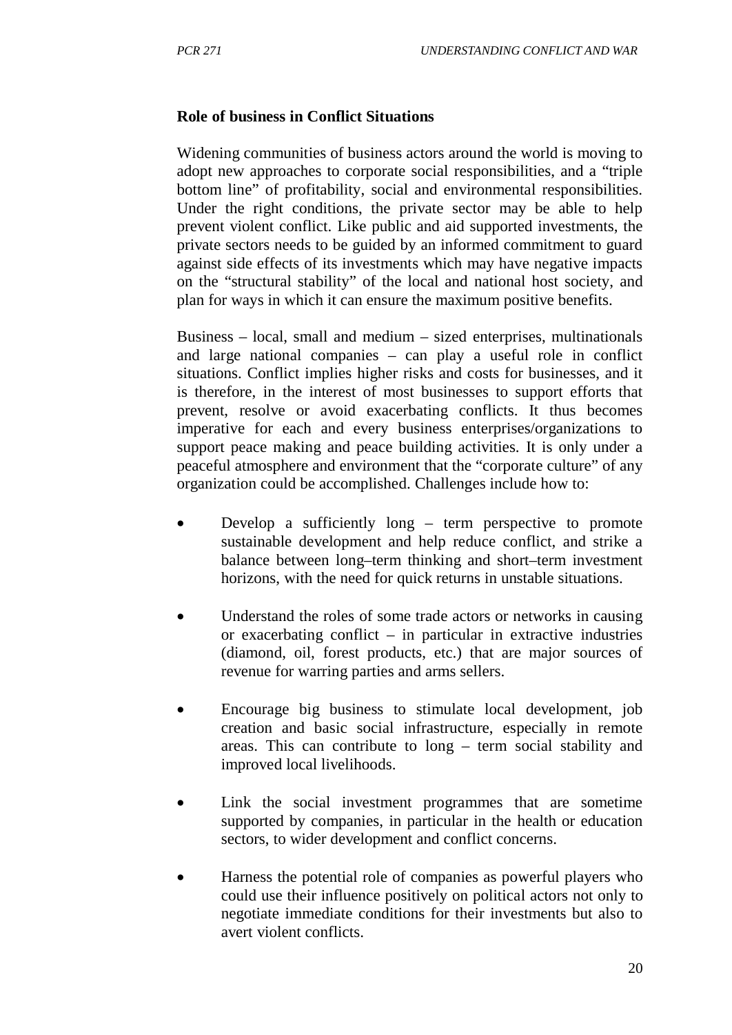**Role of business in Conflict Situations**

Widening communities of business actors around the world is moving to adopt new approaches to corporate social responsibilities, and a "triple bottom line" of profitability, social and environmental responsibilities. Under the right conditions, the private sector may be able to help prevent violent conflict. Like public and aid supported investments, the private sectors needs to be guided by an informed commitment to guard against side effects of its investments which may have negative impacts on the "structural stability" of the local and national host society, and plan for ways in which it can ensure the maximum positive benefits.

Business – local, small and medium – sized enterprises, multinationals and large national companies – can play a useful role in conflict situations. Conflict implies higher risks and costs for businesses, and it is therefore, in the interest of most businesses to support efforts that prevent, resolve or avoid exacerbating conflicts. It thus becomes imperative for each and every business enterprises/organizations to support peace making and peace building activities. It is only under a peaceful atmosphere and environment that the "corporate culture" of any organization could be accomplished. Challenges include how to:

- Develop a sufficiently long – term perspective to promote sustainable development and help reduce conflict, and strike a balance between long–term thinking and short–term investment horizons, with the need for quick returns in unstable situations.
- Understand the roles of some trade actors or networks in causing or exacerbating conflict – in particular in extractive industries (diamond, oil, forest products, etc.) that are major sources of revenue for warring parties and arms sellers.
- Encourage big business to stimulate local development, job creation and basic social infrastructure, especially in remote areas. This can contribute to long – term social stability and improved local livelihoods.
- Link the social investment programmes that are sometime supported by companies, in particular in the health or education sectors, to wider development and conflict concerns.
- Harness the potential role of companies as powerful players who could use their influence positively on political actors not only to negotiate immediate conditions for their investments but also to avert violent conflicts.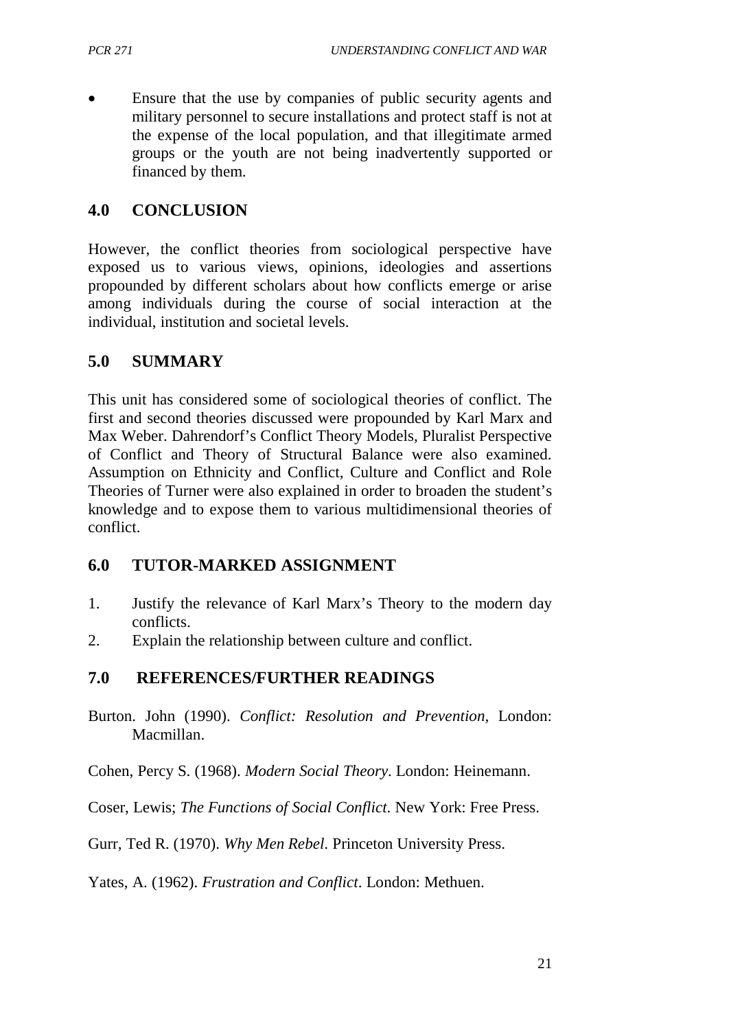- Ensure that the use by companies of public security agents and military personnel to secure installations and protect staff is not at the expense of the local population, and that illegitimate armed groups or the youth are not being inadvertently supported or financed by them.

## 4.0 CONCLUSION

However, the conflict theories from sociological perspective have exposed us to various views, opinions, ideologies and assertions propounded by different scholars about how conflicts emerge or arise among individuals during the course of social interaction at the individual, institution and societal levels.

## 5.0 SUMMARY

This unit has considered some of sociological theories of conflict. The first and second theories discussed were propounded by Karl Marx and Max Weber. Dahrendorf's Conflict Theory Models, Pluralist Perspective of Conflict and Theory of Structural Balance were also examined. Assumption on Ethnicity and Conflict, Culture and Conflict and Role Theories of Turner were also explained in order to broaden the student's knowledge and to expose them to various multidimensional theories of conflict.

## 6.0 TUTOR-MARKED ASSIGNMENT

1. Justify the relevance of Karl Marx's Theory to the modern day conflicts.
2. Explain the relationship between culture and conflict.

## 7.0 REFERENCES/FURTHER READINGS

Burton. John (1990). *Conflict: Resolution and Prevention,* London: Macmillan.

Cohen, Percy S. (1968). *Modern Social Theory*. London: Heinemann.

Coser, Lewis; *The Functions of Social Conflict.* New York: Free Press.

Gurr, Ted R. (1970). *Why Men Rebel*. Princeton University Press.

Yates, A. (1962). *Frustration and Conflict*. London: Methuen.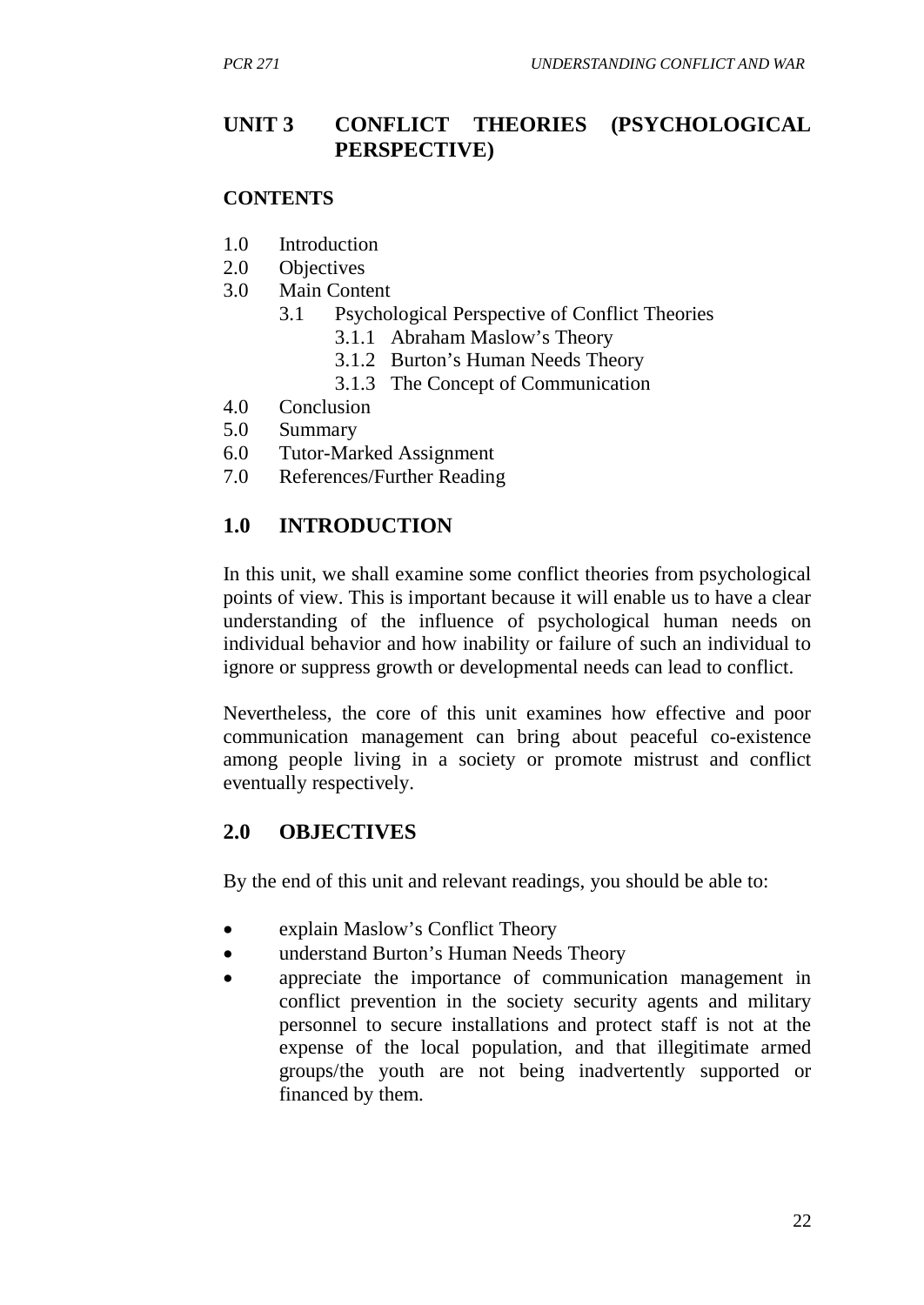## UNIT 3 CONFLICT THEORIES (PSYCHOLOGICAL PERSPECTIVE)

**CONTENTS**

- 1.0 Introduction
- 2.0 Objectives
- 3.0 Main Content
  - 3.1 Psychological Perspective of Conflict Theories
    - 3.1.1 Abraham Maslow's Theory
    - 3.1.2 Burton's Human Needs Theory
    - 3.1.3 The Concept of Communication
- 4.0 Conclusion
- 5.0 Summary
- 6.0 Tutor-Marked Assignment
- 7.0 References/Further Reading

## 1.0 INTRODUCTION

In this unit, we shall examine some conflict theories from psychological points of view. This is important because it will enable us to have a clear understanding of the influence of psychological human needs on individual behavior and how inability or failure of such an individual to ignore or suppress growth or developmental needs can lead to conflict.

Nevertheless, the core of this unit examines how effective and poor communication management can bring about peaceful co-existence among people living in a society or promote mistrust and conflict eventually respectively.

## 2.0 OBJECTIVES

By the end of this unit and relevant readings, you should be able to:

- explain Maslow's Conflict Theory
- understand Burton's Human Needs Theory
- appreciate the importance of communication management in conflict prevention in the society security agents and military personnel to secure installations and protect staff is not at the expense of the local population, and that illegitimate armed groups/the youth are not being inadvertently supported or financed by them.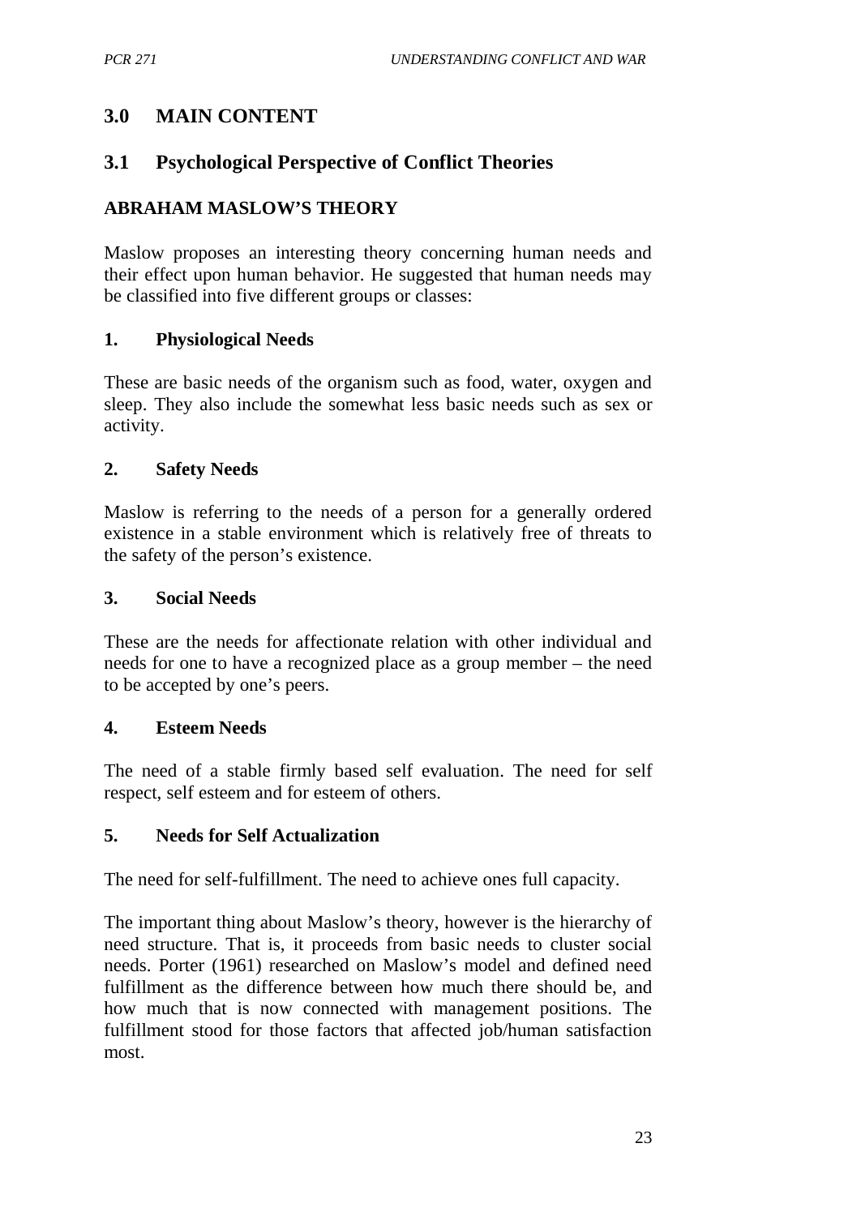## 3.0 MAIN CONTENT

### 3.1 Psychological Perspective of Conflict Theories

#### ABRAHAM MASLOW'S THEORY

Maslow proposes an interesting theory concerning human needs and their effect upon human behavior. He suggested that human needs may be classified into five different groups or classes:

**1. Physiological Needs**

These are basic needs of the organism such as food, water, oxygen and sleep. They also include the somewhat less basic needs such as sex or activity.

**2. Safety Needs**

Maslow is referring to the needs of a person for a generally ordered existence in a stable environment which is relatively free of threats to the safety of the person's existence.

**3. Social Needs**

These are the needs for affectionate relation with other individual and needs for one to have a recognized place as a group member – the need to be accepted by one's peers.

**4. Esteem Needs**

The need of a stable firmly based self evaluation. The need for self respect, self esteem and for esteem of others.

**5. Needs for Self Actualization**

The need for self-fulfillment. The need to achieve ones full capacity.

The important thing about Maslow's theory, however is the hierarchy of need structure. That is, it proceeds from basic needs to cluster social needs. Porter (1961) researched on Maslow's model and defined need fulfillment as the difference between how much there should be, and how much that is now connected with management positions. The fulfillment stood for those factors that affected job/human satisfaction most.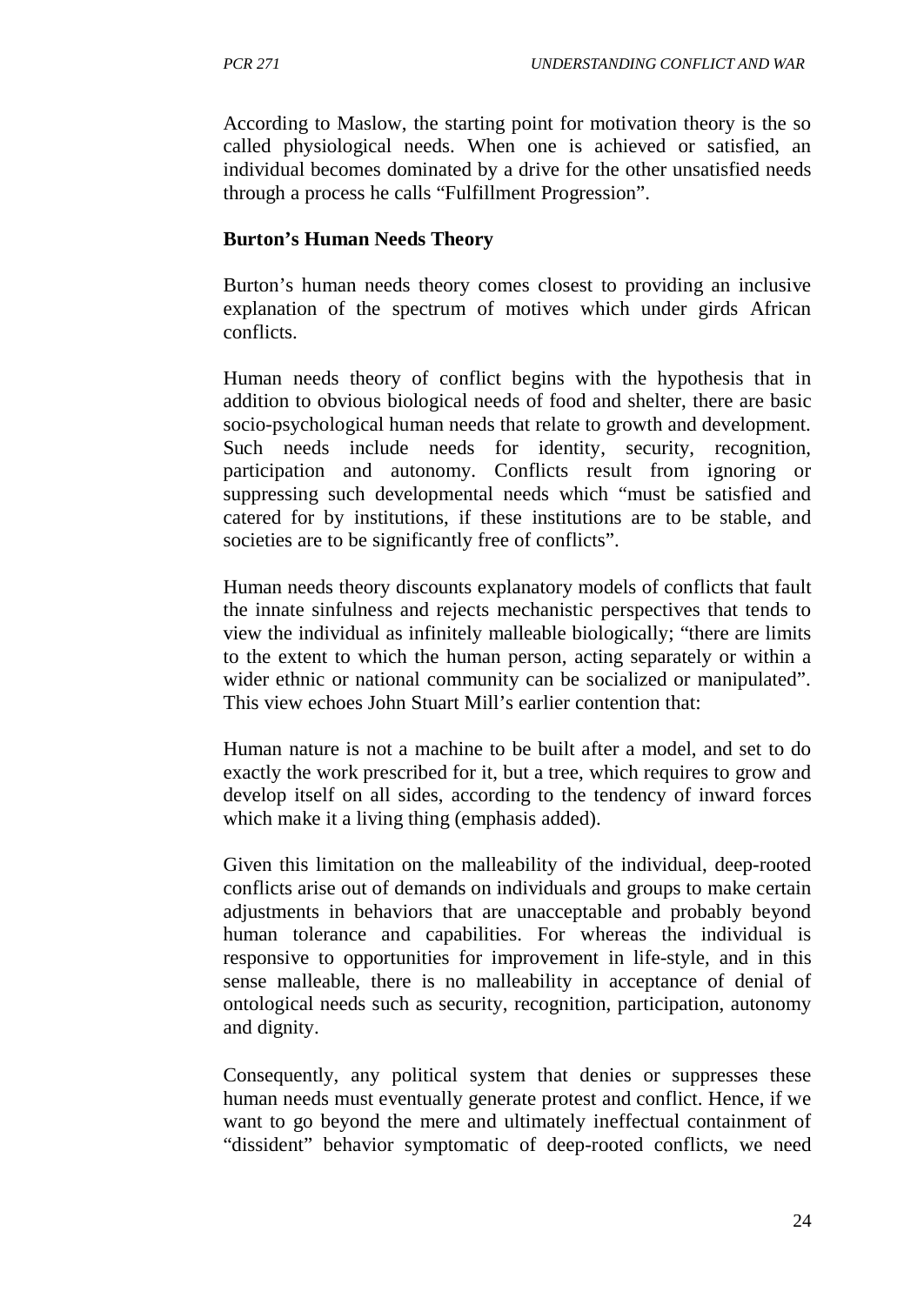According to Maslow, the starting point for motivation theory is the so called physiological needs. When one is achieved or satisfied, an individual becomes dominated by a drive for the other unsatisfied needs through a process he calls "Fulfillment Progression".

**Burton's Human Needs Theory**

Burton's human needs theory comes closest to providing an inclusive explanation of the spectrum of motives which under girds African conflicts.

Human needs theory of conflict begins with the hypothesis that in addition to obvious biological needs of food and shelter, there are basic socio-psychological human needs that relate to growth and development. Such needs include needs for identity, security, recognition, participation and autonomy. Conflicts result from ignoring or suppressing such developmental needs which "must be satisfied and catered for by institutions, if these institutions are to be stable, and societies are to be significantly free of conflicts".

Human needs theory discounts explanatory models of conflicts that fault the innate sinfulness and rejects mechanistic perspectives that tends to view the individual as infinitely malleable biologically; "there are limits to the extent to which the human person, acting separately or within a wider ethnic or national community can be socialized or manipulated". This view echoes John Stuart Mill's earlier contention that:

Human nature is not a machine to be built after a model, and set to do exactly the work prescribed for it, but a tree, which requires to grow and develop itself on all sides, according to the tendency of inward forces which make it a living thing (emphasis added).

Given this limitation on the malleability of the individual, deep-rooted conflicts arise out of demands on individuals and groups to make certain adjustments in behaviors that are unacceptable and probably beyond human tolerance and capabilities. For whereas the individual is responsive to opportunities for improvement in life-style, and in this sense malleable, there is no malleability in acceptance of denial of ontological needs such as security, recognition, participation, autonomy and dignity.

Consequently, any political system that denies or suppresses these human needs must eventually generate protest and conflict. Hence, if we want to go beyond the mere and ultimately ineffectual containment of "dissident" behavior symptomatic of deep-rooted conflicts, we need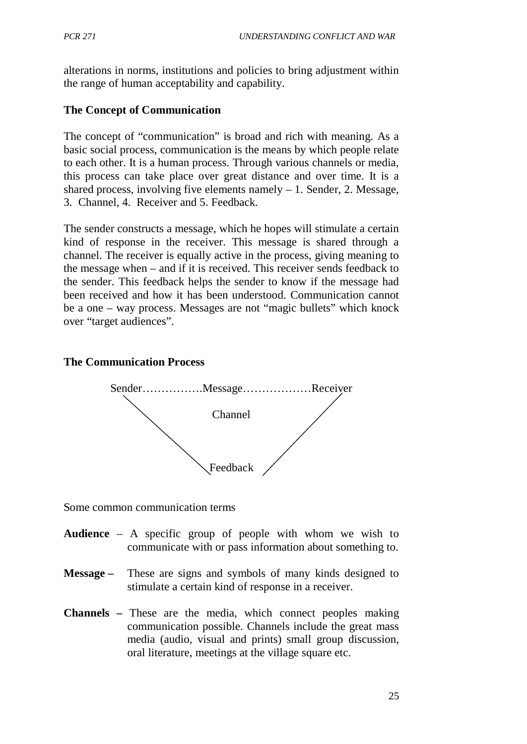alterations in norms, institutions and policies to bring adjustment within the range of human acceptability and capability.

**The Concept of Communication**

The concept of "communication" is broad and rich with meaning. As a basic social process, communication is the means by which people relate to each other. It is a human process. Through various channels or media, this process can take place over great distance and over time. It is a shared process, involving five elements namely – 1. Sender, 2. Message, 3. Channel, 4. Receiver and 5. Feedback.

The sender constructs a message, which he hopes will stimulate a certain kind of response in the receiver. This message is shared through a channel. The receiver is equally active in the process, giving meaning to the message when – and if it is received. This receiver sends feedback to the sender. This feedback helps the sender to know if the message had been received and how it has been understood. Communication cannot be a one – way process. Messages are not "magic bullets" which knock over "target audiences".

**The Communication Process**

Sender…………….Message………………Receiver

Channel

Feedback

Some common communication terms

**Audience** – A specific group of people with whom we wish to communicate with or pass information about something to.

**Message –** These are signs and symbols of many kinds designed to stimulate a certain kind of response in a receiver.

**Channels –** These are the media, which connect peoples making communication possible. Channels include the great mass media (audio, visual and prints) small group discussion, oral literature, meetings at the village square etc.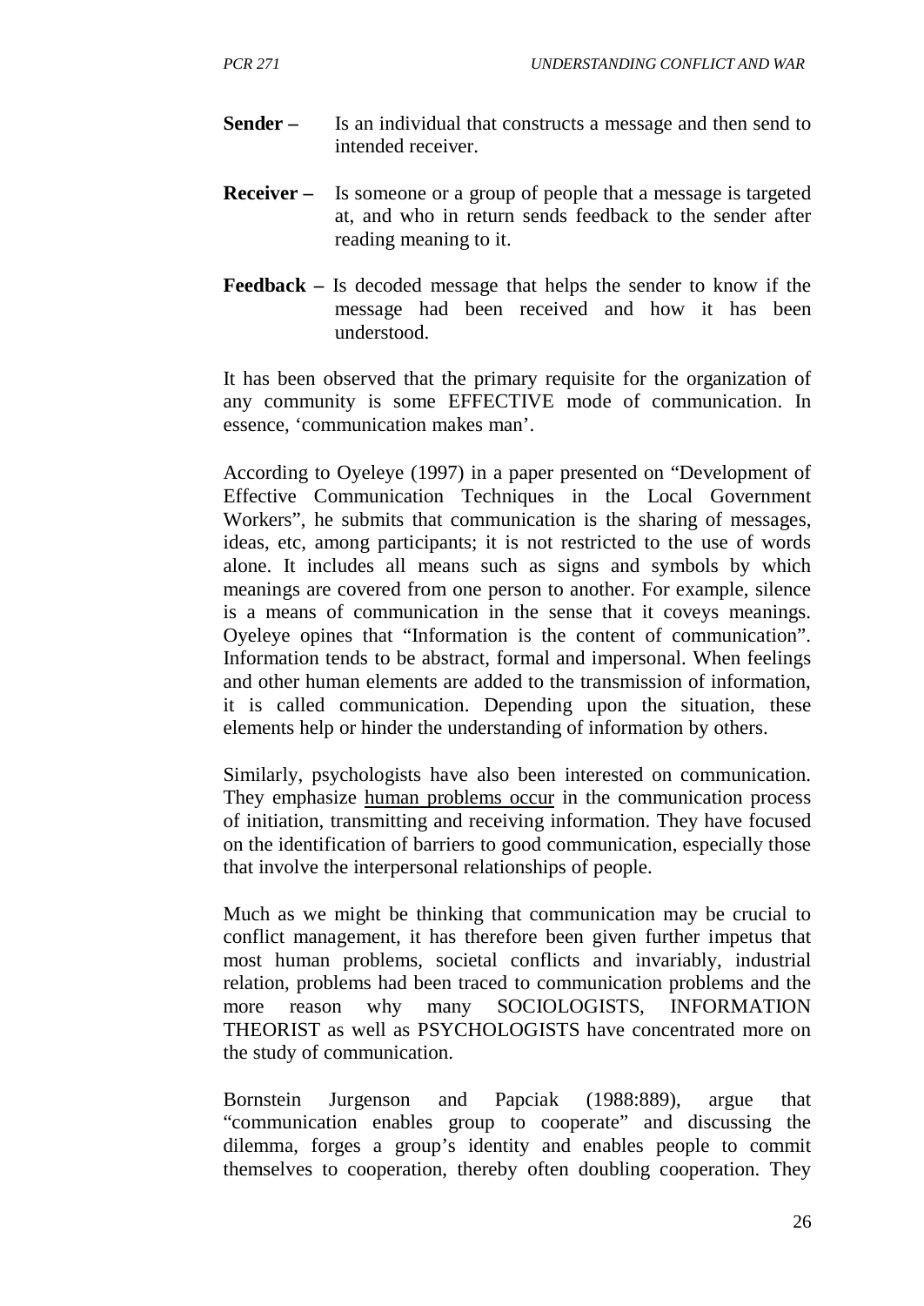**Sender –** Is an individual that constructs a message and then send to intended receiver.

**Receiver –** Is someone or a group of people that a message is targeted at, and who in return sends feedback to the sender after reading meaning to it.

**Feedback –** Is decoded message that helps the sender to know if the message had been received and how it has been understood.

It has been observed that the primary requisite for the organization of any community is some EFFECTIVE mode of communication. In essence, 'communication makes man'.

According to Oyeleye (1997) in a paper presented on "Development of Effective Communication Techniques in the Local Government Workers", he submits that communication is the sharing of messages, ideas, etc, among participants; it is not restricted to the use of words alone. It includes all means such as signs and symbols by which meanings are covered from one person to another. For example, silence is a means of communication in the sense that it coveys meanings. Oyeleye opines that "Information is the content of communication". Information tends to be abstract, formal and impersonal. When feelings and other human elements are added to the transmission of information, it is called communication. Depending upon the situation, these elements help or hinder the understanding of information by others.

Similarly, psychologists have also been interested on communication. They emphasize <u>human problems occur</u> in the communication process of initiation, transmitting and receiving information. They have focused on the identification of barriers to good communication, especially those that involve the interpersonal relationships of people.

Much as we might be thinking that communication may be crucial to conflict management, it has therefore been given further impetus that most human problems, societal conflicts and invariably, industrial relation, problems had been traced to communication problems and the more reason why many SOCIOLOGISTS, INFORMATION THEORIST as well as PSYCHOLOGISTS have concentrated more on the study of communication.

Bornstein Jurgenson and Papciak (1988:889), argue that "communication enables group to cooperate" and discussing the dilemma, forges a group's identity and enables people to commit themselves to cooperation, thereby often doubling cooperation. They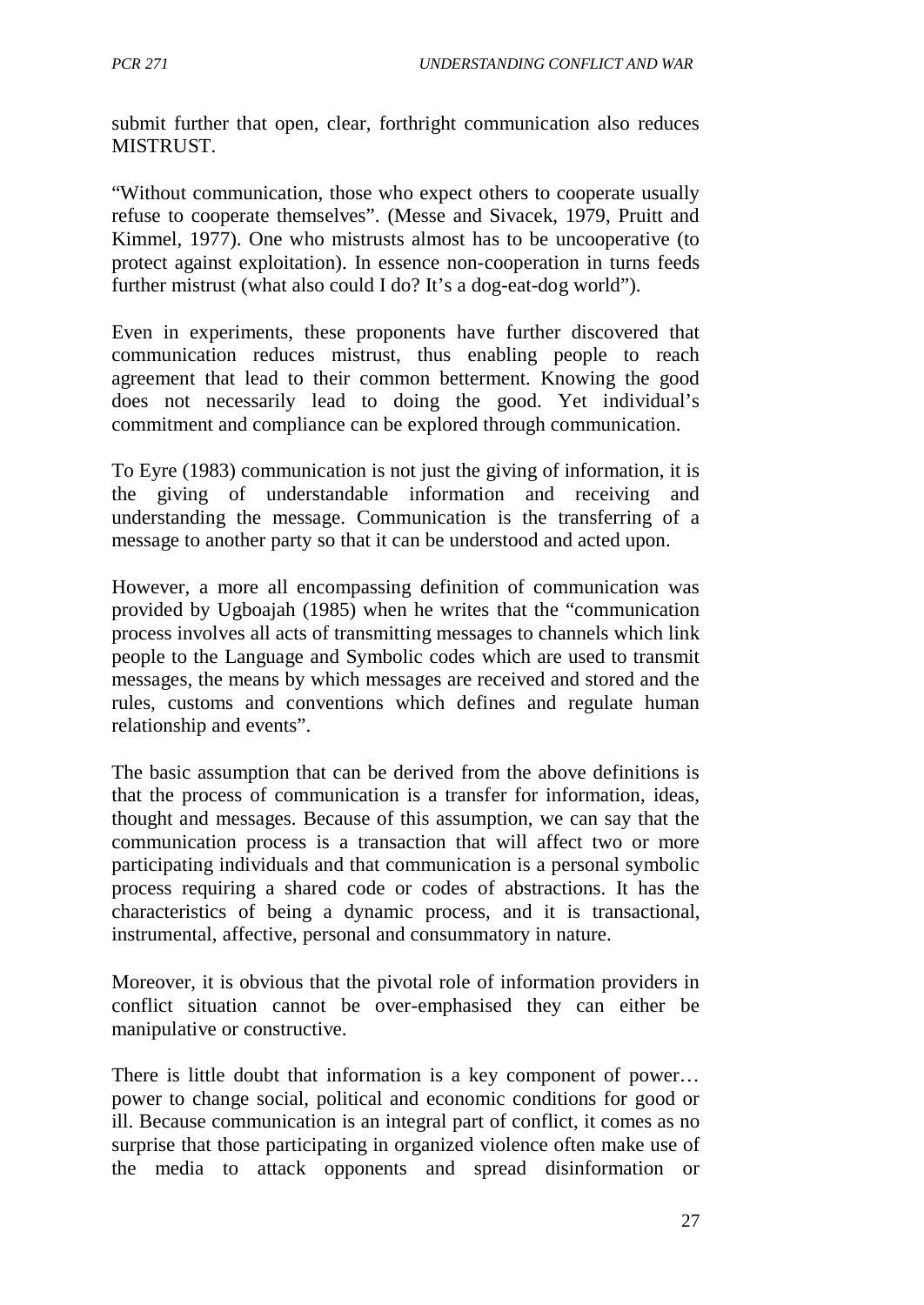submit further that open, clear, forthright communication also reduces MISTRUST.

"Without communication, those who expect others to cooperate usually refuse to cooperate themselves". (Messe and Sivacek, 1979, Pruitt and Kimmel, 1977). One who mistrusts almost has to be uncooperative (to protect against exploitation). In essence non-cooperation in turns feeds further mistrust (what also could I do? It's a dog-eat-dog world").

Even in experiments, these proponents have further discovered that communication reduces mistrust, thus enabling people to reach agreement that lead to their common betterment. Knowing the good does not necessarily lead to doing the good. Yet individual's commitment and compliance can be explored through communication.

To Eyre (1983) communication is not just the giving of information, it is the giving of understandable information and receiving and understanding the message. Communication is the transferring of a message to another party so that it can be understood and acted upon.

However, a more all encompassing definition of communication was provided by Ugboajah (1985) when he writes that the "communication process involves all acts of transmitting messages to channels which link people to the Language and Symbolic codes which are used to transmit messages, the means by which messages are received and stored and the rules, customs and conventions which defines and regulate human relationship and events".

The basic assumption that can be derived from the above definitions is that the process of communication is a transfer for information, ideas, thought and messages. Because of this assumption, we can say that the communication process is a transaction that will affect two or more participating individuals and that communication is a personal symbolic process requiring a shared code or codes of abstractions. It has the characteristics of being a dynamic process, and it is transactional, instrumental, affective, personal and consummatory in nature.

Moreover, it is obvious that the pivotal role of information providers in conflict situation cannot be over-emphasised they can either be manipulative or constructive.

There is little doubt that information is a key component of power… power to change social, political and economic conditions for good or ill. Because communication is an integral part of conflict, it comes as no surprise that those participating in organized violence often make use of the media to attack opponents and spread disinformation or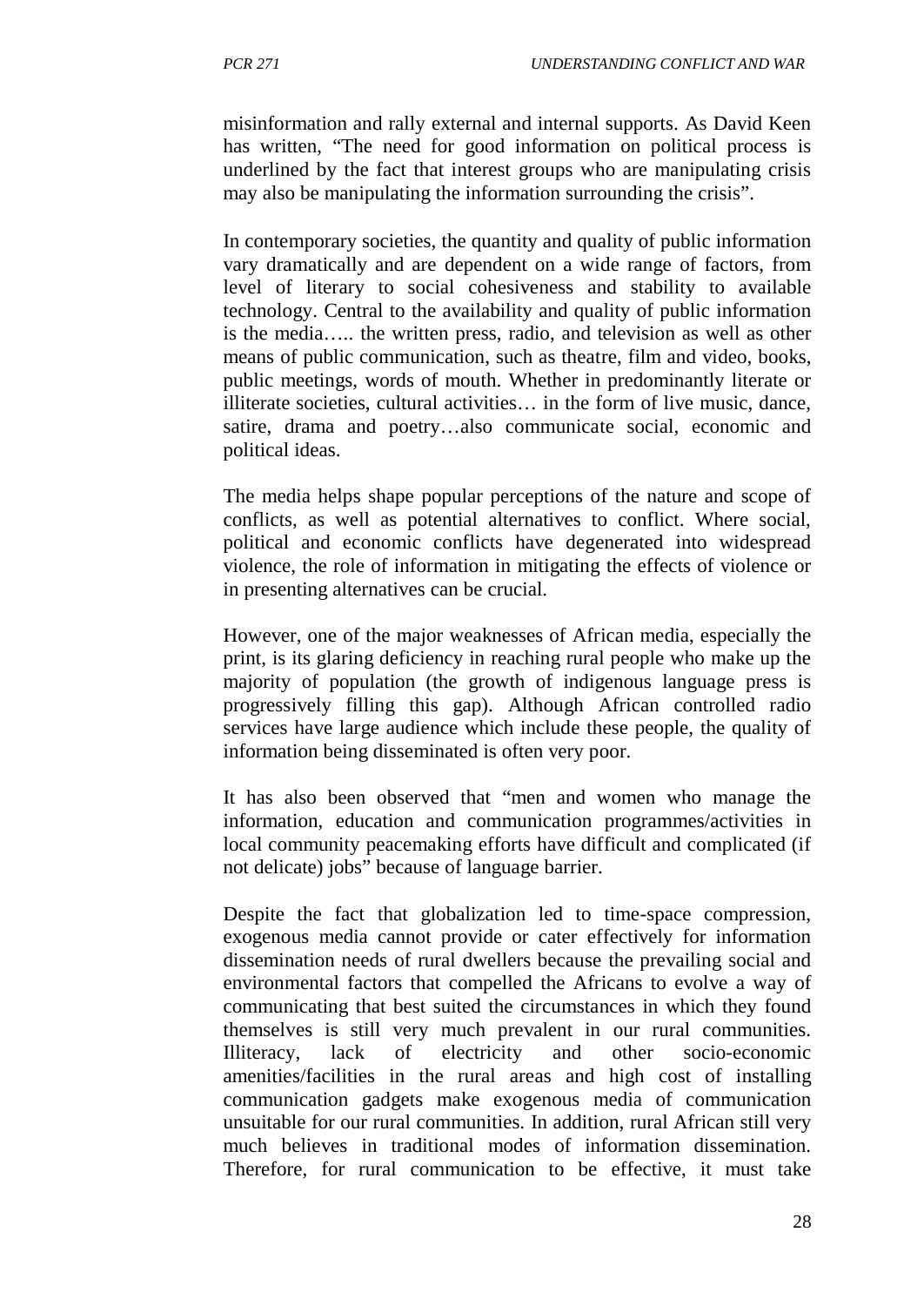misinformation and rally external and internal supports. As David Keen has written, "The need for good information on political process is underlined by the fact that interest groups who are manipulating crisis may also be manipulating the information surrounding the crisis".

In contemporary societies, the quantity and quality of public information vary dramatically and are dependent on a wide range of factors, from level of literary to social cohesiveness and stability to available technology. Central to the availability and quality of public information is the media….. the written press, radio, and television as well as other means of public communication, such as theatre, film and video, books, public meetings, words of mouth. Whether in predominantly literate or illiterate societies, cultural activities… in the form of live music, dance, satire, drama and poetry…also communicate social, economic and political ideas.

The media helps shape popular perceptions of the nature and scope of conflicts, as well as potential alternatives to conflict. Where social, political and economic conflicts have degenerated into widespread violence, the role of information in mitigating the effects of violence or in presenting alternatives can be crucial.

However, one of the major weaknesses of African media, especially the print, is its glaring deficiency in reaching rural people who make up the majority of population (the growth of indigenous language press is progressively filling this gap). Although African controlled radio services have large audience which include these people, the quality of information being disseminated is often very poor.

It has also been observed that "men and women who manage the information, education and communication programmes/activities in local community peacemaking efforts have difficult and complicated (if not delicate) jobs" because of language barrier.

Despite the fact that globalization led to time-space compression, exogenous media cannot provide or cater effectively for information dissemination needs of rural dwellers because the prevailing social and environmental factors that compelled the Africans to evolve a way of communicating that best suited the circumstances in which they found themselves is still very much prevalent in our rural communities. Illiteracy, lack of electricity and other socio-economic amenities/facilities in the rural areas and high cost of installing communication gadgets make exogenous media of communication unsuitable for our rural communities. In addition, rural African still very much believes in traditional modes of information dissemination. Therefore, for rural communication to be effective, it must take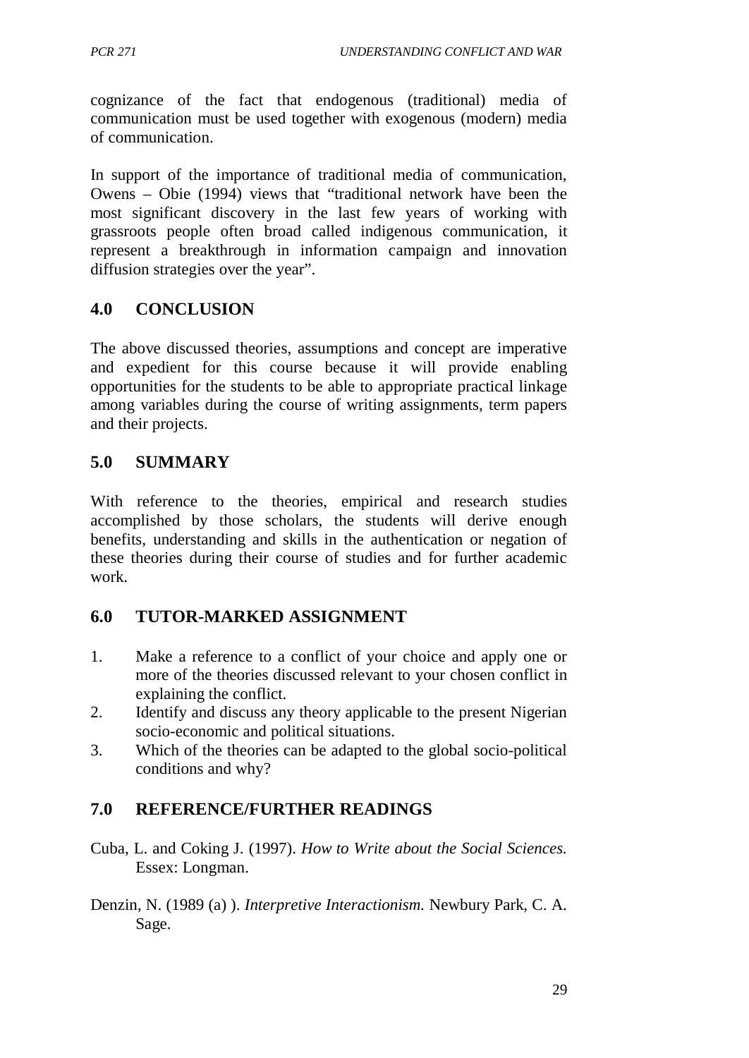cognizance of the fact that endogenous (traditional) media of communication must be used together with exogenous (modern) media of communication.

In support of the importance of traditional media of communication, Owens – Obie (1994) views that "traditional network have been the most significant discovery in the last few years of working with grassroots people often broad called indigenous communication, it represent a breakthrough in information campaign and innovation diffusion strategies over the year".

## 4.0 CONCLUSION

The above discussed theories, assumptions and concept are imperative and expedient for this course because it will provide enabling opportunities for the students to be able to appropriate practical linkage among variables during the course of writing assignments, term papers and their projects.

## 5.0 SUMMARY

With reference to the theories, empirical and research studies accomplished by those scholars, the students will derive enough benefits, understanding and skills in the authentication or negation of these theories during their course of studies and for further academic work.

## 6.0 TUTOR-MARKED ASSIGNMENT

1. Make a reference to a conflict of your choice and apply one or more of the theories discussed relevant to your chosen conflict in explaining the conflict.
2. Identify and discuss any theory applicable to the present Nigerian socio-economic and political situations.
3. Which of the theories can be adapted to the global socio-political conditions and why?

## 7.0 REFERENCE/FURTHER READINGS

Cuba, L. and Coking J. (1997). *How to Write about the Social Sciences.* Essex: Longman.

Denzin, N. (1989 (a) ). *Interpretive Interactionism.* Newbury Park, C. A. Sage.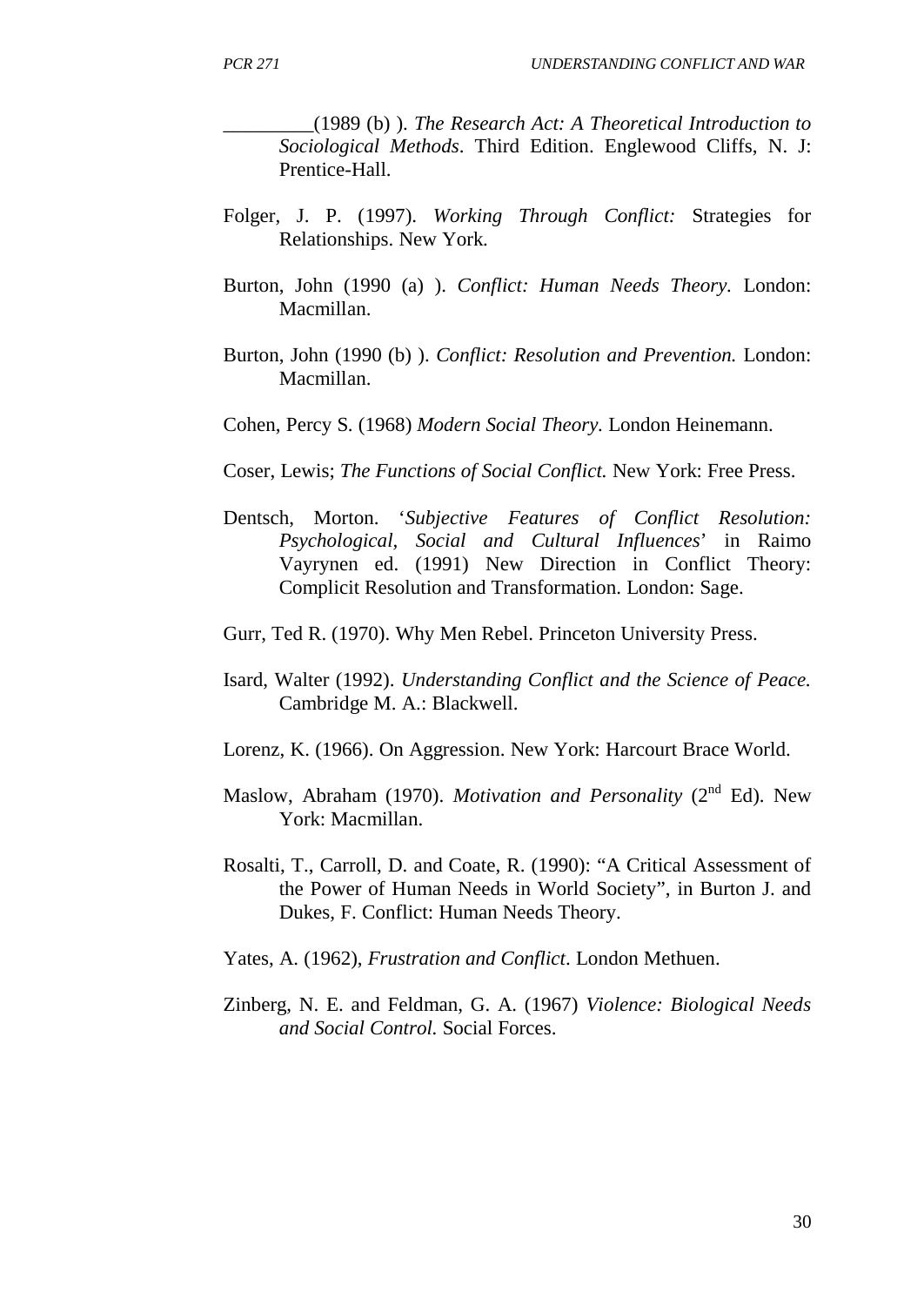_________(1989 (b) ). *The Research Act: A Theoretical Introduction to Sociological Methods*. Third Edition. Englewood Cliffs, N. J: Prentice-Hall.

Folger, J. P. (1997). *Working Through Conflict:* Strategies for Relationships. New York.

Burton, John (1990 (a) ). *Conflict: Human Needs Theory.* London: Macmillan.

Burton, John (1990 (b) ). *Conflict: Resolution and Prevention.* London: Macmillan.

Cohen, Percy S. (1968) *Modern Social Theory.* London Heinemann.

Coser, Lewis; *The Functions of Social Conflict.* New York: Free Press.

Dentsch, Morton. '*Subjective Features of Conflict Resolution: Psychological, Social and Cultural Influences*' in Raimo Vayrynen ed. (1991) New Direction in Conflict Theory: Complicit Resolution and Transformation. London: Sage.

Gurr, Ted R. (1970). Why Men Rebel. Princeton University Press.

Isard, Walter (1992). *Understanding Conflict and the Science of Peace.* Cambridge M. A.: Blackwell.

Lorenz, K. (1966). On Aggression. New York: Harcourt Brace World.

Maslow, Abraham (1970). *Motivation and Personality* (2nd Ed). New York: Macmillan.

Rosalti, T., Carroll, D. and Coate, R. (1990): "A Critical Assessment of the Power of Human Needs in World Society", in Burton J. and Dukes, F. Conflict: Human Needs Theory.

Yates, A. (1962), *Frustration and Conflict*. London Methuen.

Zinberg, N. E. and Feldman, G. A. (1967) *Violence: Biological Needs and Social Control.* Social Forces.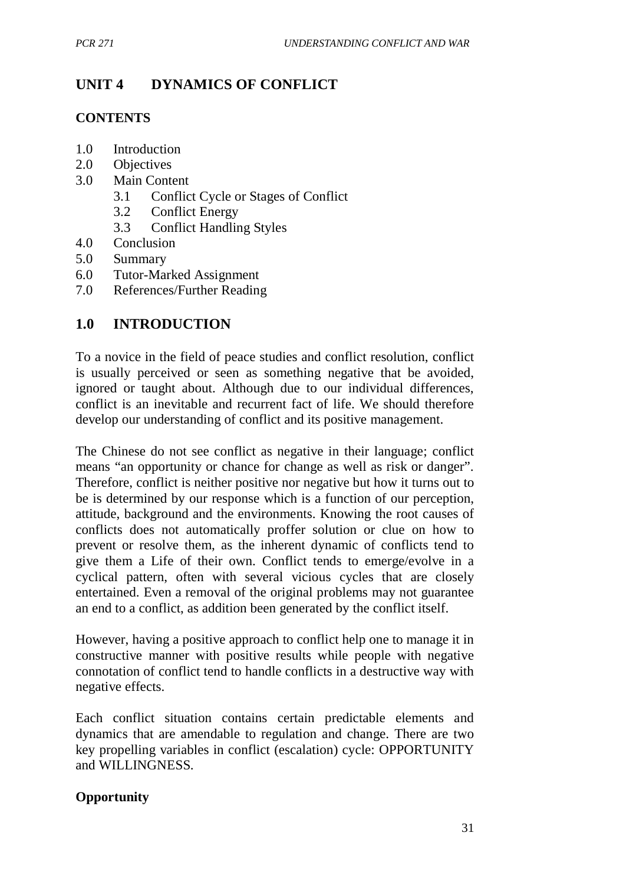# UNIT 4 DYNAMICS OF CONFLICT

## CONTENTS

1.0 Introduction
2.0 Objectives
3.0 Main Content
  3.1 Conflict Cycle or Stages of Conflict
  3.2 Conflict Energy
  3.3 Conflict Handling Styles
4.0 Conclusion
5.0 Summary
6.0 Tutor-Marked Assignment
7.0 References/Further Reading

## 1.0 INTRODUCTION

To a novice in the field of peace studies and conflict resolution, conflict is usually perceived or seen as something negative that be avoided, ignored or taught about. Although due to our individual differences, conflict is an inevitable and recurrent fact of life. We should therefore develop our understanding of conflict and its positive management.

The Chinese do not see conflict as negative in their language; conflict means "an opportunity or chance for change as well as risk or danger". Therefore, conflict is neither positive nor negative but how it turns out to be is determined by our response which is a function of our perception, attitude, background and the environments. Knowing the root causes of conflicts does not automatically proffer solution or clue on how to prevent or resolve them, as the inherent dynamic of conflicts tend to give them a Life of their own. Conflict tends to emerge/evolve in a cyclical pattern, often with several vicious cycles that are closely entertained. Even a removal of the original problems may not guarantee an end to a conflict, as addition been generated by the conflict itself.

However, having a positive approach to conflict help one to manage it in constructive manner with positive results while people with negative connotation of conflict tend to handle conflicts in a destructive way with negative effects.

Each conflict situation contains certain predictable elements and dynamics that are amendable to regulation and change. There are two key propelling variables in conflict (escalation) cycle: OPPORTUNITY and WILLINGNESS.

**Opportunity**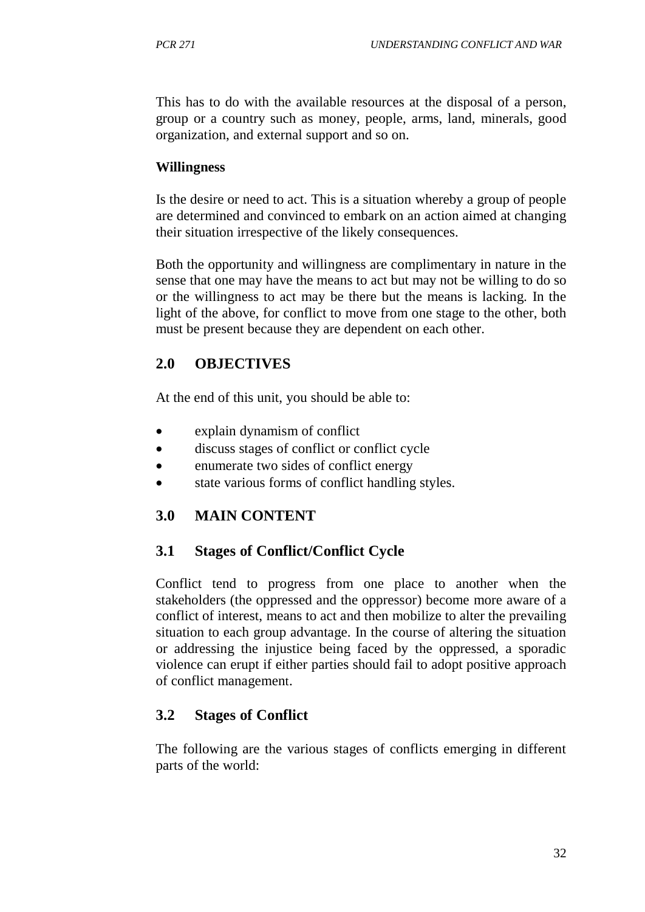This has to do with the available resources at the disposal of a person, group or a country such as money, people, arms, land, minerals, good organization, and external support and so on.

**Willingness**

Is the desire or need to act. This is a situation whereby a group of people are determined and convinced to embark on an action aimed at changing their situation irrespective of the likely consequences.

Both the opportunity and willingness are complimentary in nature in the sense that one may have the means to act but may not be willing to do so or the willingness to act may be there but the means is lacking. In the light of the above, for conflict to move from one stage to the other, both must be present because they are dependent on each other.

## 2.0 OBJECTIVES

At the end of this unit, you should be able to:

- explain dynamism of conflict
- discuss stages of conflict or conflict cycle
- enumerate two sides of conflict energy
- state various forms of conflict handling styles.

## 3.0 MAIN CONTENT

### 3.1 Stages of Conflict/Conflict Cycle

Conflict tend to progress from one place to another when the stakeholders (the oppressed and the oppressor) become more aware of a conflict of interest, means to act and then mobilize to alter the prevailing situation to each group advantage. In the course of altering the situation or addressing the injustice being faced by the oppressed, a sporadic violence can erupt if either parties should fail to adopt positive approach of conflict management.

### 3.2 Stages of Conflict

The following are the various stages of conflicts emerging in different parts of the world: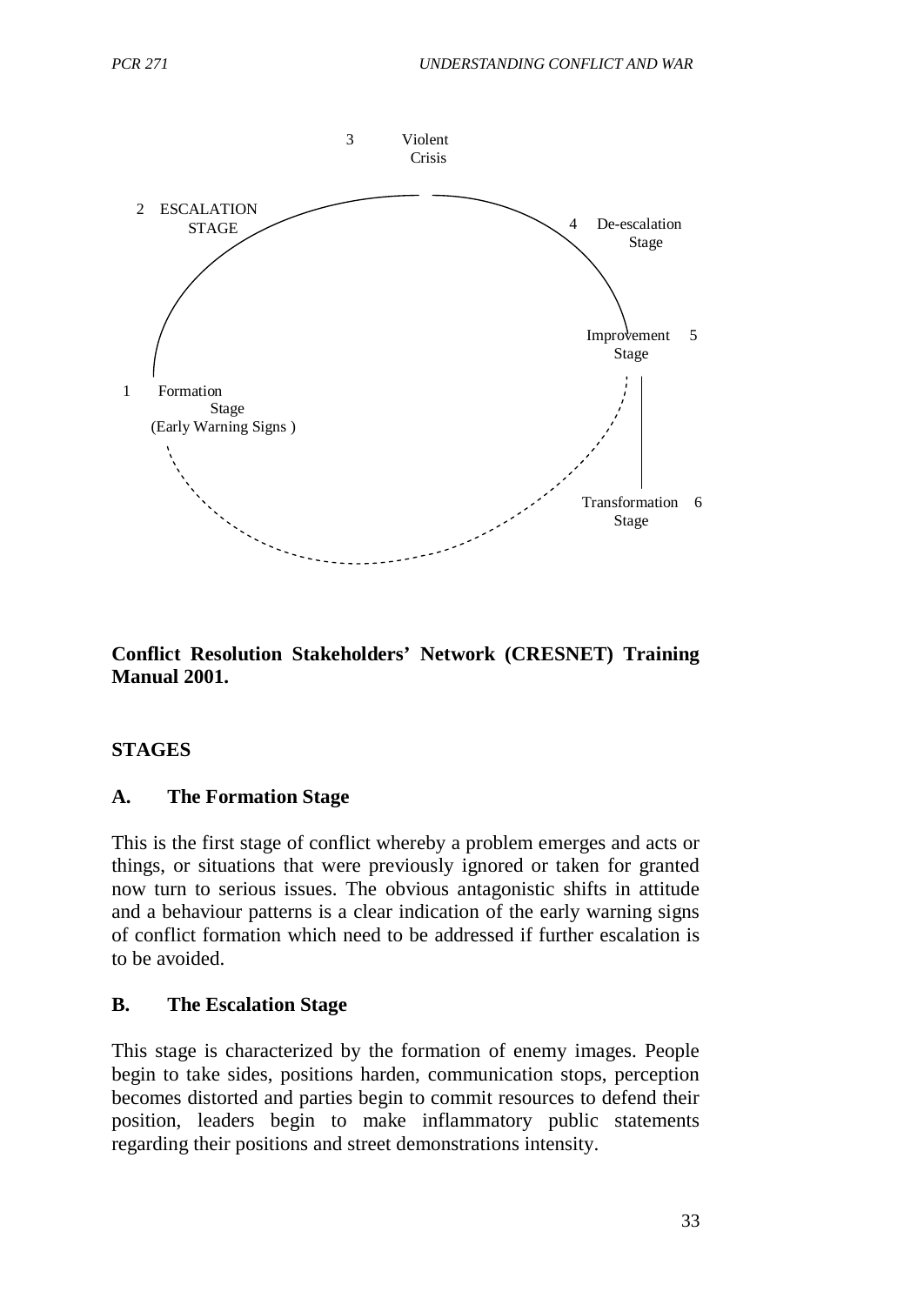3 Violent Crisis

2 ESCALATION STAGE

4 De-escalation Stage

Improvement 5 Stage

1 Formation Stage (Early Warning Signs )

Transformation 6 Stage

**Conflict Resolution Stakeholders' Network (CRESNET) Training Manual 2001.**

**STAGES**

**A. The Formation Stage**

This is the first stage of conflict whereby a problem emerges and acts or things, or situations that were previously ignored or taken for granted now turn to serious issues. The obvious antagonistic shifts in attitude and a behaviour patterns is a clear indication of the early warning signs of conflict formation which need to be addressed if further escalation is to be avoided.

**B. The Escalation Stage**

This stage is characterized by the formation of enemy images. People begin to take sides, positions harden, communication stops, perception becomes distorted and parties begin to commit resources to defend their position, leaders begin to make inflammatory public statements regarding their positions and street demonstrations intensity.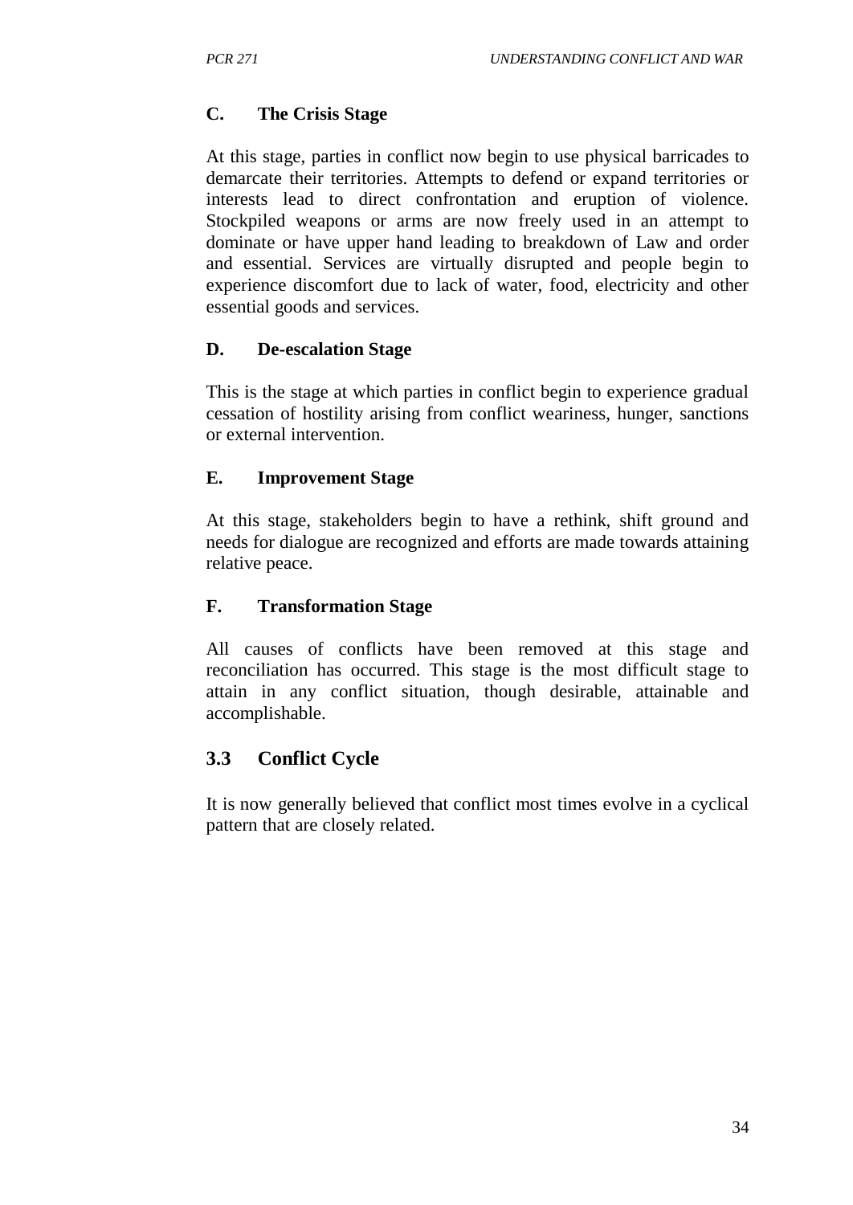### C. The Crisis Stage

At this stage, parties in conflict now begin to use physical barricades to demarcate their territories. Attempts to defend or expand territories or interests lead to direct confrontation and eruption of violence. Stockpiled weapons or arms are now freely used in an attempt to dominate or have upper hand leading to breakdown of Law and order and essential. Services are virtually disrupted and people begin to experience discomfort due to lack of water, food, electricity and other essential goods and services.

### D. De-escalation Stage

This is the stage at which parties in conflict begin to experience gradual cessation of hostility arising from conflict weariness, hunger, sanctions or external intervention.

### E. Improvement Stage

At this stage, stakeholders begin to have a rethink, shift ground and needs for dialogue are recognized and efforts are made towards attaining relative peace.

### F. Transformation Stage

All causes of conflicts have been removed at this stage and reconciliation has occurred. This stage is the most difficult stage to attain in any conflict situation, though desirable, attainable and accomplishable.

## 3.3 Conflict Cycle

It is now generally believed that conflict most times evolve in a cyclical pattern that are closely related.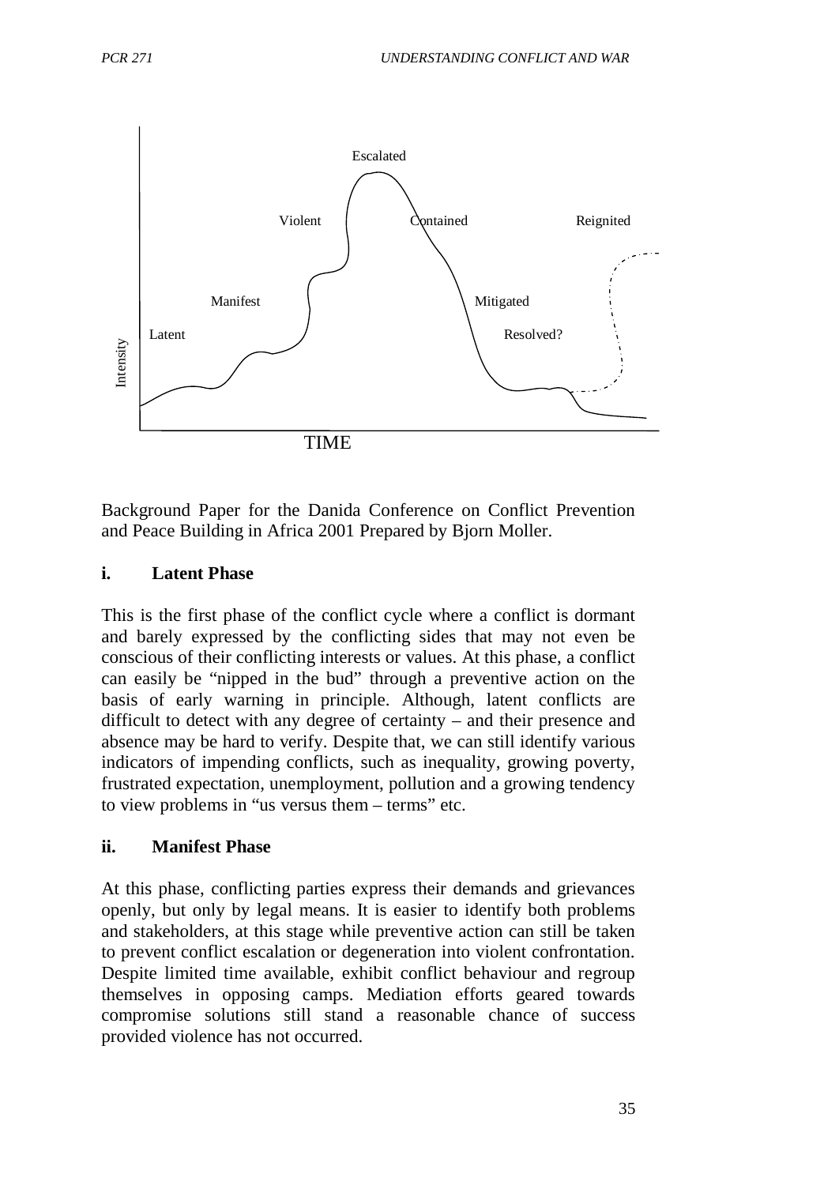Background Paper for the Danida Conference on Conflict Prevention and Peace Building in Africa 2001 Prepared by Bjorn Moller.

### i. Latent Phase

This is the first phase of the conflict cycle where a conflict is dormant and barely expressed by the conflicting sides that may not even be conscious of their conflicting interests or values. At this phase, a conflict can easily be "nipped in the bud" through a preventive action on the basis of early warning in principle. Although, latent conflicts are difficult to detect with any degree of certainty – and their presence and absence may be hard to verify. Despite that, we can still identify various indicators of impending conflicts, such as inequality, growing poverty, frustrated expectation, unemployment, pollution and a growing tendency to view problems in "us versus them – terms" etc.

### ii. Manifest Phase

At this phase, conflicting parties express their demands and grievances openly, but only by legal means. It is easier to identify both problems and stakeholders, at this stage while preventive action can still be taken to prevent conflict escalation or degeneration into violent confrontation. Despite limited time available, exhibit conflict behaviour and regroup themselves in opposing camps. Mediation efforts geared towards compromise solutions still stand a reasonable chance of success provided violence has not occurred.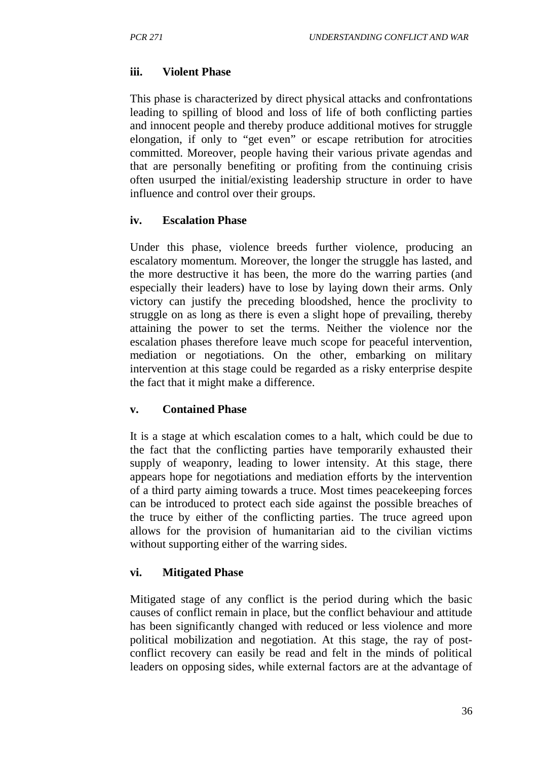### iii. Violent Phase

This phase is characterized by direct physical attacks and confrontations leading to spilling of blood and loss of life of both conflicting parties and innocent people and thereby produce additional motives for struggle elongation, if only to "get even" or escape retribution for atrocities committed. Moreover, people having their various private agendas and that are personally benefiting or profiting from the continuing crisis often usurped the initial/existing leadership structure in order to have influence and control over their groups.

### iv. Escalation Phase

Under this phase, violence breeds further violence, producing an escalatory momentum. Moreover, the longer the struggle has lasted, and the more destructive it has been, the more do the warring parties (and especially their leaders) have to lose by laying down their arms. Only victory can justify the preceding bloodshed, hence the proclivity to struggle on as long as there is even a slight hope of prevailing, thereby attaining the power to set the terms. Neither the violence nor the escalation phases therefore leave much scope for peaceful intervention, mediation or negotiations. On the other, embarking on military intervention at this stage could be regarded as a risky enterprise despite the fact that it might make a difference.

### v. Contained Phase

It is a stage at which escalation comes to a halt, which could be due to the fact that the conflicting parties have temporarily exhausted their supply of weaponry, leading to lower intensity. At this stage, there appears hope for negotiations and mediation efforts by the intervention of a third party aiming towards a truce. Most times peacekeeping forces can be introduced to protect each side against the possible breaches of the truce by either of the conflicting parties. The truce agreed upon allows for the provision of humanitarian aid to the civilian victims without supporting either of the warring sides.

### vi. Mitigated Phase

Mitigated stage of any conflict is the period during which the basic causes of conflict remain in place, but the conflict behaviour and attitude has been significantly changed with reduced or less violence and more political mobilization and negotiation. At this stage, the ray of post-conflict recovery can easily be read and felt in the minds of political leaders on opposing sides, while external factors are at the advantage of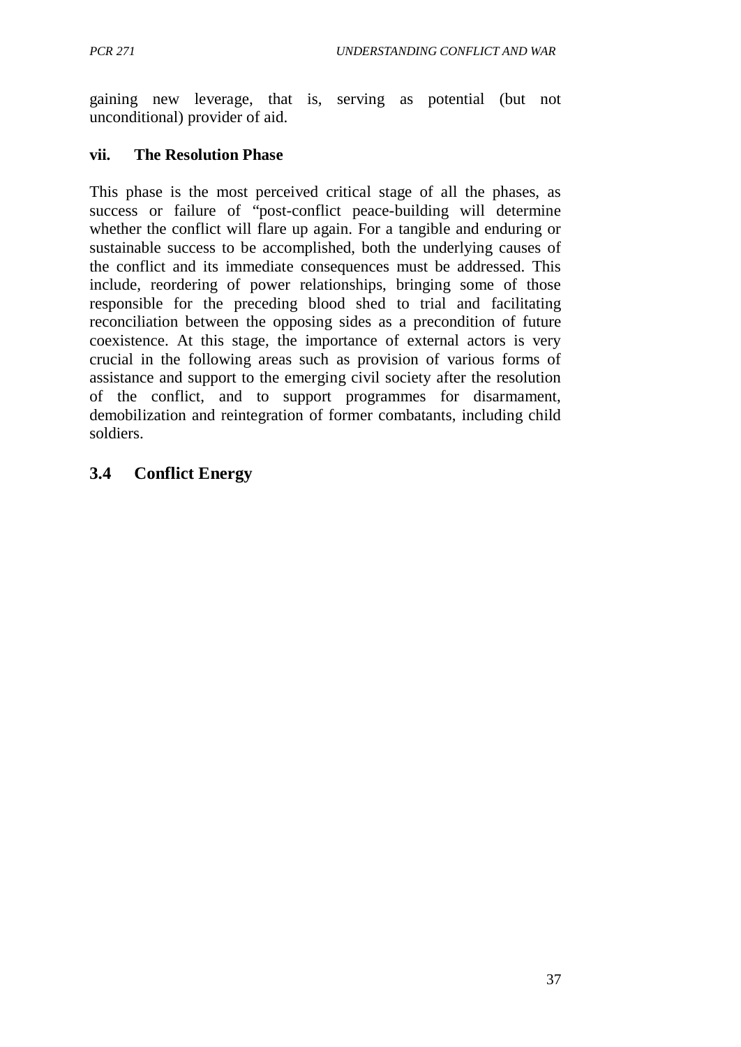gaining new leverage, that is, serving as potential (but not unconditional) provider of aid.

**vii. The Resolution Phase**

This phase is the most perceived critical stage of all the phases, as success or failure of "post-conflict peace-building will determine whether the conflict will flare up again. For a tangible and enduring or sustainable success to be accomplished, both the underlying causes of the conflict and its immediate consequences must be addressed. This include, reordering of power relationships, bringing some of those responsible for the preceding blood shed to trial and facilitating reconciliation between the opposing sides as a precondition of future coexistence. At this stage, the importance of external actors is very crucial in the following areas such as provision of various forms of assistance and support to the emerging civil society after the resolution of the conflict, and to support programmes for disarmament, demobilization and reintegration of former combatants, including child soldiers.

## 3.4 Conflict Energy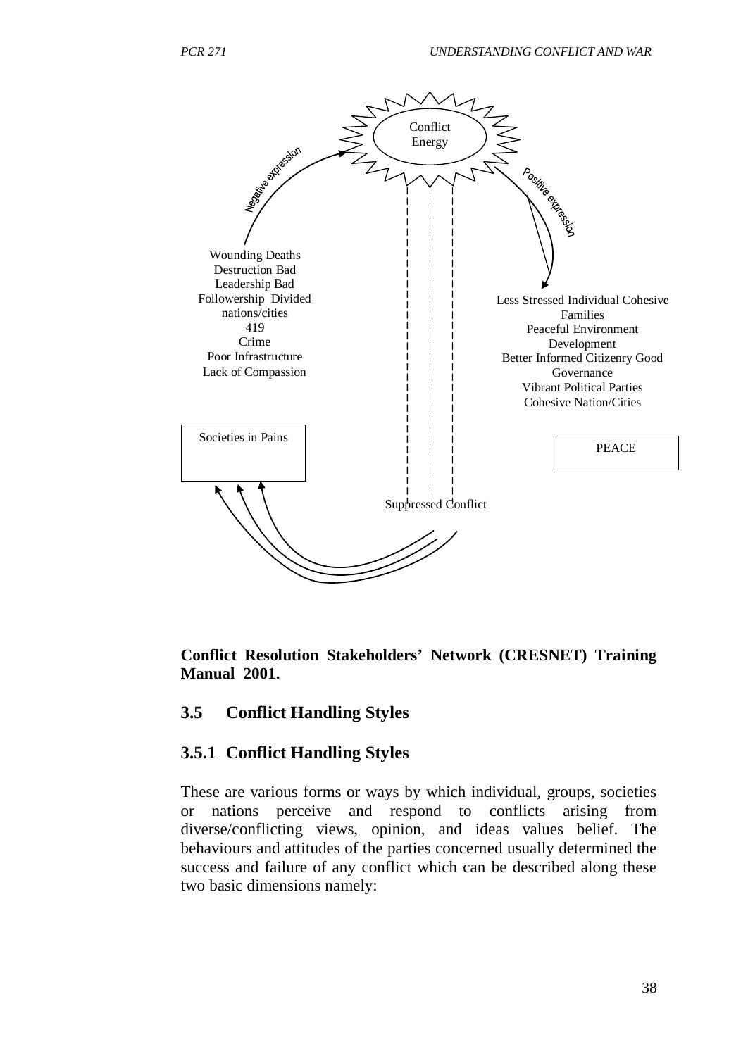Conflict Energy

Negative expression

Positive expression

Wounding Deaths
Destruction Bad
Leadership Bad
Followership Divided
nations/cities
419
Crime
Poor Infrastructure
Lack of Compassion

Less Stressed Individual Cohesive
Families
Peaceful Environment
Development
Better Informed Citizenry Good
Governance
Vibrant Political Parties
Cohesive Nation/Cities

Societies in Pains

PEACE

Suppressed Conflict

**Conflict Resolution Stakeholders' Network (CRESNET) Training Manual 2001.**

## 3.5 Conflict Handling Styles

### 3.5.1 Conflict Handling Styles

These are various forms or ways by which individual, groups, societies or nations perceive and respond to conflicts arising from diverse/conflicting views, opinion, and ideas values belief. The behaviours and attitudes of the parties concerned usually determined the success and failure of any conflict which can be described along these two basic dimensions namely: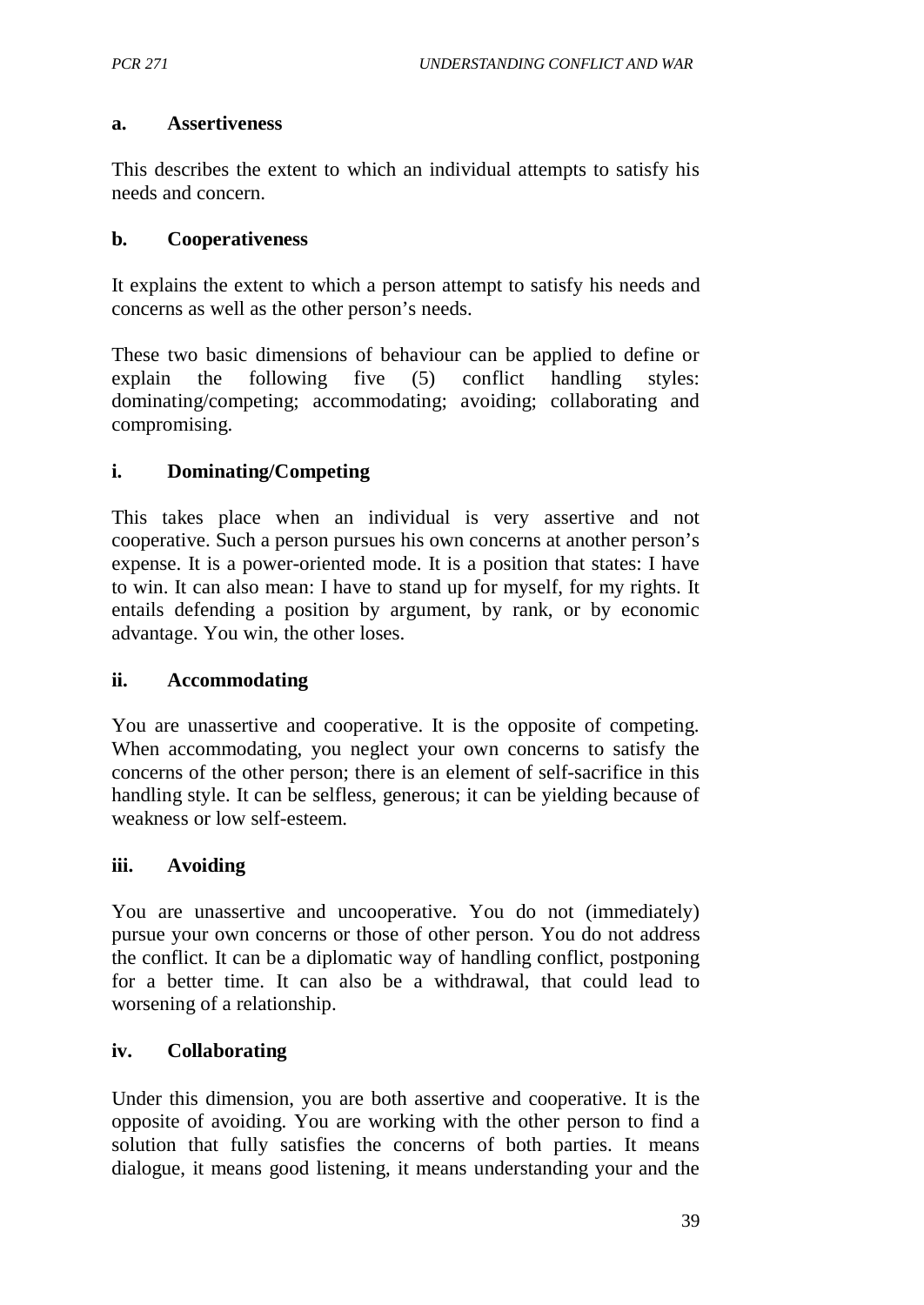**a. Assertiveness**

This describes the extent to which an individual attempts to satisfy his needs and concern.

**b. Cooperativeness**

It explains the extent to which a person attempt to satisfy his needs and concerns as well as the other person's needs.

These two basic dimensions of behaviour can be applied to define or explain the following five (5) conflict handling styles: dominating/competing; accommodating; avoiding; collaborating and compromising.

**i. Dominating/Competing**

This takes place when an individual is very assertive and not cooperative. Such a person pursues his own concerns at another person's expense. It is a power-oriented mode. It is a position that states: I have to win. It can also mean: I have to stand up for myself, for my rights. It entails defending a position by argument, by rank, or by economic advantage. You win, the other loses.

**ii. Accommodating**

You are unassertive and cooperative. It is the opposite of competing. When accommodating, you neglect your own concerns to satisfy the concerns of the other person; there is an element of self-sacrifice in this handling style. It can be selfless, generous; it can be yielding because of weakness or low self-esteem.

**iii. Avoiding**

You are unassertive and uncooperative. You do not (immediately) pursue your own concerns or those of other person. You do not address the conflict. It can be a diplomatic way of handling conflict, postponing for a better time. It can also be a withdrawal, that could lead to worsening of a relationship.

**iv. Collaborating**

Under this dimension, you are both assertive and cooperative. It is the opposite of avoiding. You are working with the other person to find a solution that fully satisfies the concerns of both parties. It means dialogue, it means good listening, it means understanding your and the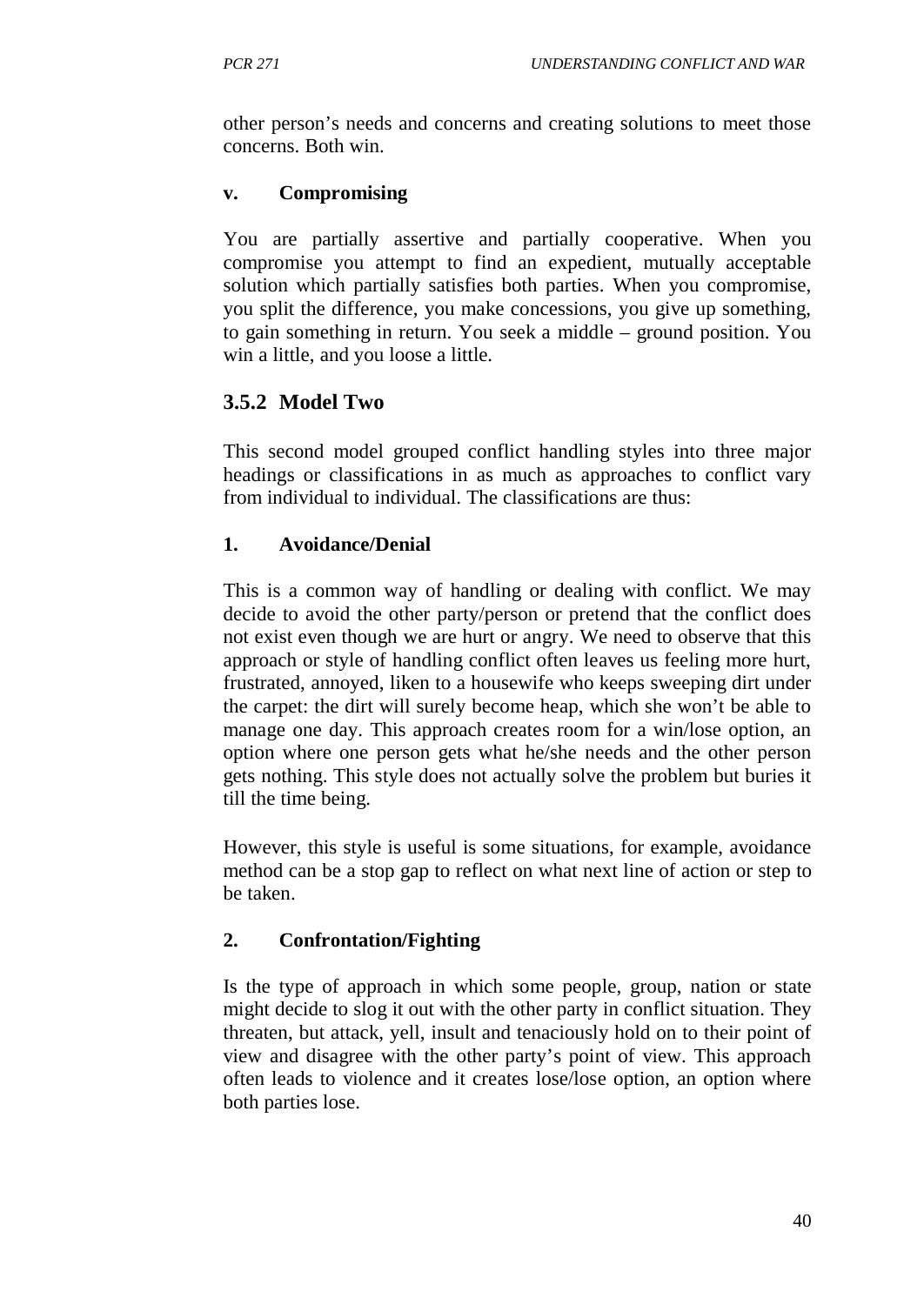other person's needs and concerns and creating solutions to meet those concerns. Both win.

**v. Compromising**

You are partially assertive and partially cooperative. When you compromise you attempt to find an expedient, mutually acceptable solution which partially satisfies both parties. When you compromise, you split the difference, you make concessions, you give up something, to gain something in return. You seek a middle – ground position. You win a little, and you loose a little.

### 3.5.2 Model Two

This second model grouped conflict handling styles into three major headings or classifications in as much as approaches to conflict vary from individual to individual. The classifications are thus:

**1. Avoidance/Denial**

This is a common way of handling or dealing with conflict. We may decide to avoid the other party/person or pretend that the conflict does not exist even though we are hurt or angry. We need to observe that this approach or style of handling conflict often leaves us feeling more hurt, frustrated, annoyed, liken to a housewife who keeps sweeping dirt under the carpet: the dirt will surely become heap, which she won't be able to manage one day. This approach creates room for a win/lose option, an option where one person gets what he/she needs and the other person gets nothing. This style does not actually solve the problem but buries it till the time being.

However, this style is useful is some situations, for example, avoidance method can be a stop gap to reflect on what next line of action or step to be taken.

**2. Confrontation/Fighting**

Is the type of approach in which some people, group, nation or state might decide to slog it out with the other party in conflict situation. They threaten, but attack, yell, insult and tenaciously hold on to their point of view and disagree with the other party's point of view. This approach often leads to violence and it creates lose/lose option, an option where both parties lose.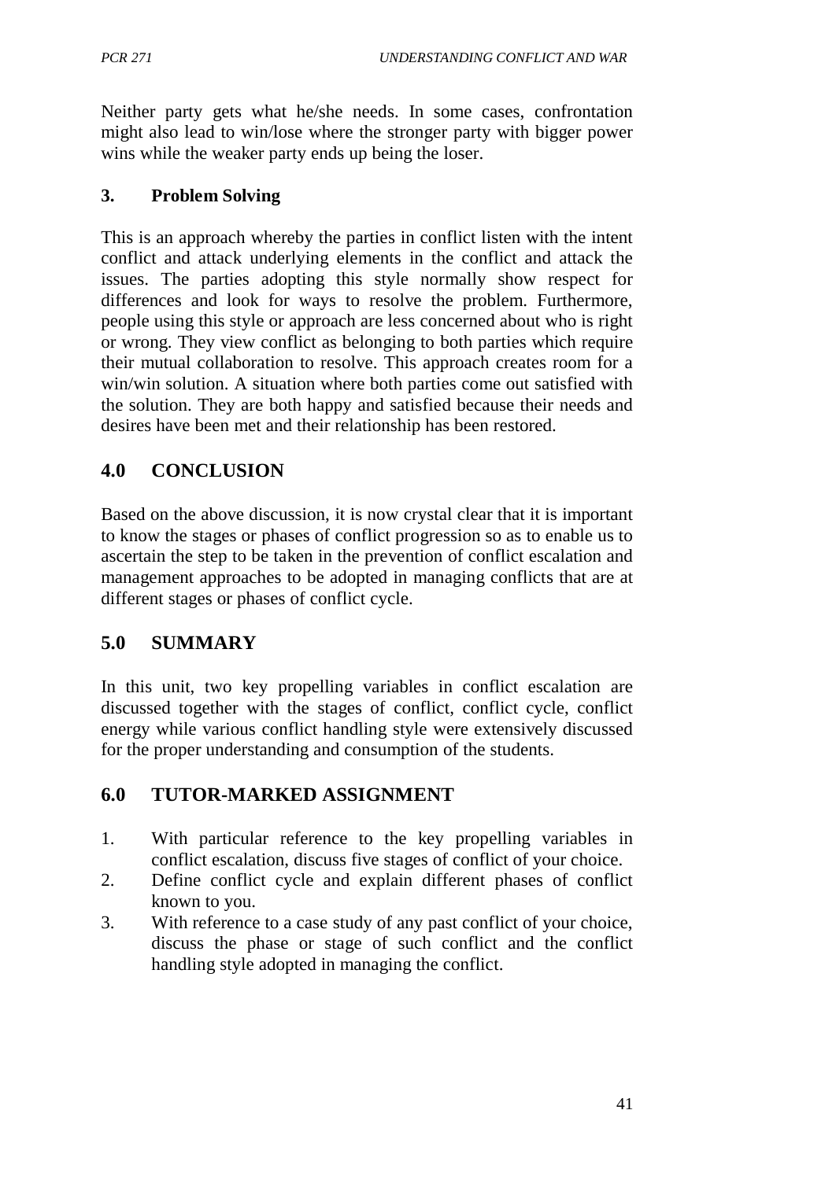Neither party gets what he/she needs. In some cases, confrontation might also lead to win/lose where the stronger party with bigger power wins while the weaker party ends up being the loser.

### 3. Problem Solving

This is an approach whereby the parties in conflict listen with the intent conflict and attack underlying elements in the conflict and attack the issues. The parties adopting this style normally show respect for differences and look for ways to resolve the problem. Furthermore, people using this style or approach are less concerned about who is right or wrong. They view conflict as belonging to both parties which require their mutual collaboration to resolve. This approach creates room for a win/win solution. A situation where both parties come out satisfied with the solution. They are both happy and satisfied because their needs and desires have been met and their relationship has been restored.

## 4.0 CONCLUSION

Based on the above discussion, it is now crystal clear that it is important to know the stages or phases of conflict progression so as to enable us to ascertain the step to be taken in the prevention of conflict escalation and management approaches to be adopted in managing conflicts that are at different stages or phases of conflict cycle.

## 5.0 SUMMARY

In this unit, two key propelling variables in conflict escalation are discussed together with the stages of conflict, conflict cycle, conflict energy while various conflict handling style were extensively discussed for the proper understanding and consumption of the students.

## 6.0 TUTOR-MARKED ASSIGNMENT

1. With particular reference to the key propelling variables in conflict escalation, discuss five stages of conflict of your choice.
2. Define conflict cycle and explain different phases of conflict known to you.
3. With reference to a case study of any past conflict of your choice, discuss the phase or stage of such conflict and the conflict handling style adopted in managing the conflict.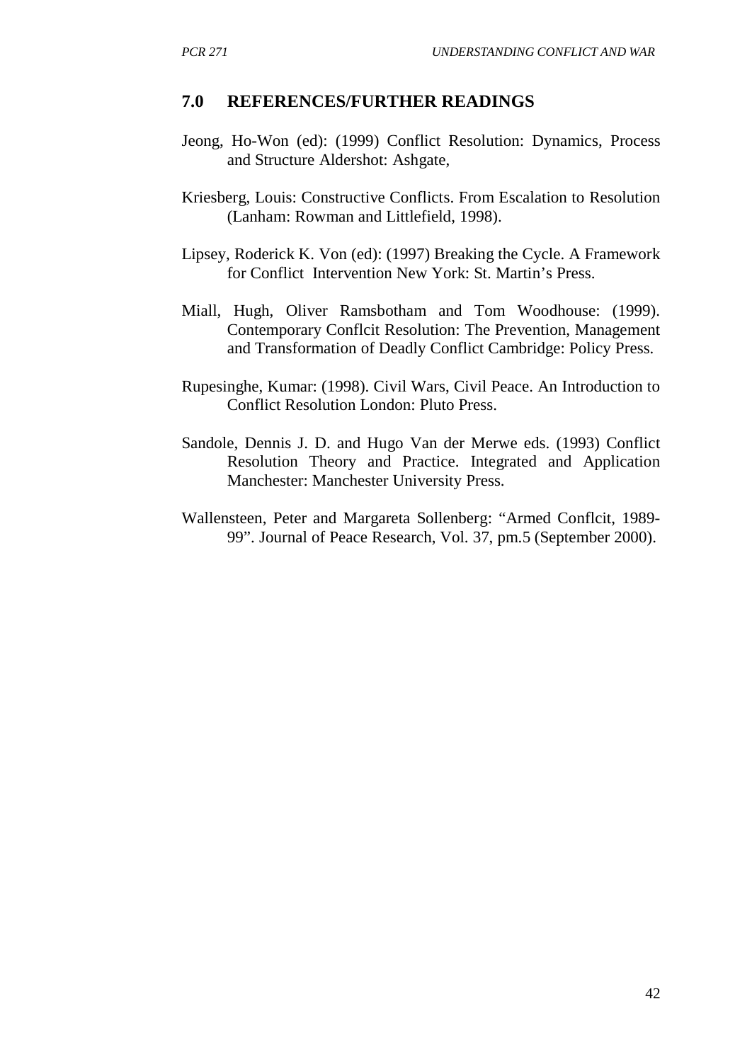## 7.0 REFERENCES/FURTHER READINGS

Jeong, Ho-Won (ed): (1999) Conflict Resolution: Dynamics, Process and Structure Aldershot: Ashgate,

Kriesberg, Louis: Constructive Conflicts. From Escalation to Resolution (Lanham: Rowman and Littlefield, 1998).

Lipsey, Roderick K. Von (ed): (1997) Breaking the Cycle. A Framework for Conflict Intervention New York: St. Martin's Press.

Miall, Hugh, Oliver Ramsbotham and Tom Woodhouse: (1999). Contemporary Conflcit Resolution: The Prevention, Management and Transformation of Deadly Conflict Cambridge: Policy Press.

Rupesinghe, Kumar: (1998). Civil Wars, Civil Peace. An Introduction to Conflict Resolution London: Pluto Press.

Sandole, Dennis J. D. and Hugo Van der Merwe eds. (1993) Conflict Resolution Theory and Practice. Integrated and Application Manchester: Manchester University Press.

Wallensteen, Peter and Margareta Sollenberg: "Armed Conflcit, 1989-99". Journal of Peace Research, Vol. 37, pm.5 (September 2000).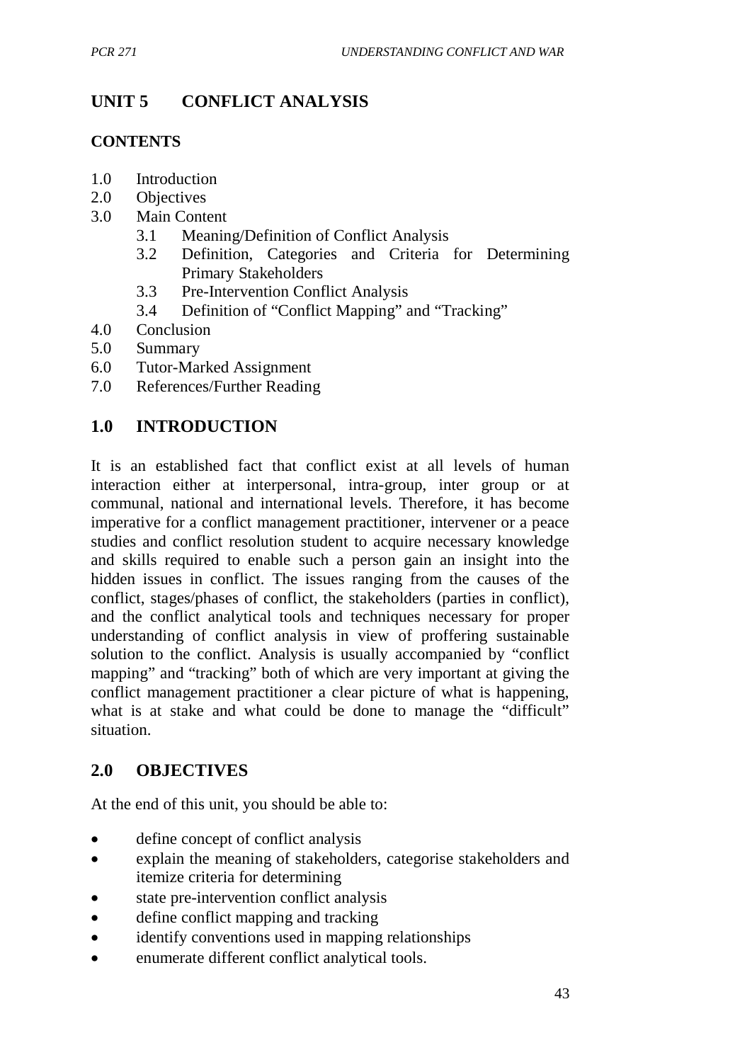# UNIT 5 CONFLICT ANALYSIS

## CONTENTS

1.0 Introduction
2.0 Objectives
3.0 Main Content
  3.1 Meaning/Definition of Conflict Analysis
  3.2 Definition, Categories and Criteria for Determining Primary Stakeholders
  3.3 Pre-Intervention Conflict Analysis
  3.4 Definition of "Conflict Mapping" and "Tracking"
4.0 Conclusion
5.0 Summary
6.0 Tutor-Marked Assignment
7.0 References/Further Reading

## 1.0 INTRODUCTION

It is an established fact that conflict exist at all levels of human interaction either at interpersonal, intra-group, inter group or at communal, national and international levels. Therefore, it has become imperative for a conflict management practitioner, intervener or a peace studies and conflict resolution student to acquire necessary knowledge and skills required to enable such a person gain an insight into the hidden issues in conflict. The issues ranging from the causes of the conflict, stages/phases of conflict, the stakeholders (parties in conflict), and the conflict analytical tools and techniques necessary for proper understanding of conflict analysis in view of proffering sustainable solution to the conflict. Analysis is usually accompanied by "conflict mapping" and "tracking" both of which are very important at giving the conflict management practitioner a clear picture of what is happening, what is at stake and what could be done to manage the "difficult" situation.

## 2.0 OBJECTIVES

At the end of this unit, you should be able to:

- define concept of conflict analysis
- explain the meaning of stakeholders, categorise stakeholders and itemize criteria for determining
- state pre-intervention conflict analysis
- define conflict mapping and tracking
- identify conventions used in mapping relationships
- enumerate different conflict analytical tools.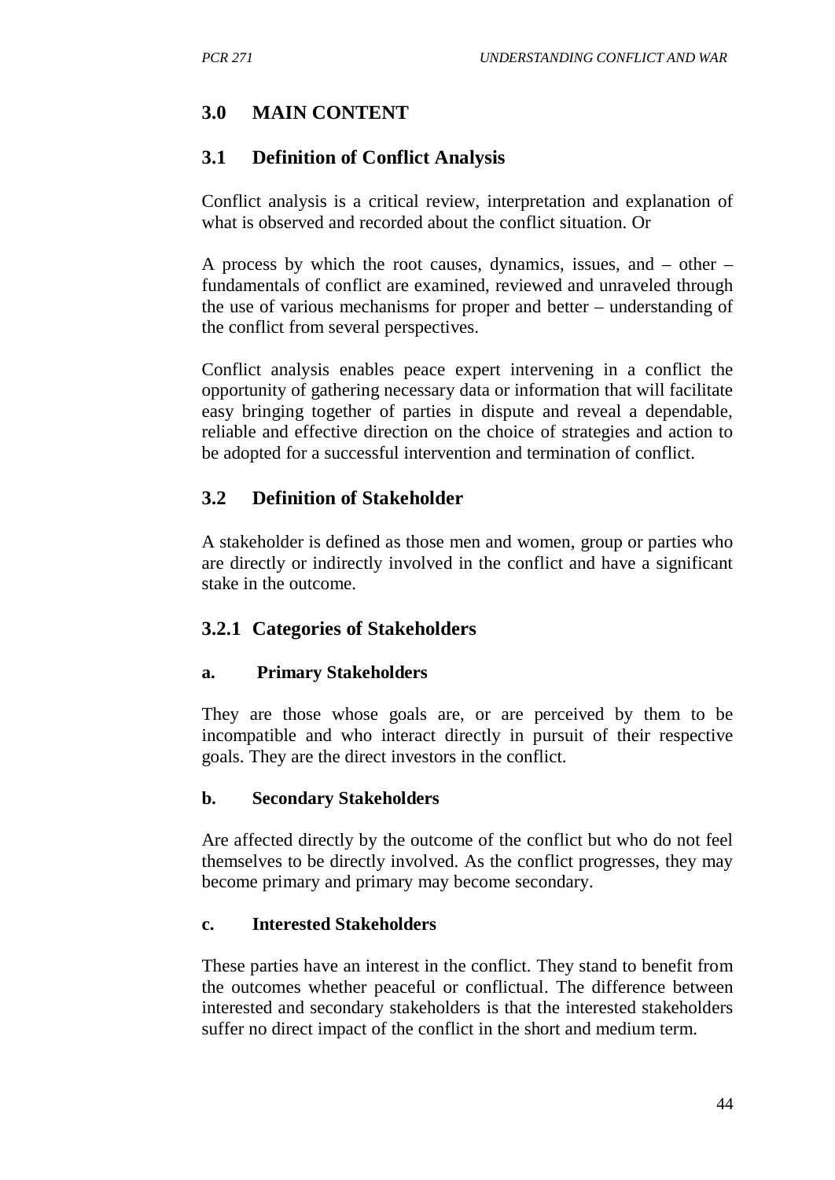## 3.0 MAIN CONTENT

### 3.1 Definition of Conflict Analysis

Conflict analysis is a critical review, interpretation and explanation of what is observed and recorded about the conflict situation. Or

A process by which the root causes, dynamics, issues, and – other – fundamentals of conflict are examined, reviewed and unraveled through the use of various mechanisms for proper and better – understanding of the conflict from several perspectives.

Conflict analysis enables peace expert intervening in a conflict the opportunity of gathering necessary data or information that will facilitate easy bringing together of parties in dispute and reveal a dependable, reliable and effective direction on the choice of strategies and action to be adopted for a successful intervention and termination of conflict.

### 3.2 Definition of Stakeholder

A stakeholder is defined as those men and women, group or parties who are directly or indirectly involved in the conflict and have a significant stake in the outcome.

#### 3.2.1 Categories of Stakeholders

**a. Primary Stakeholders**

They are those whose goals are, or are perceived by them to be incompatible and who interact directly in pursuit of their respective goals. They are the direct investors in the conflict.

**b. Secondary Stakeholders**

Are affected directly by the outcome of the conflict but who do not feel themselves to be directly involved. As the conflict progresses, they may become primary and primary may become secondary.

**c. Interested Stakeholders**

These parties have an interest in the conflict. They stand to benefit from the outcomes whether peaceful or conflictual. The difference between interested and secondary stakeholders is that the interested stakeholders suffer no direct impact of the conflict in the short and medium term.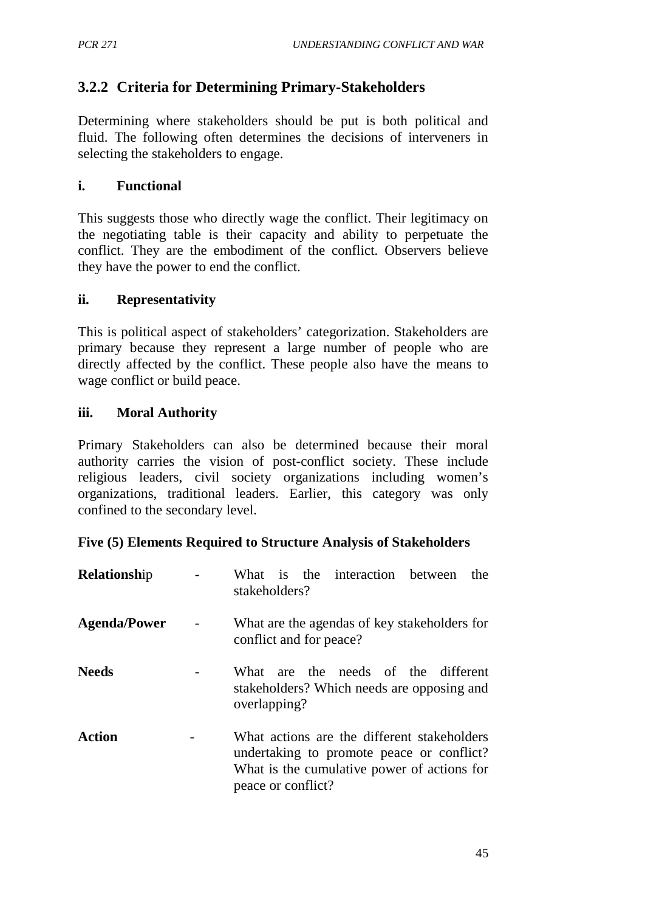### 3.2.2 Criteria for Determining Primary-Stakeholders

Determining where stakeholders should be put is both political and fluid. The following often determines the decisions of interveners in selecting the stakeholders to engage.

**i. Functional**

This suggests those who directly wage the conflict. Their legitimacy on the negotiating table is their capacity and ability to perpetuate the conflict. They are the embodiment of the conflict. Observers believe they have the power to end the conflict.

**ii. Representativity**

This is political aspect of stakeholders' categorization. Stakeholders are primary because they represent a large number of people who are directly affected by the conflict. These people also have the means to wage conflict or build peace.

**iii. Moral Authority**

Primary Stakeholders can also be determined because their moral authority carries the vision of post-conflict society. These include religious leaders, civil society organizations including women's organizations, traditional leaders. Earlier, this category was only confined to the secondary level.

**Five (5) Elements Required to Structure Analysis of Stakeholders**

**Relationship** - What is the interaction between the stakeholders?

**Agenda/Power** - What are the agendas of key stakeholders for conflict and for peace?

**Needs** - What are the needs of the different stakeholders? Which needs are opposing and overlapping?

**Action** - What actions are the different stakeholders undertaking to promote peace or conflict? What is the cumulative power of actions for peace or conflict?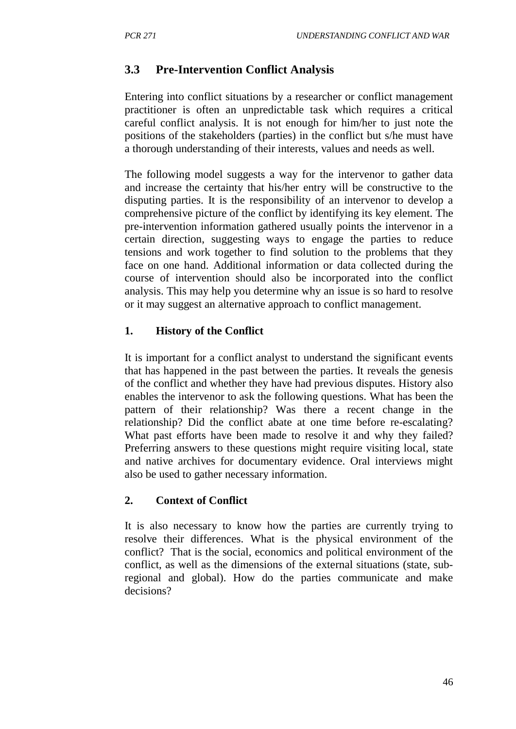## 3.3 Pre-Intervention Conflict Analysis

Entering into conflict situations by a researcher or conflict management practitioner is often an unpredictable task which requires a critical careful conflict analysis. It is not enough for him/her to just note the positions of the stakeholders (parties) in the conflict but s/he must have a thorough understanding of their interests, values and needs as well.

The following model suggests a way for the intervenor to gather data and increase the certainty that his/her entry will be constructive to the disputing parties. It is the responsibility of an intervenor to develop a comprehensive picture of the conflict by identifying its key element. The pre-intervention information gathered usually points the intervenor in a certain direction, suggesting ways to engage the parties to reduce tensions and work together to find solution to the problems that they face on one hand. Additional information or data collected during the course of intervention should also be incorporated into the conflict analysis. This may help you determine why an issue is so hard to resolve or it may suggest an alternative approach to conflict management.

### 1. History of the Conflict

It is important for a conflict analyst to understand the significant events that has happened in the past between the parties. It reveals the genesis of the conflict and whether they have had previous disputes. History also enables the intervenor to ask the following questions. What has been the pattern of their relationship? Was there a recent change in the relationship? Did the conflict abate at one time before re-escalating? What past efforts have been made to resolve it and why they failed? Preferring answers to these questions might require visiting local, state and native archives for documentary evidence. Oral interviews might also be used to gather necessary information.

### 2. Context of Conflict

It is also necessary to know how the parties are currently trying to resolve their differences. What is the physical environment of the conflict? That is the social, economics and political environment of the conflict, as well as the dimensions of the external situations (state, sub-regional and global). How do the parties communicate and make decisions?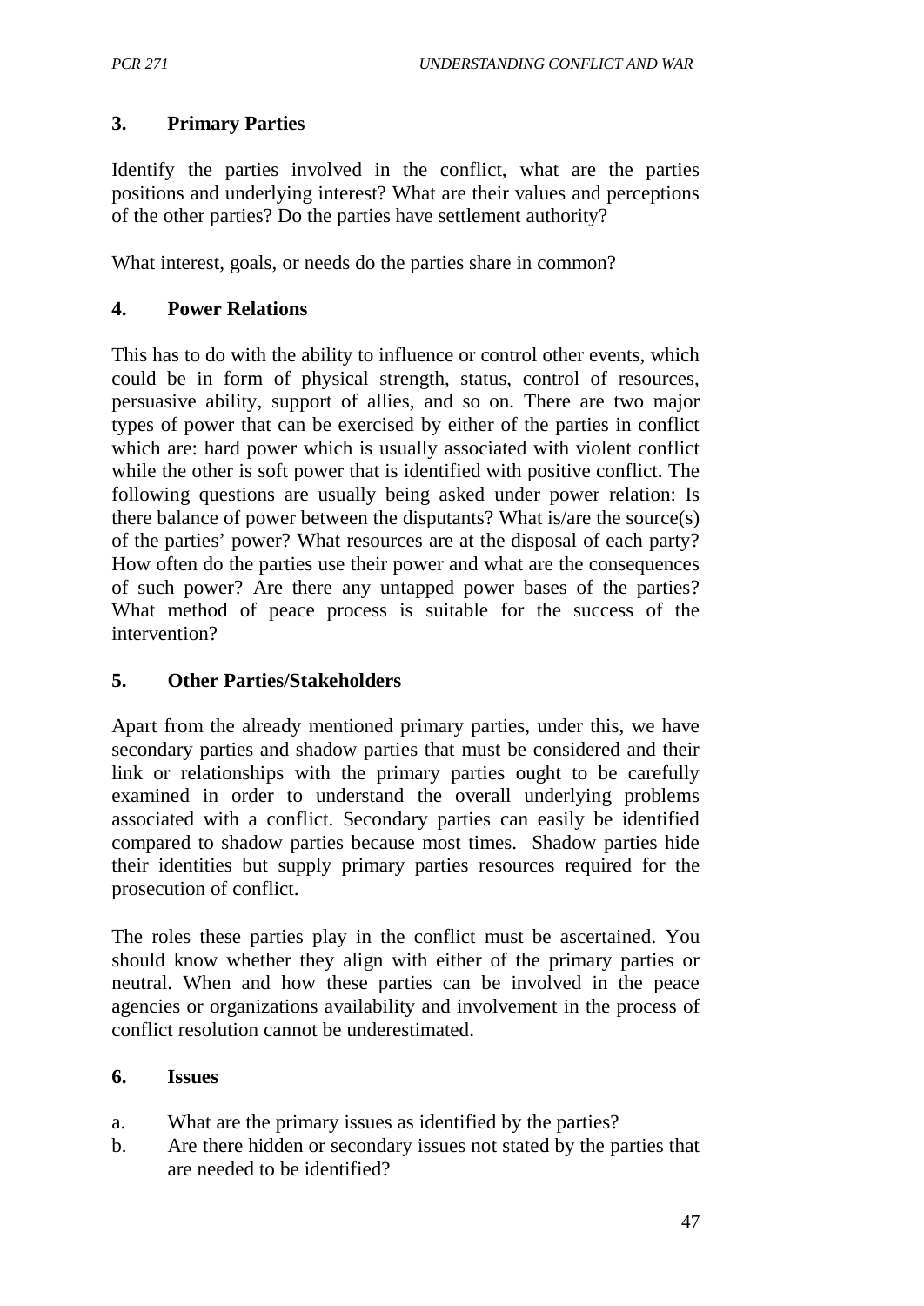### 3. Primary Parties

Identify the parties involved in the conflict, what are the parties positions and underlying interest? What are their values and perceptions of the other parties? Do the parties have settlement authority?

What interest, goals, or needs do the parties share in common?

### 4. Power Relations

This has to do with the ability to influence or control other events, which could be in form of physical strength, status, control of resources, persuasive ability, support of allies, and so on. There are two major types of power that can be exercised by either of the parties in conflict which are: hard power which is usually associated with violent conflict while the other is soft power that is identified with positive conflict. The following questions are usually being asked under power relation: Is there balance of power between the disputants? What is/are the source(s) of the parties' power? What resources are at the disposal of each party? How often do the parties use their power and what are the consequences of such power? Are there any untapped power bases of the parties? What method of peace process is suitable for the success of the intervention?

### 5. Other Parties/Stakeholders

Apart from the already mentioned primary parties, under this, we have secondary parties and shadow parties that must be considered and their link or relationships with the primary parties ought to be carefully examined in order to understand the overall underlying problems associated with a conflict. Secondary parties can easily be identified compared to shadow parties because most times. Shadow parties hide their identities but supply primary parties resources required for the prosecution of conflict.

The roles these parties play in the conflict must be ascertained. You should know whether they align with either of the primary parties or neutral. When and how these parties can be involved in the peace agencies or organizations availability and involvement in the process of conflict resolution cannot be underestimated.

### 6. Issues

a. What are the primary issues as identified by the parties?
b. Are there hidden or secondary issues not stated by the parties that are needed to be identified?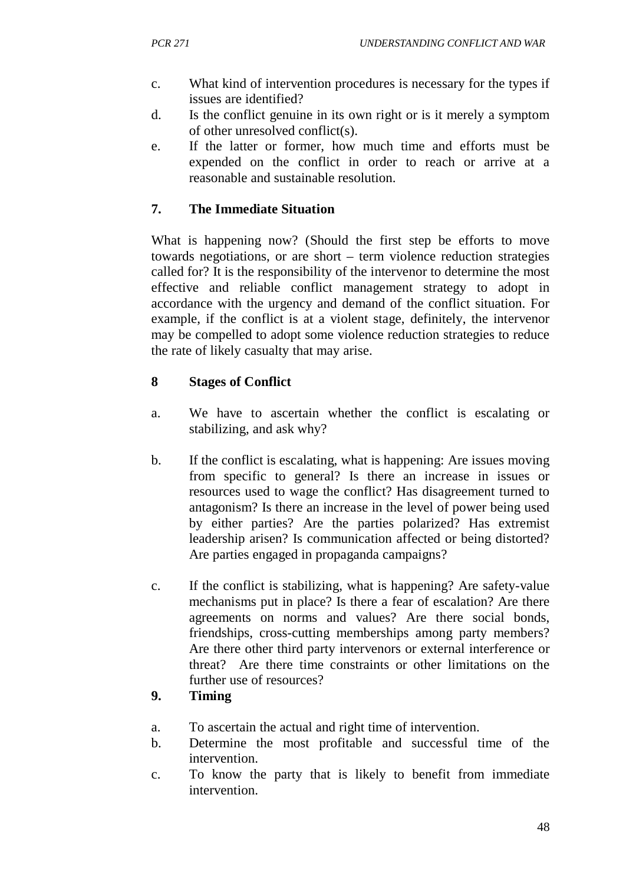c. What kind of intervention procedures is necessary for the types if issues are identified?
d. Is the conflict genuine in its own right or is it merely a symptom of other unresolved conflict(s).
e. If the latter or former, how much time and efforts must be expended on the conflict in order to reach or arrive at a reasonable and sustainable resolution.

**7. The Immediate Situation**

What is happening now? (Should the first step be efforts to move towards negotiations, or are short – term violence reduction strategies called for? It is the responsibility of the intervenor to determine the most effective and reliable conflict management strategy to adopt in accordance with the urgency and demand of the conflict situation. For example, if the conflict is at a violent stage, definitely, the intervenor may be compelled to adopt some violence reduction strategies to reduce the rate of likely casualty that may arise.

**8 Stages of Conflict**

a. We have to ascertain whether the conflict is escalating or stabilizing, and ask why?

b. If the conflict is escalating, what is happening: Are issues moving from specific to general? Is there an increase in issues or resources used to wage the conflict? Has disagreement turned to antagonism? Is there an increase in the level of power being used by either parties? Are the parties polarized? Has extremist leadership arisen? Is communication affected or being distorted? Are parties engaged in propaganda campaigns?

c. If the conflict is stabilizing, what is happening? Are safety-value mechanisms put in place? Is there a fear of escalation? Are there agreements on norms and values? Are there social bonds, friendships, cross-cutting memberships among party members? Are there other third party intervenors or external interference or threat? Are there time constraints or other limitations on the further use of resources?

**9. Timing**

a. To ascertain the actual and right time of intervention.
b. Determine the most profitable and successful time of the intervention.
c. To know the party that is likely to benefit from immediate intervention.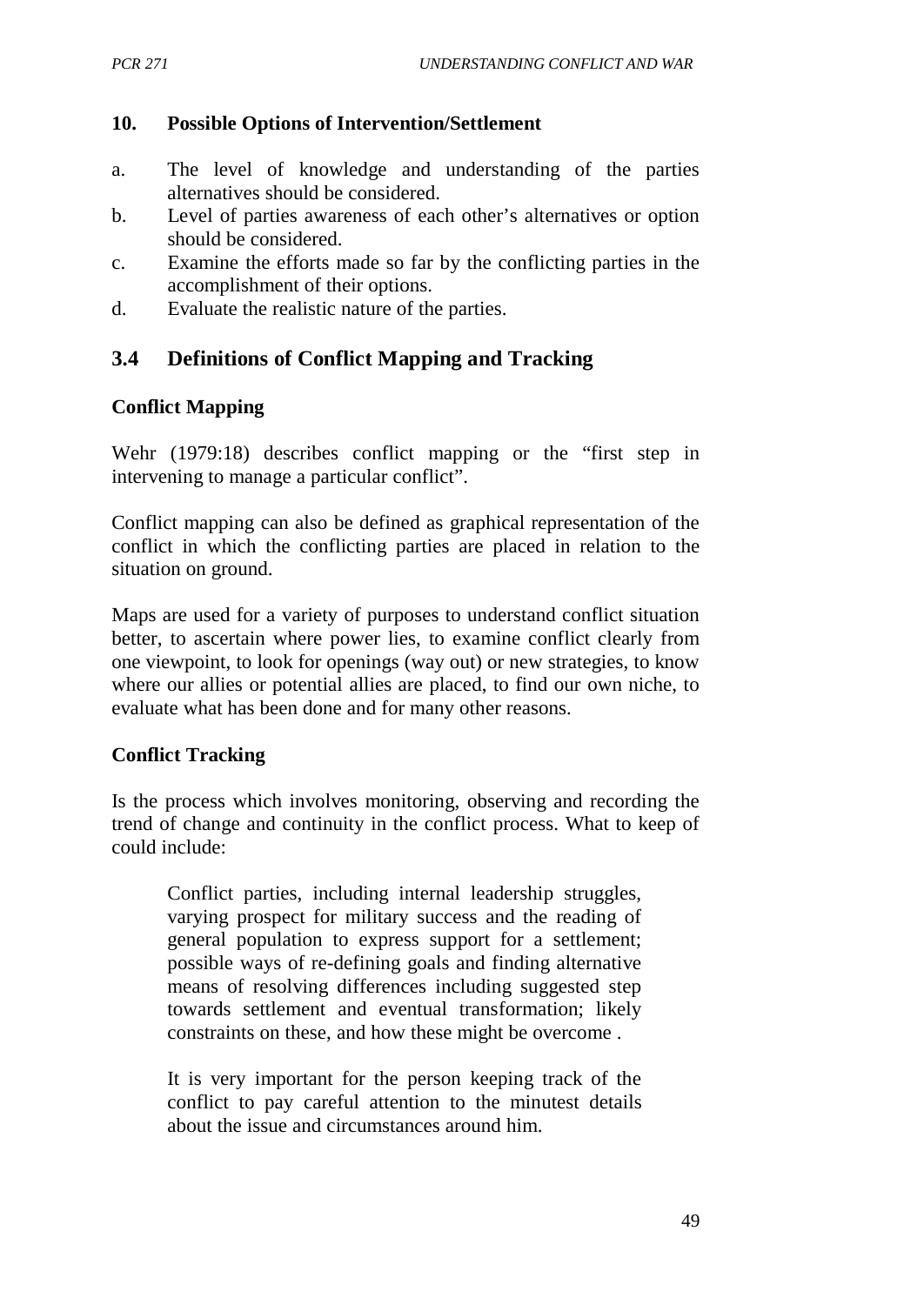**10. Possible Options of Intervention/Settlement**

a. The level of knowledge and understanding of the parties alternatives should be considered.
b. Level of parties awareness of each other's alternatives or option should be considered.
c. Examine the efforts made so far by the conflicting parties in the accomplishment of their options.
d. Evaluate the realistic nature of the parties.

## 3.4 Definitions of Conflict Mapping and Tracking

**Conflict Mapping**

Wehr (1979:18) describes conflict mapping or the "first step in intervening to manage a particular conflict".

Conflict mapping can also be defined as graphical representation of the conflict in which the conflicting parties are placed in relation to the situation on ground.

Maps are used for a variety of purposes to understand conflict situation better, to ascertain where power lies, to examine conflict clearly from one viewpoint, to look for openings (way out) or new strategies, to know where our allies or potential allies are placed, to find our own niche, to evaluate what has been done and for many other reasons.

**Conflict Tracking**

Is the process which involves monitoring, observing and recording the trend of change and continuity in the conflict process. What to keep of could include:

> Conflict parties, including internal leadership struggles, varying prospect for military success and the reading of general population to express support for a settlement; possible ways of re-defining goals and finding alternative means of resolving differences including suggested step towards settlement and eventual transformation; likely constraints on these, and how these might be overcome .
>
> It is very important for the person keeping track of the conflict to pay careful attention to the minutest details about the issue and circumstances around him.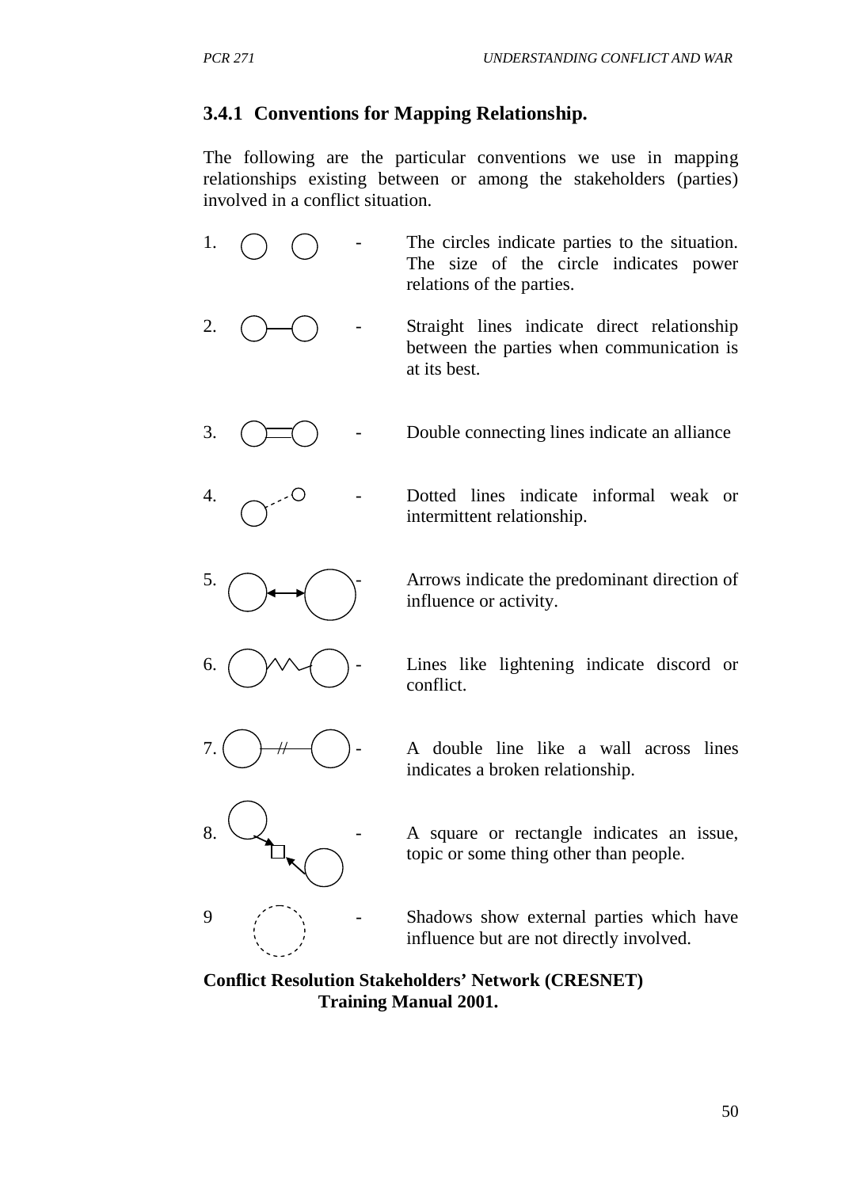### 3.4.1 Conventions for Mapping Relationship.

The following are the particular conventions we use in mapping relationships existing between or among the stakeholders (parties) involved in a conflict situation.

1. - The circles indicate parties to the situation. The size of the circle indicates power relations of the parties.

2. - Straight lines indicate direct relationship between the parties when communication is at its best.

3. - Double connecting lines indicate an alliance

4. - Dotted lines indicate informal weak or intermittent relationship.

5. - Arrows indicate the predominant direction of influence or activity.

6. - Lines like lightening indicate discord or conflict.

7. - A double line like a wall across lines indicates a broken relationship.

8. - A square or rectangle indicates an issue, topic or some thing other than people.

9 - Shadows show external parties which have influence but are not directly involved.

**Conflict Resolution Stakeholders' Network (CRESNET) Training Manual 2001.**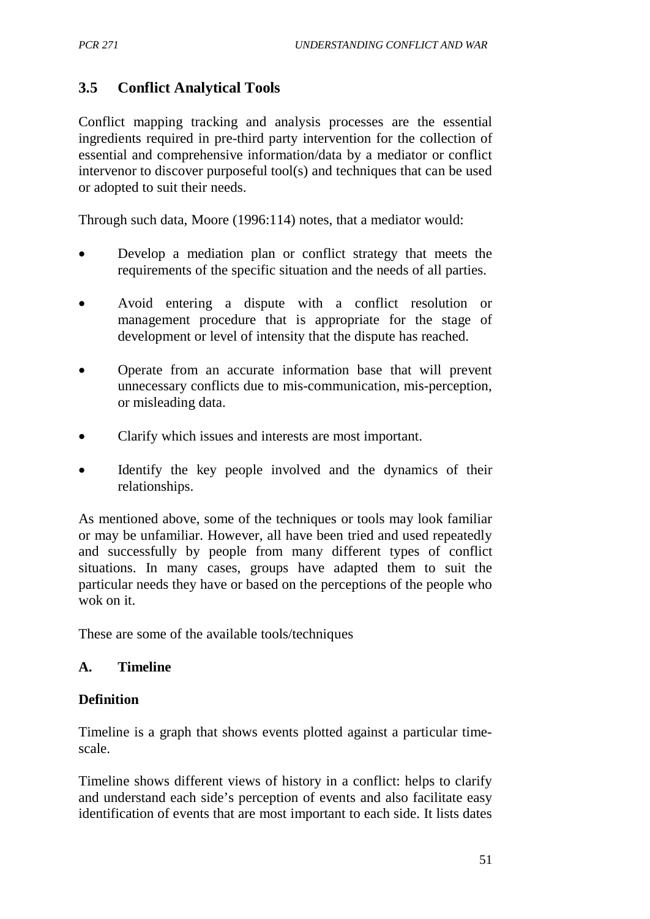## 3.5 Conflict Analytical Tools

Conflict mapping tracking and analysis processes are the essential ingredients required in pre-third party intervention for the collection of essential and comprehensive information/data by a mediator or conflict intervenor to discover purposeful tool(s) and techniques that can be used or adopted to suit their needs.

Through such data, Moore (1996:114) notes, that a mediator would:

- Develop a mediation plan or conflict strategy that meets the requirements of the specific situation and the needs of all parties.
- Avoid entering a dispute with a conflict resolution or management procedure that is appropriate for the stage of development or level of intensity that the dispute has reached.
- Operate from an accurate information base that will prevent unnecessary conflicts due to mis-communication, mis-perception, or misleading data.
- Clarify which issues and interests are most important.
- Identify the key people involved and the dynamics of their relationships.

As mentioned above, some of the techniques or tools may look familiar or may be unfamiliar. However, all have been tried and used repeatedly and successfully by people from many different types of conflict situations. In many cases, groups have adapted them to suit the particular needs they have or based on the perceptions of the people who wok on it.

These are some of the available tools/techniques

### A. Timeline

**Definition**

Timeline is a graph that shows events plotted against a particular time-scale.

Timeline shows different views of history in a conflict: helps to clarify and understand each side's perception of events and also facilitate easy identification of events that are most important to each side. It lists dates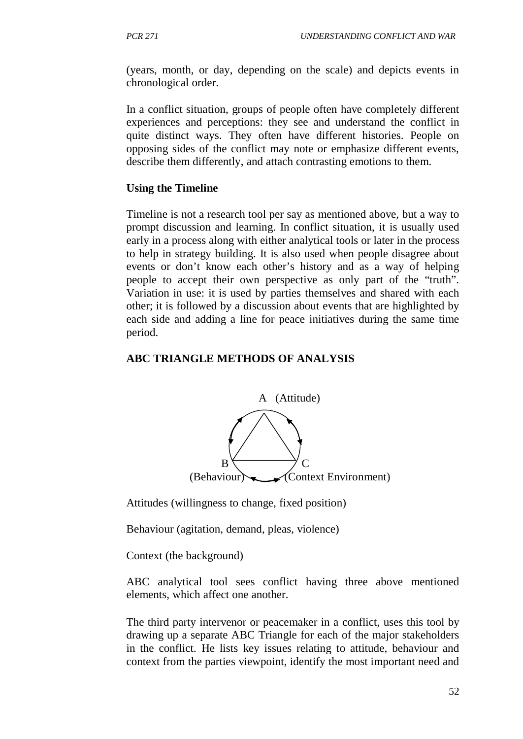(years, month, or day, depending on the scale) and depicts events in chronological order.

In a conflict situation, groups of people often have completely different experiences and perceptions: they see and understand the conflict in quite distinct ways. They often have different histories. People on opposing sides of the conflict may note or emphasize different events, describe them differently, and attach contrasting emotions to them.

**Using the Timeline**

Timeline is not a research tool per say as mentioned above, but a way to prompt discussion and learning. In conflict situation, it is usually used early in a process along with either analytical tools or later in the process to help in strategy building. It is also used when people disagree about events or don't know each other's history and as a way of helping people to accept their own perspective as only part of the "truth". Variation in use: it is used by parties themselves and shared with each other; it is followed by a discussion about events that are highlighted by each side and adding a line for peace initiatives during the same time period.

**ABC TRIANGLE METHODS OF ANALYSIS**

A (Attitude)

B (Behaviour)

C (Context Environment)

Attitudes (willingness to change, fixed position)

Behaviour (agitation, demand, pleas, violence)

Context (the background)

ABC analytical tool sees conflict having three above mentioned elements, which affect one another.

The third party intervenor or peacemaker in a conflict, uses this tool by drawing up a separate ABC Triangle for each of the major stakeholders in the conflict. He lists key issues relating to attitude, behaviour and context from the parties viewpoint, identify the most important need and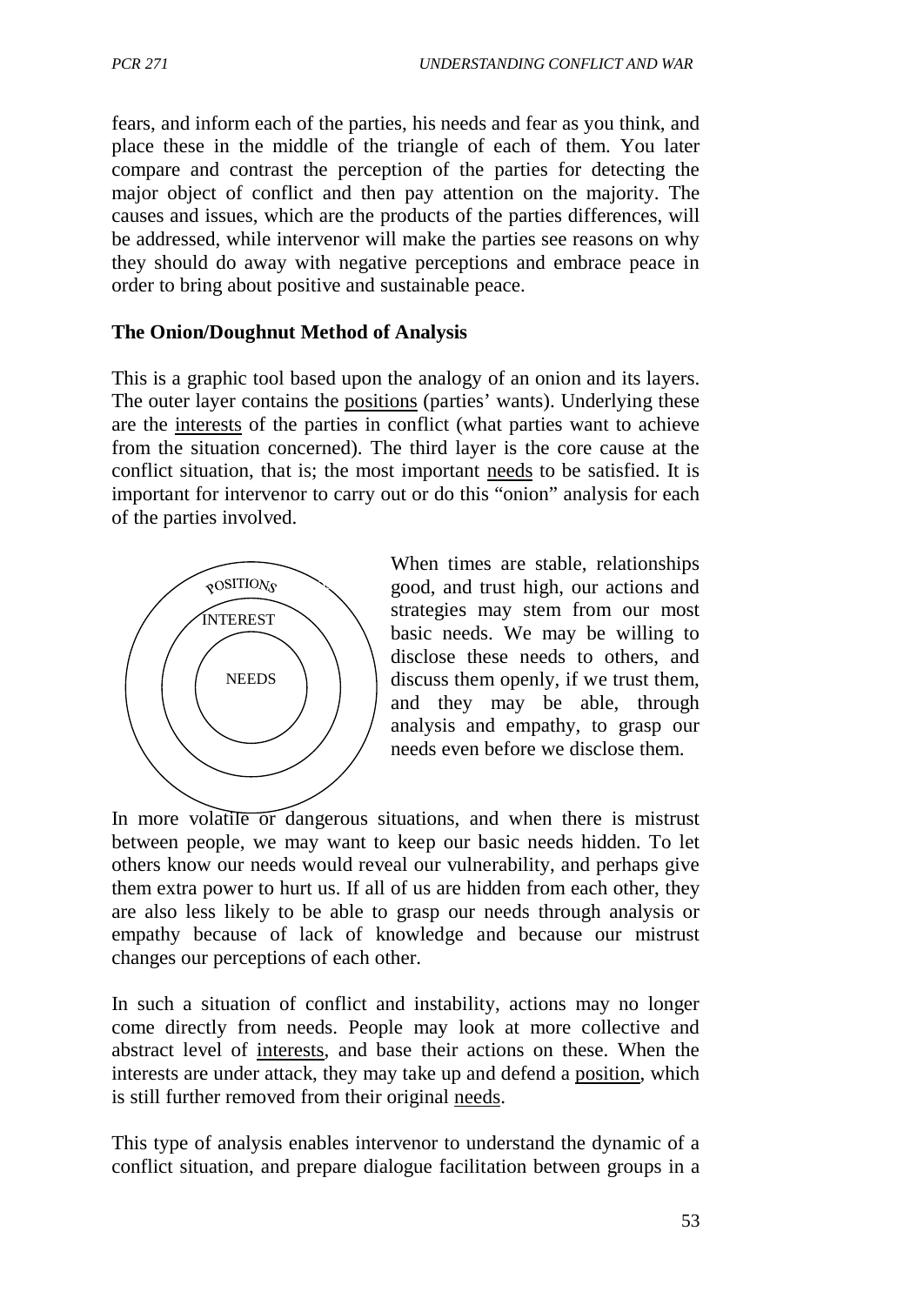fears, and inform each of the parties, his needs and fear as you think, and place these in the middle of the triangle of each of them. You later compare and contrast the perception of the parties for detecting the major object of conflict and then pay attention on the majority. The causes and issues, which are the products of the parties differences, will be addressed, while intervenor will make the parties see reasons on why they should do away with negative perceptions and embrace peace in order to bring about positive and sustainable peace.

**The Onion/Doughnut Method of Analysis**

This is a graphic tool based upon the analogy of an onion and its layers. The outer layer contains the positions (parties' wants). Underlying these are the interests of the parties in conflict (what parties want to achieve from the situation concerned). The third layer is the core cause at the conflict situation, that is; the most important needs to be satisfied. It is important for intervenor to carry out or do this "onion" analysis for each of the parties involved.

POSITIONS

INTEREST

NEEDS

When times are stable, relationships good, and trust high, our actions and strategies may stem from our most basic needs. We may be willing to disclose these needs to others, and discuss them openly, if we trust them, and they may be able, through analysis and empathy, to grasp our needs even before we disclose them.

In more volatile or dangerous situations, and when there is mistrust between people, we may want to keep our basic needs hidden. To let others know our needs would reveal our vulnerability, and perhaps give them extra power to hurt us. If all of us are hidden from each other, they are also less likely to be able to grasp our needs through analysis or empathy because of lack of knowledge and because our mistrust changes our perceptions of each other.

In such a situation of conflict and instability, actions may no longer come directly from needs. People may look at more collective and abstract level of interests, and base their actions on these. When the interests are under attack, they may take up and defend a position, which is still further removed from their original needs.

This type of analysis enables intervenor to understand the dynamic of a conflict situation, and prepare dialogue facilitation between groups in a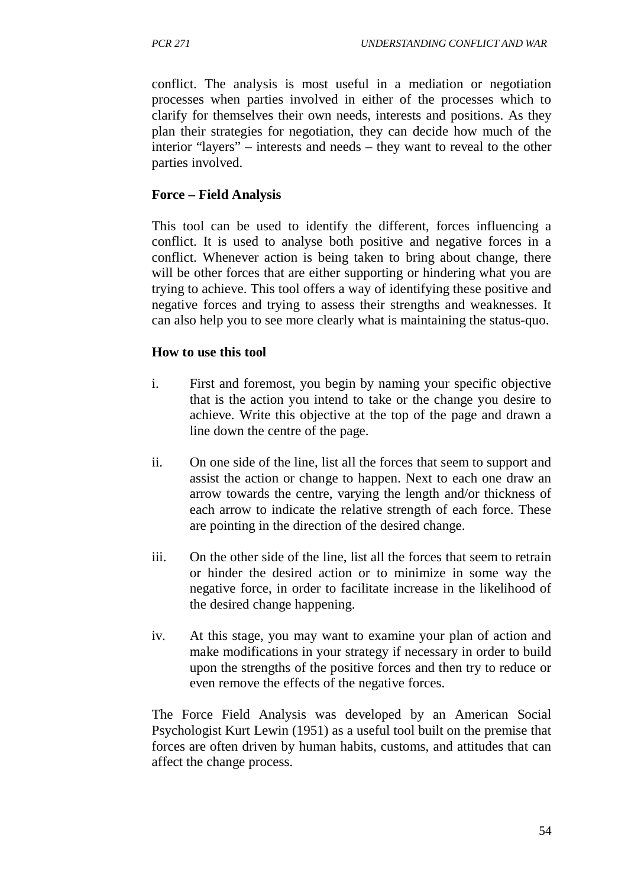conflict. The analysis is most useful in a mediation or negotiation processes when parties involved in either of the processes which to clarify for themselves their own needs, interests and positions. As they plan their strategies for negotiation, they can decide how much of the interior "layers" – interests and needs – they want to reveal to the other parties involved.

**Force – Field Analysis**

This tool can be used to identify the different, forces influencing a conflict. It is used to analyse both positive and negative forces in a conflict. Whenever action is being taken to bring about change, there will be other forces that are either supporting or hindering what you are trying to achieve. This tool offers a way of identifying these positive and negative forces and trying to assess their strengths and weaknesses. It can also help you to see more clearly what is maintaining the status-quo.

**How to use this tool**

i. First and foremost, you begin by naming your specific objective that is the action you intend to take or the change you desire to achieve. Write this objective at the top of the page and drawn a line down the centre of the page.

ii. On one side of the line, list all the forces that seem to support and assist the action or change to happen. Next to each one draw an arrow towards the centre, varying the length and/or thickness of each arrow to indicate the relative strength of each force. These are pointing in the direction of the desired change.

iii. On the other side of the line, list all the forces that seem to retrain or hinder the desired action or to minimize in some way the negative force, in order to facilitate increase in the likelihood of the desired change happening.

iv. At this stage, you may want to examine your plan of action and make modifications in your strategy if necessary in order to build upon the strengths of the positive forces and then try to reduce or even remove the effects of the negative forces.

The Force Field Analysis was developed by an American Social Psychologist Kurt Lewin (1951) as a useful tool built on the premise that forces are often driven by human habits, customs, and attitudes that can affect the change process.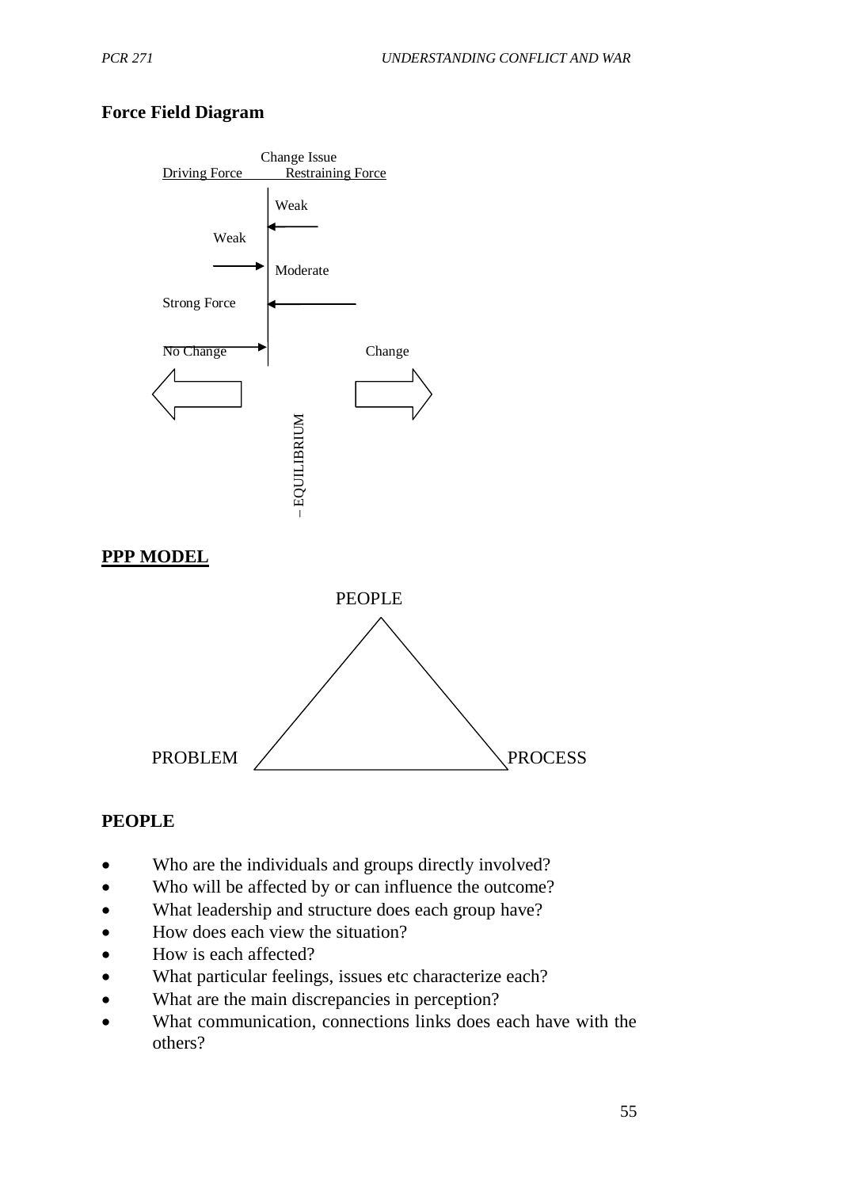**Force Field Diagram**

Change Issue

Driving Force Restraining Force

Weak

Weak

Moderate

Strong Force

No Change Change

– EQUILIBRIUM

**PPP MODEL**

PEOPLE

PROBLEM PROCESS

**PEOPLE**

- Who are the individuals and groups directly involved?
- Who will be affected by or can influence the outcome?
- What leadership and structure does each group have?
- How does each view the situation?
- How is each affected?
- What particular feelings, issues etc characterize each?
- What are the main discrepancies in perception?
- What communication, connections links does each have with the others?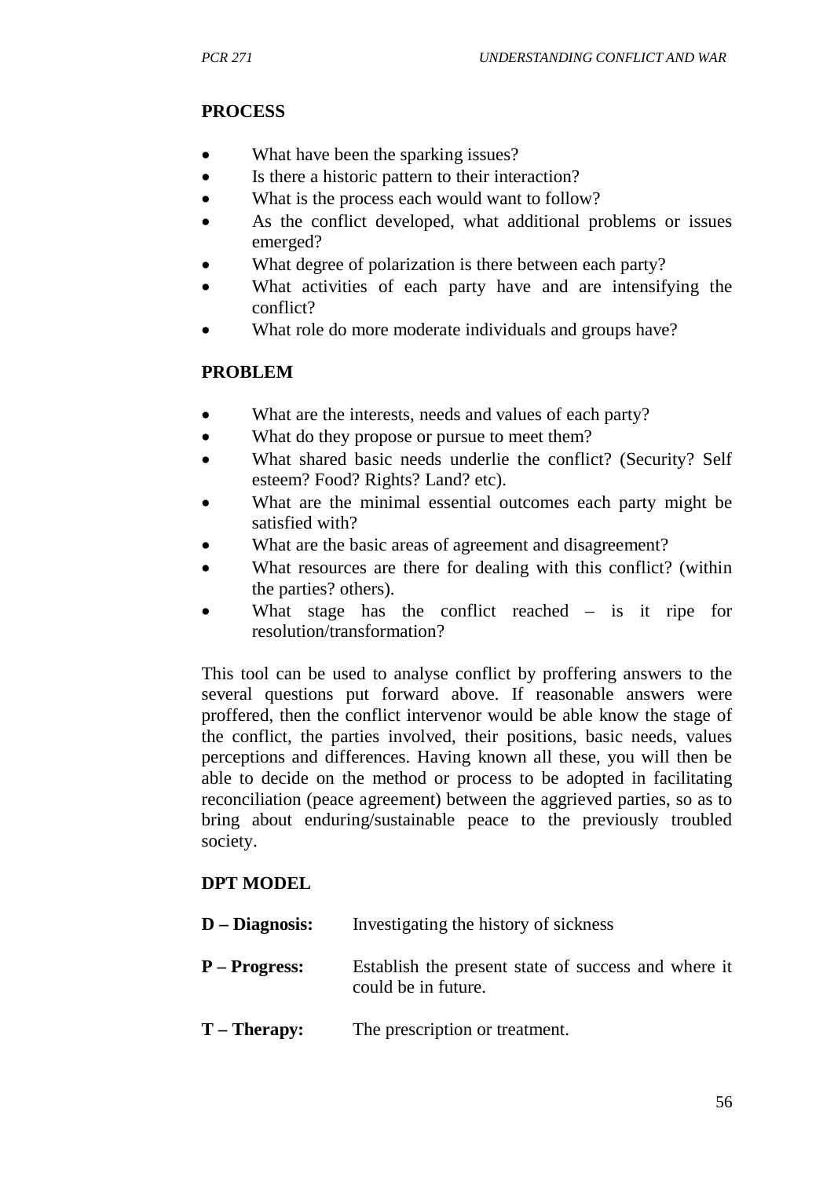**PROCESS**

- What have been the sparking issues?
- Is there a historic pattern to their interaction?
- What is the process each would want to follow?
- As the conflict developed, what additional problems or issues emerged?
- What degree of polarization is there between each party?
- What activities of each party have and are intensifying the conflict?
- What role do more moderate individuals and groups have?

**PROBLEM**

- What are the interests, needs and values of each party?
- What do they propose or pursue to meet them?
- What shared basic needs underlie the conflict? (Security? Self esteem? Food? Rights? Land? etc).
- What are the minimal essential outcomes each party might be satisfied with?
- What are the basic areas of agreement and disagreement?
- What resources are there for dealing with this conflict? (within the parties? others).
- What stage has the conflict reached – is it ripe for resolution/transformation?

This tool can be used to analyse conflict by proffering answers to the several questions put forward above. If reasonable answers were proffered, then the conflict intervenor would be able know the stage of the conflict, the parties involved, their positions, basic needs, values perceptions and differences. Having known all these, you will then be able to decide on the method or process to be adopted in facilitating reconciliation (peace agreement) between the aggrieved parties, so as to bring about enduring/sustainable peace to the previously troubled society.

**DPT MODEL**

**D – Diagnosis:** Investigating the history of sickness

**P – Progress:** Establish the present state of success and where it could be in future.

**T – Therapy:** The prescription or treatment.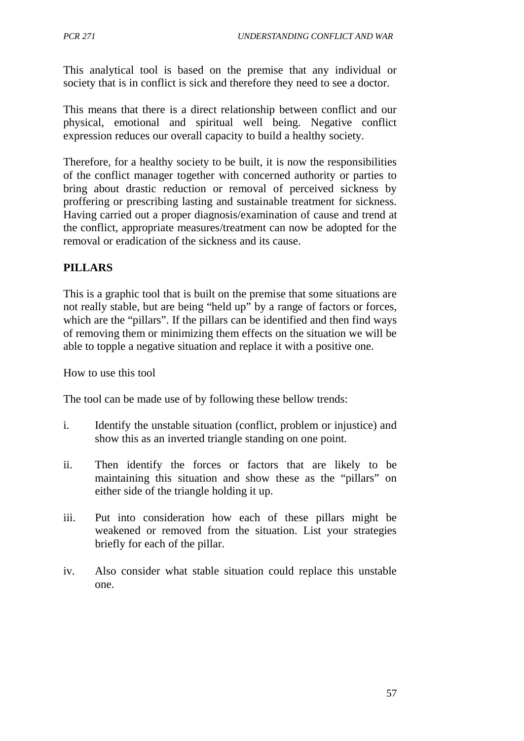This analytical tool is based on the premise that any individual or society that is in conflict is sick and therefore they need to see a doctor.

This means that there is a direct relationship between conflict and our physical, emotional and spiritual well being. Negative conflict expression reduces our overall capacity to build a healthy society.

Therefore, for a healthy society to be built, it is now the responsibilities of the conflict manager together with concerned authority or parties to bring about drastic reduction or removal of perceived sickness by proffering or prescribing lasting and sustainable treatment for sickness. Having carried out a proper diagnosis/examination of cause and trend at the conflict, appropriate measures/treatment can now be adopted for the removal or eradication of the sickness and its cause.

## PILLARS

This is a graphic tool that is built on the premise that some situations are not really stable, but are being "held up" by a range of factors or forces, which are the "pillars". If the pillars can be identified and then find ways of removing them or minimizing them effects on the situation we will be able to topple a negative situation and replace it with a positive one.

How to use this tool

The tool can be made use of by following these bellow trends:

i. Identify the unstable situation (conflict, problem or injustice) and show this as an inverted triangle standing on one point.

ii. Then identify the forces or factors that are likely to be maintaining this situation and show these as the "pillars" on either side of the triangle holding it up.

iii. Put into consideration how each of these pillars might be weakened or removed from the situation. List your strategies briefly for each of the pillar.

iv. Also consider what stable situation could replace this unstable one.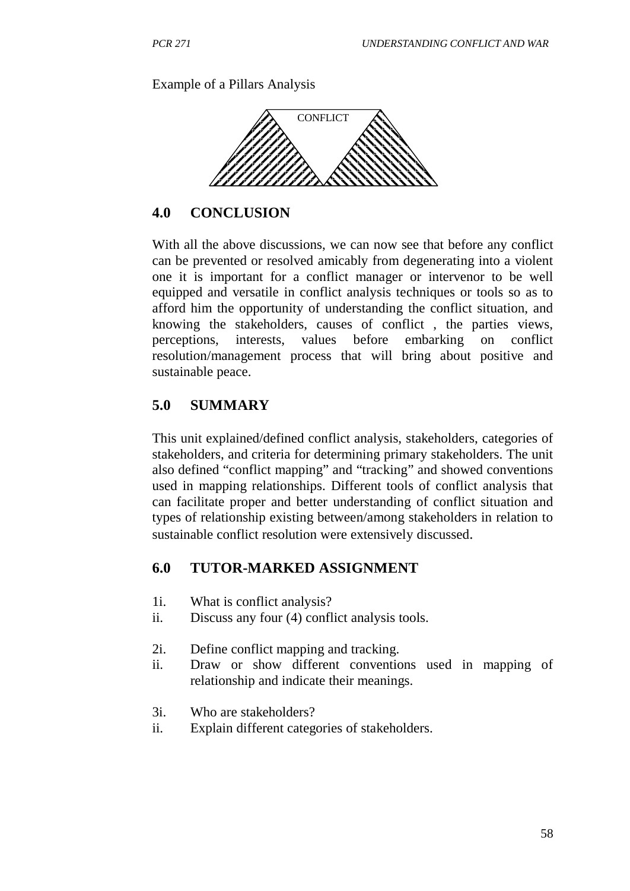Example of a Pillars Analysis

CONFLICT

## 4.0 CONCLUSION

With all the above discussions, we can now see that before any conflict can be prevented or resolved amicably from degenerating into a violent one it is important for a conflict manager or intervenor to be well equipped and versatile in conflict analysis techniques or tools so as to afford him the opportunity of understanding the conflict situation, and knowing the stakeholders, causes of conflict , the parties views, perceptions, interests, values before embarking on conflict resolution/management process that will bring about positive and sustainable peace.

## 5.0 SUMMARY

This unit explained/defined conflict analysis, stakeholders, categories of stakeholders, and criteria for determining primary stakeholders. The unit also defined "conflict mapping" and "tracking" and showed conventions used in mapping relationships. Different tools of conflict analysis that can facilitate proper and better understanding of conflict situation and types of relationship existing between/among stakeholders in relation to sustainable conflict resolution were extensively discussed.

## 6.0 TUTOR-MARKED ASSIGNMENT

1i. What is conflict analysis?
ii. Discuss any four (4) conflict analysis tools.

2i. Define conflict mapping and tracking.
ii. Draw or show different conventions used in mapping of relationship and indicate their meanings.

3i. Who are stakeholders?
ii. Explain different categories of stakeholders.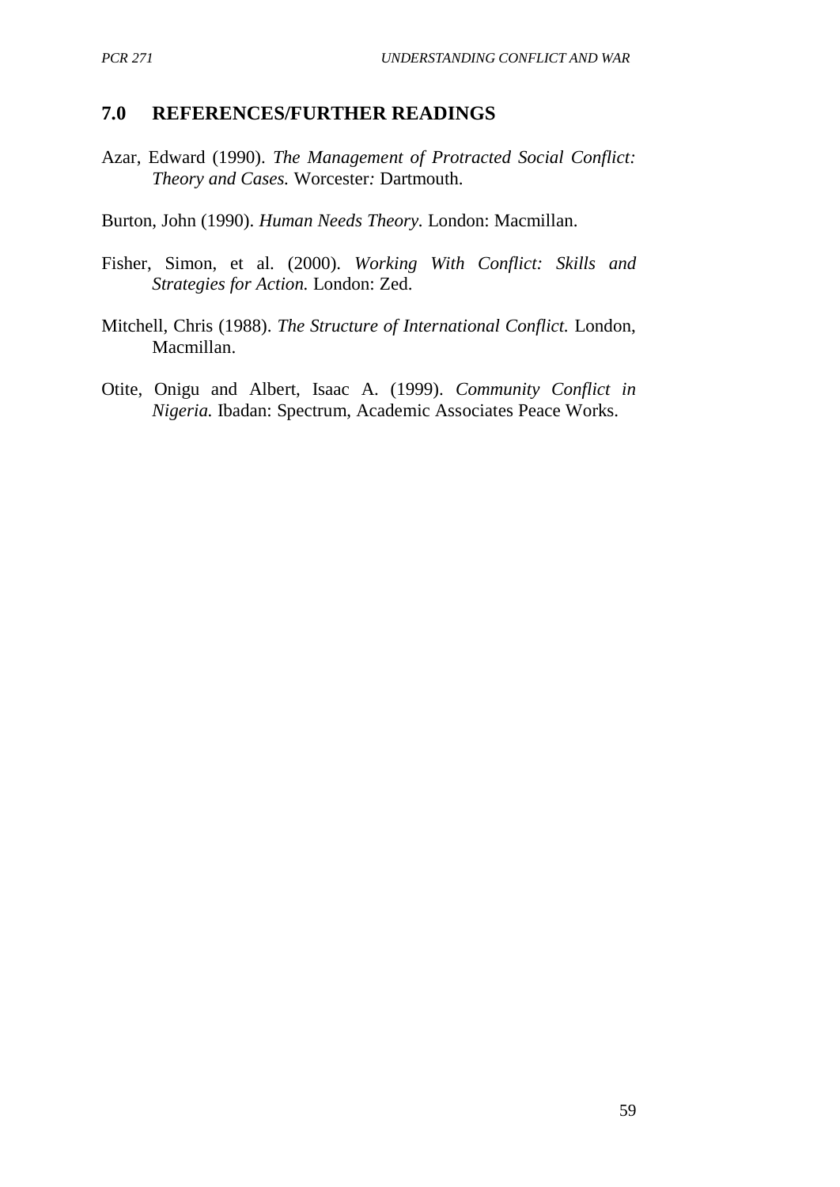## 7.0 REFERENCES/FURTHER READINGS

Azar, Edward (1990). *The Management of Protracted Social Conflict: Theory and Cases.* Worcester*:* Dartmouth.

Burton, John (1990). *Human Needs Theory.* London: Macmillan.

Fisher, Simon, et al. (2000). *Working With Conflict: Skills and Strategies for Action.* London: Zed.

Mitchell, Chris (1988). *The Structure of International Conflict.* London, Macmillan.

Otite, Onigu and Albert, Isaac A. (1999). *Community Conflict in Nigeria.* Ibadan: Spectrum, Academic Associates Peace Works.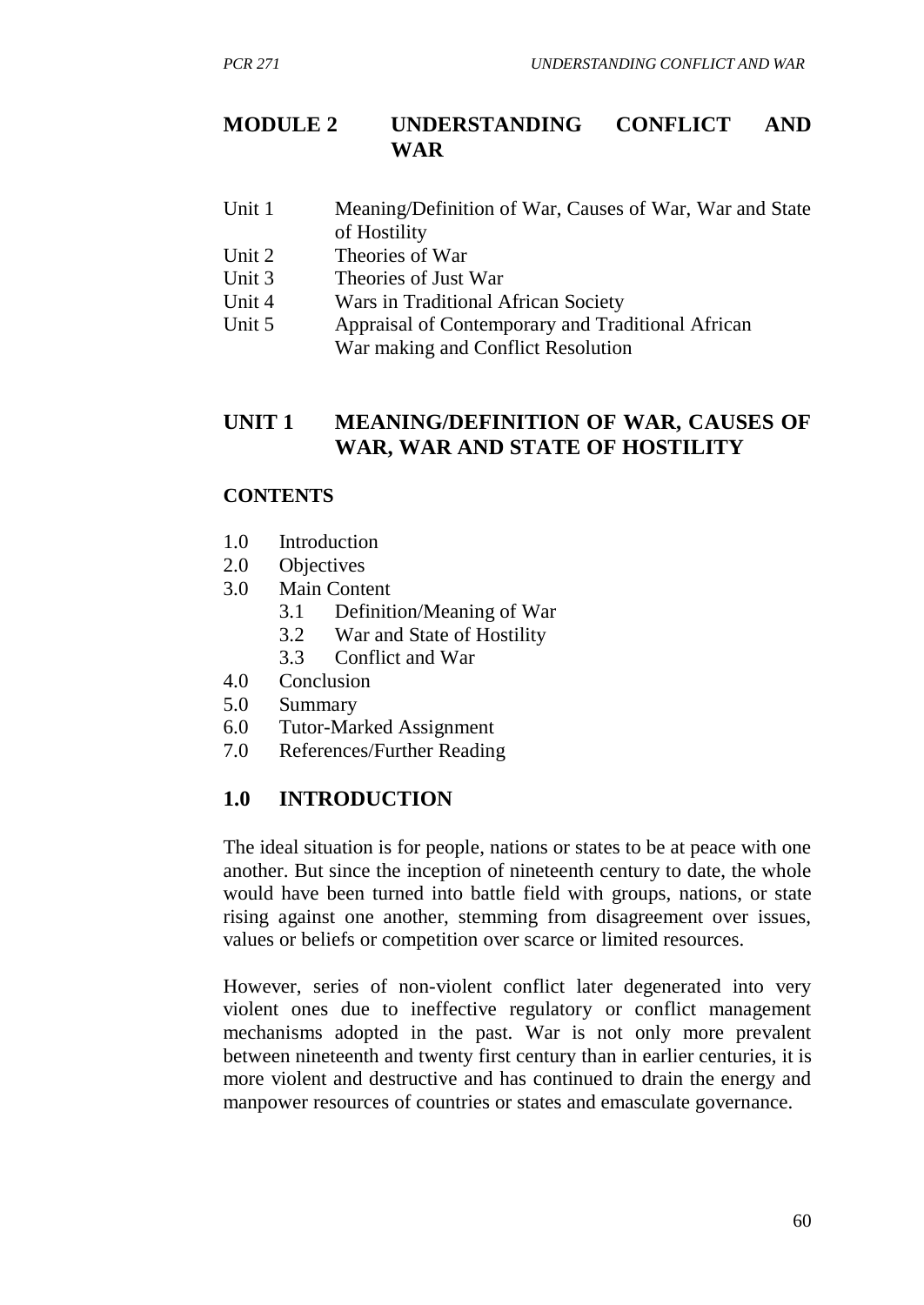# MODULE 2 UNDERSTANDING CONFLICT AND WAR

Unit 1 Meaning/Definition of War, Causes of War, War and State of Hostility
Unit 2 Theories of War
Unit 3 Theories of Just War
Unit 4 Wars in Traditional African Society
Unit 5 Appraisal of Contemporary and Traditional African War making and Conflict Resolution

## UNIT 1 MEANING/DEFINITION OF WAR, CAUSES OF WAR, WAR AND STATE OF HOSTILITY

### CONTENTS

- 1.0 Introduction
- 2.0 Objectives
- 3.0 Main Content
    - 3.1 Definition/Meaning of War
    - 3.2 War and State of Hostility
    - 3.3 Conflict and War
- 4.0 Conclusion
- 5.0 Summary
- 6.0 Tutor-Marked Assignment
- 7.0 References/Further Reading

## 1.0 INTRODUCTION

The ideal situation is for people, nations or states to be at peace with one another. But since the inception of nineteenth century to date, the whole would have been turned into battle field with groups, nations, or state rising against one another, stemming from disagreement over issues, values or beliefs or competition over scarce or limited resources.

However, series of non-violent conflict later degenerated into very violent ones due to ineffective regulatory or conflict management mechanisms adopted in the past. War is not only more prevalent between nineteenth and twenty first century than in earlier centuries, it is more violent and destructive and has continued to drain the energy and manpower resources of countries or states and emasculate governance.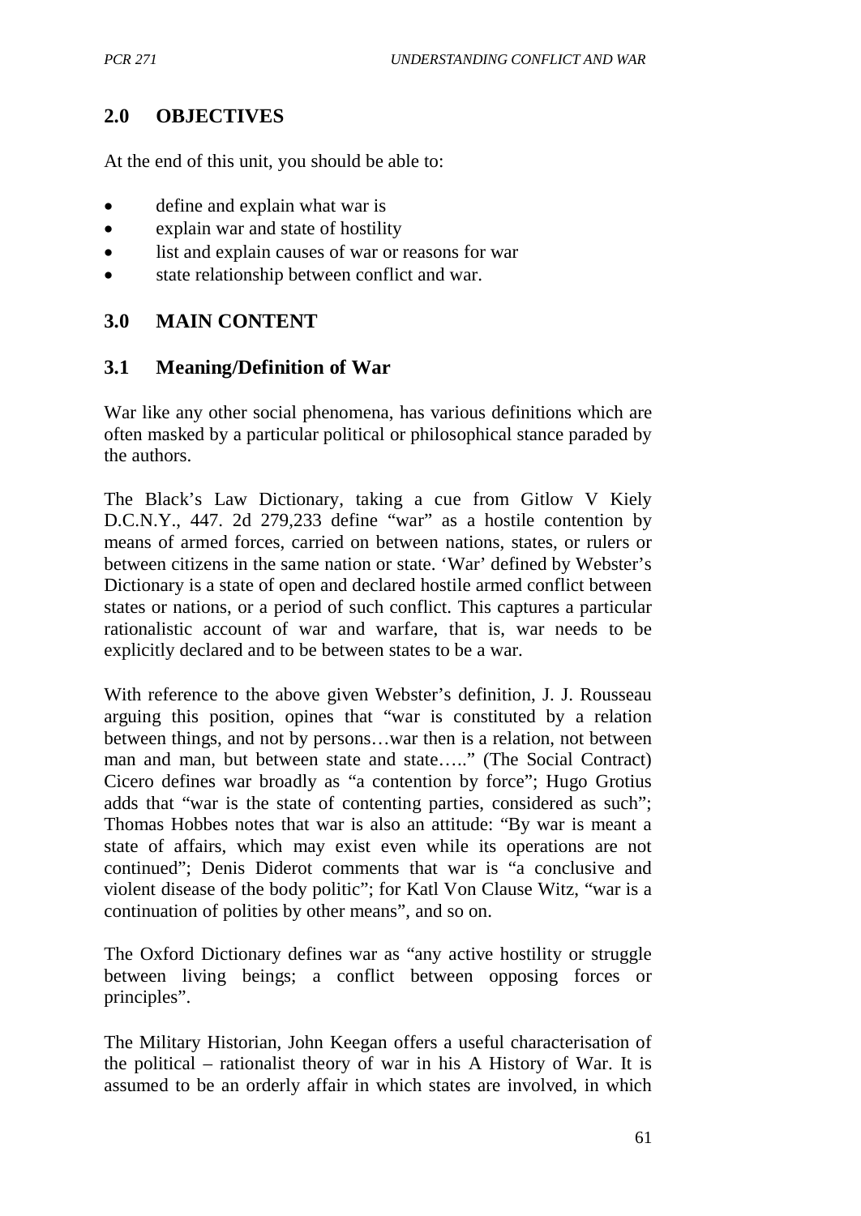## 2.0 OBJECTIVES

At the end of this unit, you should be able to:

- define and explain what war is
- explain war and state of hostility
- list and explain causes of war or reasons for war
- state relationship between conflict and war.

## 3.0 MAIN CONTENT

### 3.1 Meaning/Definition of War

War like any other social phenomena, has various definitions which are often masked by a particular political or philosophical stance paraded by the authors.

The Black's Law Dictionary, taking a cue from Gitlow V Kiely D.C.N.Y., 447. 2d 279,233 define "war" as a hostile contention by means of armed forces, carried on between nations, states, or rulers or between citizens in the same nation or state. 'War' defined by Webster's Dictionary is a state of open and declared hostile armed conflict between states or nations, or a period of such conflict. This captures a particular rationalistic account of war and warfare, that is, war needs to be explicitly declared and to be between states to be a war.

With reference to the above given Webster's definition, J. J. Rousseau arguing this position, opines that "war is constituted by a relation between things, and not by persons…war then is a relation, not between man and man, but between state and state….." (The Social Contract) Cicero defines war broadly as "a contention by force"; Hugo Grotius adds that "war is the state of contenting parties, considered as such"; Thomas Hobbes notes that war is also an attitude: "By war is meant a state of affairs, which may exist even while its operations are not continued"; Denis Diderot comments that war is "a conclusive and violent disease of the body politic"; for Katl Von Clause Witz, "war is a continuation of polities by other means", and so on.

The Oxford Dictionary defines war as "any active hostility or struggle between living beings; a conflict between opposing forces or principles".

The Military Historian, John Keegan offers a useful characterisation of the political – rationalist theory of war in his A History of War. It is assumed to be an orderly affair in which states are involved, in which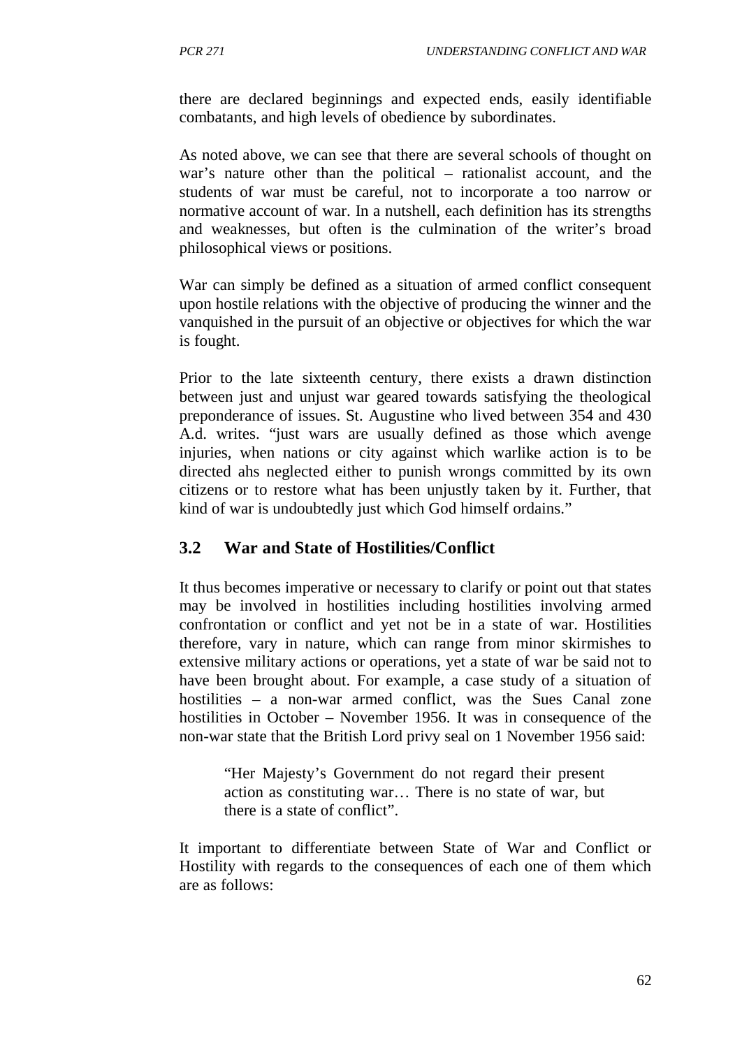there are declared beginnings and expected ends, easily identifiable combatants, and high levels of obedience by subordinates.

As noted above, we can see that there are several schools of thought on war's nature other than the political – rationalist account, and the students of war must be careful, not to incorporate a too narrow or normative account of war. In a nutshell, each definition has its strengths and weaknesses, but often is the culmination of the writer's broad philosophical views or positions.

War can simply be defined as a situation of armed conflict consequent upon hostile relations with the objective of producing the winner and the vanquished in the pursuit of an objective or objectives for which the war is fought.

Prior to the late sixteenth century, there exists a drawn distinction between just and unjust war geared towards satisfying the theological preponderance of issues. St. Augustine who lived between 354 and 430 A.d. writes. "just wars are usually defined as those which avenge injuries, when nations or city against which warlike action is to be directed ahs neglected either to punish wrongs committed by its own citizens or to restore what has been unjustly taken by it. Further, that kind of war is undoubtedly just which God himself ordains."

## 3.2 War and State of Hostilities/Conflict

It thus becomes imperative or necessary to clarify or point out that states may be involved in hostilities including hostilities involving armed confrontation or conflict and yet not be in a state of war. Hostilities therefore, vary in nature, which can range from minor skirmishes to extensive military actions or operations, yet a state of war be said not to have been brought about. For example, a case study of a situation of hostilities – a non-war armed conflict, was the Sues Canal zone hostilities in October – November 1956. It was in consequence of the non-war state that the British Lord privy seal on 1 November 1956 said:

> "Her Majesty's Government do not regard their present action as constituting war… There is no state of war, but there is a state of conflict".

It important to differentiate between State of War and Conflict or Hostility with regards to the consequences of each one of them which are as follows: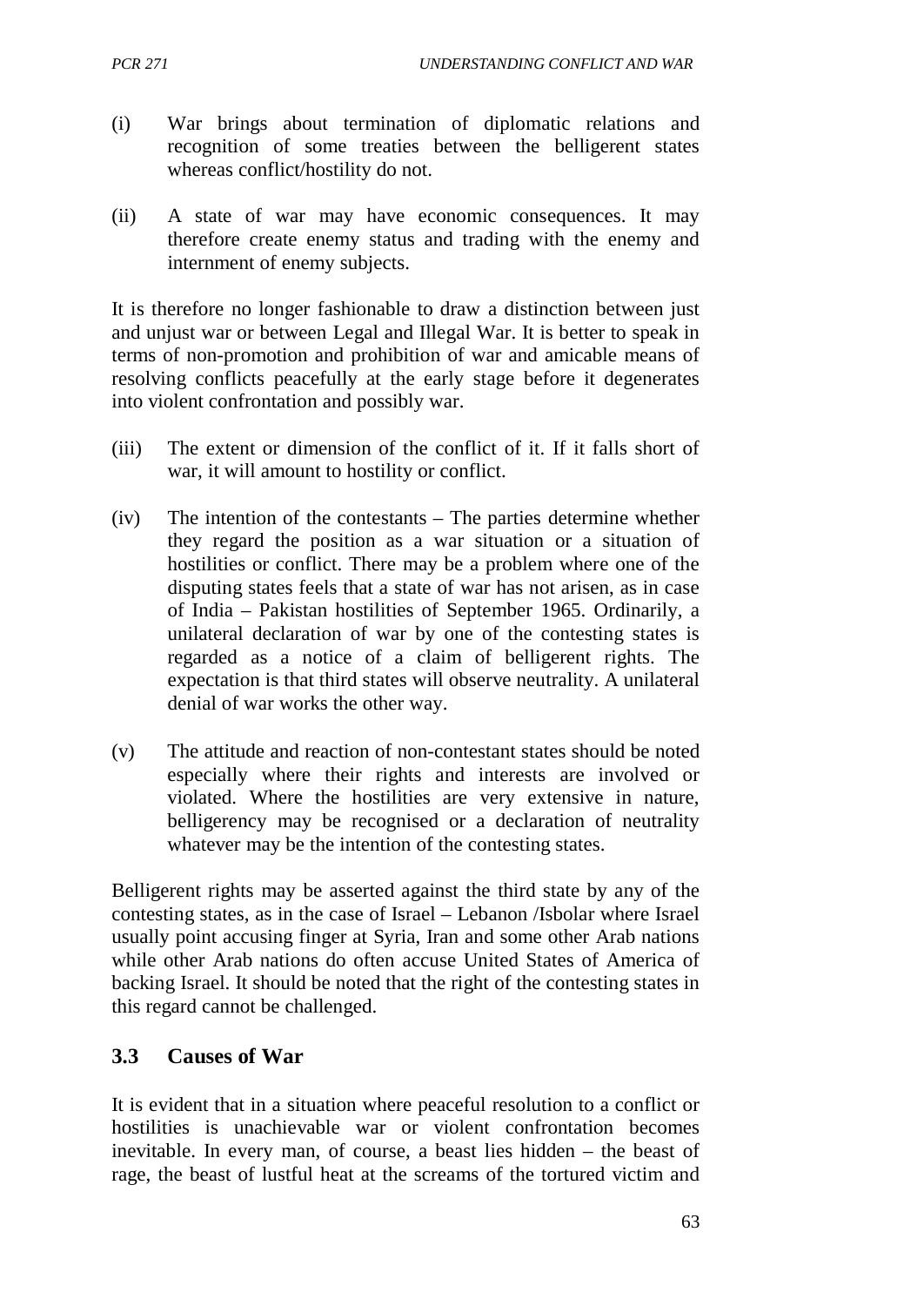(i) War brings about termination of diplomatic relations and recognition of some treaties between the belligerent states whereas conflict/hostility do not.

(ii) A state of war may have economic consequences. It may therefore create enemy status and trading with the enemy and internment of enemy subjects.

It is therefore no longer fashionable to draw a distinction between just and unjust war or between Legal and Illegal War. It is better to speak in terms of non-promotion and prohibition of war and amicable means of resolving conflicts peacefully at the early stage before it degenerates into violent confrontation and possibly war.

(iii) The extent or dimension of the conflict of it. If it falls short of war, it will amount to hostility or conflict.

(iv) The intention of the contestants – The parties determine whether they regard the position as a war situation or a situation of hostilities or conflict. There may be a problem where one of the disputing states feels that a state of war has not arisen, as in case of India – Pakistan hostilities of September 1965. Ordinarily, a unilateral declaration of war by one of the contesting states is regarded as a notice of a claim of belligerent rights. The expectation is that third states will observe neutrality. A unilateral denial of war works the other way.

(v) The attitude and reaction of non-contestant states should be noted especially where their rights and interests are involved or violated. Where the hostilities are very extensive in nature, belligerency may be recognised or a declaration of neutrality whatever may be the intention of the contesting states.

Belligerent rights may be asserted against the third state by any of the contesting states, as in the case of Israel – Lebanon /Isbolar where Israel usually point accusing finger at Syria, Iran and some other Arab nations while other Arab nations do often accuse United States of America of backing Israel. It should be noted that the right of the contesting states in this regard cannot be challenged.

## 3.3 Causes of War

It is evident that in a situation where peaceful resolution to a conflict or hostilities is unachievable war or violent confrontation becomes inevitable. In every man, of course, a beast lies hidden – the beast of rage, the beast of lustful heat at the screams of the tortured victim and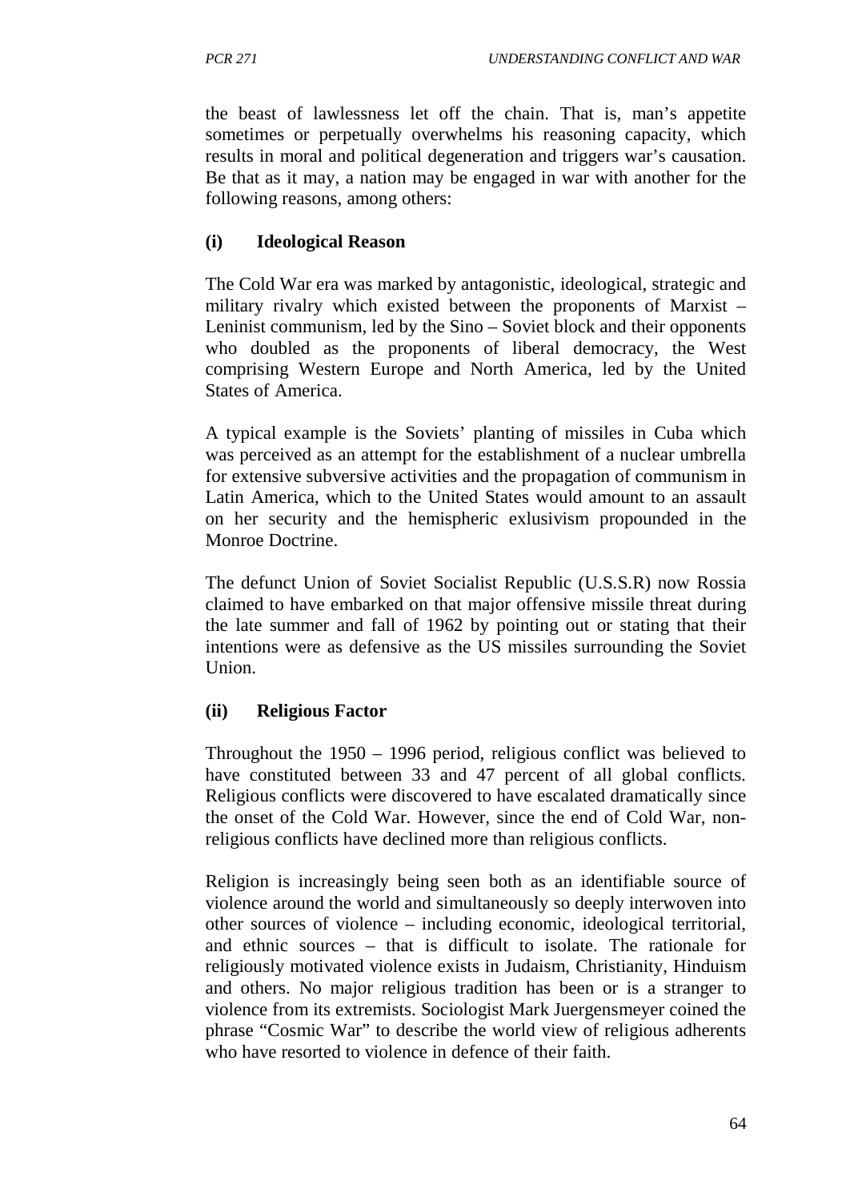the beast of lawlessness let off the chain. That is, man's appetite sometimes or perpetually overwhelms his reasoning capacity, which results in moral and political degeneration and triggers war's causation. Be that as it may, a nation may be engaged in war with another for the following reasons, among others:

**(i) Ideological Reason**

The Cold War era was marked by antagonistic, ideological, strategic and military rivalry which existed between the proponents of Marxist – Leninist communism, led by the Sino – Soviet block and their opponents who doubled as the proponents of liberal democracy, the West comprising Western Europe and North America, led by the United States of America.

A typical example is the Soviets' planting of missiles in Cuba which was perceived as an attempt for the establishment of a nuclear umbrella for extensive subversive activities and the propagation of communism in Latin America, which to the United States would amount to an assault on her security and the hemispheric exlusivism propounded in the Monroe Doctrine.

The defunct Union of Soviet Socialist Republic (U.S.S.R) now Rossia claimed to have embarked on that major offensive missile threat during the late summer and fall of 1962 by pointing out or stating that their intentions were as defensive as the US missiles surrounding the Soviet Union.

**(ii) Religious Factor**

Throughout the 1950 – 1996 period, religious conflict was believed to have constituted between 33 and 47 percent of all global conflicts. Religious conflicts were discovered to have escalated dramatically since the onset of the Cold War. However, since the end of Cold War, non-religious conflicts have declined more than religious conflicts.

Religion is increasingly being seen both as an identifiable source of violence around the world and simultaneously so deeply interwoven into other sources of violence – including economic, ideological territorial, and ethnic sources – that is difficult to isolate. The rationale for religiously motivated violence exists in Judaism, Christianity, Hinduism and others. No major religious tradition has been or is a stranger to violence from its extremists. Sociologist Mark Juergensmeyer coined the phrase "Cosmic War" to describe the world view of religious adherents who have resorted to violence in defence of their faith.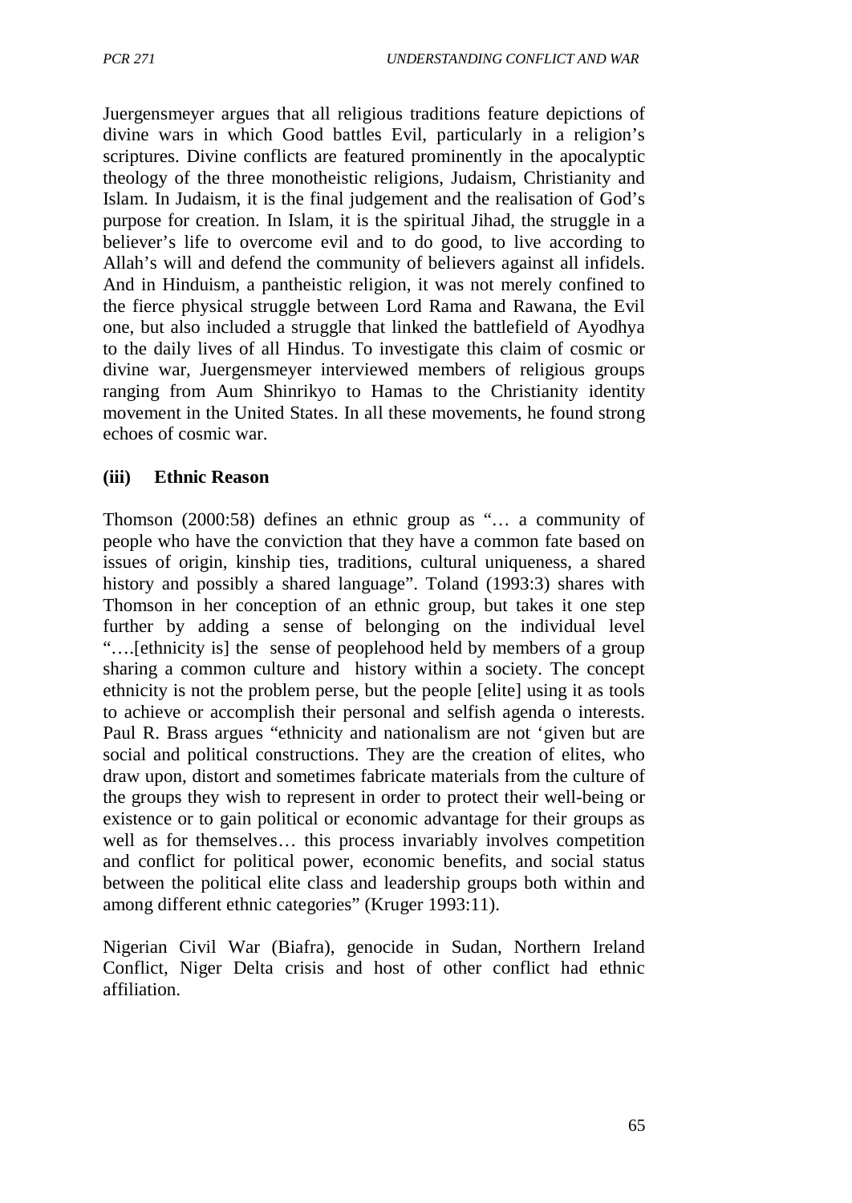Juergensmeyer argues that all religious traditions feature depictions of divine wars in which Good battles Evil, particularly in a religion's scriptures. Divine conflicts are featured prominently in the apocalyptic theology of the three monotheistic religions, Judaism, Christianity and Islam. In Judaism, it is the final judgement and the realisation of God's purpose for creation. In Islam, it is the spiritual Jihad, the struggle in a believer's life to overcome evil and to do good, to live according to Allah's will and defend the community of believers against all infidels. And in Hinduism, a pantheistic religion, it was not merely confined to the fierce physical struggle between Lord Rama and Rawana, the Evil one, but also included a struggle that linked the battlefield of Ayodhya to the daily lives of all Hindus. To investigate this claim of cosmic or divine war, Juergensmeyer interviewed members of religious groups ranging from Aum Shinrikyo to Hamas to the Christianity identity movement in the United States. In all these movements, he found strong echoes of cosmic war.

### (iii) Ethnic Reason

Thomson (2000:58) defines an ethnic group as "… a community of people who have the conviction that they have a common fate based on issues of origin, kinship ties, traditions, cultural uniqueness, a shared history and possibly a shared language". Toland (1993:3) shares with Thomson in her conception of an ethnic group, but takes it one step further by adding a sense of belonging on the individual level "….[ethnicity is] the sense of peoplehood held by members of a group sharing a common culture and history within a society. The concept ethnicity is not the problem perse, but the people [elite] using it as tools to achieve or accomplish their personal and selfish agenda o interests. Paul R. Brass argues "ethnicity and nationalism are not 'given but are social and political constructions. They are the creation of elites, who draw upon, distort and sometimes fabricate materials from the culture of the groups they wish to represent in order to protect their well-being or existence or to gain political or economic advantage for their groups as well as for themselves… this process invariably involves competition and conflict for political power, economic benefits, and social status between the political elite class and leadership groups both within and among different ethnic categories" (Kruger 1993:11).

Nigerian Civil War (Biafra), genocide in Sudan, Northern Ireland Conflict, Niger Delta crisis and host of other conflict had ethnic affiliation.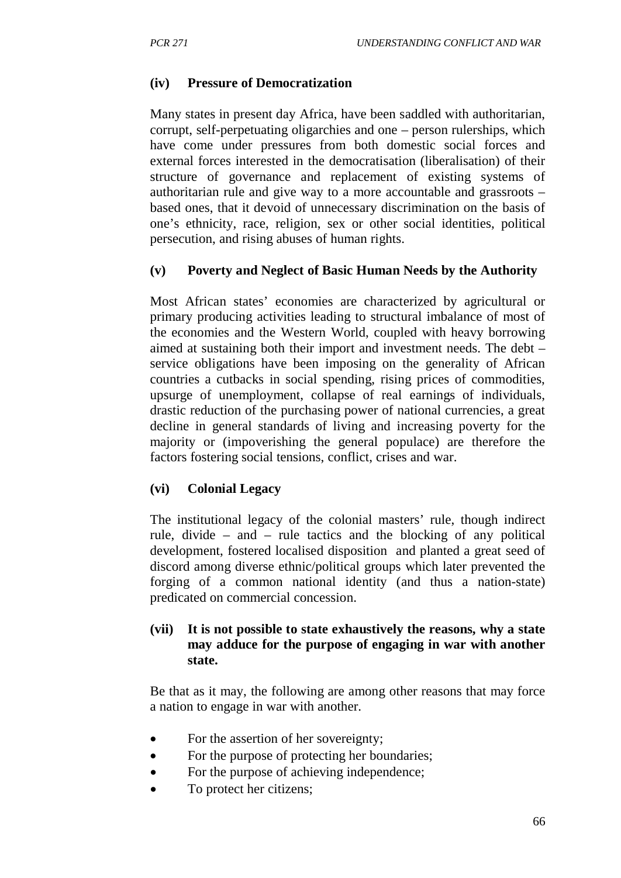### (iv) Pressure of Democratization

Many states in present day Africa, have been saddled with authoritarian, corrupt, self-perpetuating oligarchies and one – person rulerships, which have come under pressures from both domestic social forces and external forces interested in the democratisation (liberalisation) of their structure of governance and replacement of existing systems of authoritarian rule and give way to a more accountable and grassroots – based ones, that it devoid of unnecessary discrimination on the basis of one's ethnicity, race, religion, sex or other social identities, political persecution, and rising abuses of human rights.

### (v) Poverty and Neglect of Basic Human Needs by the Authority

Most African states' economies are characterized by agricultural or primary producing activities leading to structural imbalance of most of the economies and the Western World, coupled with heavy borrowing aimed at sustaining both their import and investment needs. The debt – service obligations have been imposing on the generality of African countries a cutbacks in social spending, rising prices of commodities, upsurge of unemployment, collapse of real earnings of individuals, drastic reduction of the purchasing power of national currencies, a great decline in general standards of living and increasing poverty for the majority or (impoverishing the general populace) are therefore the factors fostering social tensions, conflict, crises and war.

### (vi) Colonial Legacy

The institutional legacy of the colonial masters' rule, though indirect rule, divide – and – rule tactics and the blocking of any political development, fostered localised disposition and planted a great seed of discord among diverse ethnic/political groups which later prevented the forging of a common national identity (and thus a nation-state) predicated on commercial concession.

### (vii) It is not possible to state exhaustively the reasons, why a state may adduce for the purpose of engaging in war with another state.

Be that as it may, the following are among other reasons that may force a nation to engage in war with another.

- For the assertion of her sovereignty;
- For the purpose of protecting her boundaries;
- For the purpose of achieving independence;
- To protect her citizens;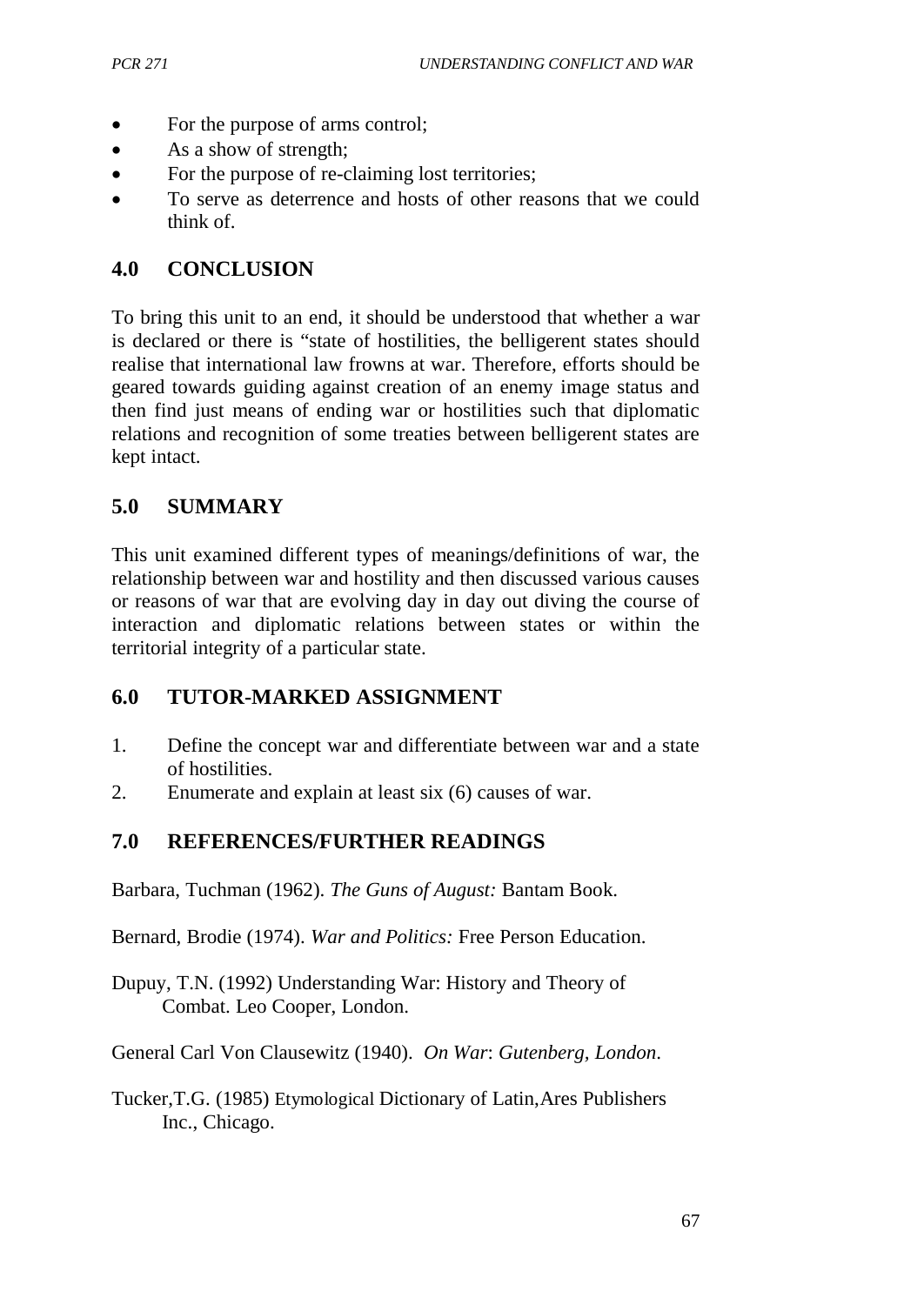- For the purpose of arms control;
- As a show of strength;
- For the purpose of re-claiming lost territories;
- To serve as deterrence and hosts of other reasons that we could think of.

## 4.0 CONCLUSION

To bring this unit to an end, it should be understood that whether a war is declared or there is "state of hostilities, the belligerent states should realise that international law frowns at war. Therefore, efforts should be geared towards guiding against creation of an enemy image status and then find just means of ending war or hostilities such that diplomatic relations and recognition of some treaties between belligerent states are kept intact.

## 5.0 SUMMARY

This unit examined different types of meanings/definitions of war, the relationship between war and hostility and then discussed various causes or reasons of war that are evolving day in day out diving the course of interaction and diplomatic relations between states or within the territorial integrity of a particular state.

## 6.0 TUTOR-MARKED ASSIGNMENT

1. Define the concept war and differentiate between war and a state of hostilities.
2. Enumerate and explain at least six (6) causes of war.

## 7.0 REFERENCES/FURTHER READINGS

Barbara, Tuchman (1962). *The Guns of August:* Bantam Book.

Bernard, Brodie (1974). *War and Politics:* Free Person Education.

Dupuy, T.N. (1992) Understanding War: History and Theory of Combat. Leo Cooper, London.

General Carl Von Clausewitz (1940). *On War*: *Gutenberg, London.*

Tucker,T.G. (1985) Etymological Dictionary of Latin,Ares Publishers Inc., Chicago.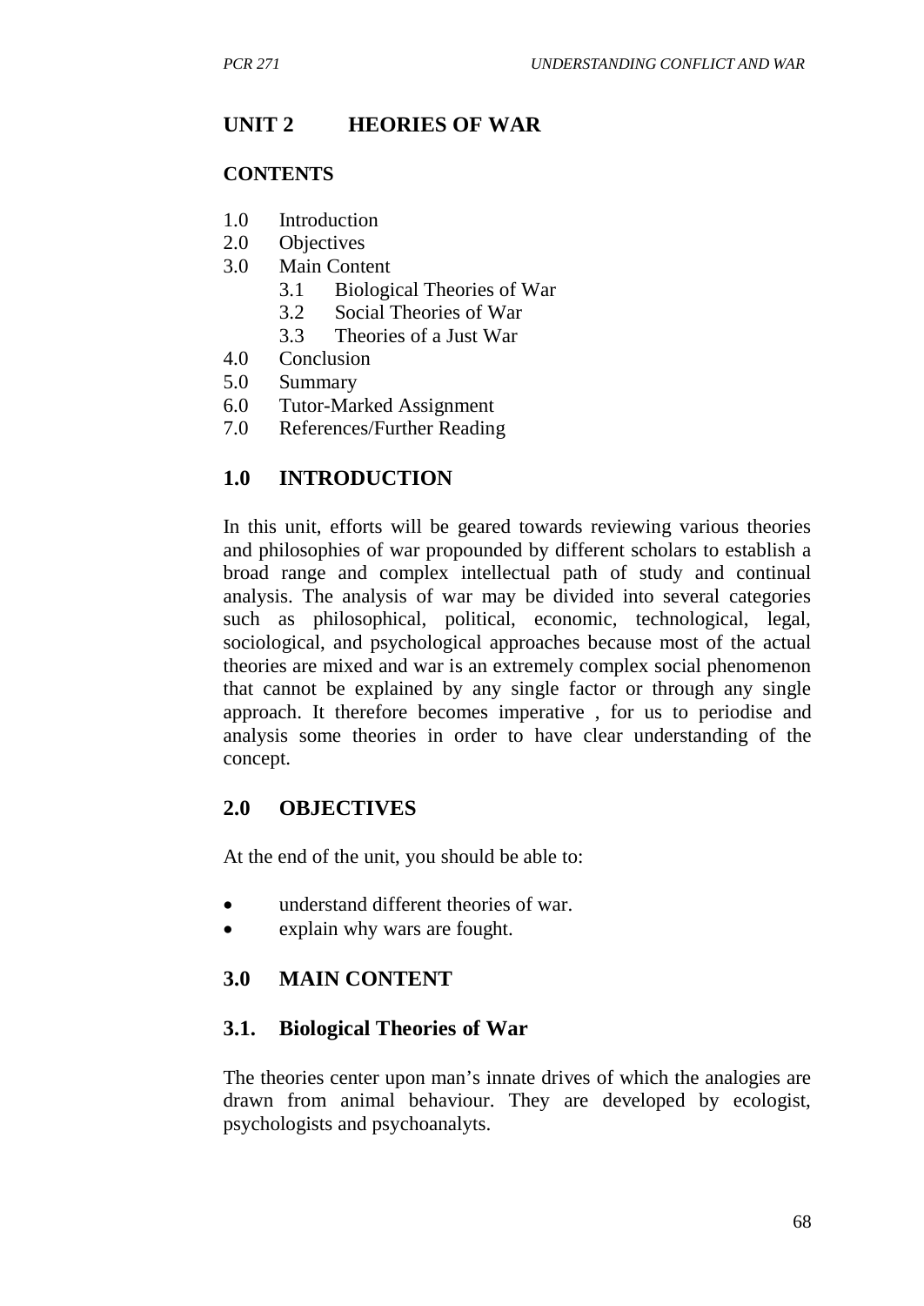# UNIT 2 HEORIES OF WAR

**CONTENTS**

1.0 Introduction
2.0 Objectives
3.0 Main Content
 3.1 Biological Theories of War
 3.2 Social Theories of War
 3.3 Theories of a Just War
4.0 Conclusion
5.0 Summary
6.0 Tutor-Marked Assignment
7.0 References/Further Reading

## 1.0 INTRODUCTION

In this unit, efforts will be geared towards reviewing various theories and philosophies of war propounded by different scholars to establish a broad range and complex intellectual path of study and continual analysis. The analysis of war may be divided into several categories such as philosophical, political, economic, technological, legal, sociological, and psychological approaches because most of the actual theories are mixed and war is an extremely complex social phenomenon that cannot be explained by any single factor or through any single approach. It therefore becomes imperative , for us to periodise and analysis some theories in order to have clear understanding of the concept.

## 2.0 OBJECTIVES

At the end of the unit, you should be able to:

- understand different theories of war.
- explain why wars are fought.

## 3.0 MAIN CONTENT

### 3.1. Biological Theories of War

The theories center upon man's innate drives of which the analogies are drawn from animal behaviour. They are developed by ecologist, psychologists and psychoanalyts.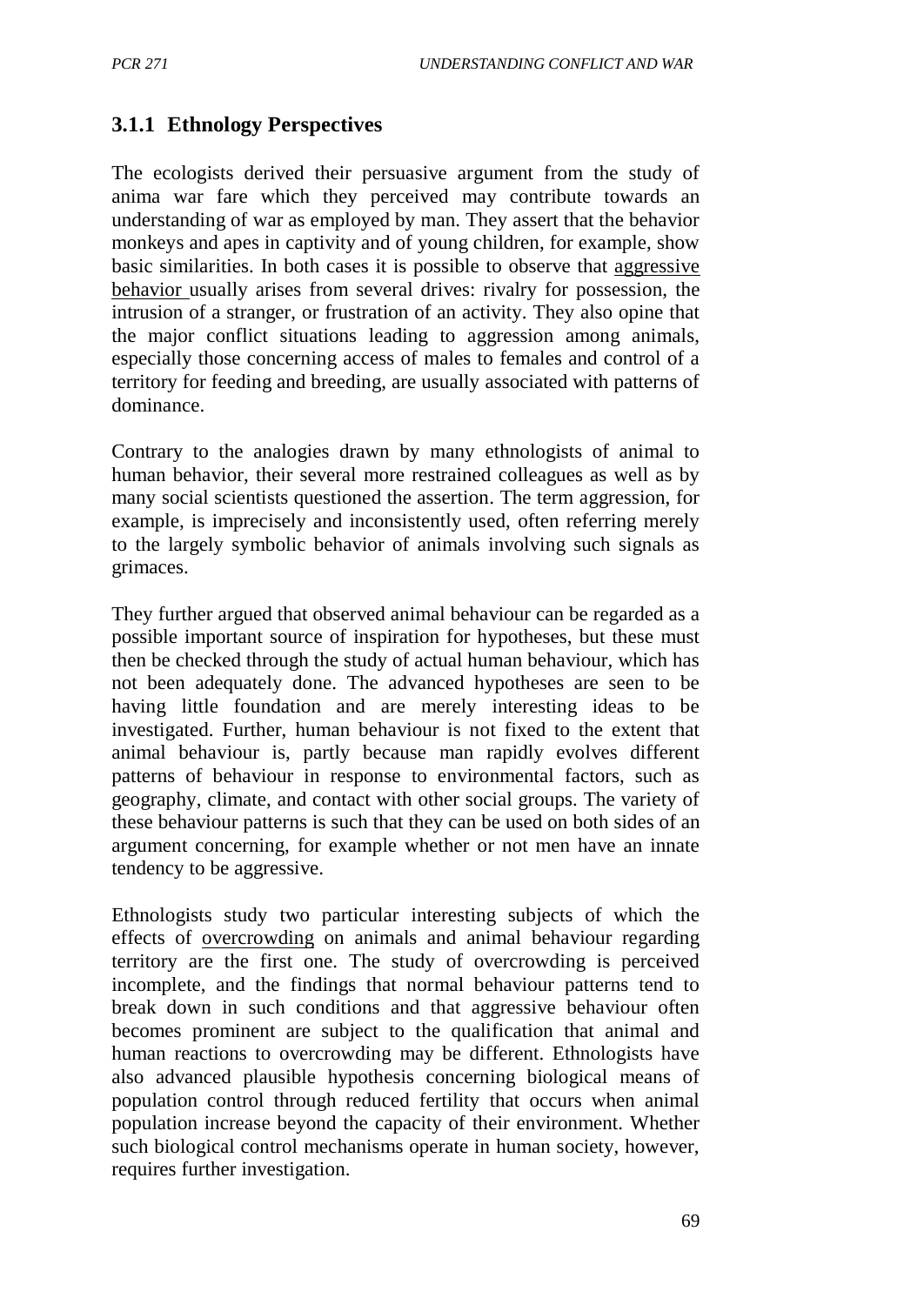### 3.1.1 Ethnology Perspectives

The ecologists derived their persuasive argument from the study of anima war fare which they perceived may contribute towards an understanding of war as employed by man. They assert that the behavior monkeys and apes in captivity and of young children, for example, show basic similarities. In both cases it is possible to observe that aggressive behavior usually arises from several drives: rivalry for possession, the intrusion of a stranger, or frustration of an activity. They also opine that the major conflict situations leading to aggression among animals, especially those concerning access of males to females and control of a territory for feeding and breeding, are usually associated with patterns of dominance.

Contrary to the analogies drawn by many ethnologists of animal to human behavior, their several more restrained colleagues as well as by many social scientists questioned the assertion. The term aggression, for example, is imprecisely and inconsistently used, often referring merely to the largely symbolic behavior of animals involving such signals as grimaces.

They further argued that observed animal behaviour can be regarded as a possible important source of inspiration for hypotheses, but these must then be checked through the study of actual human behaviour, which has not been adequately done. The advanced hypotheses are seen to be having little foundation and are merely interesting ideas to be investigated. Further, human behaviour is not fixed to the extent that animal behaviour is, partly because man rapidly evolves different patterns of behaviour in response to environmental factors, such as geography, climate, and contact with other social groups. The variety of these behaviour patterns is such that they can be used on both sides of an argument concerning, for example whether or not men have an innate tendency to be aggressive.

Ethnologists study two particular interesting subjects of which the effects of overcrowding on animals and animal behaviour regarding territory are the first one. The study of overcrowding is perceived incomplete, and the findings that normal behaviour patterns tend to break down in such conditions and that aggressive behaviour often becomes prominent are subject to the qualification that animal and human reactions to overcrowding may be different. Ethnologists have also advanced plausible hypothesis concerning biological means of population control through reduced fertility that occurs when animal population increase beyond the capacity of their environment. Whether such biological control mechanisms operate in human society, however, requires further investigation.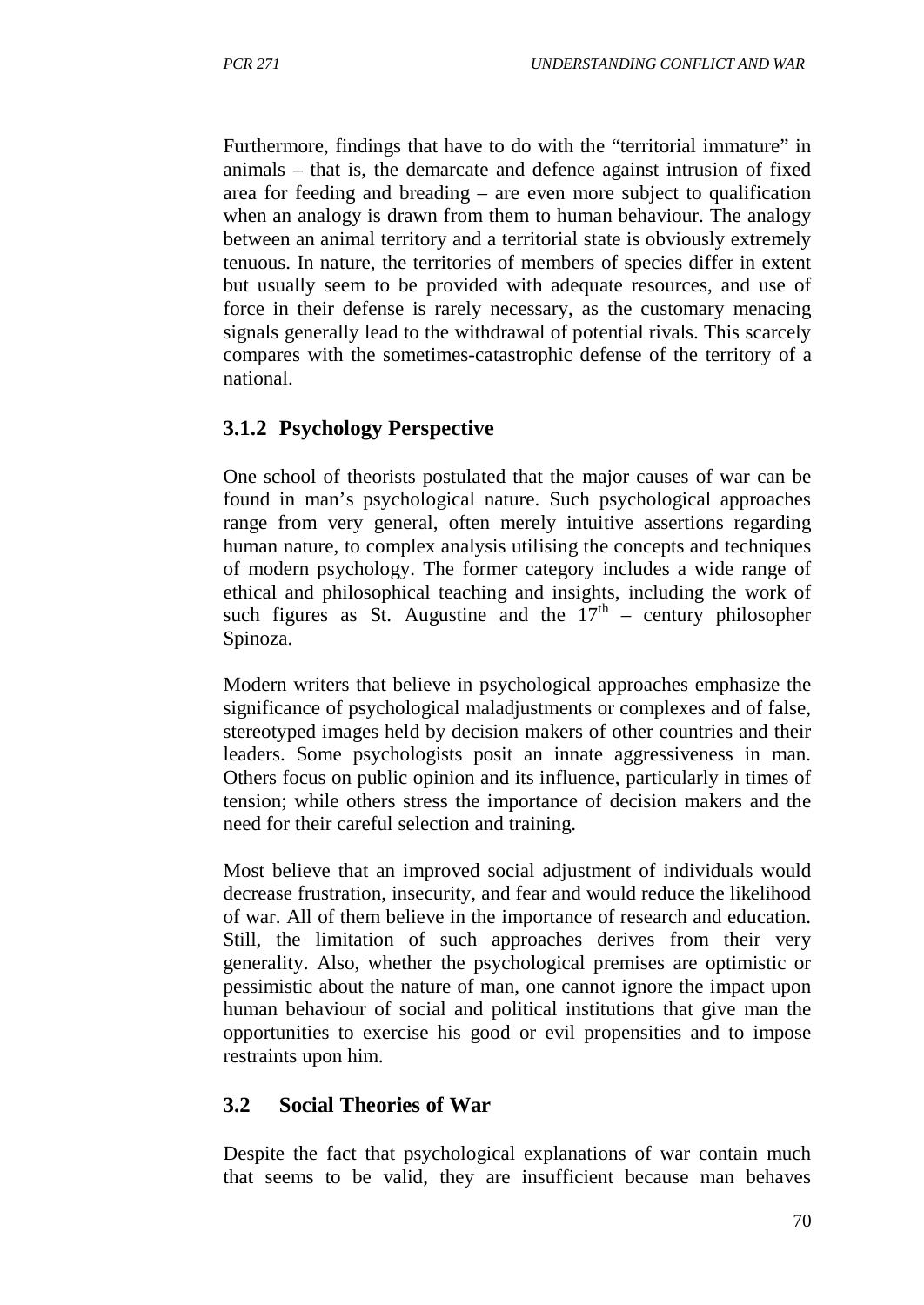Furthermore, findings that have to do with the "territorial immature" in animals – that is, the demarcate and defence against intrusion of fixed area for feeding and breading – are even more subject to qualification when an analogy is drawn from them to human behaviour. The analogy between an animal territory and a territorial state is obviously extremely tenuous. In nature, the territories of members of species differ in extent but usually seem to be provided with adequate resources, and use of force in their defense is rarely necessary, as the customary menacing signals generally lead to the withdrawal of potential rivals. This scarcely compares with the sometimes-catastrophic defense of the territory of a national.

### 3.1.2 Psychology Perspective

One school of theorists postulated that the major causes of war can be found in man's psychological nature. Such psychological approaches range from very general, often merely intuitive assertions regarding human nature, to complex analysis utilising the concepts and techniques of modern psychology. The former category includes a wide range of ethical and philosophical teaching and insights, including the work of such figures as St. Augustine and the 17th – century philosopher Spinoza.

Modern writers that believe in psychological approaches emphasize the significance of psychological maladjustments or complexes and of false, stereotyped images held by decision makers of other countries and their leaders. Some psychologists posit an innate aggressiveness in man. Others focus on public opinion and its influence, particularly in times of tension; while others stress the importance of decision makers and the need for their careful selection and training.

Most believe that an improved social adjustment of individuals would decrease frustration, insecurity, and fear and would reduce the likelihood of war. All of them believe in the importance of research and education. Still, the limitation of such approaches derives from their very generality. Also, whether the psychological premises are optimistic or pessimistic about the nature of man, one cannot ignore the impact upon human behaviour of social and political institutions that give man the opportunities to exercise his good or evil propensities and to impose restraints upon him.

## 3.2 Social Theories of War

Despite the fact that psychological explanations of war contain much that seems to be valid, they are insufficient because man behaves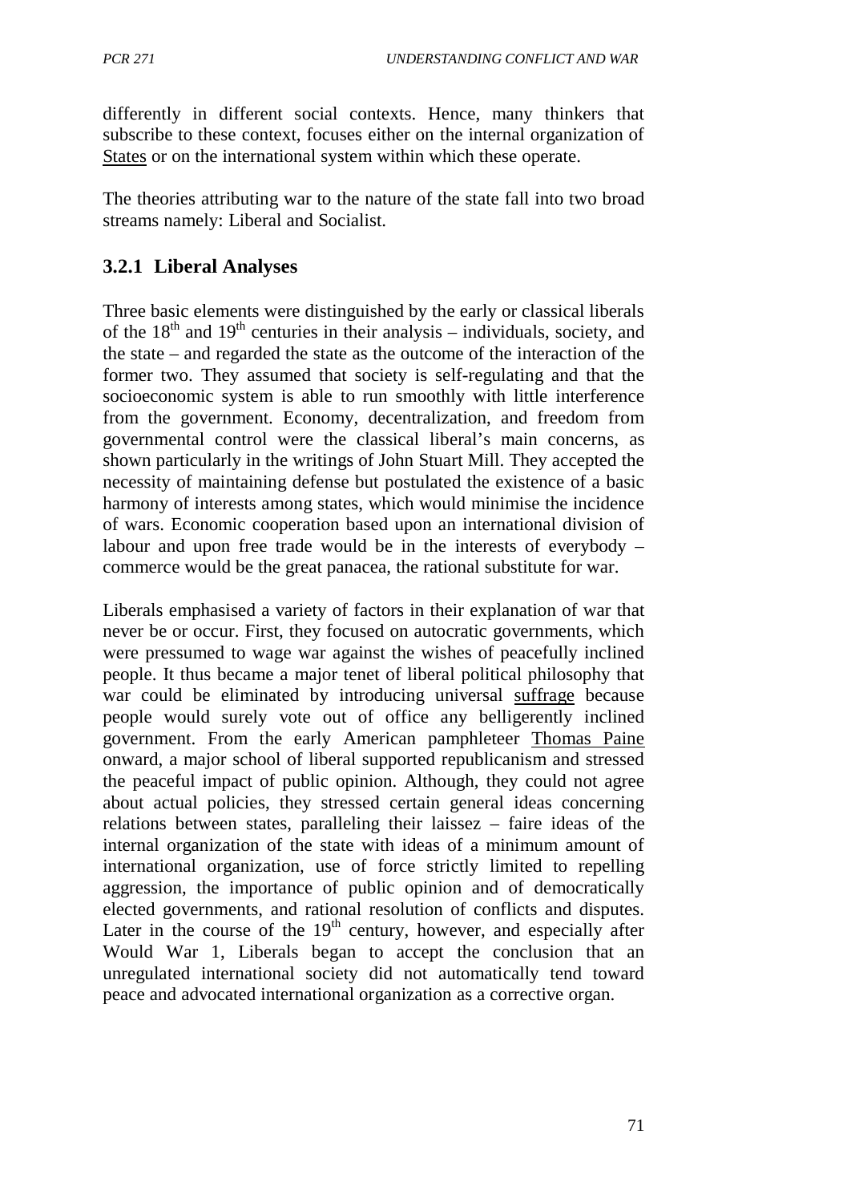differently in different social contexts. Hence, many thinkers that subscribe to these context, focuses either on the internal organization of States or on the international system within which these operate.

The theories attributing war to the nature of the state fall into two broad streams namely: Liberal and Socialist.

### 3.2.1 Liberal Analyses

Three basic elements were distinguished by the early or classical liberals of the 18th and 19th centuries in their analysis – individuals, society, and the state – and regarded the state as the outcome of the interaction of the former two. They assumed that society is self-regulating and that the socioeconomic system is able to run smoothly with little interference from the government. Economy, decentralization, and freedom from governmental control were the classical liberal's main concerns, as shown particularly in the writings of John Stuart Mill. They accepted the necessity of maintaining defense but postulated the existence of a basic harmony of interests among states, which would minimise the incidence of wars. Economic cooperation based upon an international division of labour and upon free trade would be in the interests of everybody – commerce would be the great panacea, the rational substitute for war.

Liberals emphasised a variety of factors in their explanation of war that never be or occur. First, they focused on autocratic governments, which were pressumed to wage war against the wishes of peacefully inclined people. It thus became a major tenet of liberal political philosophy that war could be eliminated by introducing universal suffrage because people would surely vote out of office any belligerently inclined government. From the early American pamphleteer Thomas Paine onward, a major school of liberal supported republicanism and stressed the peaceful impact of public opinion. Although, they could not agree about actual policies, they stressed certain general ideas concerning relations between states, paralleling their laissez – faire ideas of the internal organization of the state with ideas of a minimum amount of international organization, use of force strictly limited to repelling aggression, the importance of public opinion and of democratically elected governments, and rational resolution of conflicts and disputes. Later in the course of the 19th century, however, and especially after Would War 1, Liberals began to accept the conclusion that an unregulated international society did not automatically tend toward peace and advocated international organization as a corrective organ.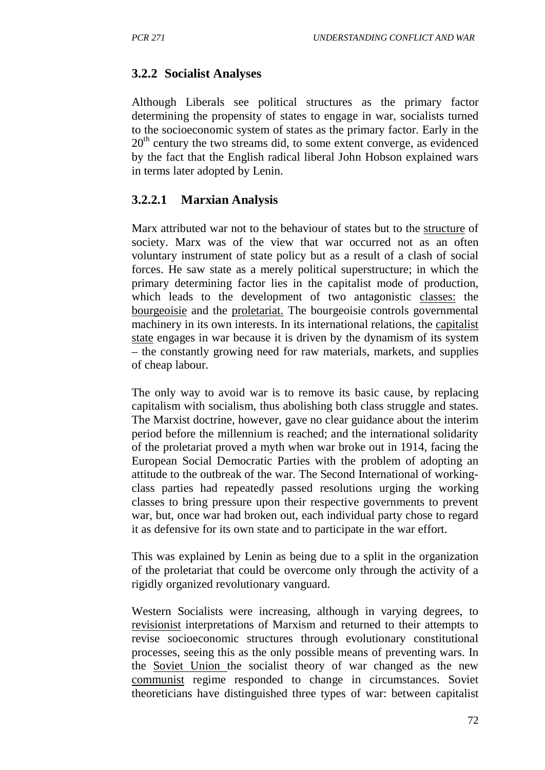### 3.2.2 Socialist Analyses

Although Liberals see political structures as the primary factor determining the propensity of states to engage in war, socialists turned to the socioeconomic system of states as the primary factor. Early in the 20th century the two streams did, to some extent converge, as evidenced by the fact that the English radical liberal John Hobson explained wars in terms later adopted by Lenin.

#### 3.2.2.1 Marxian Analysis

Marx attributed war not to the behaviour of states but to the structure of society. Marx was of the view that war occurred not as an often voluntary instrument of state policy but as a result of a clash of social forces. He saw state as a merely political superstructure; in which the primary determining factor lies in the capitalist mode of production, which leads to the development of two antagonistic classes: the bourgeoisie and the proletariat. The bourgeoisie controls governmental machinery in its own interests. In its international relations, the capitalist state engages in war because it is driven by the dynamism of its system – the constantly growing need for raw materials, markets, and supplies of cheap labour.

The only way to avoid war is to remove its basic cause, by replacing capitalism with socialism, thus abolishing both class struggle and states. The Marxist doctrine, however, gave no clear guidance about the interim period before the millennium is reached; and the international solidarity of the proletariat proved a myth when war broke out in 1914, facing the European Social Democratic Parties with the problem of adopting an attitude to the outbreak of the war. The Second International of working-class parties had repeatedly passed resolutions urging the working classes to bring pressure upon their respective governments to prevent war, but, once war had broken out, each individual party chose to regard it as defensive for its own state and to participate in the war effort.

This was explained by Lenin as being due to a split in the organization of the proletariat that could be overcome only through the activity of a rigidly organized revolutionary vanguard.

Western Socialists were increasing, although in varying degrees, to revisionist interpretations of Marxism and returned to their attempts to revise socioeconomic structures through evolutionary constitutional processes, seeing this as the only possible means of preventing wars. In the Soviet Union the socialist theory of war changed as the new communist regime responded to change in circumstances. Soviet theoreticians have distinguished three types of war: between capitalist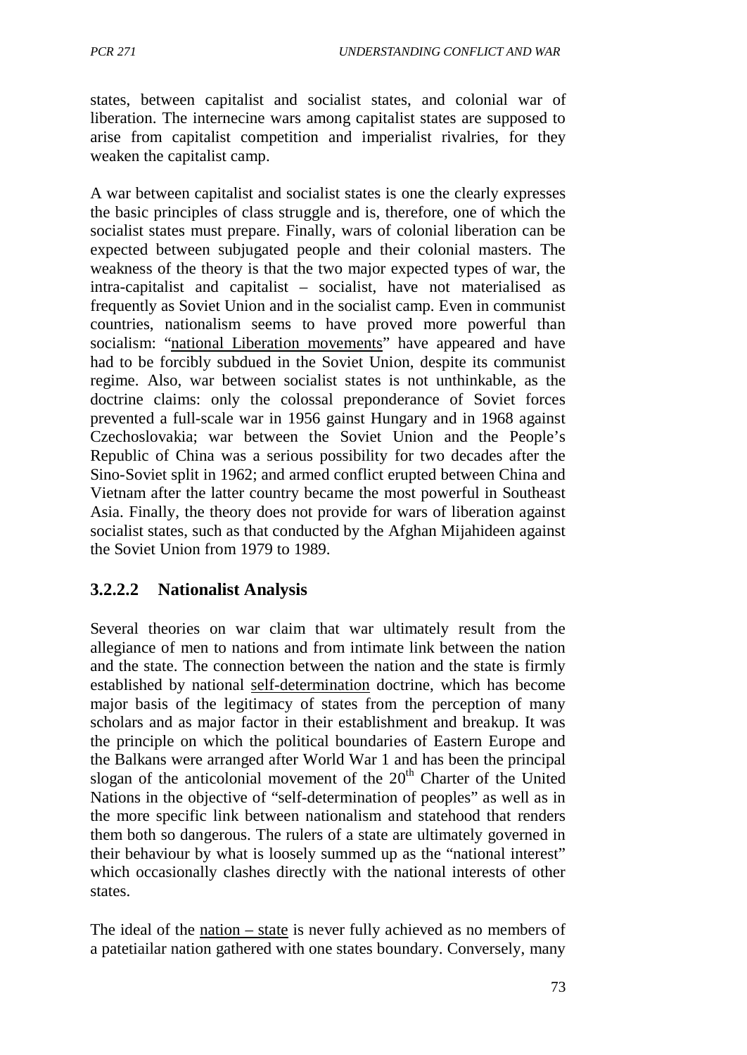states, between capitalist and socialist states, and colonial war of liberation. The internecine wars among capitalist states are supposed to arise from capitalist competition and imperialist rivalries, for they weaken the capitalist camp.

A war between capitalist and socialist states is one the clearly expresses the basic principles of class struggle and is, therefore, one of which the socialist states must prepare. Finally, wars of colonial liberation can be expected between subjugated people and their colonial masters. The weakness of the theory is that the two major expected types of war, the intra-capitalist and capitalist – socialist, have not materialised as frequently as Soviet Union and in the socialist camp. Even in communist countries, nationalism seems to have proved more powerful than socialism: "national Liberation movements" have appeared and have had to be forcibly subdued in the Soviet Union, despite its communist regime. Also, war between socialist states is not unthinkable, as the doctrine claims: only the colossal preponderance of Soviet forces prevented a full-scale war in 1956 gainst Hungary and in 1968 against Czechoslovakia; war between the Soviet Union and the People's Republic of China was a serious possibility for two decades after the Sino-Soviet split in 1962; and armed conflict erupted between China and Vietnam after the latter country became the most powerful in Southeast Asia. Finally, the theory does not provide for wars of liberation against socialist states, such as that conducted by the Afghan Mijahideen against the Soviet Union from 1979 to 1989.

### 3.2.2.2 Nationalist Analysis

Several theories on war claim that war ultimately result from the allegiance of men to nations and from intimate link between the nation and the state. The connection between the nation and the state is firmly established by national self-determination doctrine, which has become major basis of the legitimacy of states from the perception of many scholars and as major factor in their establishment and breakup. It was the principle on which the political boundaries of Eastern Europe and the Balkans were arranged after World War 1 and has been the principal slogan of the anticolonial movement of the 20th Charter of the United Nations in the objective of "self-determination of peoples" as well as in the more specific link between nationalism and statehood that renders them both so dangerous. The rulers of a state are ultimately governed in their behaviour by what is loosely summed up as the "national interest" which occasionally clashes directly with the national interests of other states.

The ideal of the nation – state is never fully achieved as no members of a patetiailar nation gathered with one states boundary. Conversely, many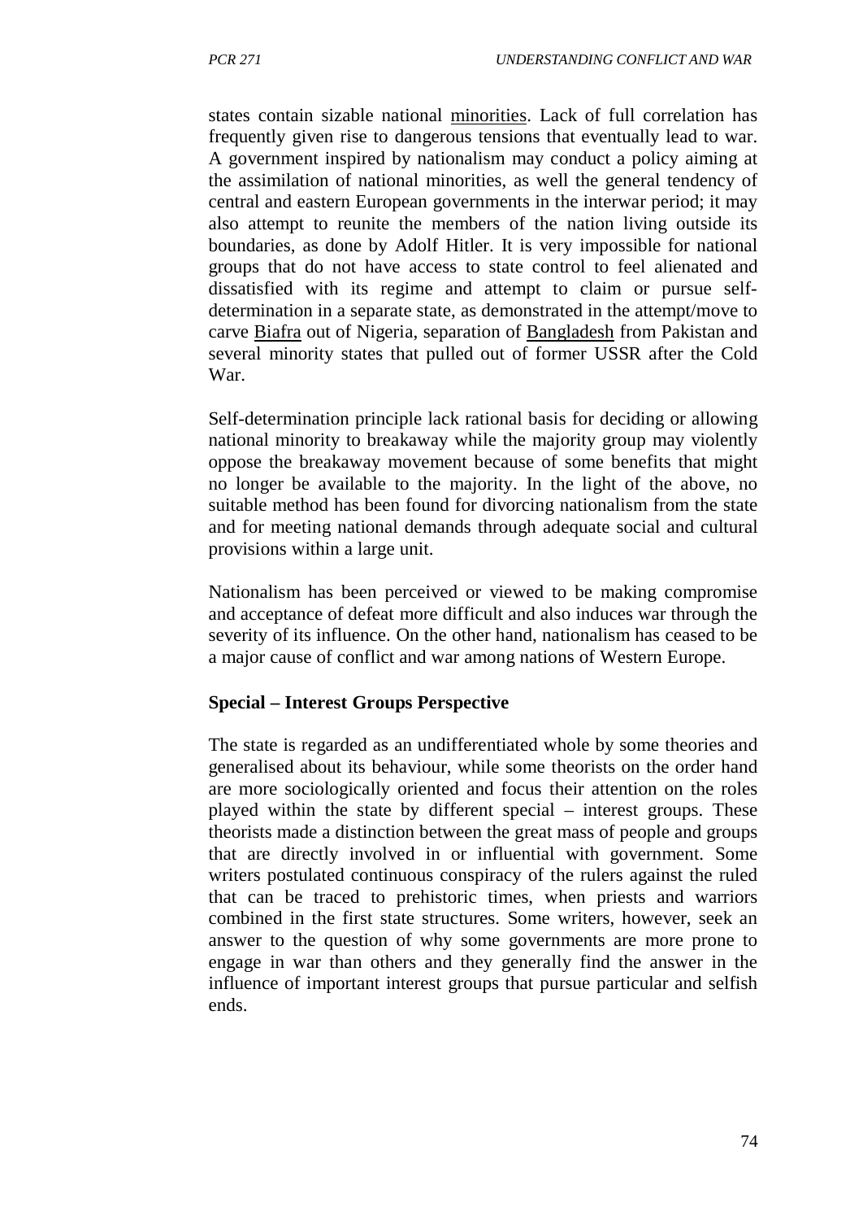states contain sizable national minorities. Lack of full correlation has frequently given rise to dangerous tensions that eventually lead to war. A government inspired by nationalism may conduct a policy aiming at the assimilation of national minorities, as well the general tendency of central and eastern European governments in the interwar period; it may also attempt to reunite the members of the nation living outside its boundaries, as done by Adolf Hitler. It is very impossible for national groups that do not have access to state control to feel alienated and dissatisfied with its regime and attempt to claim or pursue self-determination in a separate state, as demonstrated in the attempt/move to carve Biafra out of Nigeria, separation of Bangladesh from Pakistan and several minority states that pulled out of former USSR after the Cold War.

Self-determination principle lack rational basis for deciding or allowing national minority to breakaway while the majority group may violently oppose the breakaway movement because of some benefits that might no longer be available to the majority. In the light of the above, no suitable method has been found for divorcing nationalism from the state and for meeting national demands through adequate social and cultural provisions within a large unit.

Nationalism has been perceived or viewed to be making compromise and acceptance of defeat more difficult and also induces war through the severity of its influence. On the other hand, nationalism has ceased to be a major cause of conflict and war among nations of Western Europe.

**Special – Interest Groups Perspective**

The state is regarded as an undifferentiated whole by some theories and generalised about its behaviour, while some theorists on the order hand are more sociologically oriented and focus their attention on the roles played within the state by different special – interest groups. These theorists made a distinction between the great mass of people and groups that are directly involved in or influential with government. Some writers postulated continuous conspiracy of the rulers against the ruled that can be traced to prehistoric times, when priests and warriors combined in the first state structures. Some writers, however, seek an answer to the question of why some governments are more prone to engage in war than others and they generally find the answer in the influence of important interest groups that pursue particular and selfish ends.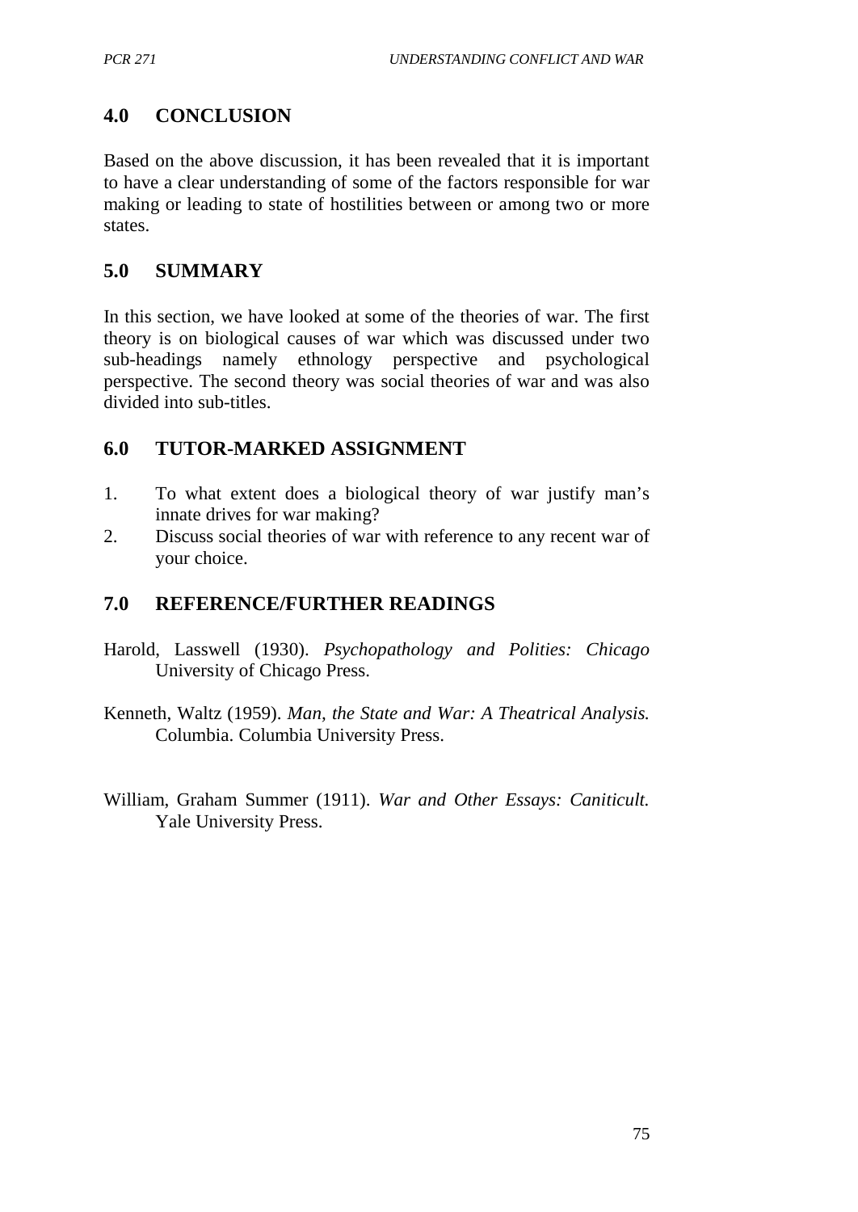## 4.0 CONCLUSION

Based on the above discussion, it has been revealed that it is important to have a clear understanding of some of the factors responsible for war making or leading to state of hostilities between or among two or more states.

## 5.0 SUMMARY

In this section, we have looked at some of the theories of war. The first theory is on biological causes of war which was discussed under two sub-headings namely ethnology perspective and psychological perspective. The second theory was social theories of war and was also divided into sub-titles.

## 6.0 TUTOR-MARKED ASSIGNMENT

1. To what extent does a biological theory of war justify man's innate drives for war making?
2. Discuss social theories of war with reference to any recent war of your choice.

## 7.0 REFERENCE/FURTHER READINGS

Harold, Lasswell (1930). *Psychopathology and Polities: Chicago* University of Chicago Press.

Kenneth, Waltz (1959). *Man, the State and War: A Theatrical Analysis.* Columbia. Columbia University Press.

William, Graham Summer (1911). *War and Other Essays: Caniticult.* Yale University Press.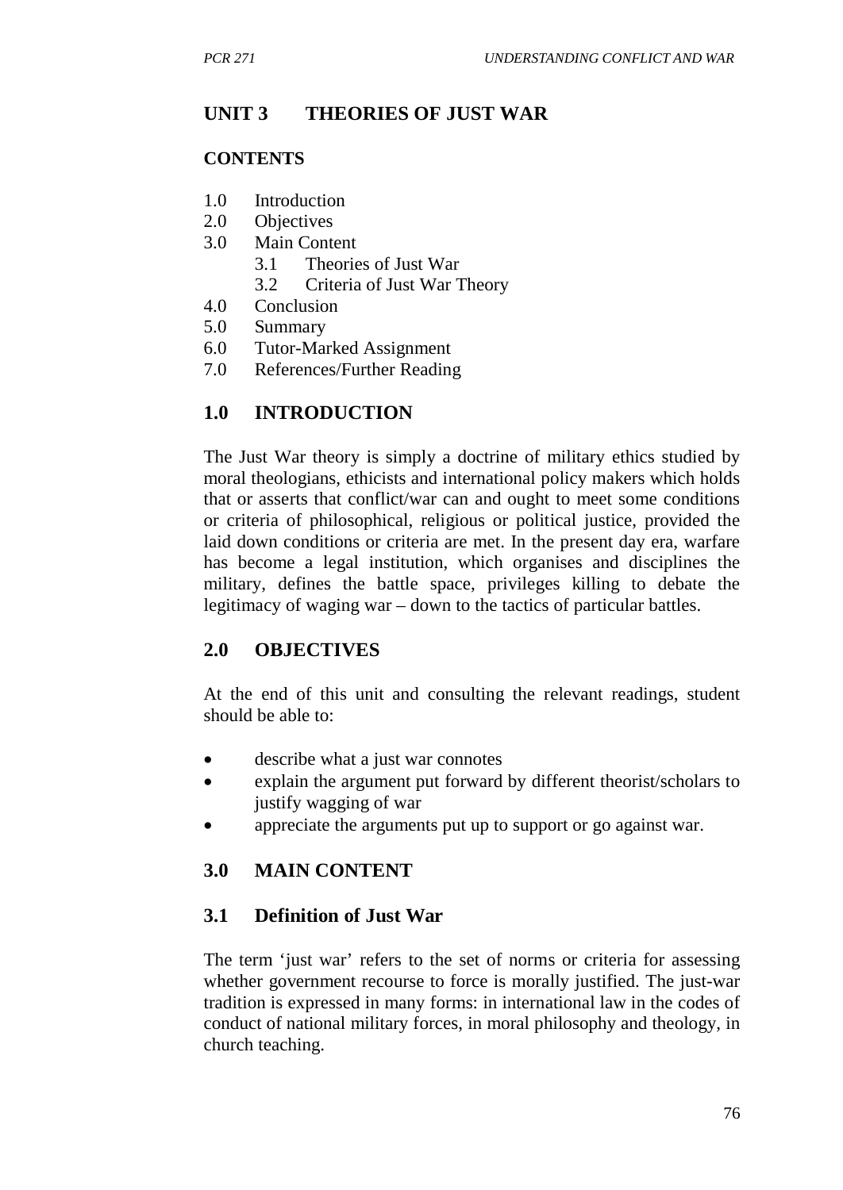## UNIT 3 THEORIES OF JUST WAR

**CONTENTS**

- 1.0 Introduction
- 2.0 Objectives
- 3.0 Main Content
    - 3.1 Theories of Just War
    - 3.2 Criteria of Just War Theory
- 4.0 Conclusion
- 5.0 Summary
- 6.0 Tutor-Marked Assignment
- 7.0 References/Further Reading

## 1.0 INTRODUCTION

The Just War theory is simply a doctrine of military ethics studied by moral theologians, ethicists and international policy makers which holds that or asserts that conflict/war can and ought to meet some conditions or criteria of philosophical, religious or political justice, provided the laid down conditions or criteria are met. In the present day era, warfare has become a legal institution, which organises and disciplines the military, defines the battle space, privileges killing to debate the legitimacy of waging war – down to the tactics of particular battles.

## 2.0 OBJECTIVES

At the end of this unit and consulting the relevant readings, student should be able to:

- describe what a just war connotes
- explain the argument put forward by different theorist/scholars to justify wagging of war
- appreciate the arguments put up to support or go against war.

## 3.0 MAIN CONTENT

### 3.1 Definition of Just War

The term 'just war' refers to the set of norms or criteria for assessing whether government recourse to force is morally justified. The just-war tradition is expressed in many forms: in international law in the codes of conduct of national military forces, in moral philosophy and theology, in church teaching.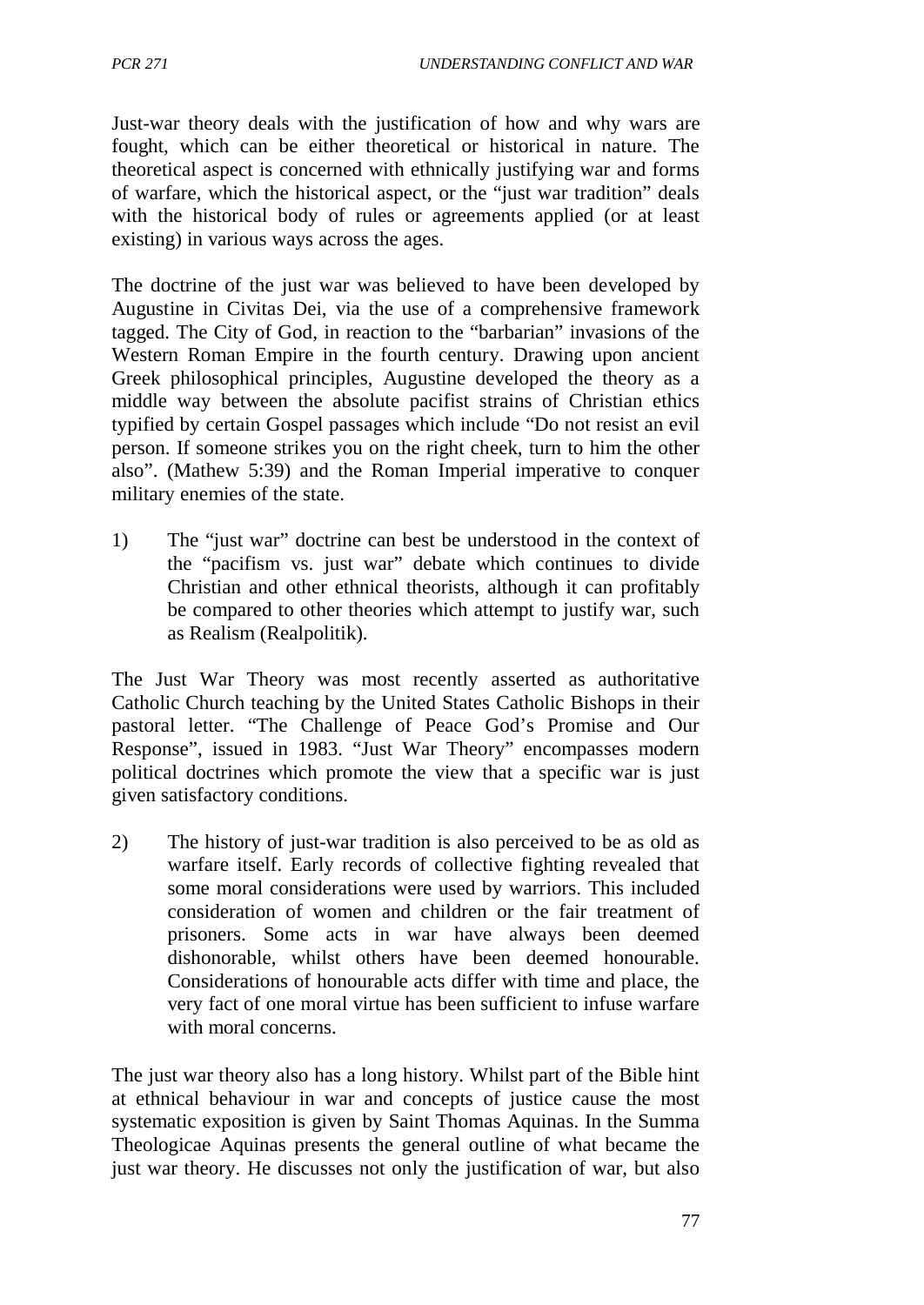Just-war theory deals with the justification of how and why wars are fought, which can be either theoretical or historical in nature. The theoretical aspect is concerned with ethnically justifying war and forms of warfare, which the historical aspect, or the "just war tradition" deals with the historical body of rules or agreements applied (or at least existing) in various ways across the ages.

The doctrine of the just war was believed to have been developed by Augustine in Civitas Dei, via the use of a comprehensive framework tagged. The City of God, in reaction to the "barbarian" invasions of the Western Roman Empire in the fourth century. Drawing upon ancient Greek philosophical principles, Augustine developed the theory as a middle way between the absolute pacifist strains of Christian ethics typified by certain Gospel passages which include "Do not resist an evil person. If someone strikes you on the right cheek, turn to him the other also". (Mathew 5:39) and the Roman Imperial imperative to conquer military enemies of the state.

1) The "just war" doctrine can best be understood in the context of the "pacifism vs. just war" debate which continues to divide Christian and other ethnical theorists, although it can profitably be compared to other theories which attempt to justify war, such as Realism (Realpolitik).

The Just War Theory was most recently asserted as authoritative Catholic Church teaching by the United States Catholic Bishops in their pastoral letter. "The Challenge of Peace God's Promise and Our Response", issued in 1983. "Just War Theory" encompasses modern political doctrines which promote the view that a specific war is just given satisfactory conditions.

2) The history of just-war tradition is also perceived to be as old as warfare itself. Early records of collective fighting revealed that some moral considerations were used by warriors. This included consideration of women and children or the fair treatment of prisoners. Some acts in war have always been deemed dishonorable, whilst others have been deemed honourable. Considerations of honourable acts differ with time and place, the very fact of one moral virtue has been sufficient to infuse warfare with moral concerns.

The just war theory also has a long history. Whilst part of the Bible hint at ethnical behaviour in war and concepts of justice cause the most systematic exposition is given by Saint Thomas Aquinas. In the Summa Theologicae Aquinas presents the general outline of what became the just war theory. He discusses not only the justification of war, but also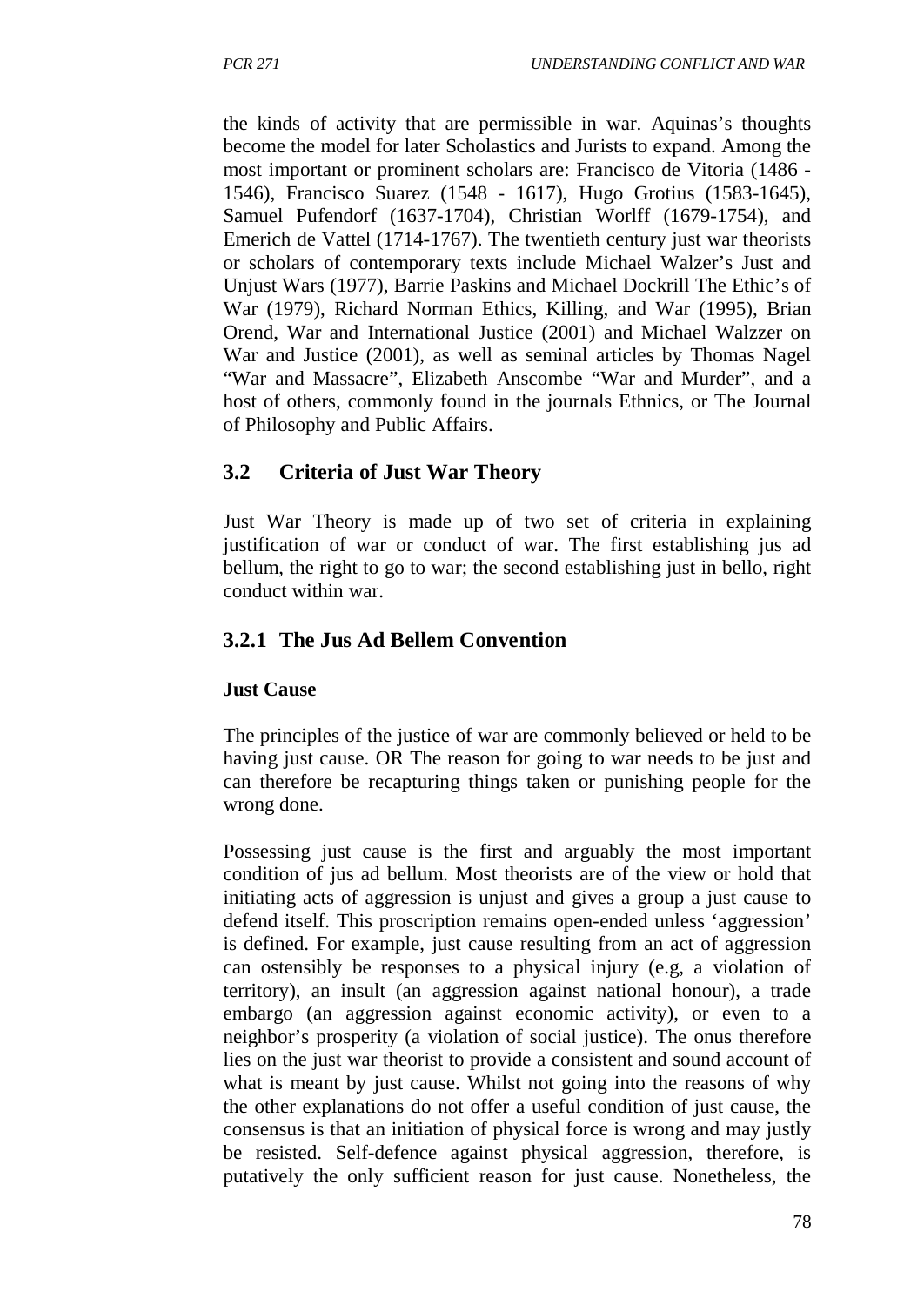the kinds of activity that are permissible in war. Aquinas's thoughts become the model for later Scholastics and Jurists to expand. Among the most important or prominent scholars are: Francisco de Vitoria (1486 - 1546), Francisco Suarez (1548 - 1617), Hugo Grotius (1583-1645), Samuel Pufendorf (1637-1704), Christian Worlff (1679-1754), and Emerich de Vattel (1714-1767). The twentieth century just war theorists or scholars of contemporary texts include Michael Walzer's Just and Unjust Wars (1977), Barrie Paskins and Michael Dockrill The Ethic's of War (1979), Richard Norman Ethics, Killing, and War (1995), Brian Orend, War and International Justice (2001) and Michael Walzzer on War and Justice (2001), as well as seminal articles by Thomas Nagel "War and Massacre", Elizabeth Anscombe "War and Murder", and a host of others, commonly found in the journals Ethnics, or The Journal of Philosophy and Public Affairs.

## 3.2 Criteria of Just War Theory

Just War Theory is made up of two set of criteria in explaining justification of war or conduct of war. The first establishing jus ad bellum, the right to go to war; the second establishing just in bello, right conduct within war.

### 3.2.1 The Jus Ad Bellem Convention

**Just Cause**

The principles of the justice of war are commonly believed or held to be having just cause. OR The reason for going to war needs to be just and can therefore be recapturing things taken or punishing people for the wrong done.

Possessing just cause is the first and arguably the most important condition of jus ad bellum. Most theorists are of the view or hold that initiating acts of aggression is unjust and gives a group a just cause to defend itself. This proscription remains open-ended unless 'aggression' is defined. For example, just cause resulting from an act of aggression can ostensibly be responses to a physical injury (e.g, a violation of territory), an insult (an aggression against national honour), a trade embargo (an aggression against economic activity), or even to a neighbor's prosperity (a violation of social justice). The onus therefore lies on the just war theorist to provide a consistent and sound account of what is meant by just cause. Whilst not going into the reasons of why the other explanations do not offer a useful condition of just cause, the consensus is that an initiation of physical force is wrong and may justly be resisted. Self-defence against physical aggression, therefore, is putatively the only sufficient reason for just cause. Nonetheless, the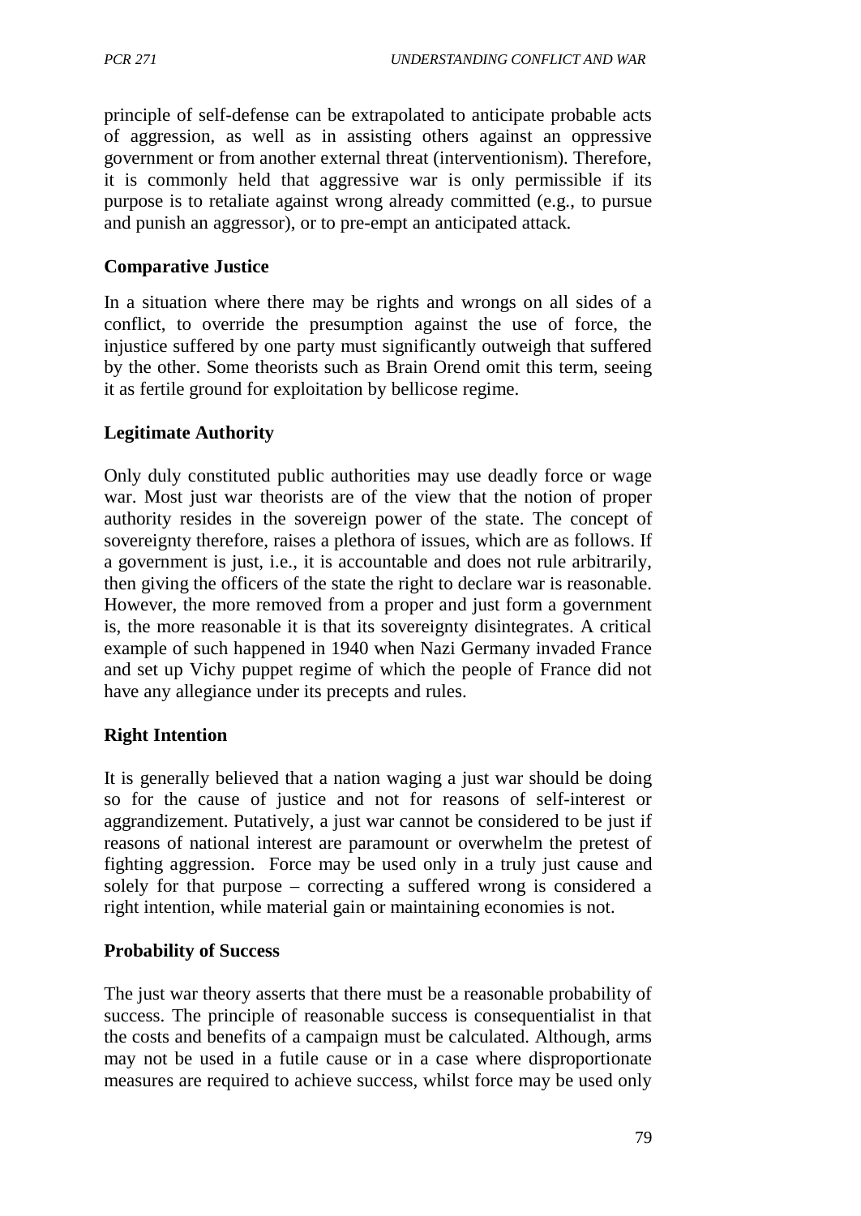principle of self-defense can be extrapolated to anticipate probable acts of aggression, as well as in assisting others against an oppressive government or from another external threat (interventionism). Therefore, it is commonly held that aggressive war is only permissible if its purpose is to retaliate against wrong already committed (e.g., to pursue and punish an aggressor), or to pre-empt an anticipated attack.

**Comparative Justice**

In a situation where there may be rights and wrongs on all sides of a conflict, to override the presumption against the use of force, the injustice suffered by one party must significantly outweigh that suffered by the other. Some theorists such as Brain Orend omit this term, seeing it as fertile ground for exploitation by bellicose regime.

**Legitimate Authority**

Only duly constituted public authorities may use deadly force or wage war. Most just war theorists are of the view that the notion of proper authority resides in the sovereign power of the state. The concept of sovereignty therefore, raises a plethora of issues, which are as follows. If a government is just, i.e., it is accountable and does not rule arbitrarily, then giving the officers of the state the right to declare war is reasonable. However, the more removed from a proper and just form a government is, the more reasonable it is that its sovereignty disintegrates. A critical example of such happened in 1940 when Nazi Germany invaded France and set up Vichy puppet regime of which the people of France did not have any allegiance under its precepts and rules.

**Right Intention**

It is generally believed that a nation waging a just war should be doing so for the cause of justice and not for reasons of self-interest or aggrandizement. Putatively, a just war cannot be considered to be just if reasons of national interest are paramount or overwhelm the pretest of fighting aggression. Force may be used only in a truly just cause and solely for that purpose – correcting a suffered wrong is considered a right intention, while material gain or maintaining economies is not.

**Probability of Success**

The just war theory asserts that there must be a reasonable probability of success. The principle of reasonable success is consequentialist in that the costs and benefits of a campaign must be calculated. Although, arms may not be used in a futile cause or in a case where disproportionate measures are required to achieve success, whilst force may be used only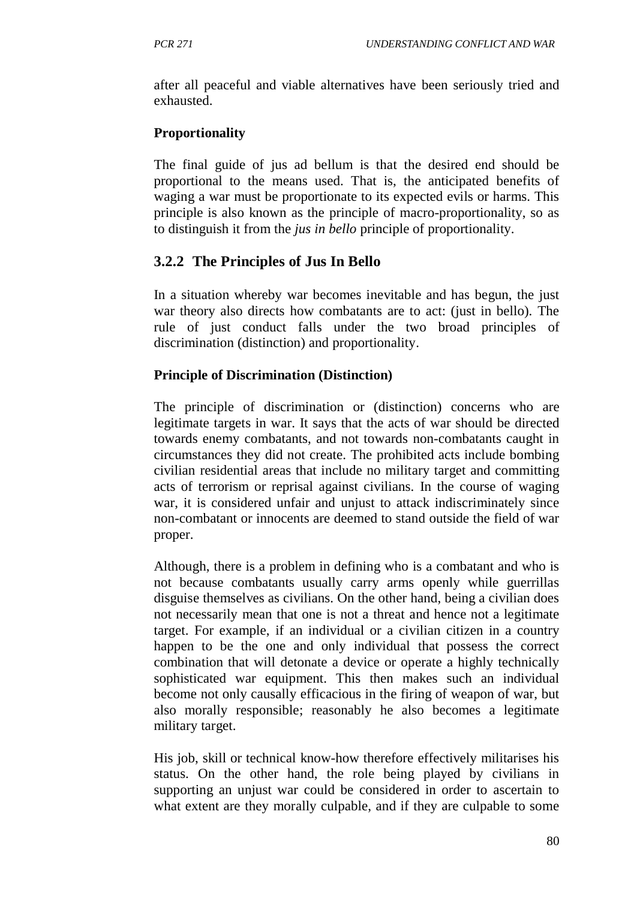after all peaceful and viable alternatives have been seriously tried and exhausted.

**Proportionality**

The final guide of jus ad bellum is that the desired end should be proportional to the means used. That is, the anticipated benefits of waging a war must be proportionate to its expected evils or harms. This principle is also known as the principle of macro-proportionality, so as to distinguish it from the *jus in bello* principle of proportionality.

### 3.2.2 The Principles of Jus In Bello

In a situation whereby war becomes inevitable and has begun, the just war theory also directs how combatants are to act: (just in bello). The rule of just conduct falls under the two broad principles of discrimination (distinction) and proportionality.

**Principle of Discrimination (Distinction)**

The principle of discrimination or (distinction) concerns who are legitimate targets in war. It says that the acts of war should be directed towards enemy combatants, and not towards non-combatants caught in circumstances they did not create. The prohibited acts include bombing civilian residential areas that include no military target and committing acts of terrorism or reprisal against civilians. In the course of waging war, it is considered unfair and unjust to attack indiscriminately since non-combatant or innocents are deemed to stand outside the field of war proper.

Although, there is a problem in defining who is a combatant and who is not because combatants usually carry arms openly while guerrillas disguise themselves as civilians. On the other hand, being a civilian does not necessarily mean that one is not a threat and hence not a legitimate target. For example, if an individual or a civilian citizen in a country happen to be the one and only individual that possess the correct combination that will detonate a device or operate a highly technically sophisticated war equipment. This then makes such an individual become not only causally efficacious in the firing of weapon of war, but also morally responsible; reasonably he also becomes a legitimate military target.

His job, skill or technical know-how therefore effectively militarises his status. On the other hand, the role being played by civilians in supporting an unjust war could be considered in order to ascertain to what extent are they morally culpable, and if they are culpable to some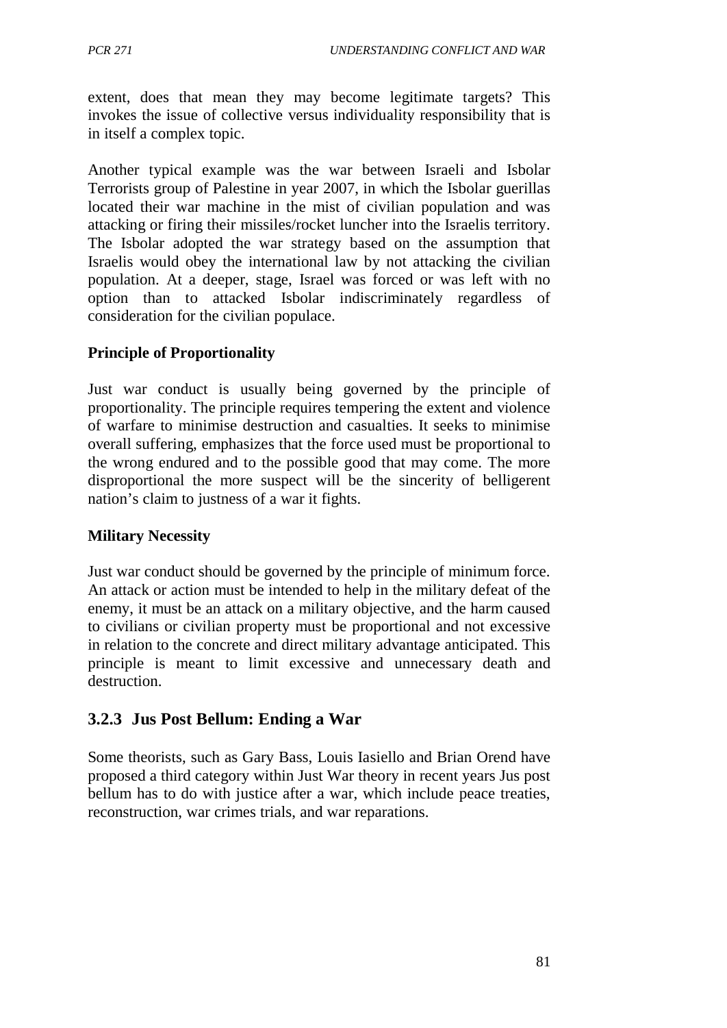extent, does that mean they may become legitimate targets? This invokes the issue of collective versus individuality responsibility that is in itself a complex topic.

Another typical example was the war between Israeli and Isbolar Terrorists group of Palestine in year 2007, in which the Isbolar guerillas located their war machine in the mist of civilian population and was attacking or firing their missiles/rocket luncher into the Israelis territory. The Isbolar adopted the war strategy based on the assumption that Israelis would obey the international law by not attacking the civilian population. At a deeper, stage, Israel was forced or was left with no option than to attacked Isbolar indiscriminately regardless of consideration for the civilian populace.

**Principle of Proportionality**

Just war conduct is usually being governed by the principle of proportionality. The principle requires tempering the extent and violence of warfare to minimise destruction and casualties. It seeks to minimise overall suffering, emphasizes that the force used must be proportional to the wrong endured and to the possible good that may come. The more disproportional the more suspect will be the sincerity of belligerent nation's claim to justness of a war it fights.

**Military Necessity**

Just war conduct should be governed by the principle of minimum force. An attack or action must be intended to help in the military defeat of the enemy, it must be an attack on a military objective, and the harm caused to civilians or civilian property must be proportional and not excessive in relation to the concrete and direct military advantage anticipated. This principle is meant to limit excessive and unnecessary death and destruction.

### 3.2.3 Jus Post Bellum: Ending a War

Some theorists, such as Gary Bass, Louis Iasiello and Brian Orend have proposed a third category within Just War theory in recent years Jus post bellum has to do with justice after a war, which include peace treaties, reconstruction, war crimes trials, and war reparations.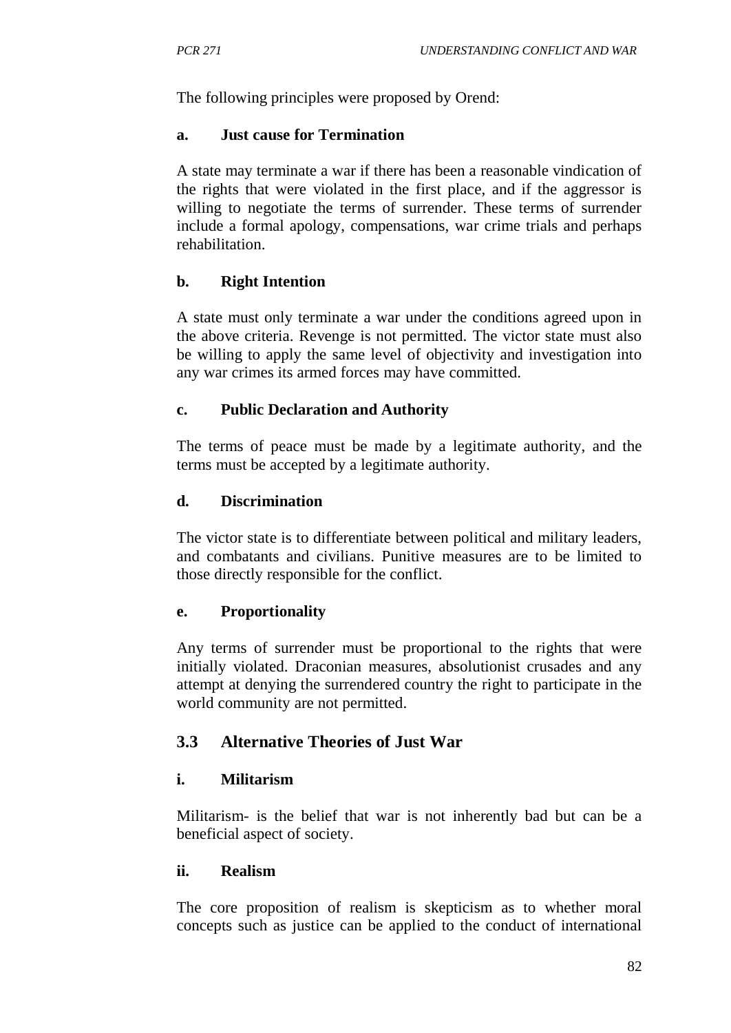The following principles were proposed by Orend:

**a. Just cause for Termination**

A state may terminate a war if there has been a reasonable vindication of the rights that were violated in the first place, and if the aggressor is willing to negotiate the terms of surrender. These terms of surrender include a formal apology, compensations, war crime trials and perhaps rehabilitation.

**b. Right Intention**

A state must only terminate a war under the conditions agreed upon in the above criteria. Revenge is not permitted. The victor state must also be willing to apply the same level of objectivity and investigation into any war crimes its armed forces may have committed.

**c. Public Declaration and Authority**

The terms of peace must be made by a legitimate authority, and the terms must be accepted by a legitimate authority.

**d. Discrimination**

The victor state is to differentiate between political and military leaders, and combatants and civilians. Punitive measures are to be limited to those directly responsible for the conflict.

**e. Proportionality**

Any terms of surrender must be proportional to the rights that were initially violated. Draconian measures, absolutionist crusades and any attempt at denying the surrendered country the right to participate in the world community are not permitted.

## 3.3 Alternative Theories of Just War

**i. Militarism**

Militarism- is the belief that war is not inherently bad but can be a beneficial aspect of society.

**ii. Realism**

The core proposition of realism is skepticism as to whether moral concepts such as justice can be applied to the conduct of international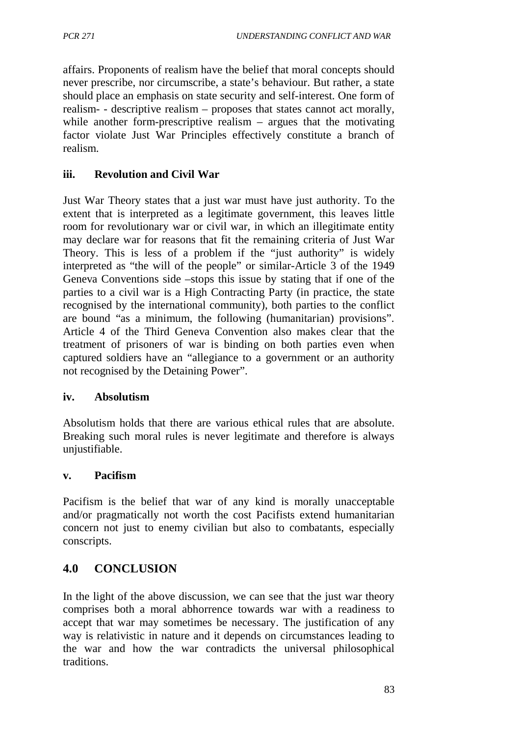affairs. Proponents of realism have the belief that moral concepts should never prescribe, nor circumscribe, a state's behaviour. But rather, a state should place an emphasis on state security and self-interest. One form of realism- - descriptive realism – proposes that states cannot act morally, while another form-prescriptive realism – argues that the motivating factor violate Just War Principles effectively constitute a branch of realism.

### iii. Revolution and Civil War

Just War Theory states that a just war must have just authority. To the extent that is interpreted as a legitimate government, this leaves little room for revolutionary war or civil war, in which an illegitimate entity may declare war for reasons that fit the remaining criteria of Just War Theory. This is less of a problem if the "just authority" is widely interpreted as "the will of the people" or similar-Article 3 of the 1949 Geneva Conventions side –stops this issue by stating that if one of the parties to a civil war is a High Contracting Party (in practice, the state recognised by the international community), both parties to the conflict are bound "as a minimum, the following (humanitarian) provisions". Article 4 of the Third Geneva Convention also makes clear that the treatment of prisoners of war is binding on both parties even when captured soldiers have an "allegiance to a government or an authority not recognised by the Detaining Power".

### iv. Absolutism

Absolutism holds that there are various ethical rules that are absolute. Breaking such moral rules is never legitimate and therefore is always unjustifiable.

### v. Pacifism

Pacifism is the belief that war of any kind is morally unacceptable and/or pragmatically not worth the cost Pacifists extend humanitarian concern not just to enemy civilian but also to combatants, especially conscripts.

## 4.0 CONCLUSION

In the light of the above discussion, we can see that the just war theory comprises both a moral abhorrence towards war with a readiness to accept that war may sometimes be necessary. The justification of any way is relativistic in nature and it depends on circumstances leading to the war and how the war contradicts the universal philosophical traditions.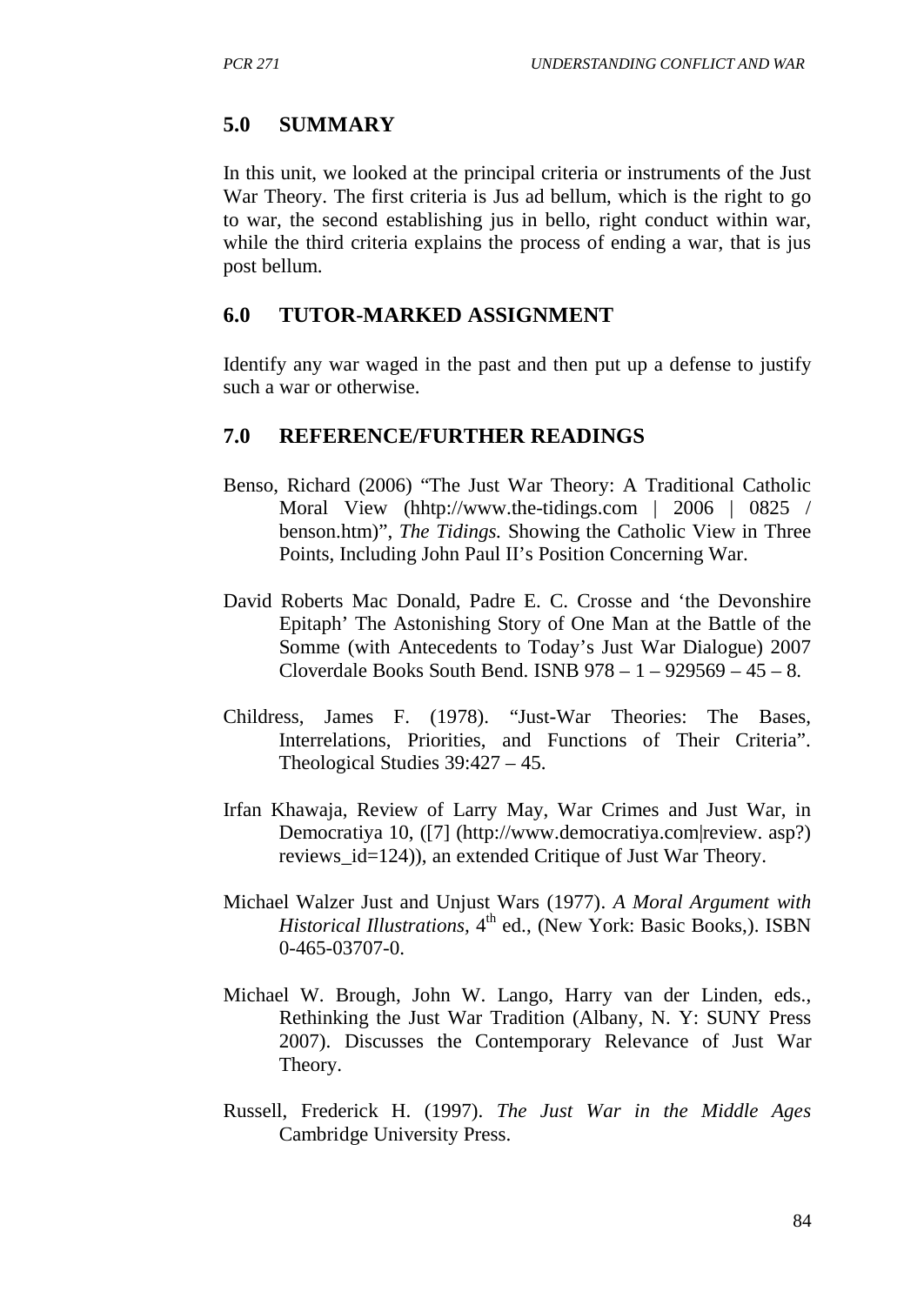## 5.0 SUMMARY

In this unit, we looked at the principal criteria or instruments of the Just War Theory. The first criteria is Jus ad bellum, which is the right to go to war, the second establishing jus in bello, right conduct within war, while the third criteria explains the process of ending a war, that is jus post bellum.

## 6.0 TUTOR-MARKED ASSIGNMENT

Identify any war waged in the past and then put up a defense to justify such a war or otherwise.

## 7.0 REFERENCE/FURTHER READINGS

Benso, Richard (2006) "The Just War Theory: A Traditional Catholic Moral View (hhtp://www.the-tidings.com | 2006 | 0825 / benson.htm)", *The Tidings.* Showing the Catholic View in Three Points, Including John Paul II's Position Concerning War.

David Roberts Mac Donald, Padre E. C. Crosse and 'the Devonshire Epitaph' The Astonishing Story of One Man at the Battle of the Somme (with Antecedents to Today's Just War Dialogue) 2007 Cloverdale Books South Bend. ISNB 978 – 1 – 929569 – 45 – 8.

Childress, James F. (1978). "Just-War Theories: The Bases, Interrelations, Priorities, and Functions of Their Criteria". Theological Studies 39:427 – 45.

Irfan Khawaja, Review of Larry May, War Crimes and Just War, in Democratiya 10, ([7] (http://www.democratiya.com|review. asp?) reviews_id=124)), an extended Critique of Just War Theory.

Michael Walzer Just and Unjust Wars (1977). *A Moral Argument with Historical Illustrations*, 4th ed., (New York: Basic Books,). ISBN 0-465-03707-0.

Michael W. Brough, John W. Lango, Harry van der Linden, eds., Rethinking the Just War Tradition (Albany, N. Y: SUNY Press 2007). Discusses the Contemporary Relevance of Just War Theory.

Russell, Frederick H. (1997). *The Just War in the Middle Ages* Cambridge University Press.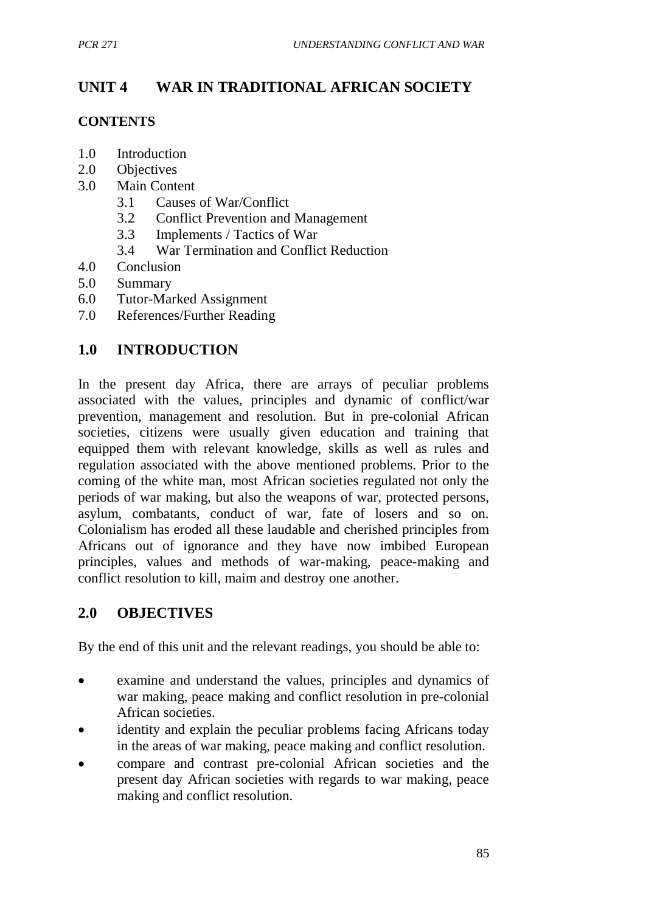# UNIT 4 WAR IN TRADITIONAL AFRICAN SOCIETY

**CONTENTS**

- 1.0 Introduction
- 2.0 Objectives
- 3.0 Main Content
    - 3.1 Causes of War/Conflict
    - 3.2 Conflict Prevention and Management
    - 3.3 Implements / Tactics of War
    - 3.4 War Termination and Conflict Reduction
- 4.0 Conclusion
- 5.0 Summary
- 6.0 Tutor-Marked Assignment
- 7.0 References/Further Reading

## 1.0 INTRODUCTION

In the present day Africa, there are arrays of peculiar problems associated with the values, principles and dynamic of conflict/war prevention, management and resolution. But in pre-colonial African societies, citizens were usually given education and training that equipped them with relevant knowledge, skills as well as rules and regulation associated with the above mentioned problems. Prior to the coming of the white man, most African societies regulated not only the periods of war making, but also the weapons of war, protected persons, asylum, combatants, conduct of war, fate of losers and so on. Colonialism has eroded all these laudable and cherished principles from Africans out of ignorance and they have now imbibed European principles, values and methods of war-making, peace-making and conflict resolution to kill, maim and destroy one another.

## 2.0 OBJECTIVES

By the end of this unit and the relevant readings, you should be able to:

- examine and understand the values, principles and dynamics of war making, peace making and conflict resolution in pre-colonial African societies.
- identity and explain the peculiar problems facing Africans today in the areas of war making, peace making and conflict resolution.
- compare and contrast pre-colonial African societies and the present day African societies with regards to war making, peace making and conflict resolution.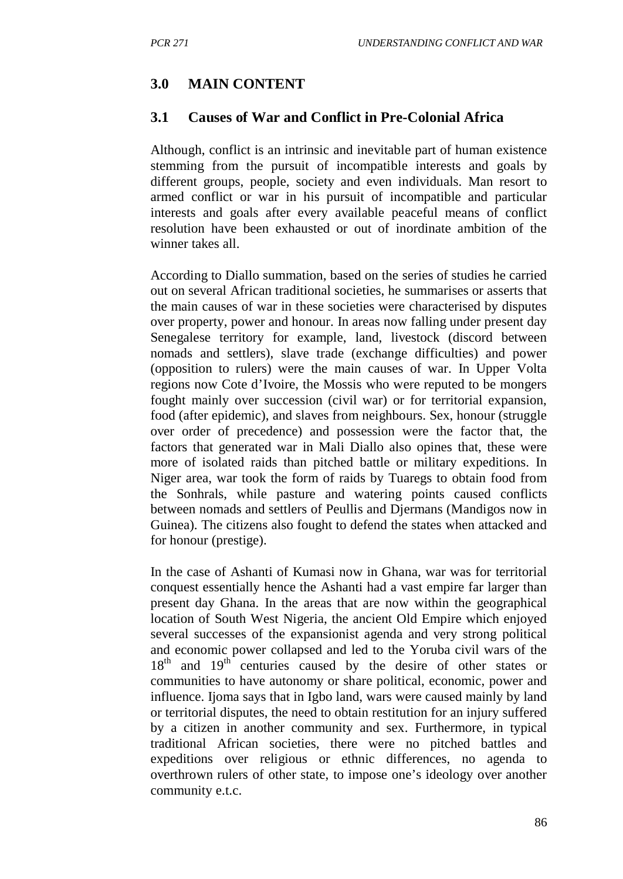## 3.0 MAIN CONTENT

### 3.1 Causes of War and Conflict in Pre-Colonial Africa

Although, conflict is an intrinsic and inevitable part of human existence stemming from the pursuit of incompatible interests and goals by different groups, people, society and even individuals. Man resort to armed conflict or war in his pursuit of incompatible and particular interests and goals after every available peaceful means of conflict resolution have been exhausted or out of inordinate ambition of the winner takes all.

According to Diallo summation, based on the series of studies he carried out on several African traditional societies, he summarises or asserts that the main causes of war in these societies were characterised by disputes over property, power and honour. In areas now falling under present day Senegalese territory for example, land, livestock (discord between nomads and settlers), slave trade (exchange difficulties) and power (opposition to rulers) were the main causes of war. In Upper Volta regions now Cote d'Ivoire, the Mossis who were reputed to be mongers fought mainly over succession (civil war) or for territorial expansion, food (after epidemic), and slaves from neighbours. Sex, honour (struggle over order of precedence) and possession were the factor that, the factors that generated war in Mali Diallo also opines that, these were more of isolated raids than pitched battle or military expeditions. In Niger area, war took the form of raids by Tuaregs to obtain food from the Sonhrals, while pasture and watering points caused conflicts between nomads and settlers of Peullis and Djermans (Mandigos now in Guinea). The citizens also fought to defend the states when attacked and for honour (prestige).

In the case of Ashanti of Kumasi now in Ghana, war was for territorial conquest essentially hence the Ashanti had a vast empire far larger than present day Ghana. In the areas that are now within the geographical location of South West Nigeria, the ancient Old Empire which enjoyed several successes of the expansionist agenda and very strong political and economic power collapsed and led to the Yoruba civil wars of the 18th and 19th centuries caused by the desire of other states or communities to have autonomy or share political, economic, power and influence. Ijoma says that in Igbo land, wars were caused mainly by land or territorial disputes, the need to obtain restitution for an injury suffered by a citizen in another community and sex. Furthermore, in typical traditional African societies, there were no pitched battles and expeditions over religious or ethnic differences, no agenda to overthrown rulers of other state, to impose one's ideology over another community e.t.c.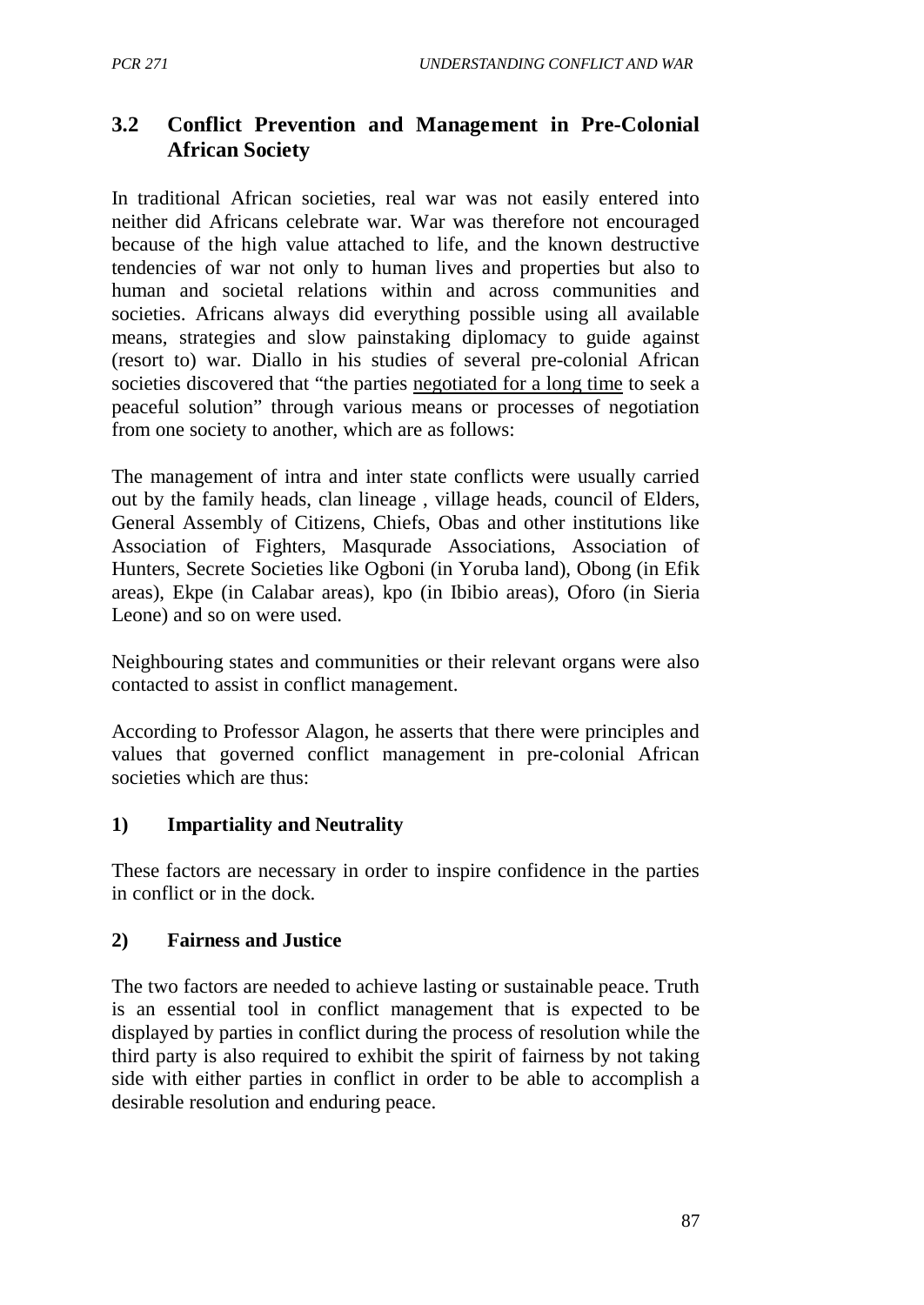## 3.2 Conflict Prevention and Management in Pre-Colonial African Society

In traditional African societies, real war was not easily entered into neither did Africans celebrate war. War was therefore not encouraged because of the high value attached to life, and the known destructive tendencies of war not only to human lives and properties but also to human and societal relations within and across communities and societies. Africans always did everything possible using all available means, strategies and slow painstaking diplomacy to guide against (resort to) war. Diallo in his studies of several pre-colonial African societies discovered that "the parties <u>negotiated for a long time</u> to seek a peaceful solution" through various means or processes of negotiation from one society to another, which are as follows:

The management of intra and inter state conflicts were usually carried out by the family heads, clan lineage , village heads, council of Elders, General Assembly of Citizens, Chiefs, Obas and other institutions like Association of Fighters, Masqurade Associations, Association of Hunters, Secrete Societies like Ogboni (in Yoruba land), Obong (in Efik areas), Ekpe (in Calabar areas), kpo (in Ibibio areas), Oforo (in Sieria Leone) and so on were used.

Neighbouring states and communities or their relevant organs were also contacted to assist in conflict management.

According to Professor Alagon, he asserts that there were principles and values that governed conflict management in pre-colonial African societies which are thus:

**1) Impartiality and Neutrality**

These factors are necessary in order to inspire confidence in the parties in conflict or in the dock.

**2) Fairness and Justice**

The two factors are needed to achieve lasting or sustainable peace. Truth is an essential tool in conflict management that is expected to be displayed by parties in conflict during the process of resolution while the third party is also required to exhibit the spirit of fairness by not taking side with either parties in conflict in order to be able to accomplish a desirable resolution and enduring peace.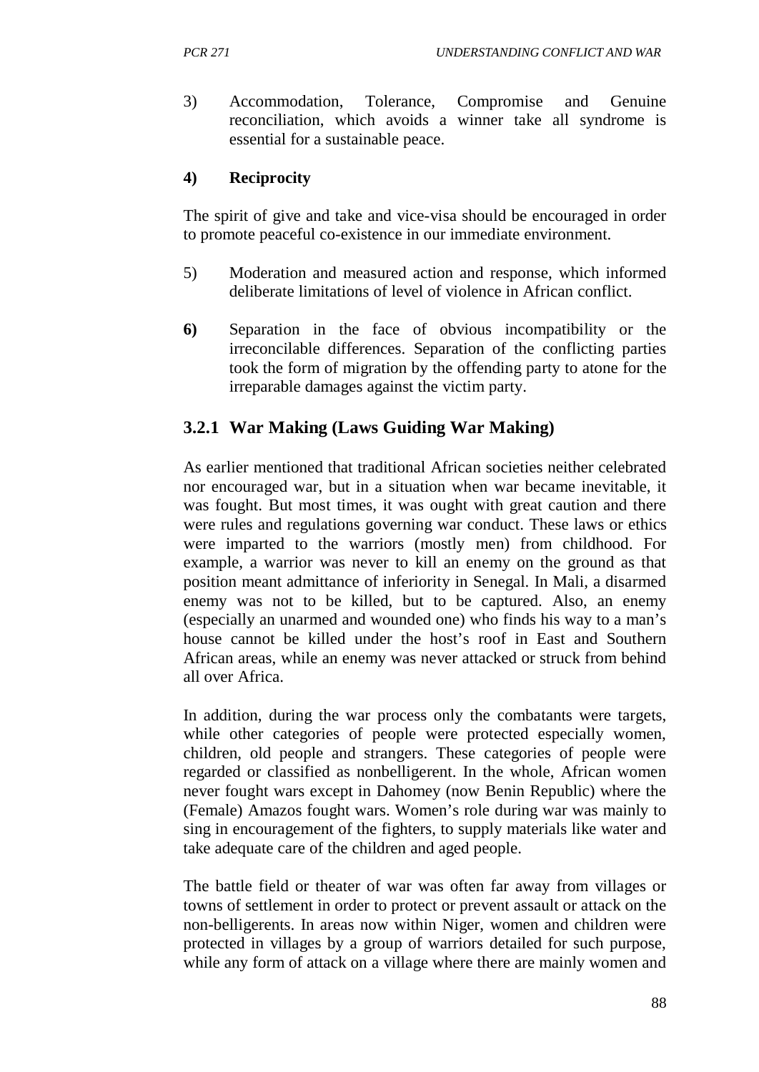3) Accommodation, Tolerance, Compromise and Genuine reconciliation, which avoids a winner take all syndrome is essential for a sustainable peace.

**4) Reciprocity**

The spirit of give and take and vice-visa should be encouraged in order to promote peaceful co-existence in our immediate environment.

5) Moderation and measured action and response, which informed deliberate limitations of level of violence in African conflict.

**6)** Separation in the face of obvious incompatibility or the irreconcilable differences. Separation of the conflicting parties took the form of migration by the offending party to atone for the irreparable damages against the victim party.

### 3.2.1 War Making (Laws Guiding War Making)

As earlier mentioned that traditional African societies neither celebrated nor encouraged war, but in a situation when war became inevitable, it was fought. But most times, it was ought with great caution and there were rules and regulations governing war conduct. These laws or ethics were imparted to the warriors (mostly men) from childhood. For example, a warrior was never to kill an enemy on the ground as that position meant admittance of inferiority in Senegal. In Mali, a disarmed enemy was not to be killed, but to be captured. Also, an enemy (especially an unarmed and wounded one) who finds his way to a man's house cannot be killed under the host's roof in East and Southern African areas, while an enemy was never attacked or struck from behind all over Africa.

In addition, during the war process only the combatants were targets, while other categories of people were protected especially women, children, old people and strangers. These categories of people were regarded or classified as nonbelligerent. In the whole, African women never fought wars except in Dahomey (now Benin Republic) where the (Female) Amazos fought wars. Women's role during war was mainly to sing in encouragement of the fighters, to supply materials like water and take adequate care of the children and aged people.

The battle field or theater of war was often far away from villages or towns of settlement in order to protect or prevent assault or attack on the non-belligerents. In areas now within Niger, women and children were protected in villages by a group of warriors detailed for such purpose, while any form of attack on a village where there are mainly women and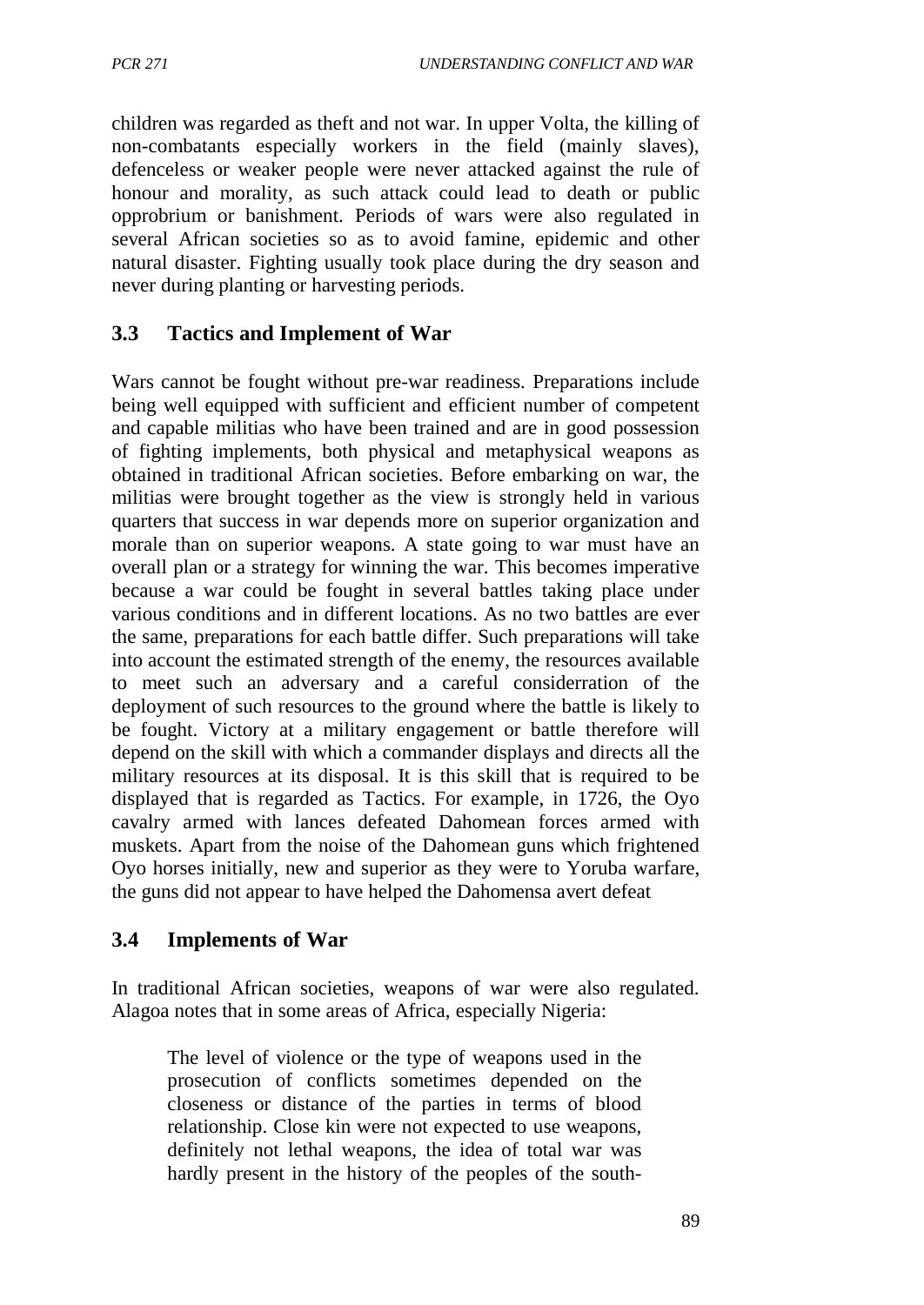children was regarded as theft and not war. In upper Volta, the killing of non-combatants especially workers in the field (mainly slaves), defenceless or weaker people were never attacked against the rule of honour and morality, as such attack could lead to death or public opprobrium or banishment. Periods of wars were also regulated in several African societies so as to avoid famine, epidemic and other natural disaster. Fighting usually took place during the dry season and never during planting or harvesting periods.

## 3.3 Tactics and Implement of War

Wars cannot be fought without pre-war readiness. Preparations include being well equipped with sufficient and efficient number of competent and capable militias who have been trained and are in good possession of fighting implements, both physical and metaphysical weapons as obtained in traditional African societies. Before embarking on war, the militias were brought together as the view is strongly held in various quarters that success in war depends more on superior organization and morale than on superior weapons. A state going to war must have an overall plan or a strategy for winning the war. This becomes imperative because a war could be fought in several battles taking place under various conditions and in different locations. As no two battles are ever the same, preparations for each battle differ. Such preparations will take into account the estimated strength of the enemy, the resources available to meet such an adversary and a careful considerration of the deployment of such resources to the ground where the battle is likely to be fought. Victory at a military engagement or battle therefore will depend on the skill with which a commander displays and directs all the military resources at its disposal. It is this skill that is required to be displayed that is regarded as Tactics. For example, in 1726, the Oyo cavalry armed with lances defeated Dahomean forces armed with muskets. Apart from the noise of the Dahomean guns which frightened Oyo horses initially, new and superior as they were to Yoruba warfare, the guns did not appear to have helped the Dahomensa avert defeat

## 3.4 Implements of War

In traditional African societies, weapons of war were also regulated. Alagoa notes that in some areas of Africa, especially Nigeria:

> The level of violence or the type of weapons used in the prosecution of conflicts sometimes depended on the closeness or distance of the parties in terms of blood relationship. Close kin were not expected to use weapons, definitely not lethal weapons, the idea of total war was hardly present in the history of the peoples of the south-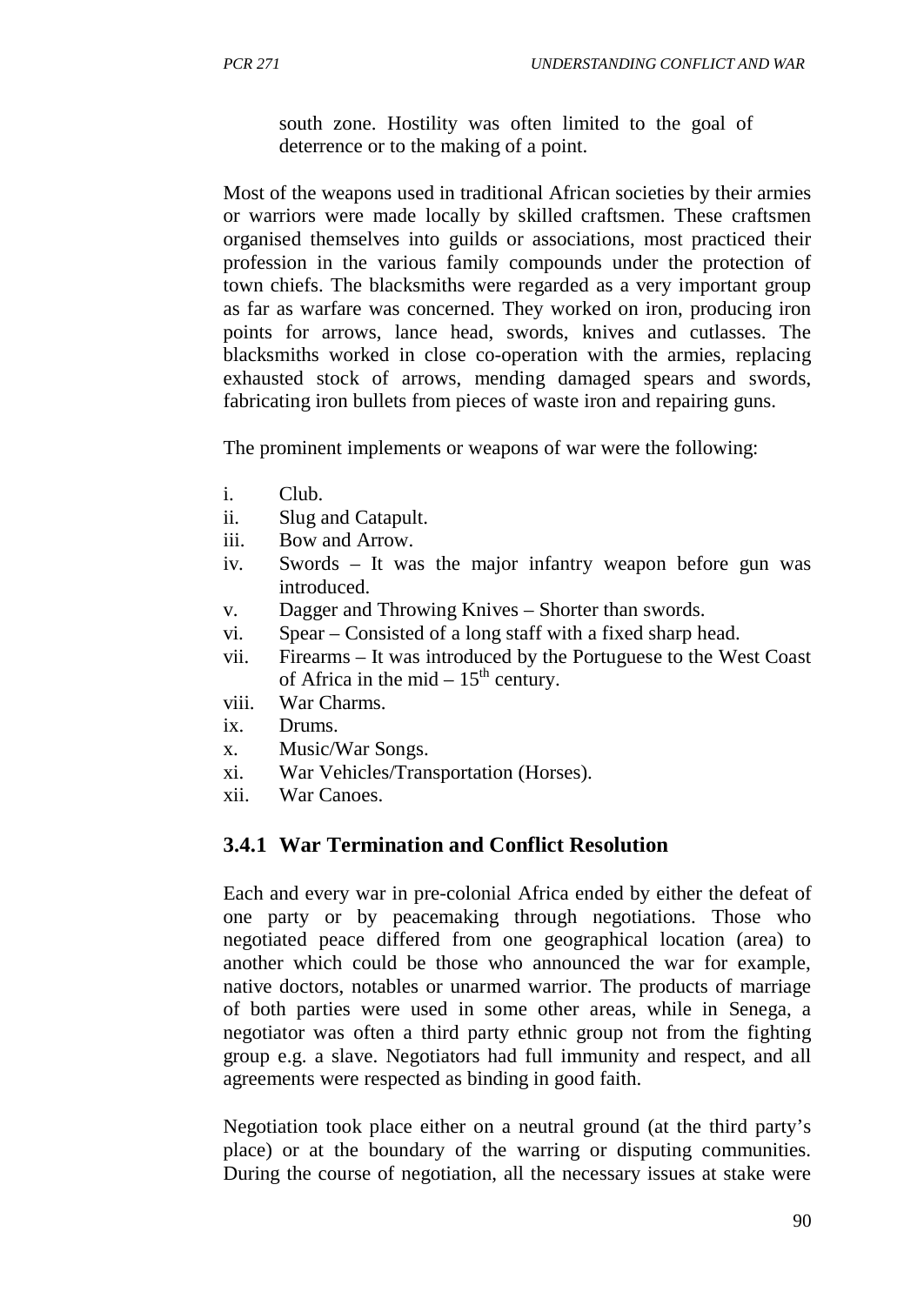south zone. Hostility was often limited to the goal of deterrence or to the making of a point.

Most of the weapons used in traditional African societies by their armies or warriors were made locally by skilled craftsmen. These craftsmen organised themselves into guilds or associations, most practiced their profession in the various family compounds under the protection of town chiefs. The blacksmiths were regarded as a very important group as far as warfare was concerned. They worked on iron, producing iron points for arrows, lance head, swords, knives and cutlasses. The blacksmiths worked in close co-operation with the armies, replacing exhausted stock of arrows, mending damaged spears and swords, fabricating iron bullets from pieces of waste iron and repairing guns.

The prominent implements or weapons of war were the following:

i. Club.
ii. Slug and Catapult.
iii. Bow and Arrow.
iv. Swords – It was the major infantry weapon before gun was introduced.
v. Dagger and Throwing Knives – Shorter than swords.
vi. Spear – Consisted of a long staff with a fixed sharp head.
vii. Firearms – It was introduced by the Portuguese to the West Coast of Africa in the mid – 15th century.
viii. War Charms.
ix. Drums.
x. Music/War Songs.
xi. War Vehicles/Transportation (Horses).
xii. War Canoes.

### 3.4.1 War Termination and Conflict Resolution

Each and every war in pre-colonial Africa ended by either the defeat of one party or by peacemaking through negotiations. Those who negotiated peace differed from one geographical location (area) to another which could be those who announced the war for example, native doctors, notables or unarmed warrior. The products of marriage of both parties were used in some other areas, while in Senega, a negotiator was often a third party ethnic group not from the fighting group e.g. a slave. Negotiators had full immunity and respect, and all agreements were respected as binding in good faith.

Negotiation took place either on a neutral ground (at the third party's place) or at the boundary of the warring or disputing communities. During the course of negotiation, all the necessary issues at stake were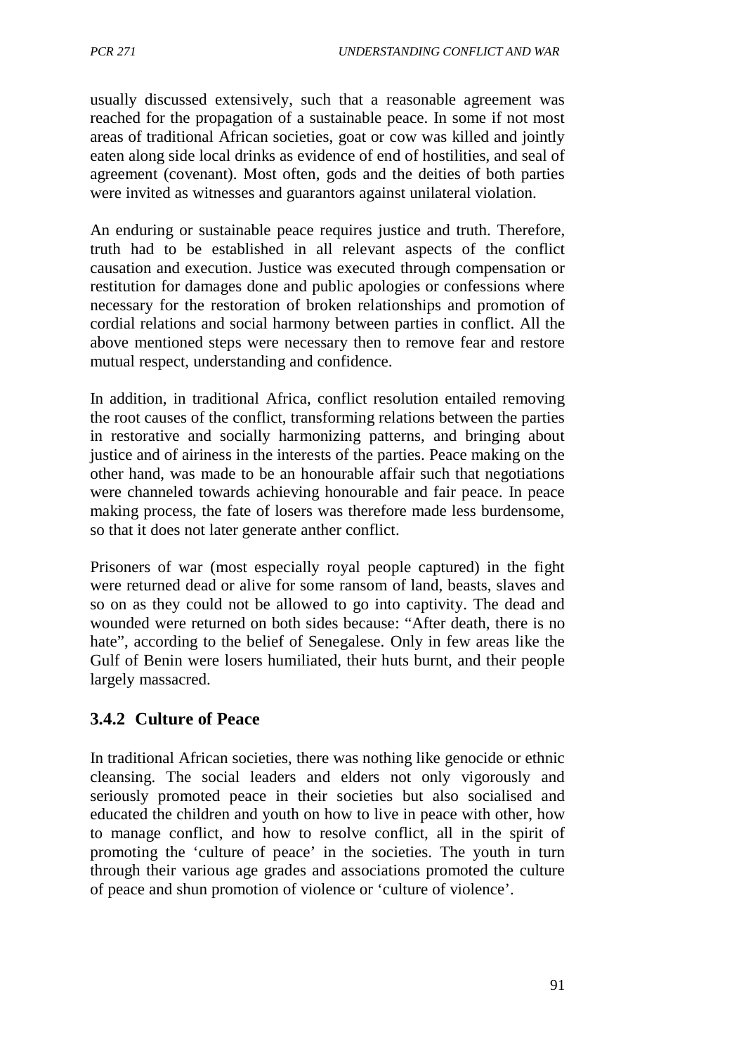usually discussed extensively, such that a reasonable agreement was reached for the propagation of a sustainable peace. In some if not most areas of traditional African societies, goat or cow was killed and jointly eaten along side local drinks as evidence of end of hostilities, and seal of agreement (covenant). Most often, gods and the deities of both parties were invited as witnesses and guarantors against unilateral violation.

An enduring or sustainable peace requires justice and truth. Therefore, truth had to be established in all relevant aspects of the conflict causation and execution. Justice was executed through compensation or restitution for damages done and public apologies or confessions where necessary for the restoration of broken relationships and promotion of cordial relations and social harmony between parties in conflict. All the above mentioned steps were necessary then to remove fear and restore mutual respect, understanding and confidence.

In addition, in traditional Africa, conflict resolution entailed removing the root causes of the conflict, transforming relations between the parties in restorative and socially harmonizing patterns, and bringing about justice and of airiness in the interests of the parties. Peace making on the other hand, was made to be an honourable affair such that negotiations were channeled towards achieving honourable and fair peace. In peace making process, the fate of losers was therefore made less burdensome, so that it does not later generate anther conflict.

Prisoners of war (most especially royal people captured) in the fight were returned dead or alive for some ransom of land, beasts, slaves and so on as they could not be allowed to go into captivity. The dead and wounded were returned on both sides because: "After death, there is no hate", according to the belief of Senegalese. Only in few areas like the Gulf of Benin were losers humiliated, their huts burnt, and their people largely massacred.

### 3.4.2 Culture of Peace

In traditional African societies, there was nothing like genocide or ethnic cleansing. The social leaders and elders not only vigorously and seriously promoted peace in their societies but also socialised and educated the children and youth on how to live in peace with other, how to manage conflict, and how to resolve conflict, all in the spirit of promoting the 'culture of peace' in the societies. The youth in turn through their various age grades and associations promoted the culture of peace and shun promotion of violence or 'culture of violence'.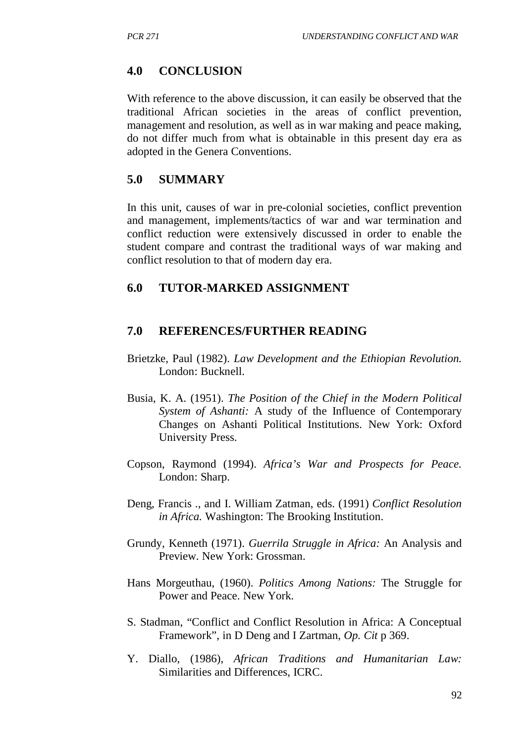## 4.0 CONCLUSION

With reference to the above discussion, it can easily be observed that the traditional African societies in the areas of conflict prevention, management and resolution, as well as in war making and peace making, do not differ much from what is obtainable in this present day era as adopted in the Genera Conventions.

## 5.0 SUMMARY

In this unit, causes of war in pre-colonial societies, conflict prevention and management, implements/tactics of war and war termination and conflict reduction were extensively discussed in order to enable the student compare and contrast the traditional ways of war making and conflict resolution to that of modern day era.

## 6.0 TUTOR-MARKED ASSIGNMENT

## 7.0 REFERENCES/FURTHER READING

Brietzke, Paul (1982). *Law Development and the Ethiopian Revolution.* London: Bucknell.

Busia, K. A. (1951). *The Position of the Chief in the Modern Political System of Ashanti:* A study of the Influence of Contemporary Changes on Ashanti Political Institutions. New York: Oxford University Press.

Copson, Raymond (1994). *Africa's War and Prospects for Peace.* London: Sharp.

Deng, Francis ., and I. William Zatman, eds. (1991) *Conflict Resolution in Africa.* Washington: The Brooking Institution.

Grundy, Kenneth (1971). *Guerrila Struggle in Africa:* An Analysis and Preview. New York: Grossman.

Hans Morgeuthau, (1960). *Politics Among Nations:* The Struggle for Power and Peace. New York.

S. Stadman, "Conflict and Conflict Resolution in Africa: A Conceptual Framework", in D Deng and I Zartman, *Op. Cit* p 369.

Y. Diallo, (1986), *African Traditions and Humanitarian Law:* Similarities and Differences, ICRC.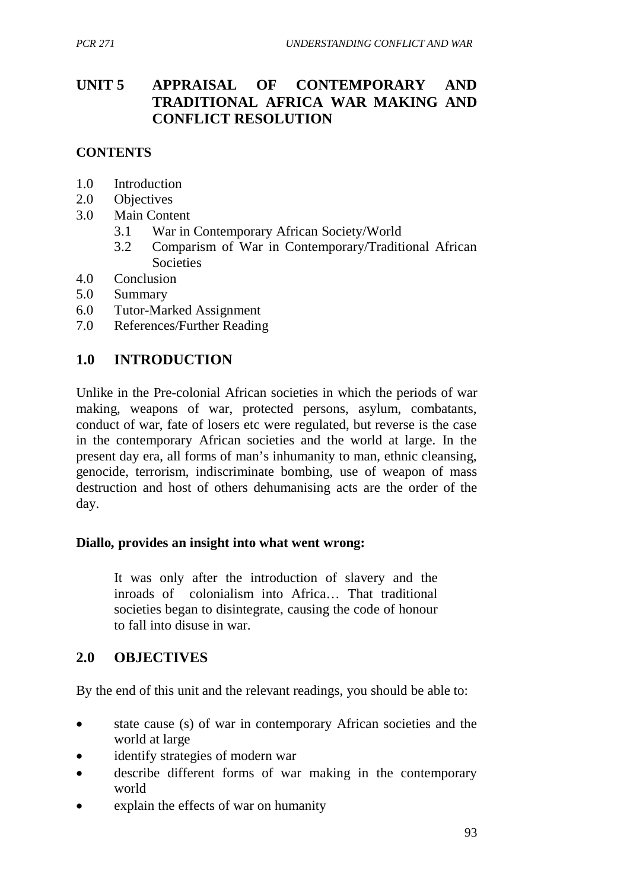# UNIT 5 APPRAISAL OF CONTEMPORARY AND TRADITIONAL AFRICA WAR MAKING AND CONFLICT RESOLUTION

**CONTENTS**

1.0 Introduction
2.0 Objectives
3.0 Main Content
  3.1 War in Contemporary African Society/World
  3.2 Comparism of War in Contemporary/Traditional African Societies
4.0 Conclusion
5.0 Summary
6.0 Tutor-Marked Assignment
7.0 References/Further Reading

## 1.0 INTRODUCTION

Unlike in the Pre-colonial African societies in which the periods of war making, weapons of war, protected persons, asylum, combatants, conduct of war, fate of losers etc were regulated, but reverse is the case in the contemporary African societies and the world at large. In the present day era, all forms of man's inhumanity to man, ethnic cleansing, genocide, terrorism, indiscriminate bombing, use of weapon of mass destruction and host of others dehumanising acts are the order of the day.

**Diallo, provides an insight into what went wrong:**

> It was only after the introduction of slavery and the inroads of colonialism into Africa… That traditional societies began to disintegrate, causing the code of honour to fall into disuse in war.

## 2.0 OBJECTIVES

By the end of this unit and the relevant readings, you should be able to:

- state cause (s) of war in contemporary African societies and the world at large
- identify strategies of modern war
- describe different forms of war making in the contemporary world
- explain the effects of war on humanity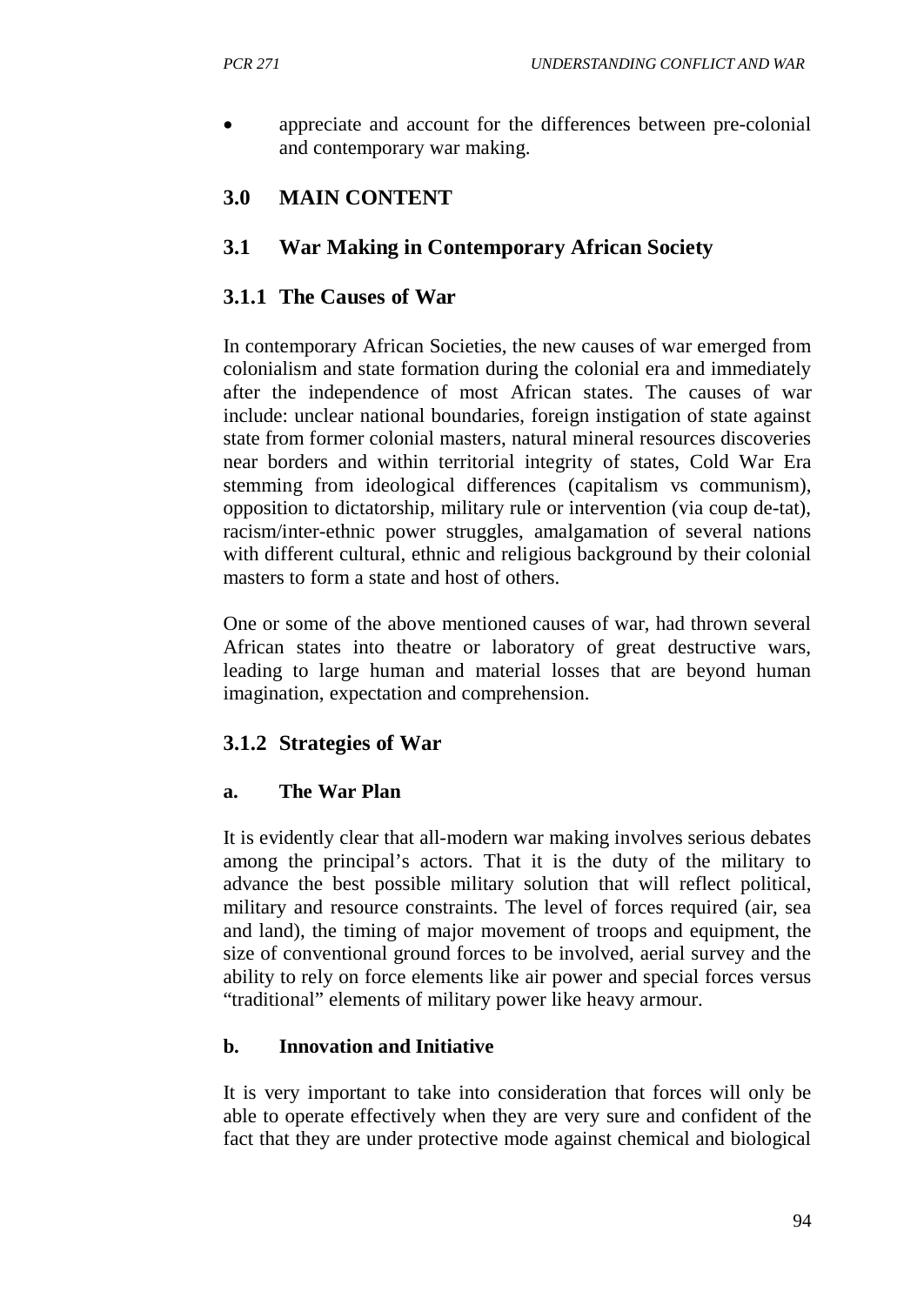- appreciate and account for the differences between pre-colonial and contemporary war making.

## 3.0 MAIN CONTENT

### 3.1 War Making in Contemporary African Society

#### 3.1.1 The Causes of War

In contemporary African Societies, the new causes of war emerged from colonialism and state formation during the colonial era and immediately after the independence of most African states. The causes of war include: unclear national boundaries, foreign instigation of state against state from former colonial masters, natural mineral resources discoveries near borders and within territorial integrity of states, Cold War Era stemming from ideological differences (capitalism vs communism), opposition to dictatorship, military rule or intervention (via coup de-tat), racism/inter-ethnic power struggles, amalgamation of several nations with different cultural, ethnic and religious background by their colonial masters to form a state and host of others.

One or some of the above mentioned causes of war, had thrown several African states into theatre or laboratory of great destructive wars, leading to large human and material losses that are beyond human imagination, expectation and comprehension.

#### 3.1.2 Strategies of War

**a. The War Plan**

It is evidently clear that all-modern war making involves serious debates among the principal's actors. That it is the duty of the military to advance the best possible military solution that will reflect political, military and resource constraints. The level of forces required (air, sea and land), the timing of major movement of troops and equipment, the size of conventional ground forces to be involved, aerial survey and the ability to rely on force elements like air power and special forces versus "traditional" elements of military power like heavy armour.

**b. Innovation and Initiative**

It is very important to take into consideration that forces will only be able to operate effectively when they are very sure and confident of the fact that they are under protective mode against chemical and biological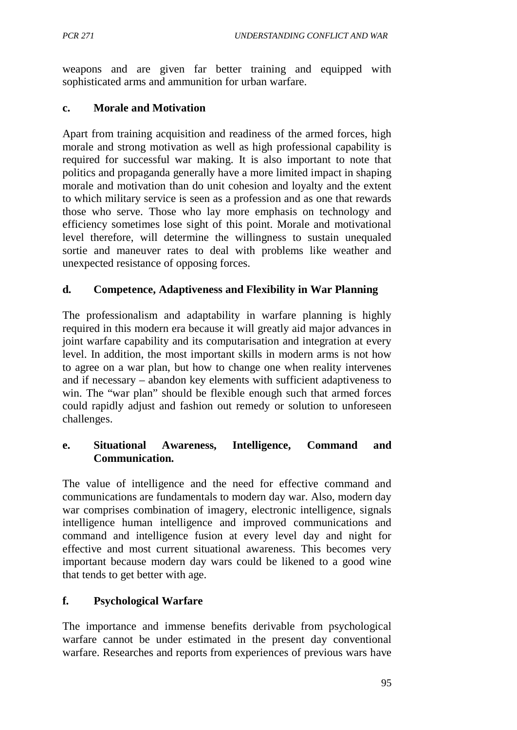weapons and are given far better training and equipped with sophisticated arms and ammunition for urban warfare.

### c. Morale and Motivation

Apart from training acquisition and readiness of the armed forces, high morale and strong motivation as well as high professional capability is required for successful war making. It is also important to note that politics and propaganda generally have a more limited impact in shaping morale and motivation than do unit cohesion and loyalty and the extent to which military service is seen as a profession and as one that rewards those who serve. Those who lay more emphasis on technology and efficiency sometimes lose sight of this point. Morale and motivational level therefore, will determine the willingness to sustain unequaled sortie and maneuver rates to deal with problems like weather and unexpected resistance of opposing forces.

### d. Competence, Adaptiveness and Flexibility in War Planning

The professionalism and adaptability in warfare planning is highly required in this modern era because it will greatly aid major advances in joint warfare capability and its computarisation and integration at every level. In addition, the most important skills in modern arms is not how to agree on a war plan, but how to change one when reality intervenes and if necessary – abandon key elements with sufficient adaptiveness to win. The "war plan" should be flexible enough such that armed forces could rapidly adjust and fashion out remedy or solution to unforeseen challenges.

### e. Situational Awareness, Intelligence, Command and Communication.

The value of intelligence and the need for effective command and communications are fundamentals to modern day war. Also, modern day war comprises combination of imagery, electronic intelligence, signals intelligence human intelligence and improved communications and command and intelligence fusion at every level day and night for effective and most current situational awareness. This becomes very important because modern day wars could be likened to a good wine that tends to get better with age.

### f. Psychological Warfare

The importance and immense benefits derivable from psychological warfare cannot be under estimated in the present day conventional warfare. Researches and reports from experiences of previous wars have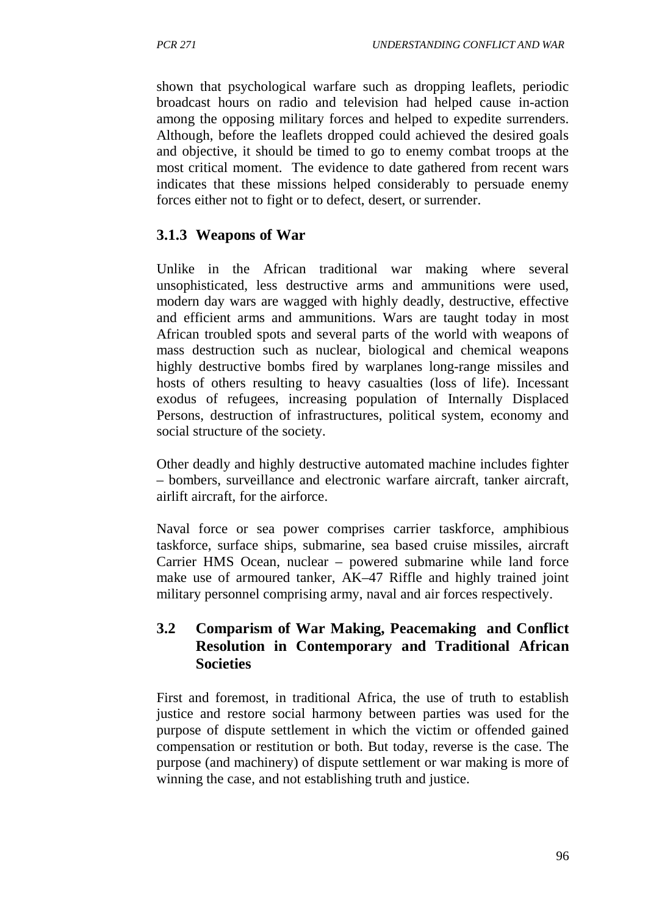shown that psychological warfare such as dropping leaflets, periodic broadcast hours on radio and television had helped cause in-action among the opposing military forces and helped to expedite surrenders. Although, before the leaflets dropped could achieved the desired goals and objective, it should be timed to go to enemy combat troops at the most critical moment. The evidence to date gathered from recent wars indicates that these missions helped considerably to persuade enemy forces either not to fight or to defect, desert, or surrender.

### 3.1.3 Weapons of War

Unlike in the African traditional war making where several unsophisticated, less destructive arms and ammunitions were used, modern day wars are wagged with highly deadly, destructive, effective and efficient arms and ammunitions. Wars are taught today in most African troubled spots and several parts of the world with weapons of mass destruction such as nuclear, biological and chemical weapons highly destructive bombs fired by warplanes long-range missiles and hosts of others resulting to heavy casualties (loss of life). Incessant exodus of refugees, increasing population of Internally Displaced Persons, destruction of infrastructures, political system, economy and social structure of the society.

Other deadly and highly destructive automated machine includes fighter – bombers, surveillance and electronic warfare aircraft, tanker aircraft, airlift aircraft, for the airforce.

Naval force or sea power comprises carrier taskforce, amphibious taskforce, surface ships, submarine, sea based cruise missiles, aircraft Carrier HMS Ocean, nuclear – powered submarine while land force make use of armoured tanker, AK–47 Riffle and highly trained joint military personnel comprising army, naval and air forces respectively.

## 3.2 Comparism of War Making, Peacemaking and Conflict Resolution in Contemporary and Traditional African Societies

First and foremost, in traditional Africa, the use of truth to establish justice and restore social harmony between parties was used for the purpose of dispute settlement in which the victim or offended gained compensation or restitution or both. But today, reverse is the case. The purpose (and machinery) of dispute settlement or war making is more of winning the case, and not establishing truth and justice.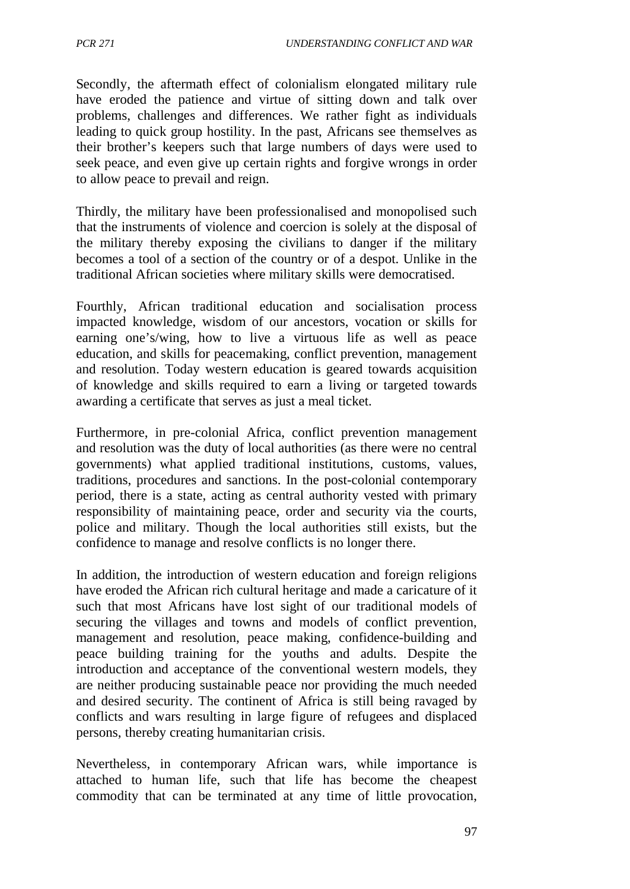Secondly, the aftermath effect of colonialism elongated military rule have eroded the patience and virtue of sitting down and talk over problems, challenges and differences. We rather fight as individuals leading to quick group hostility. In the past, Africans see themselves as their brother's keepers such that large numbers of days were used to seek peace, and even give up certain rights and forgive wrongs in order to allow peace to prevail and reign.

Thirdly, the military have been professionalised and monopolised such that the instruments of violence and coercion is solely at the disposal of the military thereby exposing the civilians to danger if the military becomes a tool of a section of the country or of a despot. Unlike in the traditional African societies where military skills were democratised.

Fourthly, African traditional education and socialisation process impacted knowledge, wisdom of our ancestors, vocation or skills for earning one's/wing, how to live a virtuous life as well as peace education, and skills for peacemaking, conflict prevention, management and resolution. Today western education is geared towards acquisition of knowledge and skills required to earn a living or targeted towards awarding a certificate that serves as just a meal ticket.

Furthermore, in pre-colonial Africa, conflict prevention management and resolution was the duty of local authorities (as there were no central governments) what applied traditional institutions, customs, values, traditions, procedures and sanctions. In the post-colonial contemporary period, there is a state, acting as central authority vested with primary responsibility of maintaining peace, order and security via the courts, police and military. Though the local authorities still exists, but the confidence to manage and resolve conflicts is no longer there.

In addition, the introduction of western education and foreign religions have eroded the African rich cultural heritage and made a caricature of it such that most Africans have lost sight of our traditional models of securing the villages and towns and models of conflict prevention, management and resolution, peace making, confidence-building and peace building training for the youths and adults. Despite the introduction and acceptance of the conventional western models, they are neither producing sustainable peace nor providing the much needed and desired security. The continent of Africa is still being ravaged by conflicts and wars resulting in large figure of refugees and displaced persons, thereby creating humanitarian crisis.

Nevertheless, in contemporary African wars, while importance is attached to human life, such that life has become the cheapest commodity that can be terminated at any time of little provocation,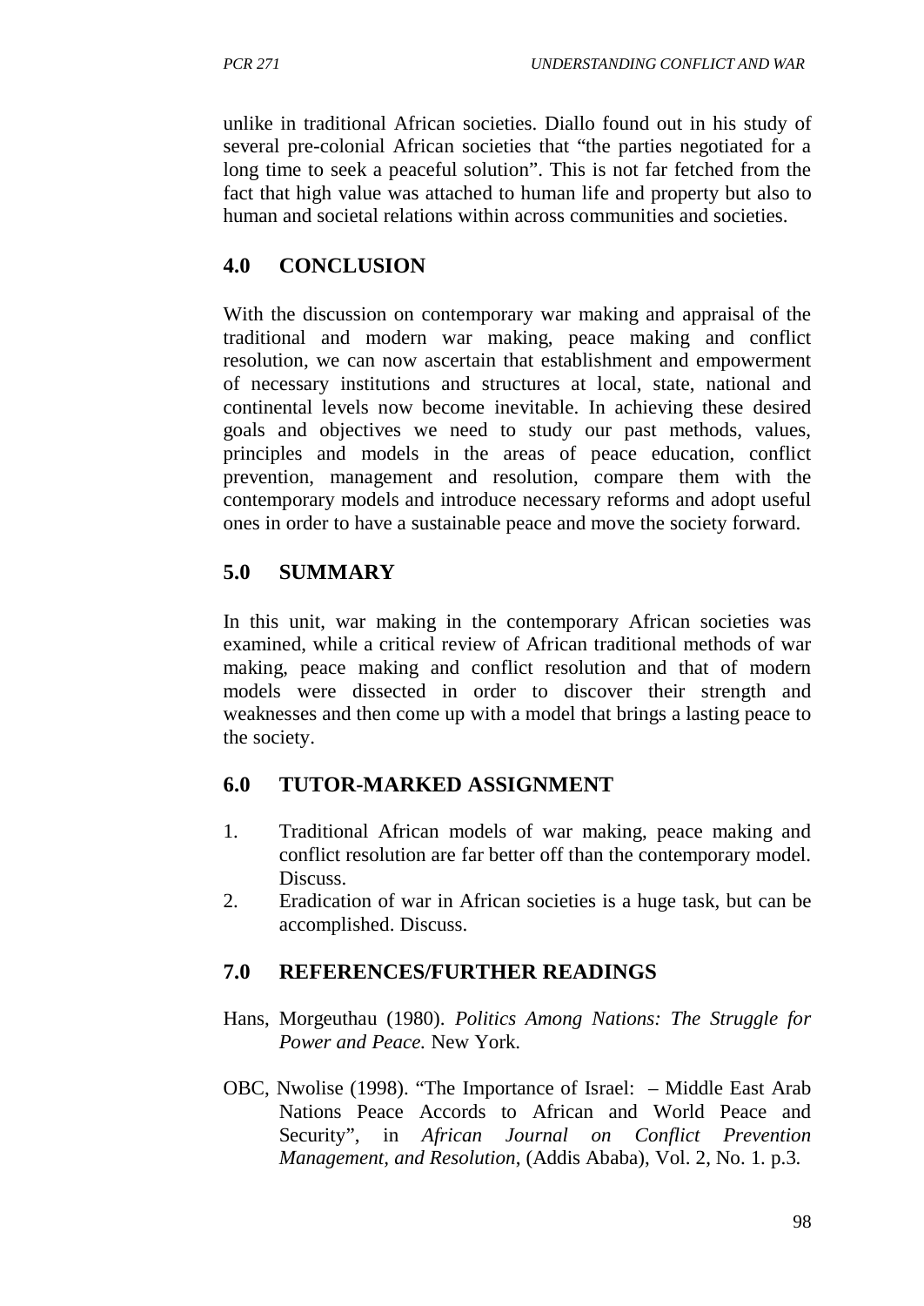unlike in traditional African societies. Diallo found out in his study of several pre-colonial African societies that "the parties negotiated for a long time to seek a peaceful solution". This is not far fetched from the fact that high value was attached to human life and property but also to human and societal relations within across communities and societies.

## 4.0 CONCLUSION

With the discussion on contemporary war making and appraisal of the traditional and modern war making, peace making and conflict resolution, we can now ascertain that establishment and empowerment of necessary institutions and structures at local, state, national and continental levels now become inevitable. In achieving these desired goals and objectives we need to study our past methods, values, principles and models in the areas of peace education, conflict prevention, management and resolution, compare them with the contemporary models and introduce necessary reforms and adopt useful ones in order to have a sustainable peace and move the society forward.

## 5.0 SUMMARY

In this unit, war making in the contemporary African societies was examined, while a critical review of African traditional methods of war making, peace making and conflict resolution and that of modern models were dissected in order to discover their strength and weaknesses and then come up with a model that brings a lasting peace to the society.

## 6.0 TUTOR-MARKED ASSIGNMENT

1. Traditional African models of war making, peace making and conflict resolution are far better off than the contemporary model. Discuss.
2. Eradication of war in African societies is a huge task, but can be accomplished. Discuss.

## 7.0 REFERENCES/FURTHER READINGS

Hans, Morgeuthau (1980). *Politics Among Nations: The Struggle for Power and Peace.* New York.

OBC, Nwolise (1998). "The Importance of Israel: – Middle East Arab Nations Peace Accords to African and World Peace and Security", in *African Journal on Conflict Prevention Management, and Resolution*, (Addis Ababa), Vol. 2, No. 1. p.3.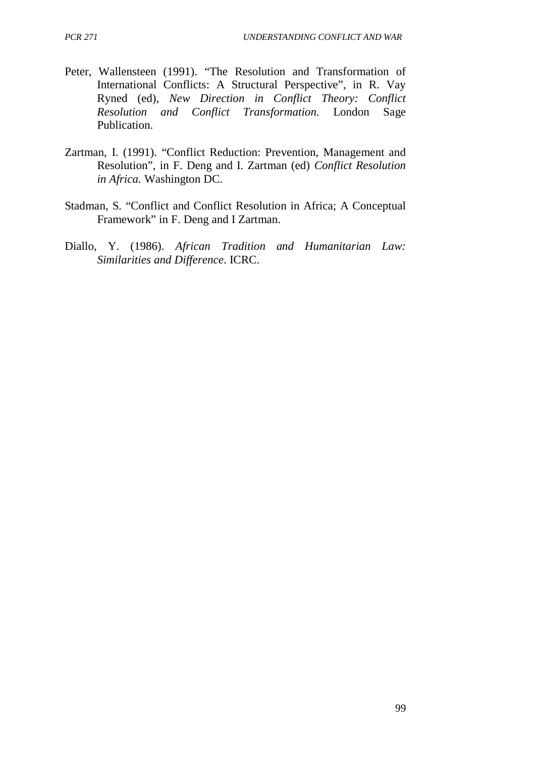Peter, Wallensteen (1991). “The Resolution and Transformation of International Conflicts: A Structural Perspective”, in R. Vay Ryned (ed), *New Direction in Conflict Theory: Conflict Resolution and Conflict Transformation.* London Sage Publication.

Zartman, I. (1991). “Conflict Reduction: Prevention, Management and Resolution”, in F. Deng and I. Zartman (ed) *Conflict Resolution in Africa.* Washington DC.

Stadman, S. “Conflict and Conflict Resolution in Africa; A Conceptual Framework” in F. Deng and I Zartman.

Diallo, Y. (1986). *African Tradition and Humanitarian Law: Similarities and Difference*. ICRC.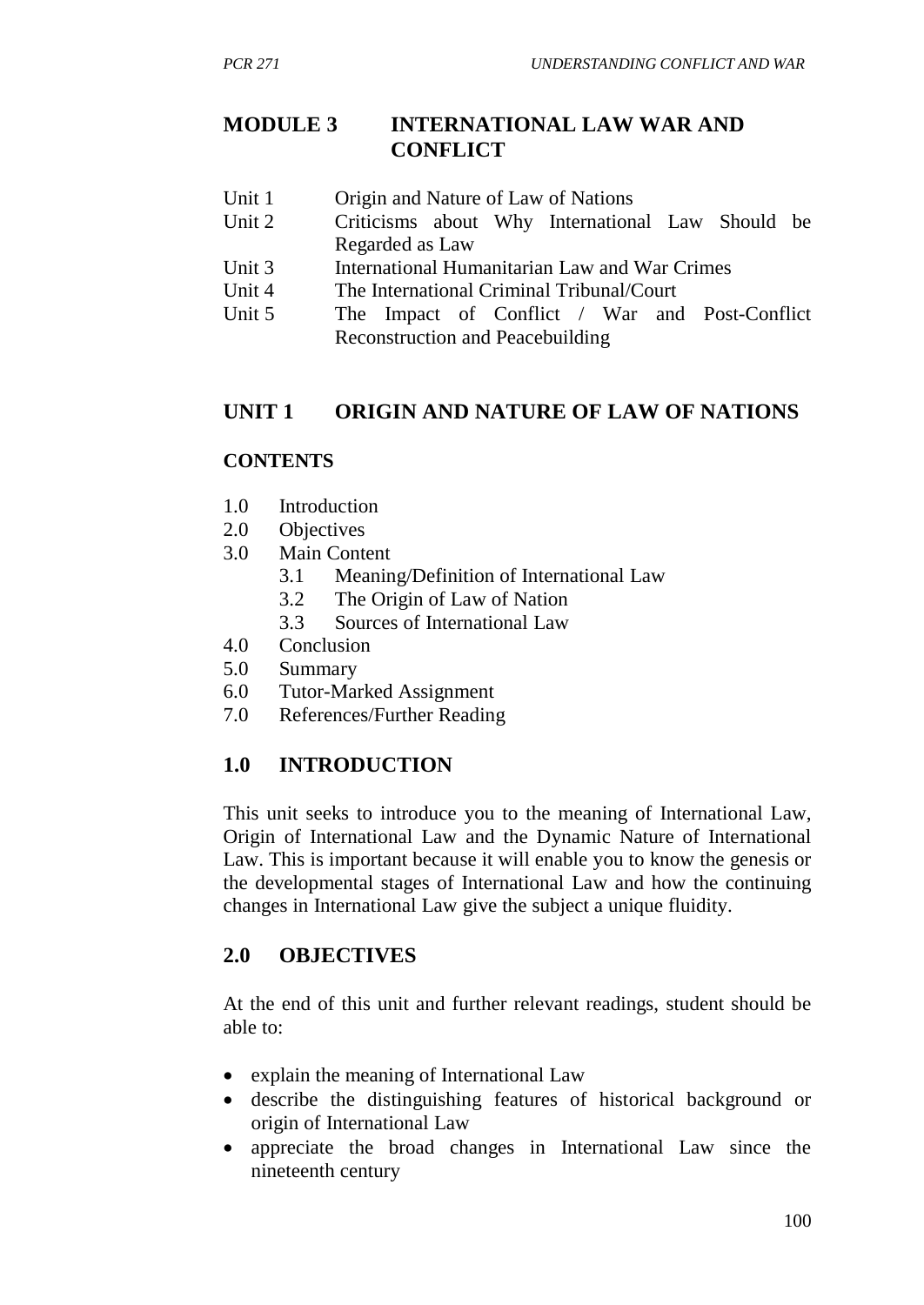# MODULE 3 INTERNATIONAL LAW WAR AND CONFLICT

- Unit 1 Origin and Nature of Law of Nations
- Unit 2 Criticisms about Why International Law Should be Regarded as Law
- Unit 3 International Humanitarian Law and War Crimes
- Unit 4 The International Criminal Tribunal/Court
- Unit 5 The Impact of Conflict / War and Post-Conflict Reconstruction and Peacebuilding

## UNIT 1 ORIGIN AND NATURE OF LAW OF NATIONS

### CONTENTS

- 1.0 Introduction
- 2.0 Objectives
- 3.0 Main Content
    - 3.1 Meaning/Definition of International Law
    - 3.2 The Origin of Law of Nation
    - 3.3 Sources of International Law
- 4.0 Conclusion
- 5.0 Summary
- 6.0 Tutor-Marked Assignment
- 7.0 References/Further Reading

## 1.0 INTRODUCTION

This unit seeks to introduce you to the meaning of International Law, Origin of International Law and the Dynamic Nature of International Law. This is important because it will enable you to know the genesis or the developmental stages of International Law and how the continuing changes in International Law give the subject a unique fluidity.

## 2.0 OBJECTIVES

At the end of this unit and further relevant readings, student should be able to:

- explain the meaning of International Law
- describe the distinguishing features of historical background or origin of International Law
- appreciate the broad changes in International Law since the nineteenth century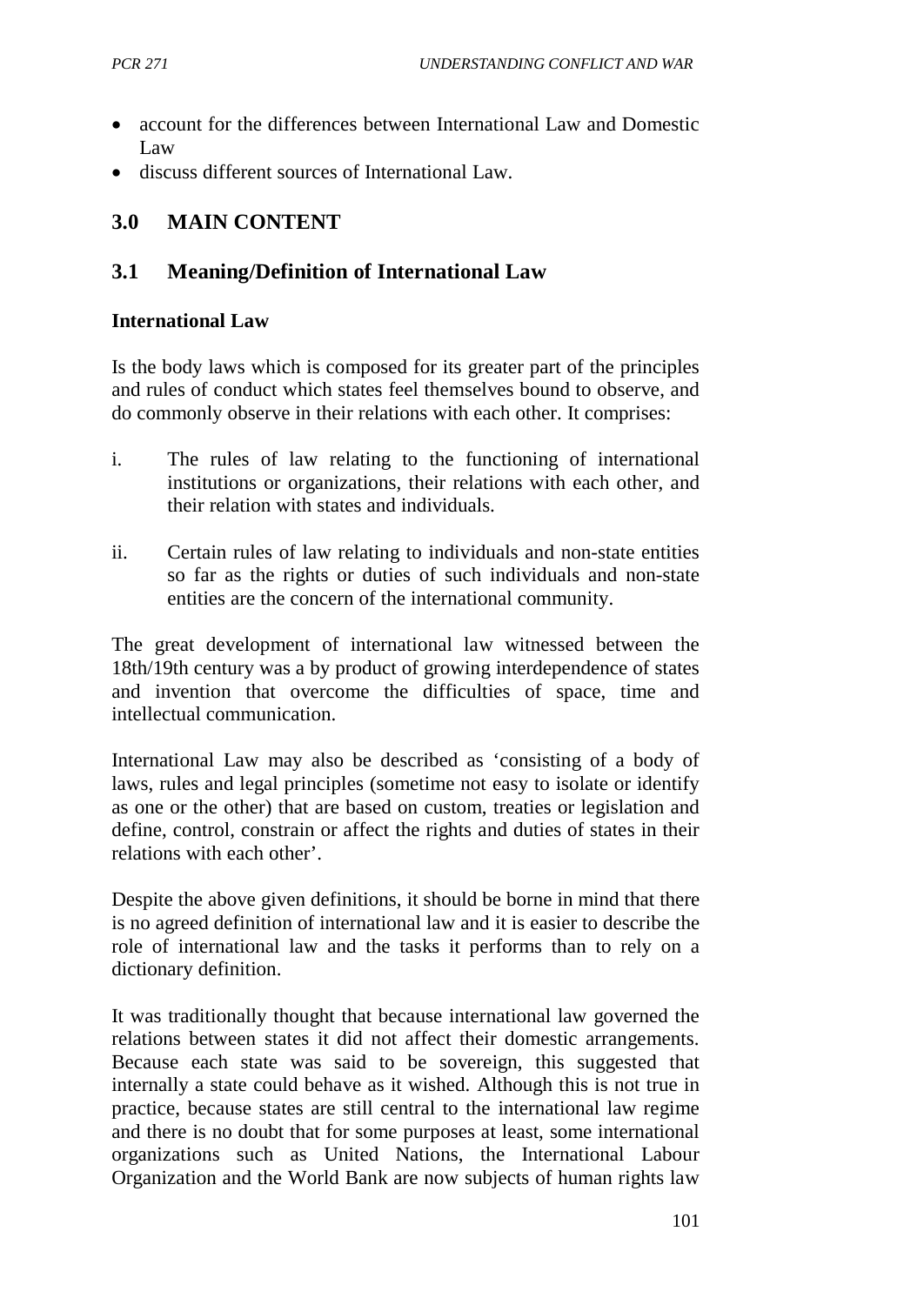- account for the differences between International Law and Domestic Law
- discuss different sources of International Law.

## 3.0 MAIN CONTENT

### 3.1 Meaning/Definition of International Law

**International Law**

Is the body laws which is composed for its greater part of the principles and rules of conduct which states feel themselves bound to observe, and do commonly observe in their relations with each other. It comprises:

i. The rules of law relating to the functioning of international institutions or organizations, their relations with each other, and their relation with states and individuals.

ii. Certain rules of law relating to individuals and non-state entities so far as the rights or duties of such individuals and non-state entities are the concern of the international community.

The great development of international law witnessed between the 18th/19th century was a by product of growing interdependence of states and invention that overcome the difficulties of space, time and intellectual communication.

International Law may also be described as 'consisting of a body of laws, rules and legal principles (sometime not easy to isolate or identify as one or the other) that are based on custom, treaties or legislation and define, control, constrain or affect the rights and duties of states in their relations with each other'.

Despite the above given definitions, it should be borne in mind that there is no agreed definition of international law and it is easier to describe the role of international law and the tasks it performs than to rely on a dictionary definition.

It was traditionally thought that because international law governed the relations between states it did not affect their domestic arrangements. Because each state was said to be sovereign, this suggested that internally a state could behave as it wished. Although this is not true in practice, because states are still central to the international law regime and there is no doubt that for some purposes at least, some international organizations such as United Nations, the International Labour Organization and the World Bank are now subjects of human rights law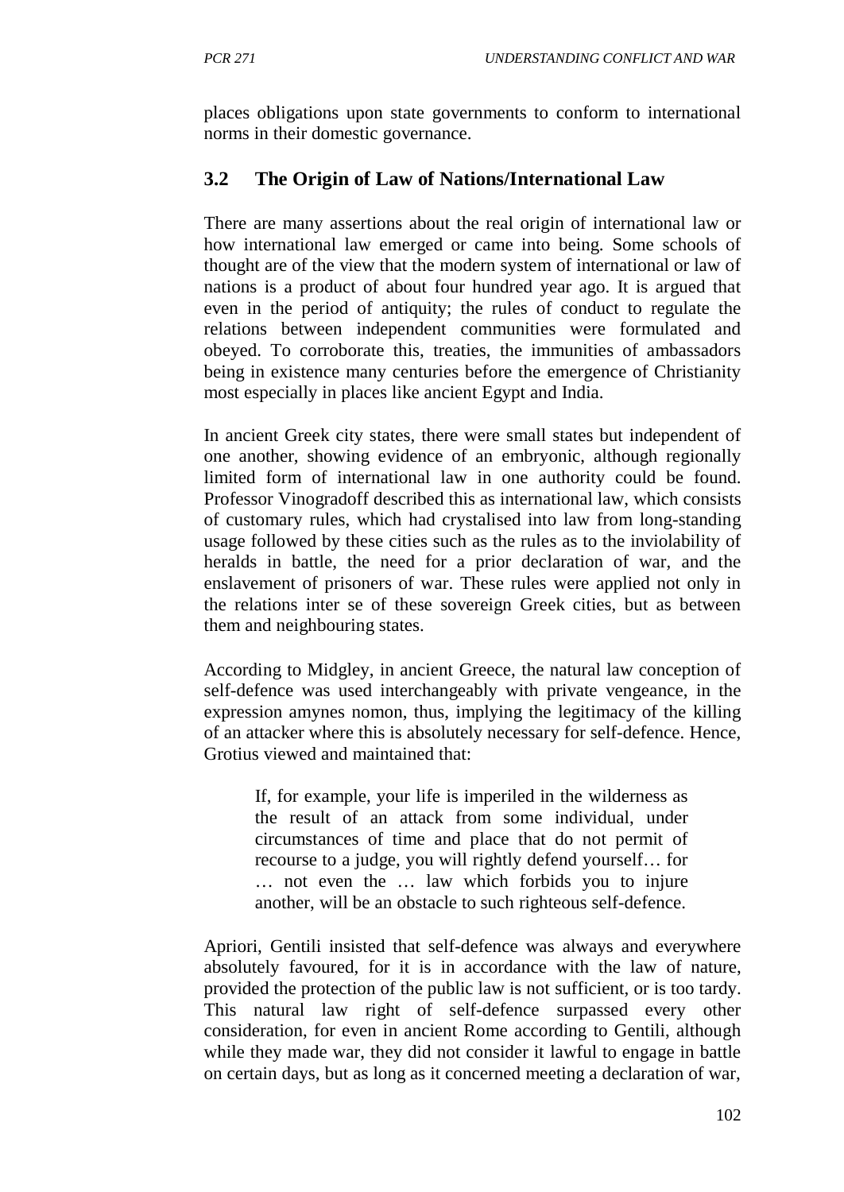places obligations upon state governments to conform to international norms in their domestic governance.

## 3.2 The Origin of Law of Nations/International Law

There are many assertions about the real origin of international law or how international law emerged or came into being. Some schools of thought are of the view that the modern system of international or law of nations is a product of about four hundred year ago. It is argued that even in the period of antiquity; the rules of conduct to regulate the relations between independent communities were formulated and obeyed. To corroborate this, treaties, the immunities of ambassadors being in existence many centuries before the emergence of Christianity most especially in places like ancient Egypt and India.

In ancient Greek city states, there were small states but independent of one another, showing evidence of an embryonic, although regionally limited form of international law in one authority could be found. Professor Vinogradoff described this as international law, which consists of customary rules, which had crystalised into law from long-standing usage followed by these cities such as the rules as to the inviolability of heralds in battle, the need for a prior declaration of war, and the enslavement of prisoners of war. These rules were applied not only in the relations inter se of these sovereign Greek cities, but as between them and neighbouring states.

According to Midgley, in ancient Greece, the natural law conception of self-defence was used interchangeably with private vengeance, in the expression amynes nomon, thus, implying the legitimacy of the killing of an attacker where this is absolutely necessary for self-defence. Hence, Grotius viewed and maintained that:

> If, for example, your life is imperiled in the wilderness as the result of an attack from some individual, under circumstances of time and place that do not permit of recourse to a judge, you will rightly defend yourself… for … not even the … law which forbids you to injure another, will be an obstacle to such righteous self-defence.

Apriori, Gentili insisted that self-defence was always and everywhere absolutely favoured, for it is in accordance with the law of nature, provided the protection of the public law is not sufficient, or is too tardy. This natural law right of self-defence surpassed every other consideration, for even in ancient Rome according to Gentili, although while they made war, they did not consider it lawful to engage in battle on certain days, but as long as it concerned meeting a declaration of war,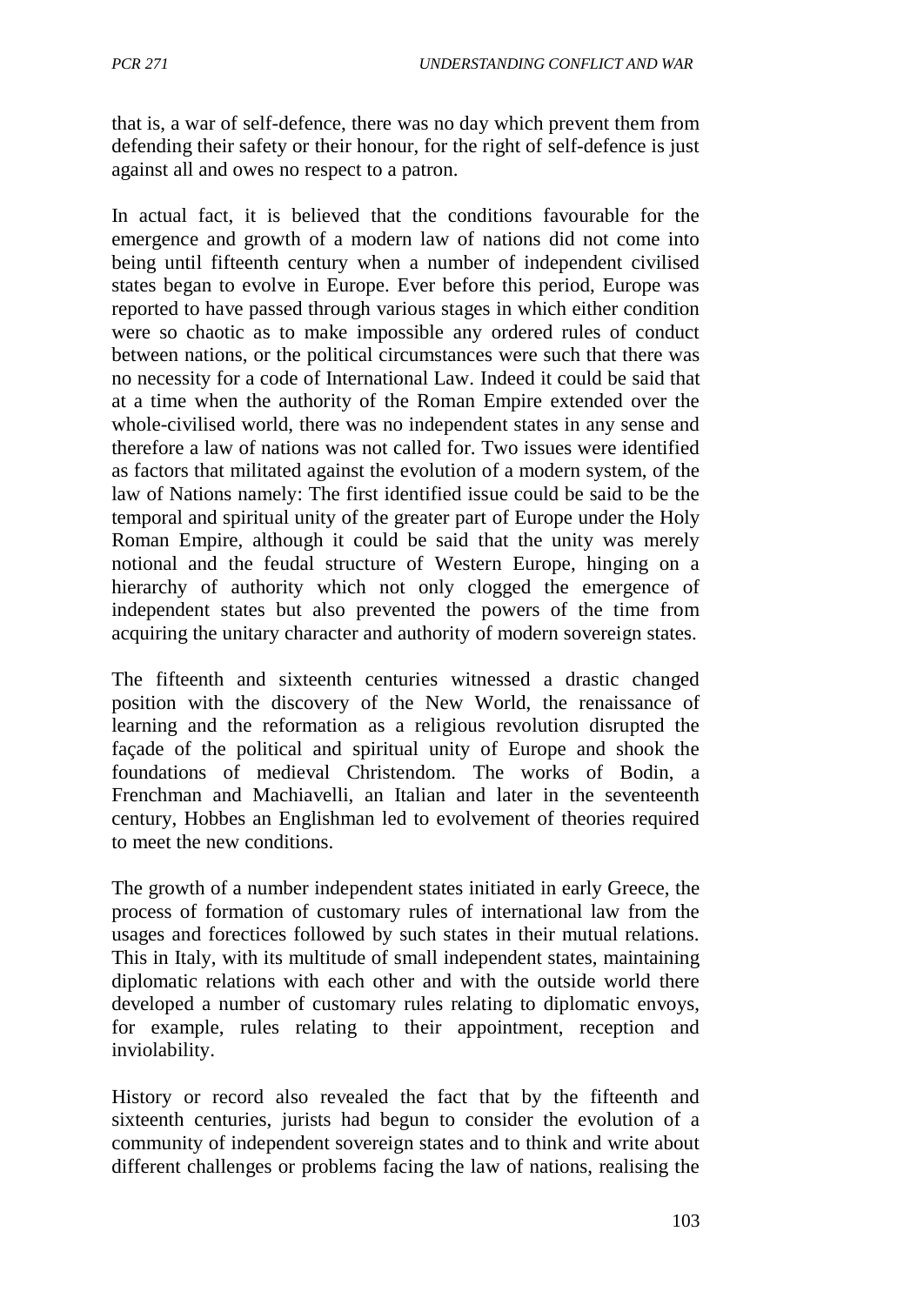that is, a war of self-defence, there was no day which prevent them from defending their safety or their honour, for the right of self-defence is just against all and owes no respect to a patron.

In actual fact, it is believed that the conditions favourable for the emergence and growth of a modern law of nations did not come into being until fifteenth century when a number of independent civilised states began to evolve in Europe. Ever before this period, Europe was reported to have passed through various stages in which either condition were so chaotic as to make impossible any ordered rules of conduct between nations, or the political circumstances were such that there was no necessity for a code of International Law. Indeed it could be said that at a time when the authority of the Roman Empire extended over the whole-civilised world, there was no independent states in any sense and therefore a law of nations was not called for. Two issues were identified as factors that militated against the evolution of a modern system, of the law of Nations namely: The first identified issue could be said to be the temporal and spiritual unity of the greater part of Europe under the Holy Roman Empire, although it could be said that the unity was merely notional and the feudal structure of Western Europe, hinging on a hierarchy of authority which not only clogged the emergence of independent states but also prevented the powers of the time from acquiring the unitary character and authority of modern sovereign states.

The fifteenth and sixteenth centuries witnessed a drastic changed position with the discovery of the New World, the renaissance of learning and the reformation as a religious revolution disrupted the façade of the political and spiritual unity of Europe and shook the foundations of medieval Christendom. The works of Bodin, a Frenchman and Machiavelli, an Italian and later in the seventeenth century, Hobbes an Englishman led to evolvement of theories required to meet the new conditions.

The growth of a number independent states initiated in early Greece, the process of formation of customary rules of international law from the usages and forectices followed by such states in their mutual relations. This in Italy, with its multitude of small independent states, maintaining diplomatic relations with each other and with the outside world there developed a number of customary rules relating to diplomatic envoys, for example, rules relating to their appointment, reception and inviolability.

History or record also revealed the fact that by the fifteenth and sixteenth centuries, jurists had begun to consider the evolution of a community of independent sovereign states and to think and write about different challenges or problems facing the law of nations, realising the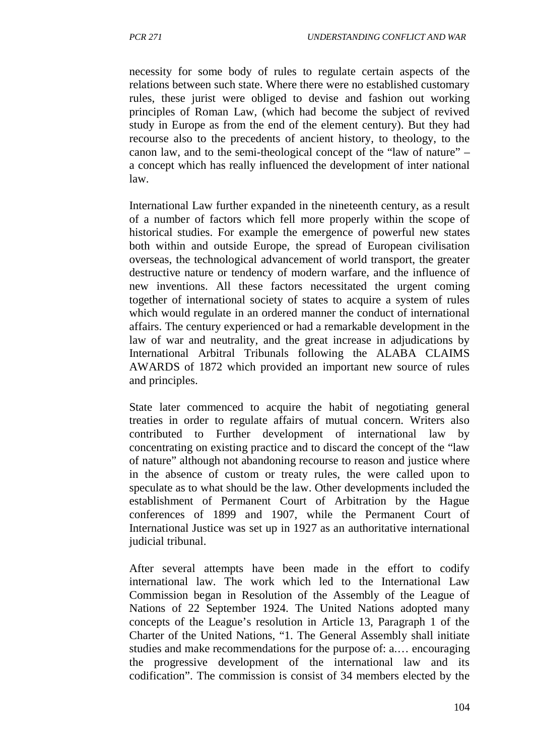necessity for some body of rules to regulate certain aspects of the relations between such state. Where there were no established customary rules, these jurist were obliged to devise and fashion out working principles of Roman Law, (which had become the subject of revived study in Europe as from the end of the element century). But they had recourse also to the precedents of ancient history, to theology, to the canon law, and to the semi-theological concept of the "law of nature" – a concept which has really influenced the development of inter national law.

International Law further expanded in the nineteenth century, as a result of a number of factors which fell more properly within the scope of historical studies. For example the emergence of powerful new states both within and outside Europe, the spread of European civilisation overseas, the technological advancement of world transport, the greater destructive nature or tendency of modern warfare, and the influence of new inventions. All these factors necessitated the urgent coming together of international society of states to acquire a system of rules which would regulate in an ordered manner the conduct of international affairs. The century experienced or had a remarkable development in the law of war and neutrality, and the great increase in adjudications by International Arbitral Tribunals following the ALABA CLAIMS AWARDS of 1872 which provided an important new source of rules and principles.

State later commenced to acquire the habit of negotiating general treaties in order to regulate affairs of mutual concern. Writers also contributed to Further development of international law by concentrating on existing practice and to discard the concept of the "law of nature" although not abandoning recourse to reason and justice where in the absence of custom or treaty rules, the were called upon to speculate as to what should be the law. Other developments included the establishment of Permanent Court of Arbitration by the Hague conferences of 1899 and 1907, while the Permanent Court of International Justice was set up in 1927 as an authoritative international judicial tribunal.

After several attempts have been made in the effort to codify international law. The work which led to the International Law Commission began in Resolution of the Assembly of the League of Nations of 22 September 1924. The United Nations adopted many concepts of the League's resolution in Article 13, Paragraph 1 of the Charter of the United Nations, "1. The General Assembly shall initiate studies and make recommendations for the purpose of: a.… encouraging the progressive development of the international law and its codification". The commission is consist of 34 members elected by the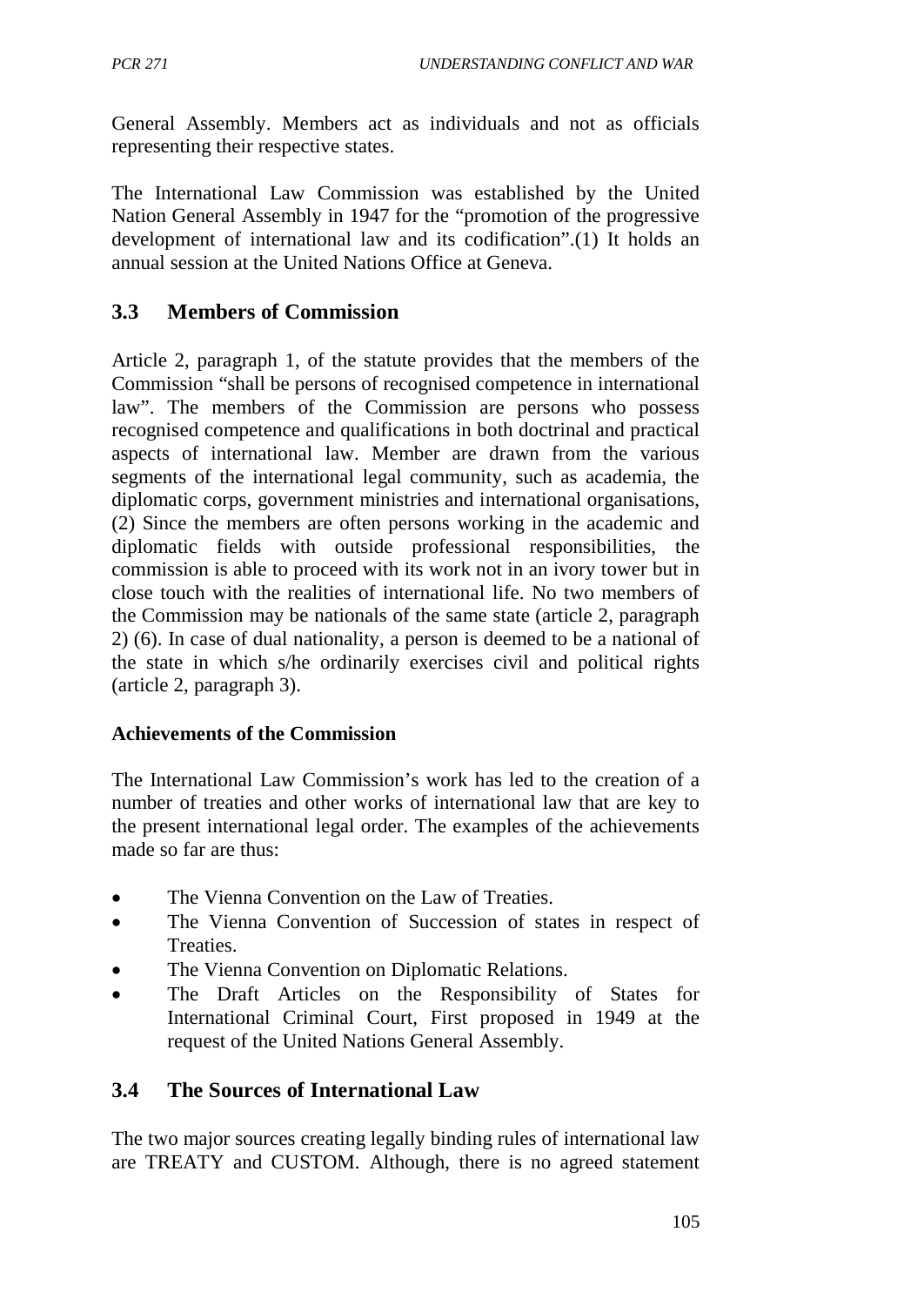General Assembly. Members act as individuals and not as officials representing their respective states.

The International Law Commission was established by the United Nation General Assembly in 1947 for the "promotion of the progressive development of international law and its codification".(1) It holds an annual session at the United Nations Office at Geneva.

## 3.3 Members of Commission

Article 2, paragraph 1, of the statute provides that the members of the Commission "shall be persons of recognised competence in international law". The members of the Commission are persons who possess recognised competence and qualifications in both doctrinal and practical aspects of international law. Member are drawn from the various segments of the international legal community, such as academia, the diplomatic corps, government ministries and international organisations, (2) Since the members are often persons working in the academic and diplomatic fields with outside professional responsibilities, the commission is able to proceed with its work not in an ivory tower but in close touch with the realities of international life. No two members of the Commission may be nationals of the same state (article 2, paragraph 2) (6). In case of dual nationality, a person is deemed to be a national of the state in which s/he ordinarily exercises civil and political rights (article 2, paragraph 3).

**Achievements of the Commission**

The International Law Commission's work has led to the creation of a number of treaties and other works of international law that are key to the present international legal order. The examples of the achievements made so far are thus:

- The Vienna Convention on the Law of Treaties.
- The Vienna Convention of Succession of states in respect of Treaties.
- The Vienna Convention on Diplomatic Relations.
- The Draft Articles on the Responsibility of States for International Criminal Court, First proposed in 1949 at the request of the United Nations General Assembly.

## 3.4 The Sources of International Law

The two major sources creating legally binding rules of international law are TREATY and CUSTOM. Although, there is no agreed statement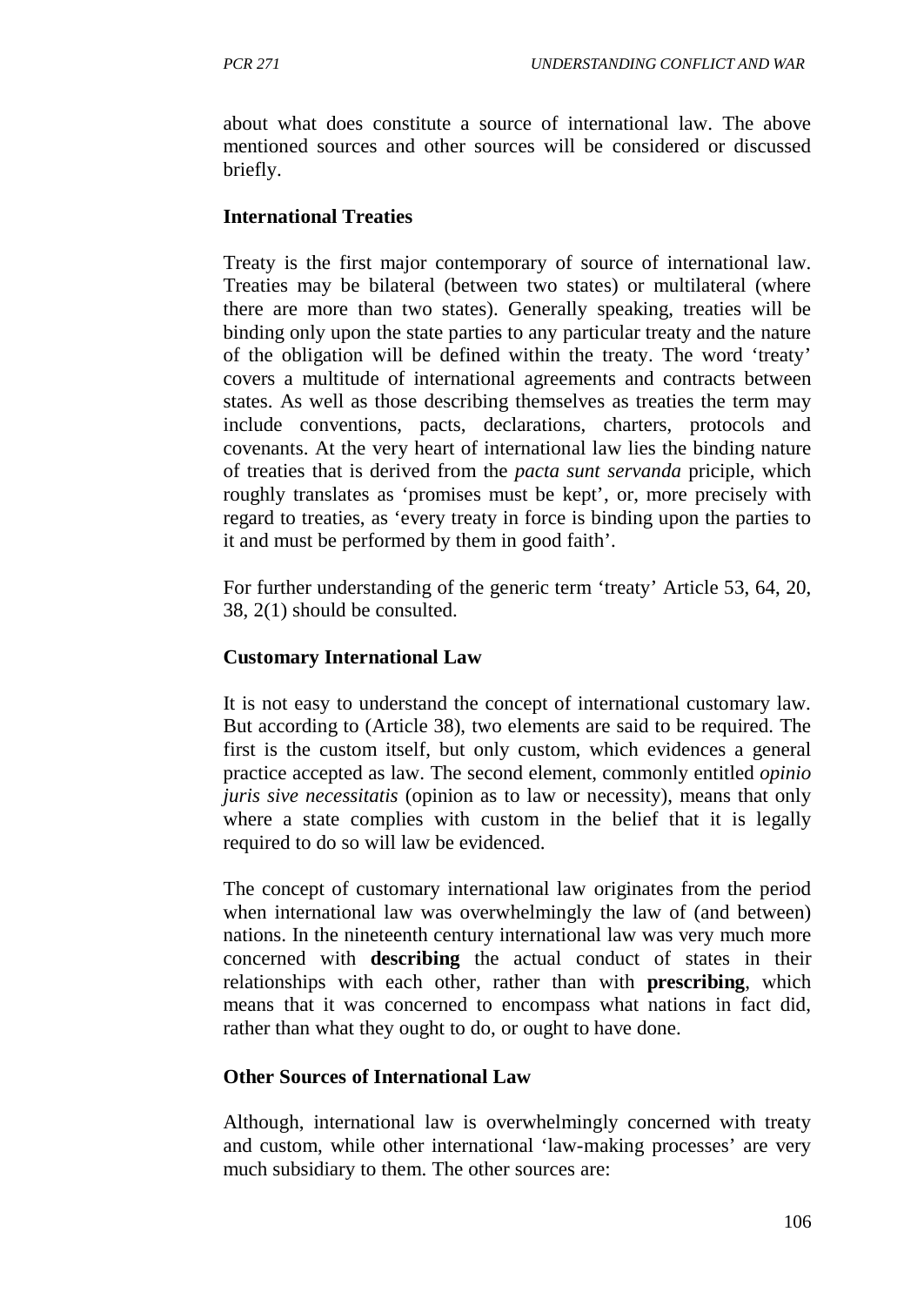about what does constitute a source of international law. The above mentioned sources and other sources will be considered or discussed briefly.

**International Treaties**

Treaty is the first major contemporary of source of international law. Treaties may be bilateral (between two states) or multilateral (where there are more than two states). Generally speaking, treaties will be binding only upon the state parties to any particular treaty and the nature of the obligation will be defined within the treaty. The word 'treaty' covers a multitude of international agreements and contracts between states. As well as those describing themselves as treaties the term may include conventions, pacts, declarations, charters, protocols and covenants. At the very heart of international law lies the binding nature of treaties that is derived from the *pacta sunt servanda* priciple, which roughly translates as 'promises must be kept', or, more precisely with regard to treaties, as 'every treaty in force is binding upon the parties to it and must be performed by them in good faith'.

For further understanding of the generic term 'treaty' Article 53, 64, 20, 38, 2(1) should be consulted.

**Customary International Law**

It is not easy to understand the concept of international customary law. But according to (Article 38), two elements are said to be required. The first is the custom itself, but only custom, which evidences a general practice accepted as law. The second element, commonly entitled *opinio juris sive necessitatis* (opinion as to law or necessity), means that only where a state complies with custom in the belief that it is legally required to do so will law be evidenced.

The concept of customary international law originates from the period when international law was overwhelmingly the law of (and between) nations. In the nineteenth century international law was very much more concerned with **describing** the actual conduct of states in their relationships with each other, rather than with **prescribing**, which means that it was concerned to encompass what nations in fact did, rather than what they ought to do, or ought to have done.

**Other Sources of International Law**

Although, international law is overwhelmingly concerned with treaty and custom, while other international 'law-making processes' are very much subsidiary to them. The other sources are: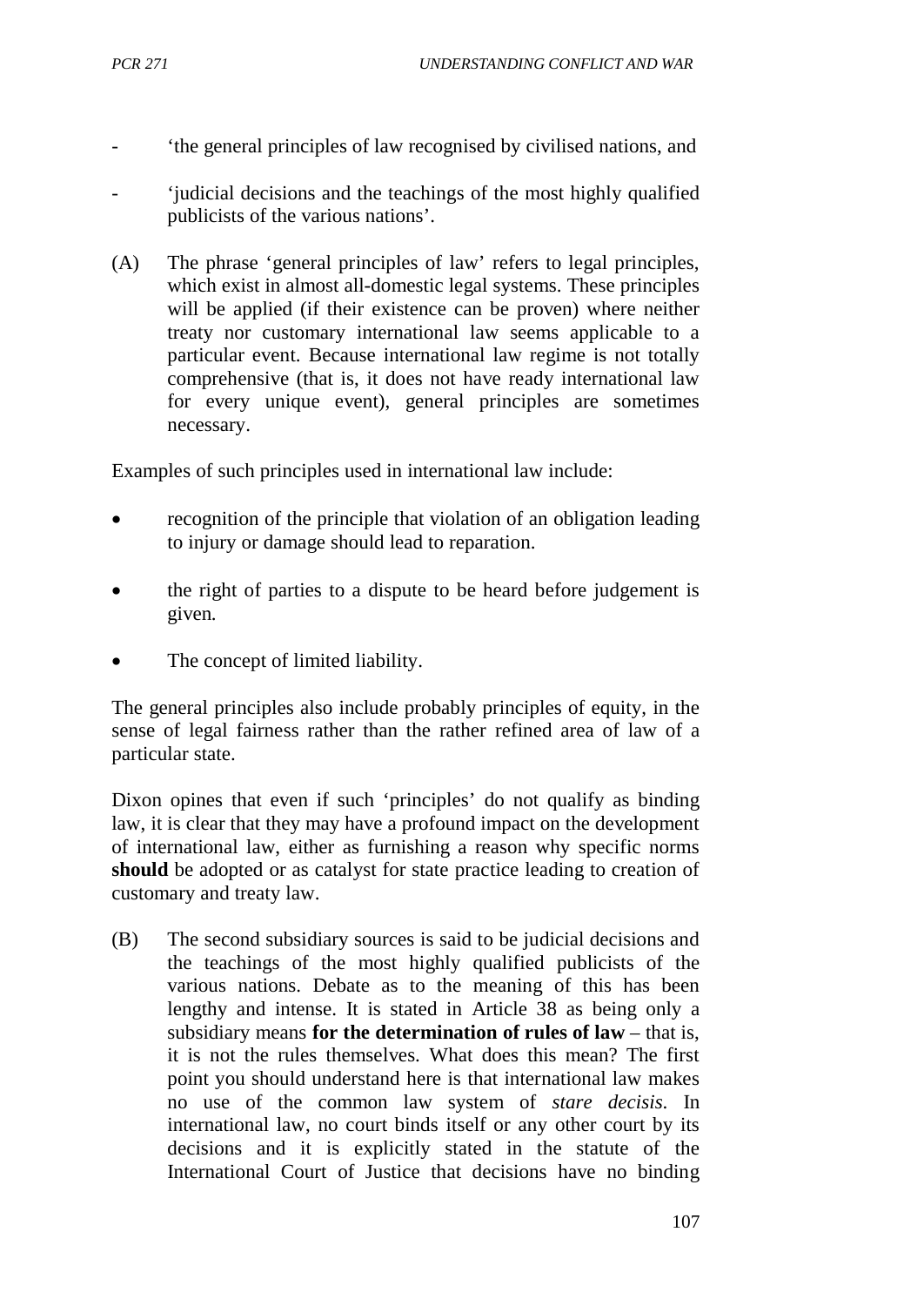- 'the general principles of law recognised by civilised nations, and
- 'judicial decisions and the teachings of the most highly qualified publicists of the various nations'.

(A) The phrase 'general principles of law' refers to legal principles, which exist in almost all-domestic legal systems. These principles will be applied (if their existence can be proven) where neither treaty nor customary international law seems applicable to a particular event. Because international law regime is not totally comprehensive (that is, it does not have ready international law for every unique event), general principles are sometimes necessary.

Examples of such principles used in international law include:

- recognition of the principle that violation of an obligation leading to injury or damage should lead to reparation.
- the right of parties to a dispute to be heard before judgement is given.
- The concept of limited liability.

The general principles also include probably principles of equity, in the sense of legal fairness rather than the rather refined area of law of a particular state.

Dixon opines that even if such 'principles' do not qualify as binding law, it is clear that they may have a profound impact on the development of international law, either as furnishing a reason why specific norms **should** be adopted or as catalyst for state practice leading to creation of customary and treaty law.

(B) The second subsidiary sources is said to be judicial decisions and the teachings of the most highly qualified publicists of the various nations. Debate as to the meaning of this has been lengthy and intense. It is stated in Article 38 as being only a subsidiary means **for the determination of rules of law** – that is, it is not the rules themselves. What does this mean? The first point you should understand here is that international law makes no use of the common law system of *stare decisis*. In international law, no court binds itself or any other court by its decisions and it is explicitly stated in the statute of the International Court of Justice that decisions have no binding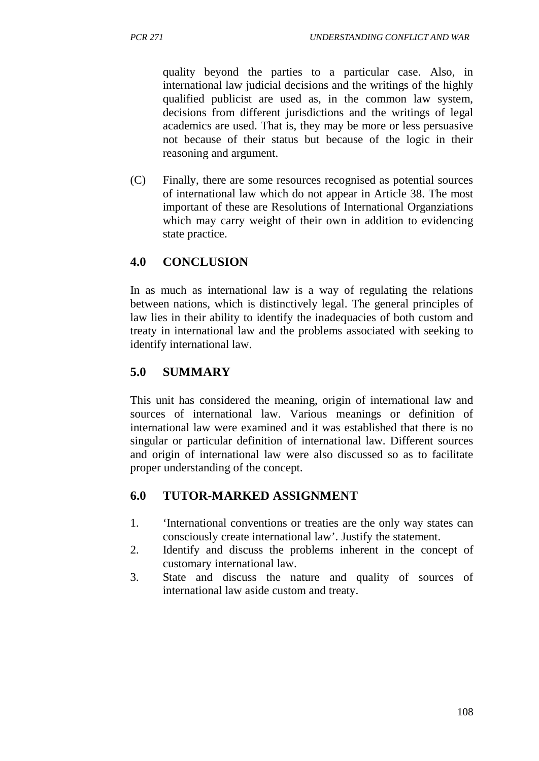quality beyond the parties to a particular case. Also, in international law judicial decisions and the writings of the highly qualified publicist are used as, in the common law system, decisions from different jurisdictions and the writings of legal academics are used. That is, they may be more or less persuasive not because of their status but because of the logic in their reasoning and argument.

(C) Finally, there are some resources recognised as potential sources of international law which do not appear in Article 38. The most important of these are Resolutions of International Organziations which may carry weight of their own in addition to evidencing state practice.

## 4.0 CONCLUSION

In as much as international law is a way of regulating the relations between nations, which is distinctively legal. The general principles of law lies in their ability to identify the inadequacies of both custom and treaty in international law and the problems associated with seeking to identify international law.

## 5.0 SUMMARY

This unit has considered the meaning, origin of international law and sources of international law. Various meanings or definition of international law were examined and it was established that there is no singular or particular definition of international law. Different sources and origin of international law were also discussed so as to facilitate proper understanding of the concept.

## 6.0 TUTOR-MARKED ASSIGNMENT

1. 'International conventions or treaties are the only way states can consciously create international law'. Justify the statement.
2. Identify and discuss the problems inherent in the concept of customary international law.
3. State and discuss the nature and quality of sources of international law aside custom and treaty.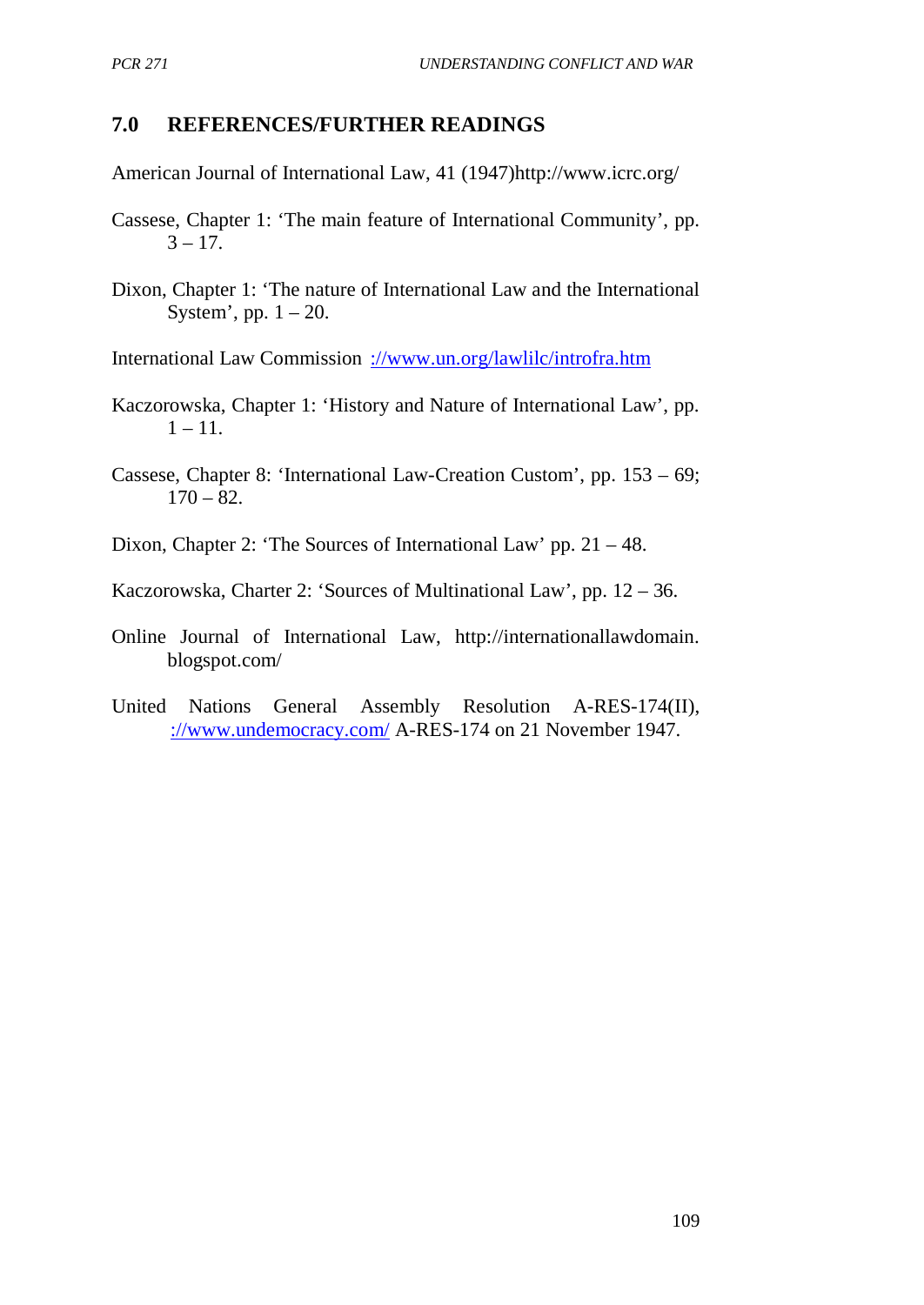## 7.0 REFERENCES/FURTHER READINGS

American Journal of International Law, 41 (1947)http://www.icrc.org/

Cassese, Chapter 1: 'The main feature of International Community', pp. 3 – 17.

Dixon, Chapter 1: 'The nature of International Law and the International System', pp. 1 – 20.

International Law Commission ://www.un.org/lawlilc/introfra.htm

Kaczorowska, Chapter 1: 'History and Nature of International Law', pp. 1 – 11.

Cassese, Chapter 8: 'International Law-Creation Custom', pp. 153 – 69; 170 – 82.

Dixon, Chapter 2: 'The Sources of International Law' pp. 21 – 48.

Kaczorowska, Charter 2: 'Sources of Multinational Law', pp. 12 – 36.

Online Journal of International Law, http://internationallawdomain.blogspot.com/

United Nations General Assembly Resolution A-RES-174(II), ://www.undemocracy.com/ A-RES-174 on 21 November 1947.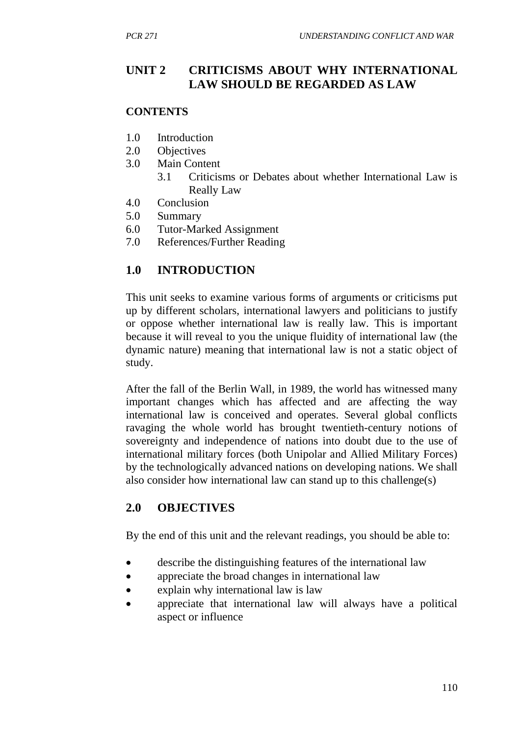## UNIT 2 CRITICISMS ABOUT WHY INTERNATIONAL LAW SHOULD BE REGARDED AS LAW

**CONTENTS**

1.0 Introduction
2.0 Objectives
3.0 Main Content
   3.1 Criticisms or Debates about whether International Law is Really Law
4.0 Conclusion
5.0 Summary
6.0 Tutor-Marked Assignment
7.0 References/Further Reading

### 1.0 INTRODUCTION

This unit seeks to examine various forms of arguments or criticisms put up by different scholars, international lawyers and politicians to justify or oppose whether international law is really law. This is important because it will reveal to you the unique fluidity of international law (the dynamic nature) meaning that international law is not a static object of study.

After the fall of the Berlin Wall, in 1989, the world has witnessed many important changes which has affected and are affecting the way international law is conceived and operates. Several global conflicts ravaging the whole world has brought twentieth-century notions of sovereignty and independence of nations into doubt due to the use of international military forces (both Unipolar and Allied Military Forces) by the technologically advanced nations on developing nations. We shall also consider how international law can stand up to this challenge(s)

### 2.0 OBJECTIVES

By the end of this unit and the relevant readings, you should be able to:

- describe the distinguishing features of the international law
- appreciate the broad changes in international law
- explain why international law is law
- appreciate that international law will always have a political aspect or influence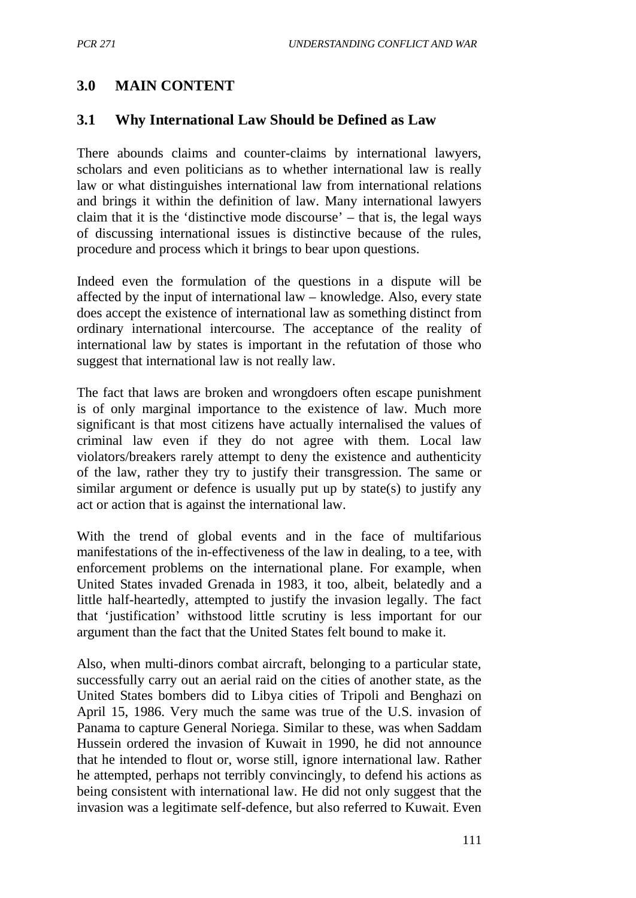## 3.0 MAIN CONTENT

### 3.1 Why International Law Should be Defined as Law

There abounds claims and counter-claims by international lawyers, scholars and even politicians as to whether international law is really law or what distinguishes international law from international relations and brings it within the definition of law. Many international lawyers claim that it is the 'distinctive mode discourse' – that is, the legal ways of discussing international issues is distinctive because of the rules, procedure and process which it brings to bear upon questions.

Indeed even the formulation of the questions in a dispute will be affected by the input of international law – knowledge. Also, every state does accept the existence of international law as something distinct from ordinary international intercourse. The acceptance of the reality of international law by states is important in the refutation of those who suggest that international law is not really law.

The fact that laws are broken and wrongdoers often escape punishment is of only marginal importance to the existence of law. Much more significant is that most citizens have actually internalised the values of criminal law even if they do not agree with them. Local law violators/breakers rarely attempt to deny the existence and authenticity of the law, rather they try to justify their transgression. The same or similar argument or defence is usually put up by state(s) to justify any act or action that is against the international law.

With the trend of global events and in the face of multifarious manifestations of the in-effectiveness of the law in dealing, to a tee, with enforcement problems on the international plane. For example, when United States invaded Grenada in 1983, it too, albeit, belatedly and a little half-heartedly, attempted to justify the invasion legally. The fact that 'justification' withstood little scrutiny is less important for our argument than the fact that the United States felt bound to make it.

Also, when multi-dinors combat aircraft, belonging to a particular state, successfully carry out an aerial raid on the cities of another state, as the United States bombers did to Libya cities of Tripoli and Benghazi on April 15, 1986. Very much the same was true of the U.S. invasion of Panama to capture General Noriega. Similar to these, was when Saddam Hussein ordered the invasion of Kuwait in 1990, he did not announce that he intended to flout or, worse still, ignore international law. Rather he attempted, perhaps not terribly convincingly, to defend his actions as being consistent with international law. He did not only suggest that the invasion was a legitimate self-defence, but also referred to Kuwait. Even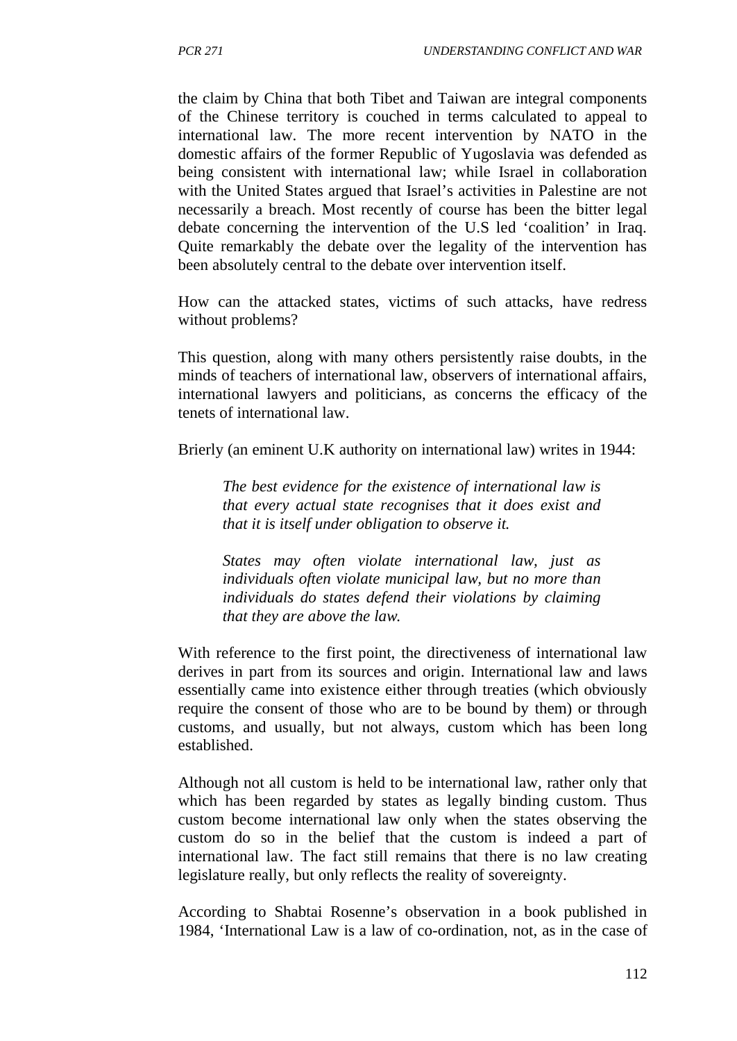the claim by China that both Tibet and Taiwan are integral components of the Chinese territory is couched in terms calculated to appeal to international law. The more recent intervention by NATO in the domestic affairs of the former Republic of Yugoslavia was defended as being consistent with international law; while Israel in collaboration with the United States argued that Israel's activities in Palestine are not necessarily a breach. Most recently of course has been the bitter legal debate concerning the intervention of the U.S led 'coalition' in Iraq. Quite remarkably the debate over the legality of the intervention has been absolutely central to the debate over intervention itself.

How can the attacked states, victims of such attacks, have redress without problems?

This question, along with many others persistently raise doubts, in the minds of teachers of international law, observers of international affairs, international lawyers and politicians, as concerns the efficacy of the tenets of international law.

Brierly (an eminent U.K authority on international law) writes in 1944:

> *The best evidence for the existence of international law is that every actual state recognises that it does exist and that it is itself under obligation to observe it.*
>
> *States may often violate international law, just as individuals often violate municipal law, but no more than individuals do states defend their violations by claiming that they are above the law.*

With reference to the first point, the directiveness of international law derives in part from its sources and origin. International law and laws essentially came into existence either through treaties (which obviously require the consent of those who are to be bound by them) or through customs, and usually, but not always, custom which has been long established.

Although not all custom is held to be international law, rather only that which has been regarded by states as legally binding custom. Thus custom become international law only when the states observing the custom do so in the belief that the custom is indeed a part of international law. The fact still remains that there is no law creating legislature really, but only reflects the reality of sovereignty.

According to Shabtai Rosenne's observation in a book published in 1984, 'International Law is a law of co-ordination, not, as in the case of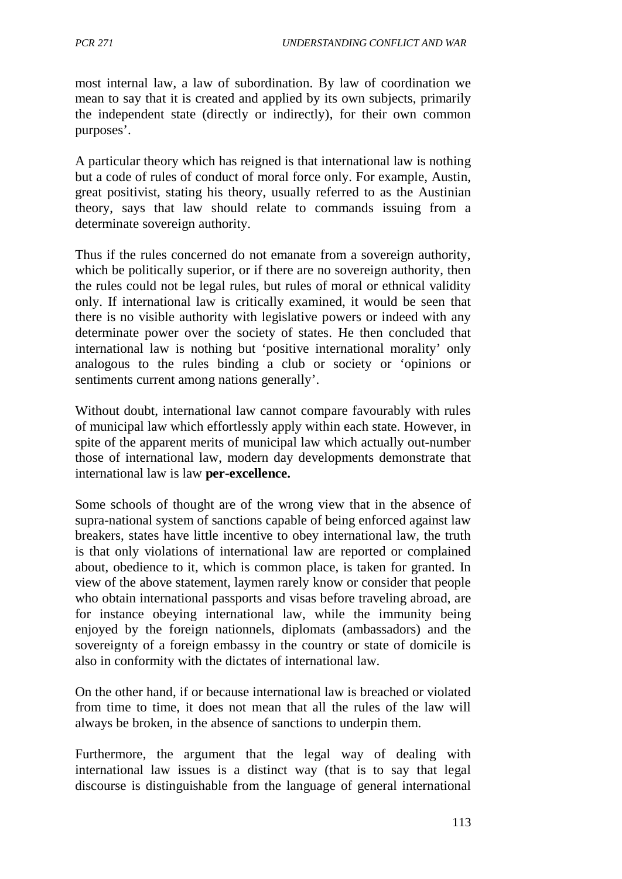most internal law, a law of subordination. By law of coordination we mean to say that it is created and applied by its own subjects, primarily the independent state (directly or indirectly), for their own common purposes'.

A particular theory which has reigned is that international law is nothing but a code of rules of conduct of moral force only. For example, Austin, great positivist, stating his theory, usually referred to as the Austinian theory, says that law should relate to commands issuing from a determinate sovereign authority.

Thus if the rules concerned do not emanate from a sovereign authority, which be politically superior, or if there are no sovereign authority, then the rules could not be legal rules, but rules of moral or ethnical validity only. If international law is critically examined, it would be seen that there is no visible authority with legislative powers or indeed with any determinate power over the society of states. He then concluded that international law is nothing but 'positive international morality' only analogous to the rules binding a club or society or 'opinions or sentiments current among nations generally'.

Without doubt, international law cannot compare favourably with rules of municipal law which effortlessly apply within each state. However, in spite of the apparent merits of municipal law which actually out-number those of international law, modern day developments demonstrate that international law is law **per-excellence.**

Some schools of thought are of the wrong view that in the absence of supra-national system of sanctions capable of being enforced against law breakers, states have little incentive to obey international law, the truth is that only violations of international law are reported or complained about, obedience to it, which is common place, is taken for granted. In view of the above statement, laymen rarely know or consider that people who obtain international passports and visas before traveling abroad, are for instance obeying international law, while the immunity being enjoyed by the foreign nationnels, diplomats (ambassadors) and the sovereignty of a foreign embassy in the country or state of domicile is also in conformity with the dictates of international law.

On the other hand, if or because international law is breached or violated from time to time, it does not mean that all the rules of the law will always be broken, in the absence of sanctions to underpin them.

Furthermore, the argument that the legal way of dealing with international law issues is a distinct way (that is to say that legal discourse is distinguishable from the language of general international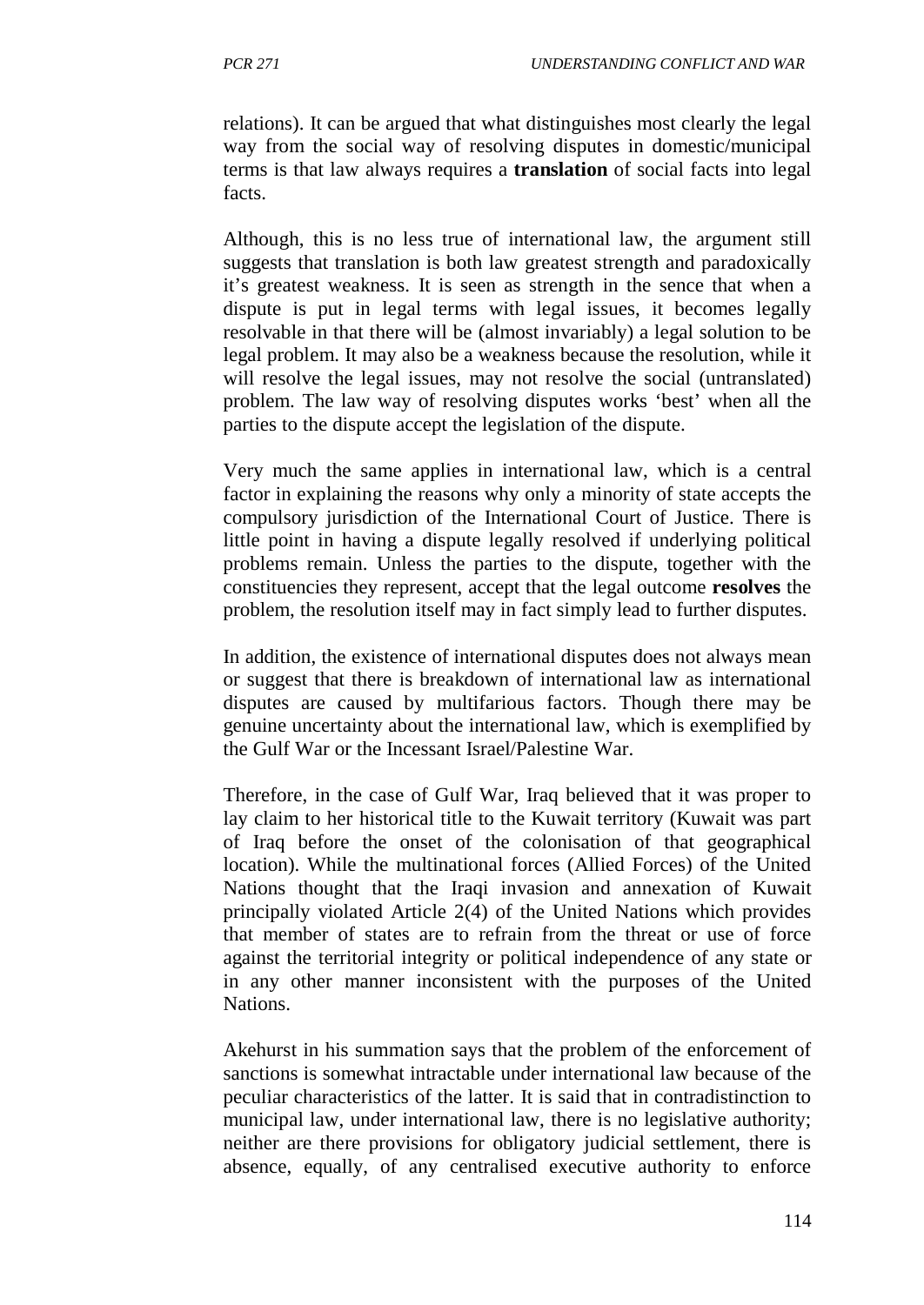relations). It can be argued that what distinguishes most clearly the legal way from the social way of resolving disputes in domestic/municipal terms is that law always requires a **translation** of social facts into legal facts.

Although, this is no less true of international law, the argument still suggests that translation is both law greatest strength and paradoxically it's greatest weakness. It is seen as strength in the sence that when a dispute is put in legal terms with legal issues, it becomes legally resolvable in that there will be (almost invariably) a legal solution to be legal problem. It may also be a weakness because the resolution, while it will resolve the legal issues, may not resolve the social (untranslated) problem. The law way of resolving disputes works 'best' when all the parties to the dispute accept the legislation of the dispute.

Very much the same applies in international law, which is a central factor in explaining the reasons why only a minority of state accepts the compulsory jurisdiction of the International Court of Justice. There is little point in having a dispute legally resolved if underlying political problems remain. Unless the parties to the dispute, together with the constituencies they represent, accept that the legal outcome **resolves** the problem, the resolution itself may in fact simply lead to further disputes.

In addition, the existence of international disputes does not always mean or suggest that there is breakdown of international law as international disputes are caused by multifarious factors. Though there may be genuine uncertainty about the international law, which is exemplified by the Gulf War or the Incessant Israel/Palestine War.

Therefore, in the case of Gulf War, Iraq believed that it was proper to lay claim to her historical title to the Kuwait territory (Kuwait was part of Iraq before the onset of the colonisation of that geographical location). While the multinational forces (Allied Forces) of the United Nations thought that the Iraqi invasion and annexation of Kuwait principally violated Article 2(4) of the United Nations which provides that member of states are to refrain from the threat or use of force against the territorial integrity or political independence of any state or in any other manner inconsistent with the purposes of the United Nations.

Akehurst in his summation says that the problem of the enforcement of sanctions is somewhat intractable under international law because of the peculiar characteristics of the latter. It is said that in contradistinction to municipal law, under international law, there is no legislative authority; neither are there provisions for obligatory judicial settlement, there is absence, equally, of any centralised executive authority to enforce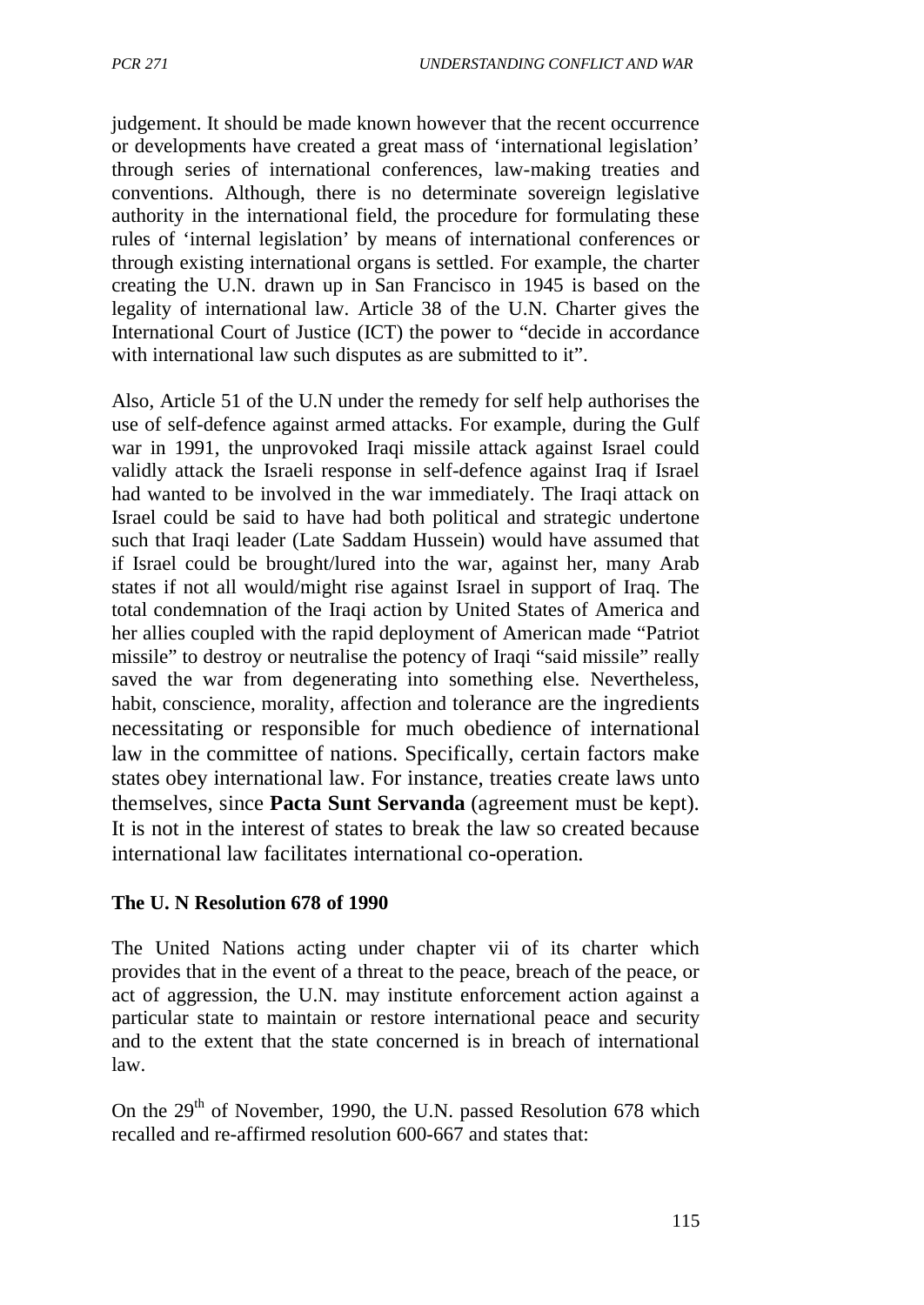judgement. It should be made known however that the recent occurrence or developments have created a great mass of 'international legislation' through series of international conferences, law-making treaties and conventions. Although, there is no determinate sovereign legislative authority in the international field, the procedure for formulating these rules of 'internal legislation' by means of international conferences or through existing international organs is settled. For example, the charter creating the U.N. drawn up in San Francisco in 1945 is based on the legality of international law. Article 38 of the U.N. Charter gives the International Court of Justice (ICT) the power to "decide in accordance with international law such disputes as are submitted to it".

Also, Article 51 of the U.N under the remedy for self help authorises the use of self-defence against armed attacks. For example, during the Gulf war in 1991, the unprovoked Iraqi missile attack against Israel could validly attack the Israeli response in self-defence against Iraq if Israel had wanted to be involved in the war immediately. The Iraqi attack on Israel could be said to have had both political and strategic undertone such that Iraqi leader (Late Saddam Hussein) would have assumed that if Israel could be brought/lured into the war, against her, many Arab states if not all would/might rise against Israel in support of Iraq. The total condemnation of the Iraqi action by United States of America and her allies coupled with the rapid deployment of American made "Patriot missile" to destroy or neutralise the potency of Iraqi "said missile" really saved the war from degenerating into something else. Nevertheless, habit, conscience, morality, affection and tolerance are the ingredients necessitating or responsible for much obedience of international law in the committee of nations. Specifically, certain factors make states obey international law. For instance, treaties create laws unto themselves, since **Pacta Sunt Servanda** (agreement must be kept). It is not in the interest of states to break the law so created because international law facilitates international co-operation.

**The U. N Resolution 678 of 1990**

The United Nations acting under chapter vii of its charter which provides that in the event of a threat to the peace, breach of the peace, or act of aggression, the U.N. may institute enforcement action against a particular state to maintain or restore international peace and security and to the extent that the state concerned is in breach of international law.

On the 29th of November, 1990, the U.N. passed Resolution 678 which recalled and re-affirmed resolution 600-667 and states that: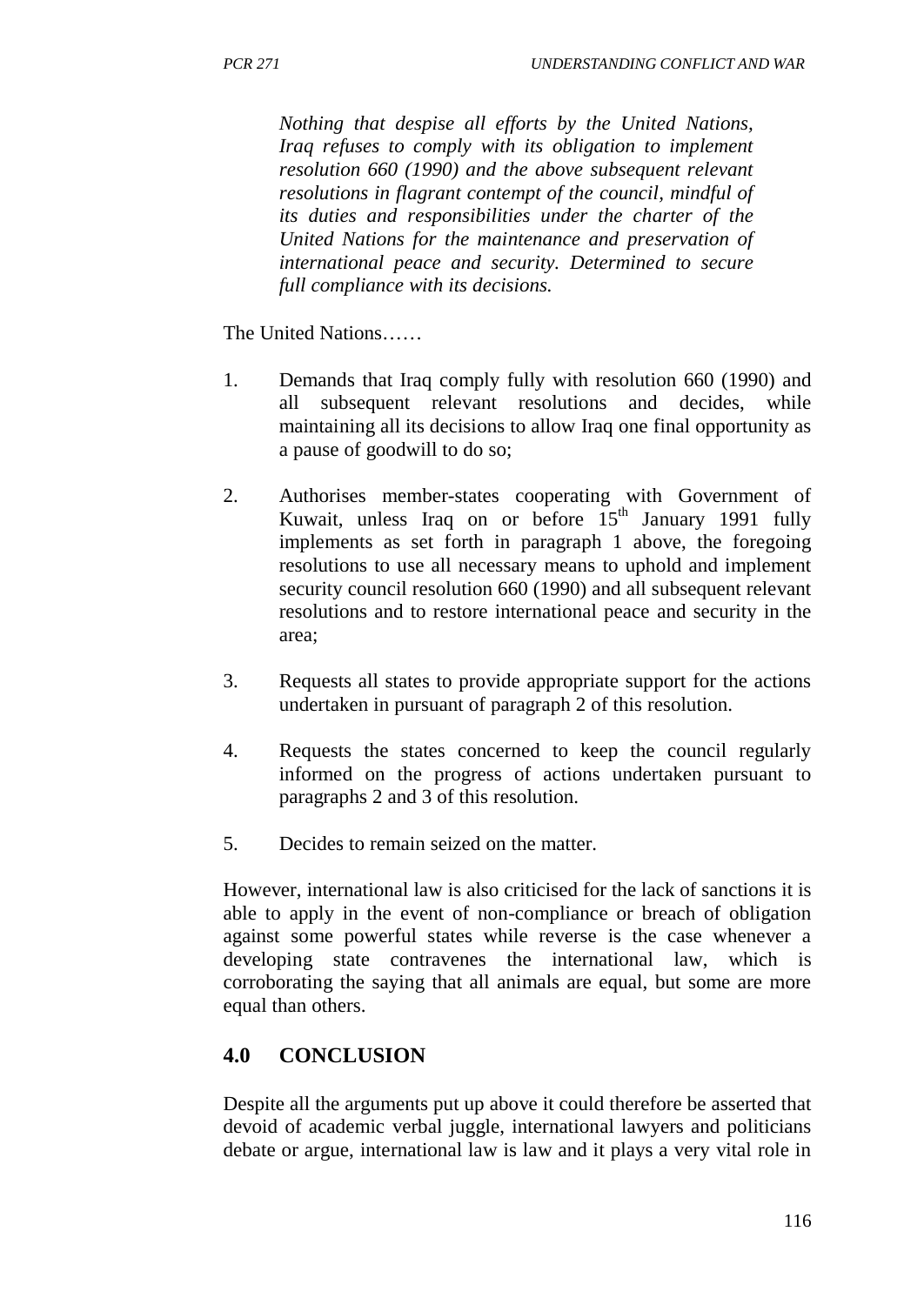*Nothing that despise all efforts by the United Nations, Iraq refuses to comply with its obligation to implement resolution 660 (1990) and the above subsequent relevant resolutions in flagrant contempt of the council, mindful of its duties and responsibilities under the charter of the United Nations for the maintenance and preservation of international peace and security. Determined to secure full compliance with its decisions.*

The United Nations……

1. Demands that Iraq comply fully with resolution 660 (1990) and all subsequent relevant resolutions and decides, while maintaining all its decisions to allow Iraq one final opportunity as a pause of goodwill to do so;

2. Authorises member-states cooperating with Government of Kuwait, unless Iraq on or before 15th January 1991 fully implements as set forth in paragraph 1 above, the foregoing resolutions to use all necessary means to uphold and implement security council resolution 660 (1990) and all subsequent relevant resolutions and to restore international peace and security in the area;

3. Requests all states to provide appropriate support for the actions undertaken in pursuant of paragraph 2 of this resolution.

4. Requests the states concerned to keep the council regularly informed on the progress of actions undertaken pursuant to paragraphs 2 and 3 of this resolution.

5. Decides to remain seized on the matter.

However, international law is also criticised for the lack of sanctions it is able to apply in the event of non-compliance or breach of obligation against some powerful states while reverse is the case whenever a developing state contravenes the international law, which is corroborating the saying that all animals are equal, but some are more equal than others.

## 4.0 CONCLUSION

Despite all the arguments put up above it could therefore be asserted that devoid of academic verbal juggle, international lawyers and politicians debate or argue, international law is law and it plays a very vital role in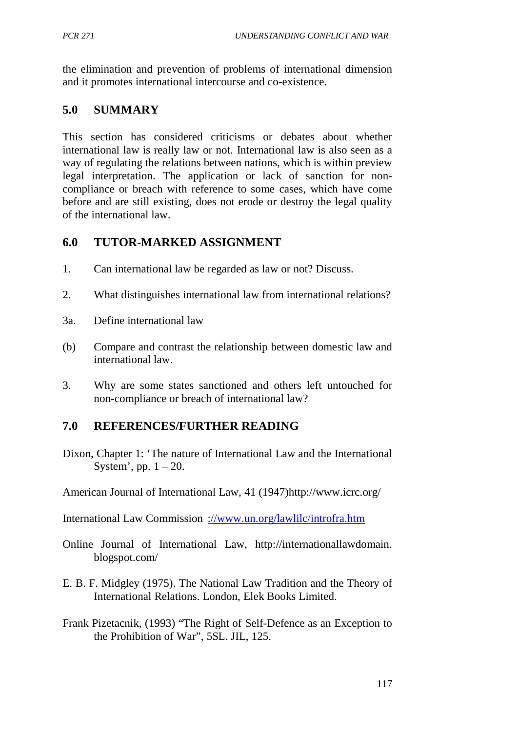the elimination and prevention of problems of international dimension and it promotes international intercourse and co-existence.

## 5.0 SUMMARY

This section has considered criticisms or debates about whether international law is really law or not. International law is also seen as a way of regulating the relations between nations, which is within preview legal interpretation. The application or lack of sanction for non-compliance or breach with reference to some cases, which have come before and are still existing, does not erode or destroy the legal quality of the international law.

## 6.0 TUTOR-MARKED ASSIGNMENT

1. Can international law be regarded as law or not? Discuss.

2. What distinguishes international law from international relations?

3a. Define international law

(b) Compare and contrast the relationship between domestic law and international law.

3. Why are some states sanctioned and others left untouched for non-compliance or breach of international law?

## 7.0 REFERENCES/FURTHER READING

Dixon, Chapter 1: 'The nature of International Law and the International System', pp. 1 – 20.

American Journal of International Law, 41 (1947)http://www.icrc.org/

International Law Commission ://www.un.org/lawlilc/introfra.htm

Online Journal of International Law, http://internationallawdomain.blogspot.com/

E. B. F. Midgley (1975). The National Law Tradition and the Theory of International Relations. London, Elek Books Limited.

Frank Pizetacnik, (1993) "The Right of Self-Defence as an Exception to the Prohibition of War", 5SL. JIL, 125.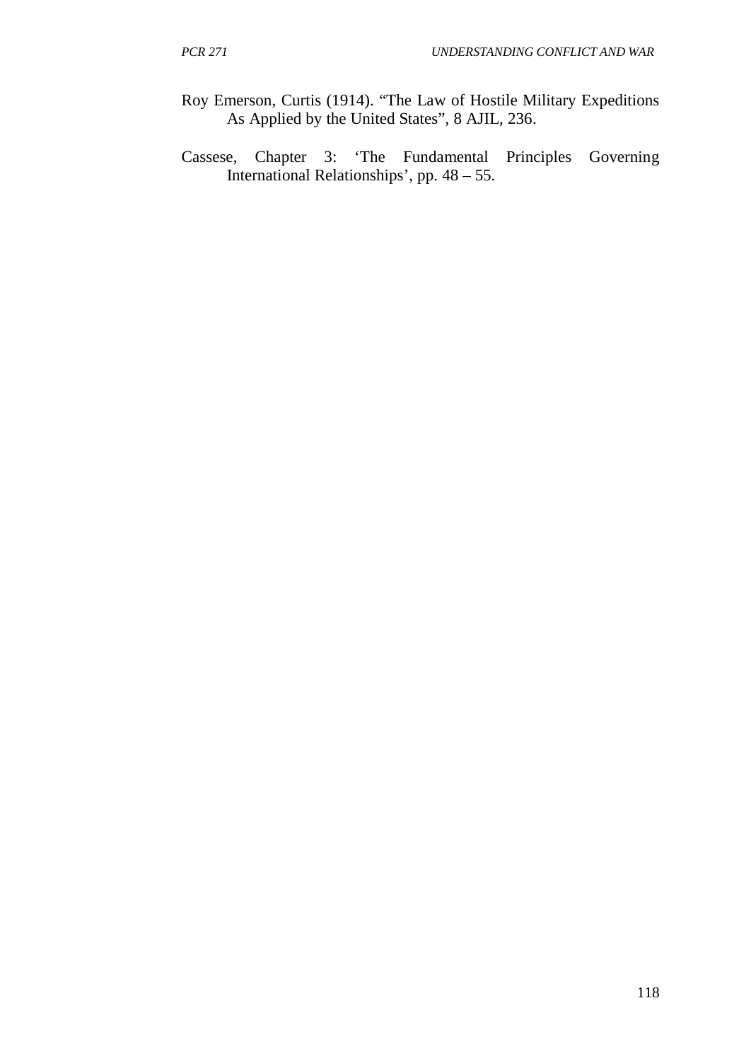Roy Emerson, Curtis (1914). “The Law of Hostile Military Expeditions As Applied by the United States”, 8 AJIL, 236.

Cassese, Chapter 3: ‘The Fundamental Principles Governing International Relationships’, pp. 48 – 55.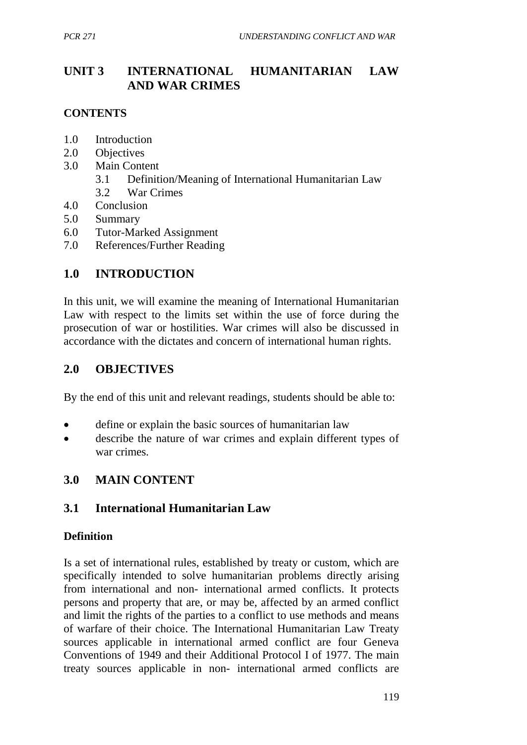# UNIT 3 INTERNATIONAL HUMANITARIAN LAW AND WAR CRIMES

**CONTENTS**

1.0 Introduction
2.0 Objectives
3.0 Main Content
 3.1 Definition/Meaning of International Humanitarian Law
 3.2 War Crimes
4.0 Conclusion
5.0 Summary
6.0 Tutor-Marked Assignment
7.0 References/Further Reading

## 1.0 INTRODUCTION

In this unit, we will examine the meaning of International Humanitarian Law with respect to the limits set within the use of force during the prosecution of war or hostilities. War crimes will also be discussed in accordance with the dictates and concern of international human rights.

## 2.0 OBJECTIVES

By the end of this unit and relevant readings, students should be able to:

- define or explain the basic sources of humanitarian law
- describe the nature of war crimes and explain different types of war crimes.

## 3.0 MAIN CONTENT

### 3.1 International Humanitarian Law

**Definition**

Is a set of international rules, established by treaty or custom, which are specifically intended to solve humanitarian problems directly arising from international and non- international armed conflicts. It protects persons and property that are, or may be, affected by an armed conflict and limit the rights of the parties to a conflict to use methods and means of warfare of their choice. The International Humanitarian Law Treaty sources applicable in international armed conflict are four Geneva Conventions of 1949 and their Additional Protocol I of 1977. The main treaty sources applicable in non- international armed conflicts are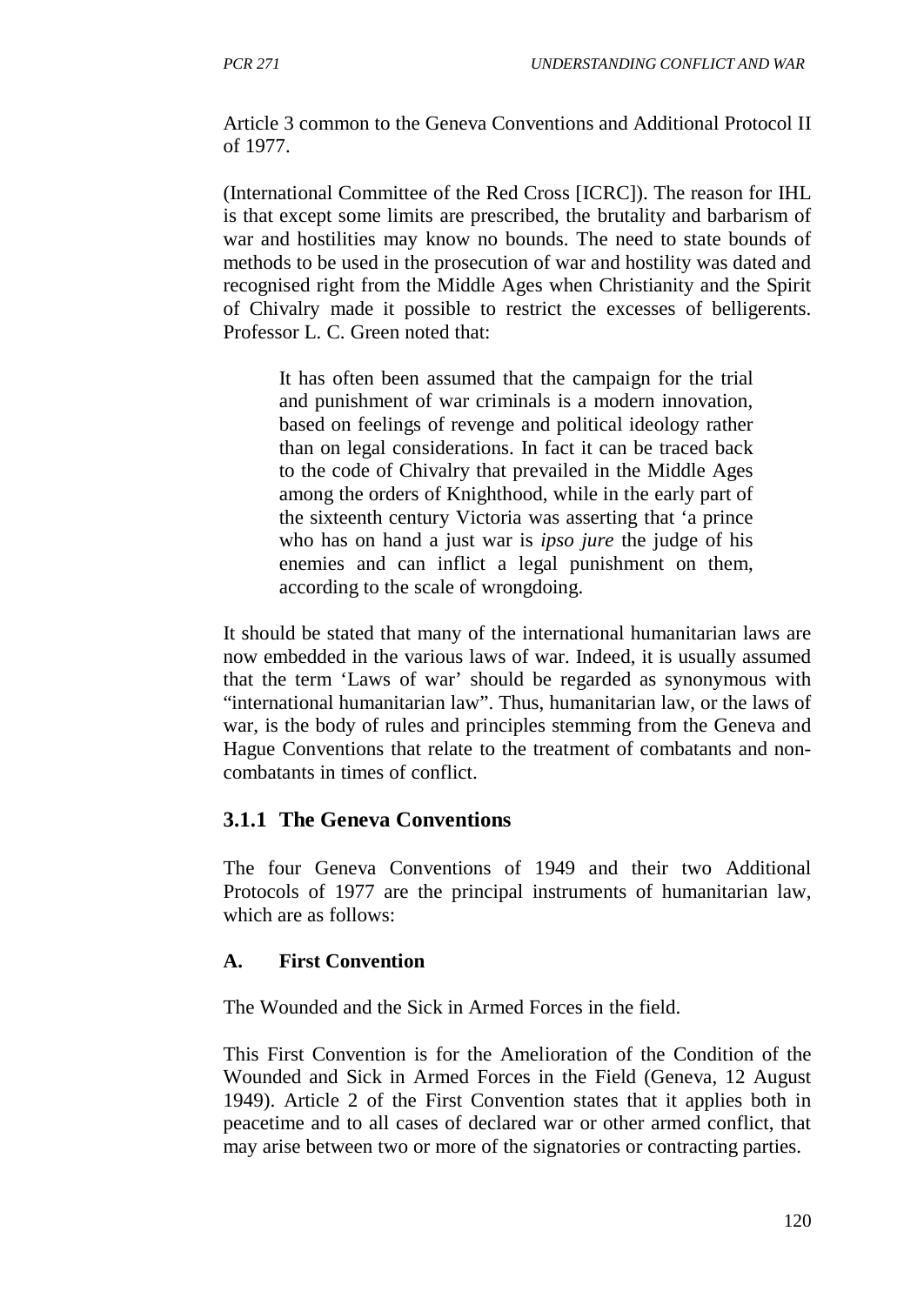Article 3 common to the Geneva Conventions and Additional Protocol II of 1977.

(International Committee of the Red Cross [ICRC]). The reason for IHL is that except some limits are prescribed, the brutality and barbarism of war and hostilities may know no bounds. The need to state bounds of methods to be used in the prosecution of war and hostility was dated and recognised right from the Middle Ages when Christianity and the Spirit of Chivalry made it possible to restrict the excesses of belligerents. Professor L. C. Green noted that:

> It has often been assumed that the campaign for the trial and punishment of war criminals is a modern innovation, based on feelings of revenge and political ideology rather than on legal considerations. In fact it can be traced back to the code of Chivalry that prevailed in the Middle Ages among the orders of Knighthood, while in the early part of the sixteenth century Victoria was asserting that 'a prince who has on hand a just war is *ipso jure* the judge of his enemies and can inflict a legal punishment on them, according to the scale of wrongdoing.

It should be stated that many of the international humanitarian laws are now embedded in the various laws of war. Indeed, it is usually assumed that the term 'Laws of war' should be regarded as synonymous with "international humanitarian law". Thus, humanitarian law, or the laws of war, is the body of rules and principles stemming from the Geneva and Hague Conventions that relate to the treatment of combatants and non-combatants in times of conflict.

### 3.1.1 The Geneva Conventions

The four Geneva Conventions of 1949 and their two Additional Protocols of 1977 are the principal instruments of humanitarian law, which are as follows:

#### A. First Convention

The Wounded and the Sick in Armed Forces in the field.

This First Convention is for the Amelioration of the Condition of the Wounded and Sick in Armed Forces in the Field (Geneva, 12 August 1949). Article 2 of the First Convention states that it applies both in peacetime and to all cases of declared war or other armed conflict, that may arise between two or more of the signatories or contracting parties.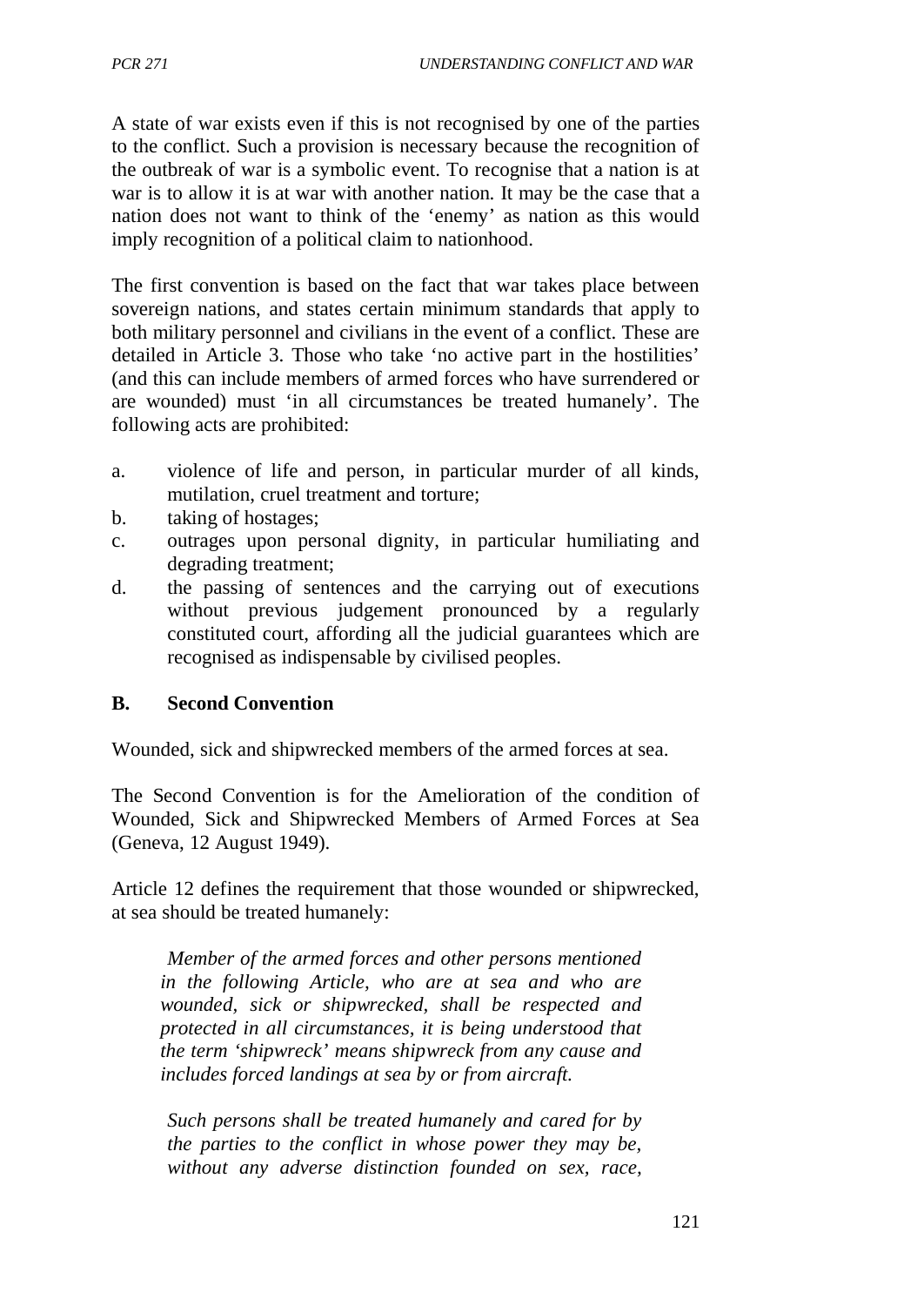A state of war exists even if this is not recognised by one of the parties to the conflict. Such a provision is necessary because the recognition of the outbreak of war is a symbolic event. To recognise that a nation is at war is to allow it is at war with another nation. It may be the case that a nation does not want to think of the 'enemy' as nation as this would imply recognition of a political claim to nationhood.

The first convention is based on the fact that war takes place between sovereign nations, and states certain minimum standards that apply to both military personnel and civilians in the event of a conflict. These are detailed in Article 3. Those who take 'no active part in the hostilities' (and this can include members of armed forces who have surrendered or are wounded) must 'in all circumstances be treated humanely'. The following acts are prohibited:

a. violence of life and person, in particular murder of all kinds, mutilation, cruel treatment and torture;
b. taking of hostages;
c. outrages upon personal dignity, in particular humiliating and degrading treatment;
d. the passing of sentences and the carrying out of executions without previous judgement pronounced by a regularly constituted court, affording all the judicial guarantees which are recognised as indispensable by civilised peoples.

## B. Second Convention

Wounded, sick and shipwrecked members of the armed forces at sea.

The Second Convention is for the Amelioration of the condition of Wounded, Sick and Shipwrecked Members of Armed Forces at Sea (Geneva, 12 August 1949).

Article 12 defines the requirement that those wounded or shipwrecked, at sea should be treated humanely:

> *Member of the armed forces and other persons mentioned in the following Article, who are at sea and who are wounded, sick or shipwrecked, shall be respected and protected in all circumstances, it is being understood that the term 'shipwreck' means shipwreck from any cause and includes forced landings at sea by or from aircraft.*
>
> *Such persons shall be treated humanely and cared for by the parties to the conflict in whose power they may be, without any adverse distinction founded on sex, race,*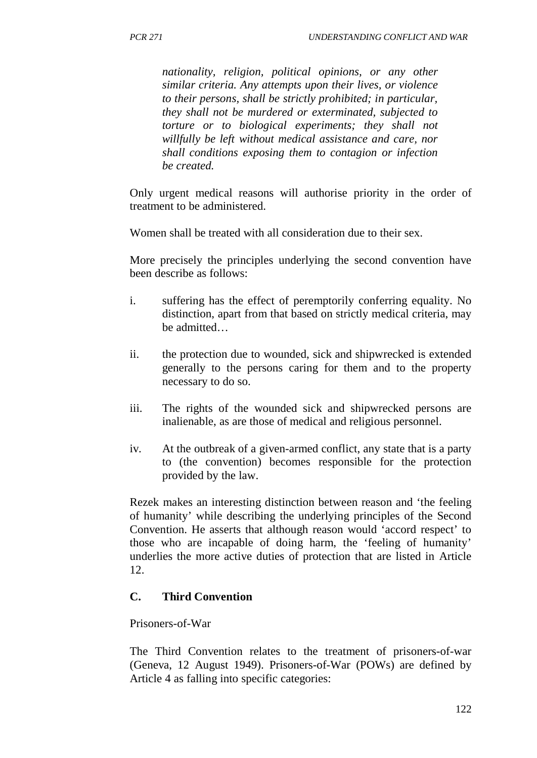*nationality, religion, political opinions, or any other similar criteria. Any attempts upon their lives, or violence to their persons, shall be strictly prohibited; in particular, they shall not be murdered or exterminated, subjected to torture or to biological experiments; they shall not willfully be left without medical assistance and care, nor shall conditions exposing them to contagion or infection be created.*

Only urgent medical reasons will authorise priority in the order of treatment to be administered.

Women shall be treated with all consideration due to their sex.

More precisely the principles underlying the second convention have been describe as follows:

i. suffering has the effect of peremptorily conferring equality. No distinction, apart from that based on strictly medical criteria, may be admitted…

ii. the protection due to wounded, sick and shipwrecked is extended generally to the persons caring for them and to the property necessary to do so.

iii. The rights of the wounded sick and shipwrecked persons are inalienable, as are those of medical and religious personnel.

iv. At the outbreak of a given-armed conflict, any state that is a party to (the convention) becomes responsible for the protection provided by the law.

Rezek makes an interesting distinction between reason and 'the feeling of humanity' while describing the underlying principles of the Second Convention. He asserts that although reason would 'accord respect' to those who are incapable of doing harm, the 'feeling of humanity' underlies the more active duties of protection that are listed in Article 12.

**C. Third Convention**

Prisoners-of-War

The Third Convention relates to the treatment of prisoners-of-war (Geneva, 12 August 1949). Prisoners-of-War (POWs) are defined by Article 4 as falling into specific categories: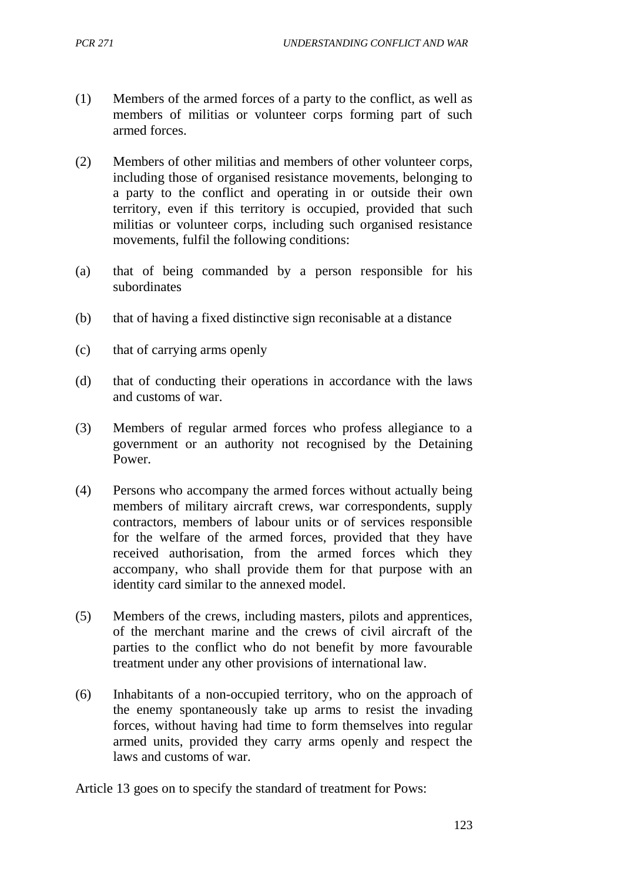(1) Members of the armed forces of a party to the conflict, as well as members of militias or volunteer corps forming part of such armed forces.

(2) Members of other militias and members of other volunteer corps, including those of organised resistance movements, belonging to a party to the conflict and operating in or outside their own territory, even if this territory is occupied, provided that such militias or volunteer corps, including such organised resistance movements, fulfil the following conditions:

(a) that of being commanded by a person responsible for his subordinates

(b) that of having a fixed distinctive sign reconisable at a distance

(c) that of carrying arms openly

(d) that of conducting their operations in accordance with the laws and customs of war.

(3) Members of regular armed forces who profess allegiance to a government or an authority not recognised by the Detaining Power.

(4) Persons who accompany the armed forces without actually being members of military aircraft crews, war correspondents, supply contractors, members of labour units or of services responsible for the welfare of the armed forces, provided that they have received authorisation, from the armed forces which they accompany, who shall provide them for that purpose with an identity card similar to the annexed model.

(5) Members of the crews, including masters, pilots and apprentices, of the merchant marine and the crews of civil aircraft of the parties to the conflict who do not benefit by more favourable treatment under any other provisions of international law.

(6) Inhabitants of a non-occupied territory, who on the approach of the enemy spontaneously take up arms to resist the invading forces, without having had time to form themselves into regular armed units, provided they carry arms openly and respect the laws and customs of war.

Article 13 goes on to specify the standard of treatment for Pows: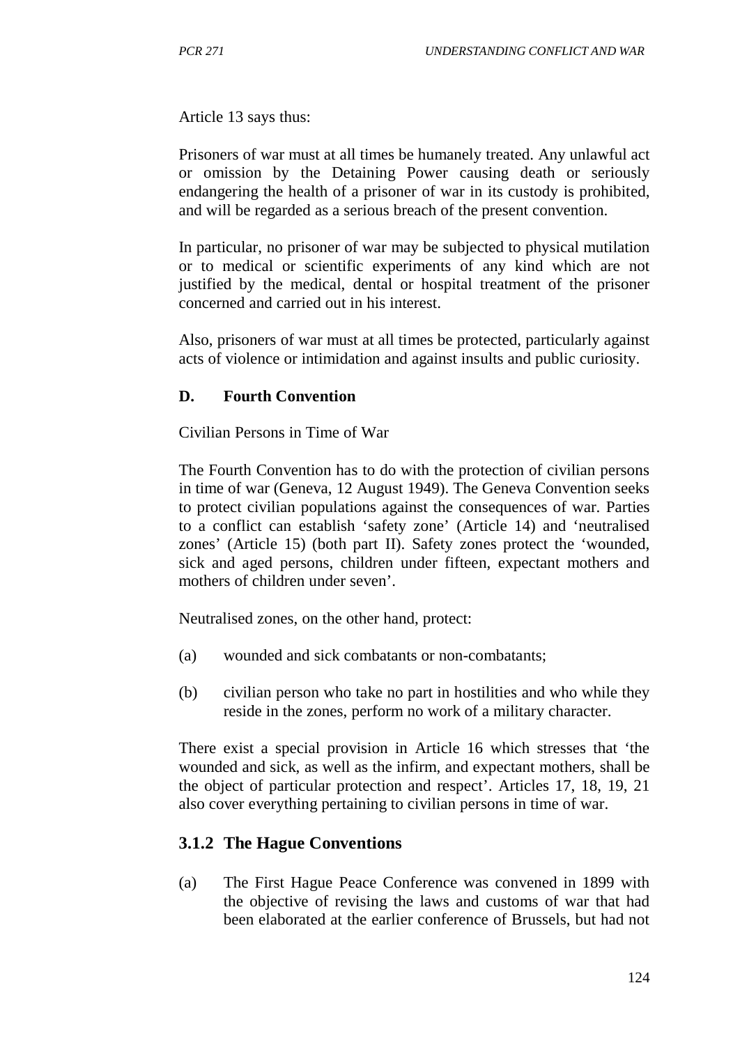Article 13 says thus:

Prisoners of war must at all times be humanely treated. Any unlawful act or omission by the Detaining Power causing death or seriously endangering the health of a prisoner of war in its custody is prohibited, and will be regarded as a serious breach of the present convention.

In particular, no prisoner of war may be subjected to physical mutilation or to medical or scientific experiments of any kind which are not justified by the medical, dental or hospital treatment of the prisoner concerned and carried out in his interest.

Also, prisoners of war must at all times be protected, particularly against acts of violence or intimidation and against insults and public curiosity.

**D. Fourth Convention**

Civilian Persons in Time of War

The Fourth Convention has to do with the protection of civilian persons in time of war (Geneva, 12 August 1949). The Geneva Convention seeks to protect civilian populations against the consequences of war. Parties to a conflict can establish 'safety zone' (Article 14) and 'neutralised zones' (Article 15) (both part II). Safety zones protect the 'wounded, sick and aged persons, children under fifteen, expectant mothers and mothers of children under seven'.

Neutralised zones, on the other hand, protect:

(a) wounded and sick combatants or non-combatants;

(b) civilian person who take no part in hostilities and who while they reside in the zones, perform no work of a military character.

There exist a special provision in Article 16 which stresses that 'the wounded and sick, as well as the infirm, and expectant mothers, shall be the object of particular protection and respect'. Articles 17, 18, 19, 21 also cover everything pertaining to civilian persons in time of war.

### 3.1.2 The Hague Conventions

(a) The First Hague Peace Conference was convened in 1899 with the objective of revising the laws and customs of war that had been elaborated at the earlier conference of Brussels, but had not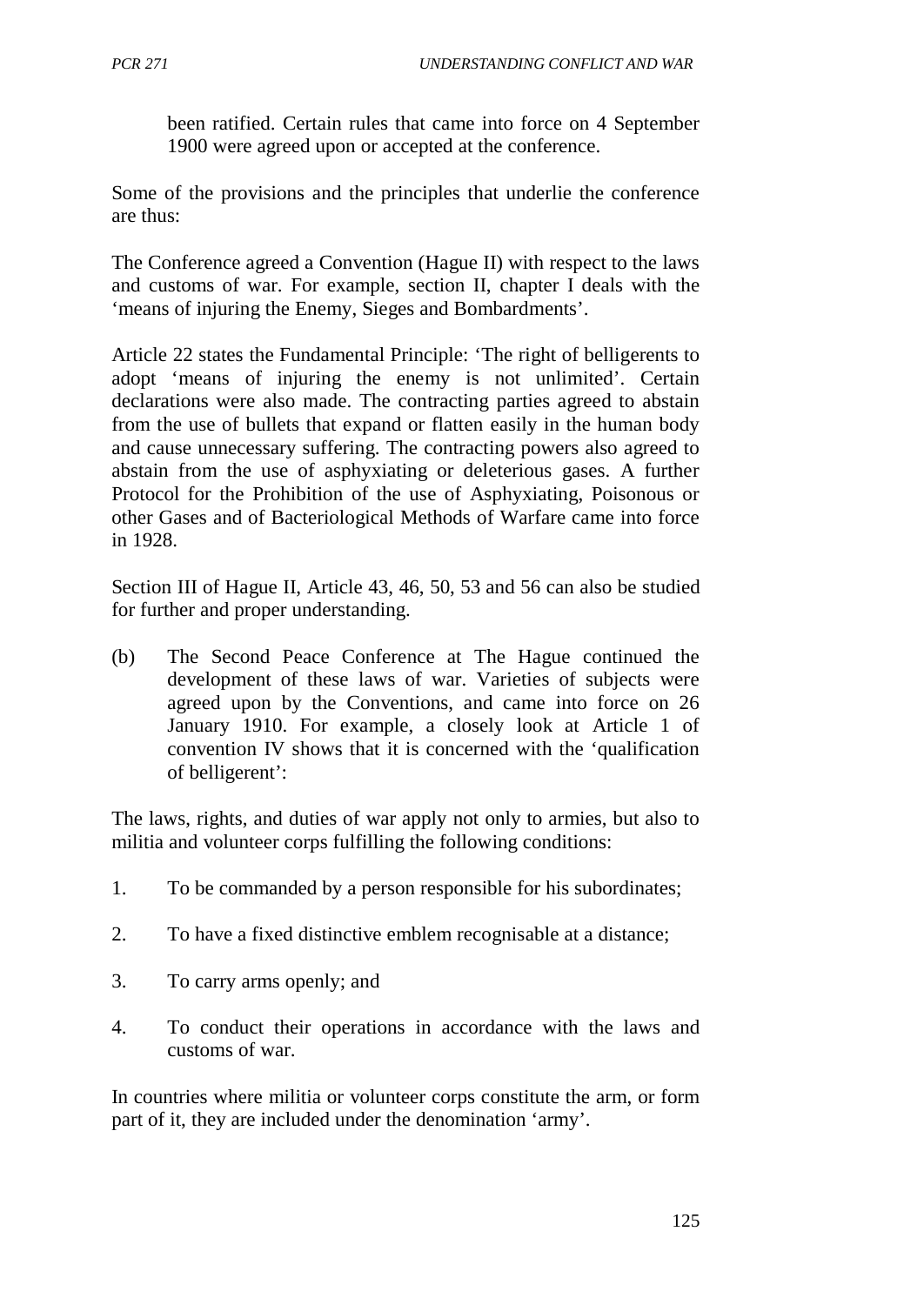been ratified. Certain rules that came into force on 4 September 1900 were agreed upon or accepted at the conference.

Some of the provisions and the principles that underlie the conference are thus:

The Conference agreed a Convention (Hague II) with respect to the laws and customs of war. For example, section II, chapter I deals with the 'means of injuring the Enemy, Sieges and Bombardments'.

Article 22 states the Fundamental Principle: 'The right of belligerents to adopt 'means of injuring the enemy is not unlimited'. Certain declarations were also made. The contracting parties agreed to abstain from the use of bullets that expand or flatten easily in the human body and cause unnecessary suffering. The contracting powers also agreed to abstain from the use of asphyxiating or deleterious gases. A further Protocol for the Prohibition of the use of Asphyxiating, Poisonous or other Gases and of Bacteriological Methods of Warfare came into force in 1928.

Section III of Hague II, Article 43, 46, 50, 53 and 56 can also be studied for further and proper understanding.

(b) The Second Peace Conference at The Hague continued the development of these laws of war. Varieties of subjects were agreed upon by the Conventions, and came into force on 26 January 1910. For example, a closely look at Article 1 of convention IV shows that it is concerned with the 'qualification of belligerent':

The laws, rights, and duties of war apply not only to armies, but also to militia and volunteer corps fulfilling the following conditions:

1. To be commanded by a person responsible for his subordinates;
2. To have a fixed distinctive emblem recognisable at a distance;
3. To carry arms openly; and
4. To conduct their operations in accordance with the laws and customs of war.

In countries where militia or volunteer corps constitute the arm, or form part of it, they are included under the denomination 'army'.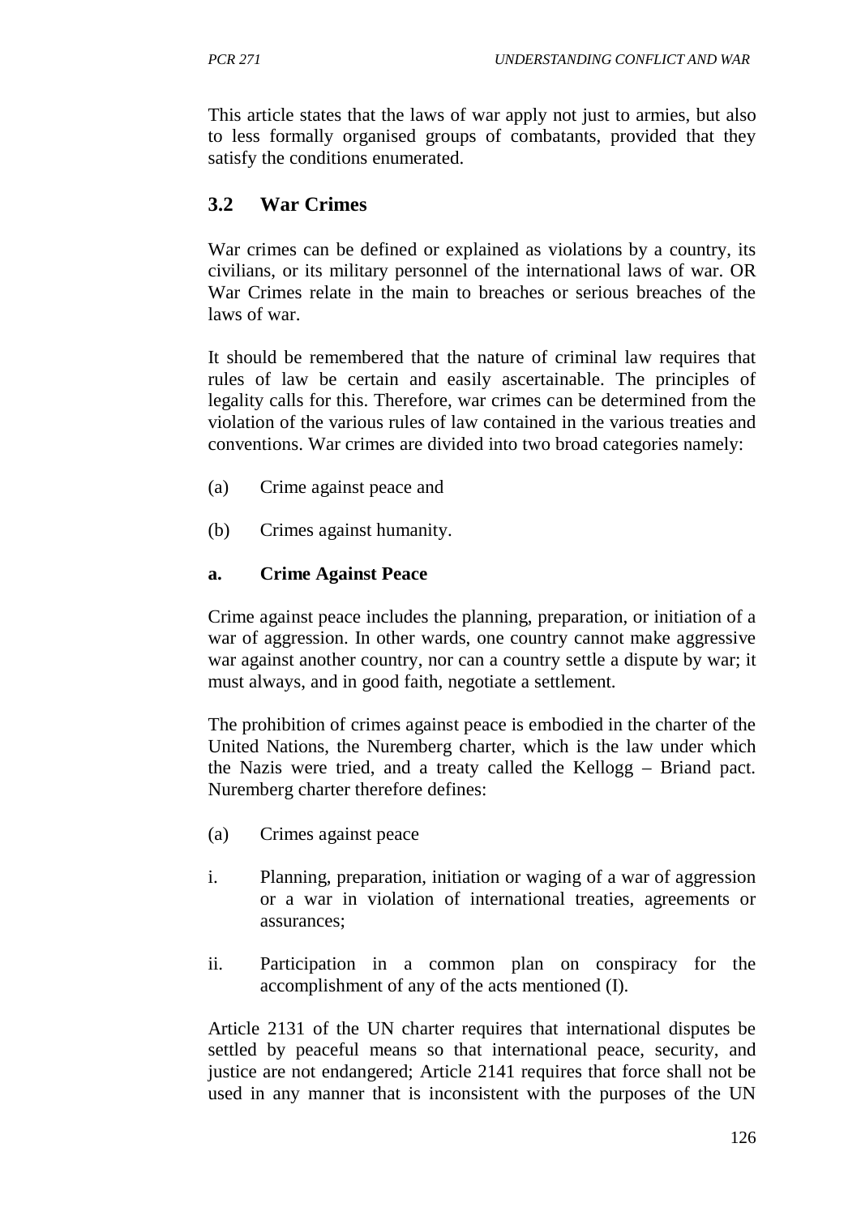This article states that the laws of war apply not just to armies, but also to less formally organised groups of combatants, provided that they satisfy the conditions enumerated.

## 3.2 War Crimes

War crimes can be defined or explained as violations by a country, its civilians, or its military personnel of the international laws of war. OR War Crimes relate in the main to breaches or serious breaches of the laws of war.

It should be remembered that the nature of criminal law requires that rules of law be certain and easily ascertainable. The principles of legality calls for this. Therefore, war crimes can be determined from the violation of the various rules of law contained in the various treaties and conventions. War crimes are divided into two broad categories namely:

(a) Crime against peace and

(b) Crimes against humanity.

**a. Crime Against Peace**

Crime against peace includes the planning, preparation, or initiation of a war of aggression. In other wards, one country cannot make aggressive war against another country, nor can a country settle a dispute by war; it must always, and in good faith, negotiate a settlement.

The prohibition of crimes against peace is embodied in the charter of the United Nations, the Nuremberg charter, which is the law under which the Nazis were tried, and a treaty called the Kellogg – Briand pact. Nuremberg charter therefore defines:

(a) Crimes against peace

i. Planning, preparation, initiation or waging of a war of aggression or a war in violation of international treaties, agreements or assurances;

ii. Participation in a common plan on conspiracy for the accomplishment of any of the acts mentioned (I).

Article 2131 of the UN charter requires that international disputes be settled by peaceful means so that international peace, security, and justice are not endangered; Article 2141 requires that force shall not be used in any manner that is inconsistent with the purposes of the UN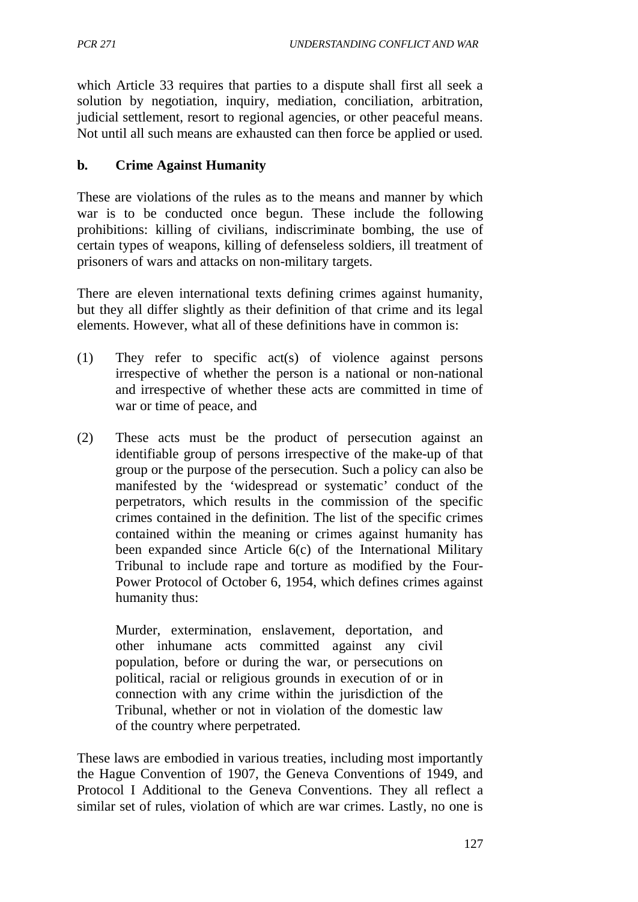which Article 33 requires that parties to a dispute shall first all seek a solution by negotiation, inquiry, mediation, conciliation, arbitration, judicial settlement, resort to regional agencies, or other peaceful means. Not until all such means are exhausted can then force be applied or used.

### b. Crime Against Humanity

These are violations of the rules as to the means and manner by which war is to be conducted once begun. These include the following prohibitions: killing of civilians, indiscriminate bombing, the use of certain types of weapons, killing of defenseless soldiers, ill treatment of prisoners of wars and attacks on non-military targets.

There are eleven international texts defining crimes against humanity, but they all differ slightly as their definition of that crime and its legal elements. However, what all of these definitions have in common is:

(1) They refer to specific act(s) of violence against persons irrespective of whether the person is a national or non-national and irrespective of whether these acts are committed in time of war or time of peace, and

(2) These acts must be the product of persecution against an identifiable group of persons irrespective of the make-up of that group or the purpose of the persecution. Such a policy can also be manifested by the 'widespread or systematic' conduct of the perpetrators, which results in the commission of the specific crimes contained in the definition. The list of the specific crimes contained within the meaning or crimes against humanity has been expanded since Article 6(c) of the International Military Tribunal to include rape and torture as modified by the Four-Power Protocol of October 6, 1954, which defines crimes against humanity thus:

> Murder, extermination, enslavement, deportation, and other inhumane acts committed against any civil population, before or during the war, or persecutions on political, racial or religious grounds in execution of or in connection with any crime within the jurisdiction of the Tribunal, whether or not in violation of the domestic law of the country where perpetrated.

These laws are embodied in various treaties, including most importantly the Hague Convention of 1907, the Geneva Conventions of 1949, and Protocol I Additional to the Geneva Conventions. They all reflect a similar set of rules, violation of which are war crimes. Lastly, no one is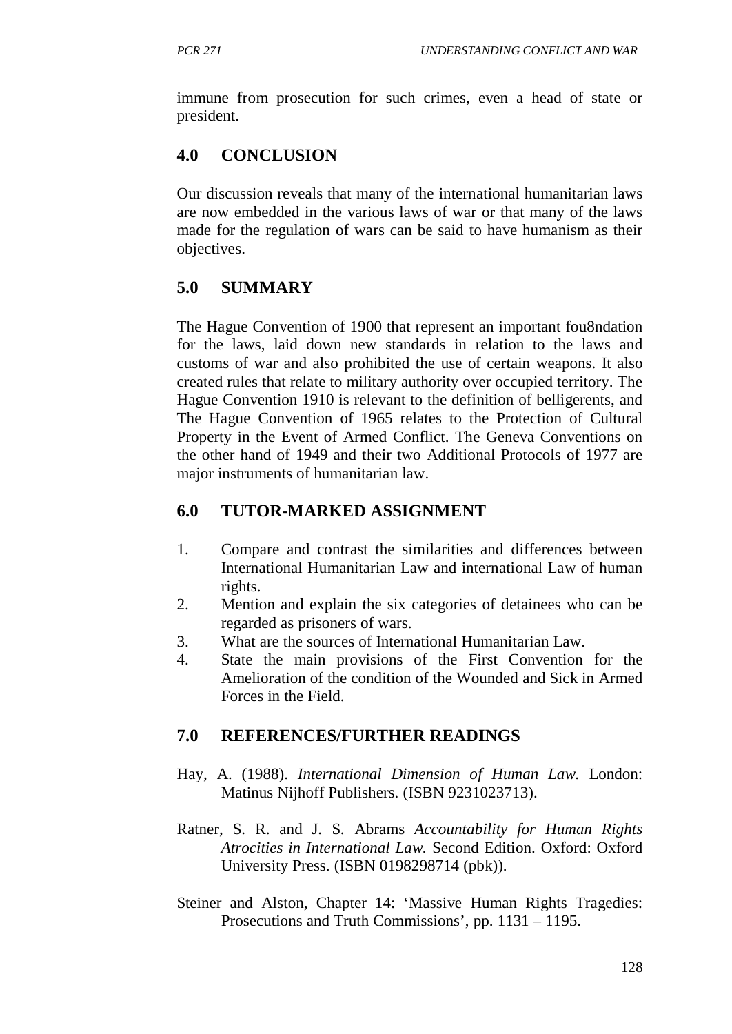immune from prosecution for such crimes, even a head of state or president.

## 4.0 CONCLUSION

Our discussion reveals that many of the international humanitarian laws are now embedded in the various laws of war or that many of the laws made for the regulation of wars can be said to have humanism as their objectives.

## 5.0 SUMMARY

The Hague Convention of 1900 that represent an important fou8ndation for the laws, laid down new standards in relation to the laws and customs of war and also prohibited the use of certain weapons. It also created rules that relate to military authority over occupied territory. The Hague Convention 1910 is relevant to the definition of belligerents, and The Hague Convention of 1965 relates to the Protection of Cultural Property in the Event of Armed Conflict. The Geneva Conventions on the other hand of 1949 and their two Additional Protocols of 1977 are major instruments of humanitarian law.

## 6.0 TUTOR-MARKED ASSIGNMENT

1. Compare and contrast the similarities and differences between International Humanitarian Law and international Law of human rights.
2. Mention and explain the six categories of detainees who can be regarded as prisoners of wars.
3. What are the sources of International Humanitarian Law.
4. State the main provisions of the First Convention for the Amelioration of the condition of the Wounded and Sick in Armed Forces in the Field.

## 7.0 REFERENCES/FURTHER READINGS

Hay, A. (1988). *International Dimension of Human Law.* London: Matinus Nijhoff Publishers. (ISBN 9231023713).

Ratner, S. R. and J. S. Abrams *Accountability for Human Rights Atrocities in International Law.* Second Edition. Oxford: Oxford University Press. (ISBN 0198298714 (pbk)).

Steiner and Alston, Chapter 14: 'Massive Human Rights Tragedies: Prosecutions and Truth Commissions', pp. 1131 – 1195.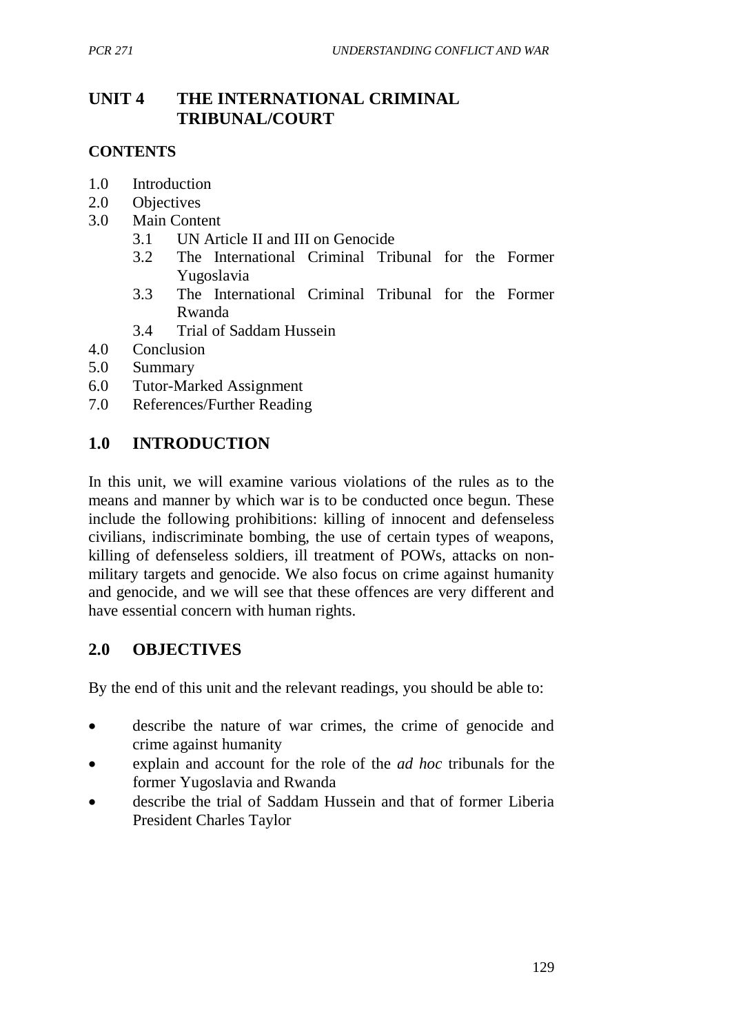# UNIT 4 THE INTERNATIONAL CRIMINAL TRIBUNAL/COURT

## CONTENTS

1.0 Introduction
2.0 Objectives
3.0 Main Content
    3.1 UN Article II and III on Genocide
    3.2 The International Criminal Tribunal for the Former Yugoslavia
    3.3 The International Criminal Tribunal for the Former Rwanda
    3.4 Trial of Saddam Hussein
4.0 Conclusion
5.0 Summary
6.0 Tutor-Marked Assignment
7.0 References/Further Reading

## 1.0 INTRODUCTION

In this unit, we will examine various violations of the rules as to the means and manner by which war is to be conducted once begun. These include the following prohibitions: killing of innocent and defenseless civilians, indiscriminate bombing, the use of certain types of weapons, killing of defenseless soldiers, ill treatment of POWs, attacks on non-military targets and genocide. We also focus on crime against humanity and genocide, and we will see that these offences are very different and have essential concern with human rights.

## 2.0 OBJECTIVES

By the end of this unit and the relevant readings, you should be able to:

- describe the nature of war crimes, the crime of genocide and crime against humanity
- explain and account for the role of the *ad hoc* tribunals for the former Yugoslavia and Rwanda
- describe the trial of Saddam Hussein and that of former Liberia President Charles Taylor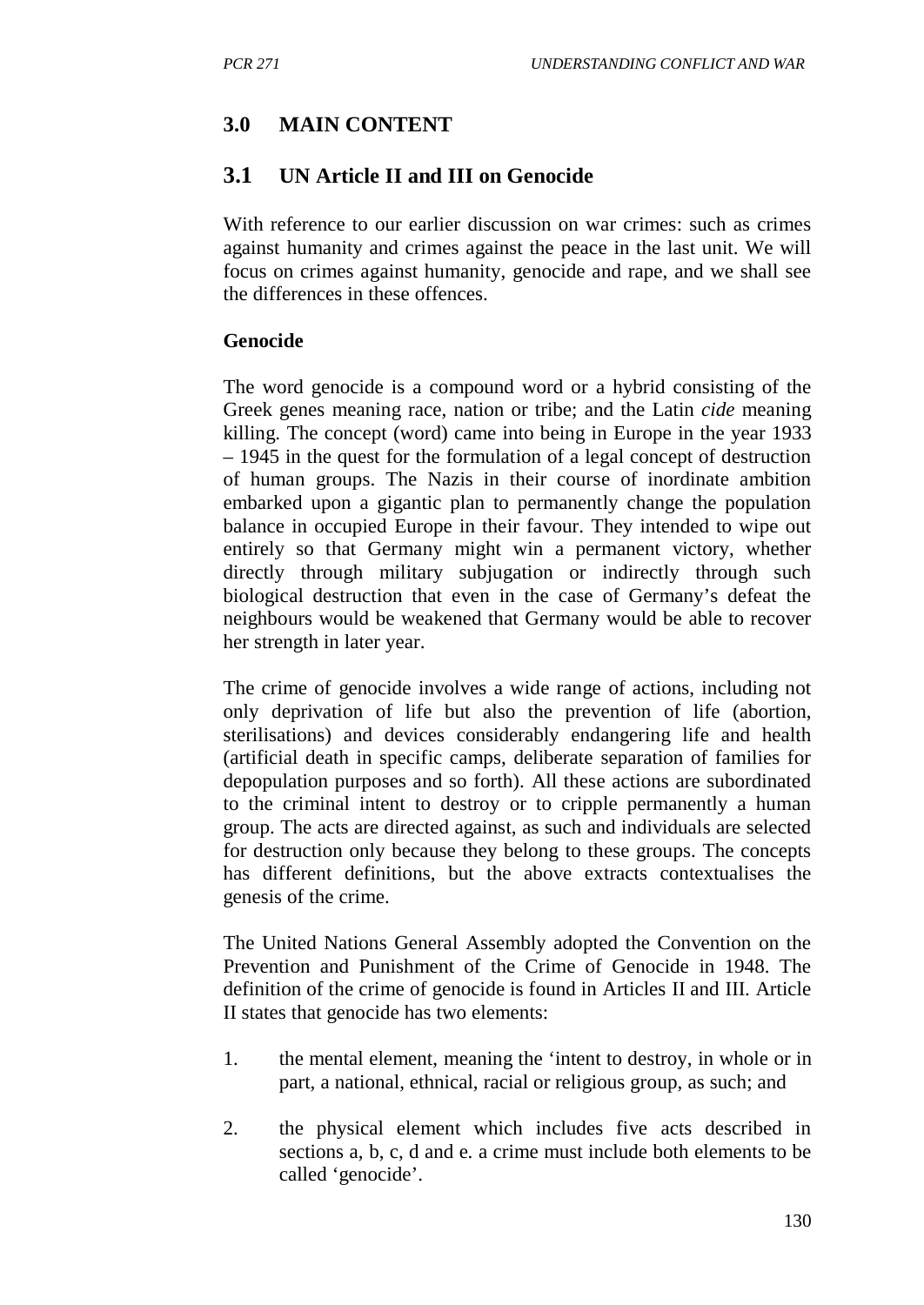# 3.0 MAIN CONTENT

## 3.1 UN Article II and III on Genocide

With reference to our earlier discussion on war crimes: such as crimes against humanity and crimes against the peace in the last unit. We will focus on crimes against humanity, genocide and rape, and we shall see the differences in these offences.

**Genocide**

The word genocide is a compound word or a hybrid consisting of the Greek genes meaning race, nation or tribe; and the Latin *cide* meaning killing. The concept (word) came into being in Europe in the year 1933 – 1945 in the quest for the formulation of a legal concept of destruction of human groups. The Nazis in their course of inordinate ambition embarked upon a gigantic plan to permanently change the population balance in occupied Europe in their favour. They intended to wipe out entirely so that Germany might win a permanent victory, whether directly through military subjugation or indirectly through such biological destruction that even in the case of Germany's defeat the neighbours would be weakened that Germany would be able to recover her strength in later year.

The crime of genocide involves a wide range of actions, including not only deprivation of life but also the prevention of life (abortion, sterilisations) and devices considerably endangering life and health (artificial death in specific camps, deliberate separation of families for depopulation purposes and so forth). All these actions are subordinated to the criminal intent to destroy or to cripple permanently a human group. The acts are directed against, as such and individuals are selected for destruction only because they belong to these groups. The concepts has different definitions, but the above extracts contextualises the genesis of the crime.

The United Nations General Assembly adopted the Convention on the Prevention and Punishment of the Crime of Genocide in 1948. The definition of the crime of genocide is found in Articles II and III. Article II states that genocide has two elements:

1. the mental element, meaning the 'intent to destroy, in whole or in part, a national, ethnical, racial or religious group, as such; and

2. the physical element which includes five acts described in sections a, b, c, d and e. a crime must include both elements to be called 'genocide'.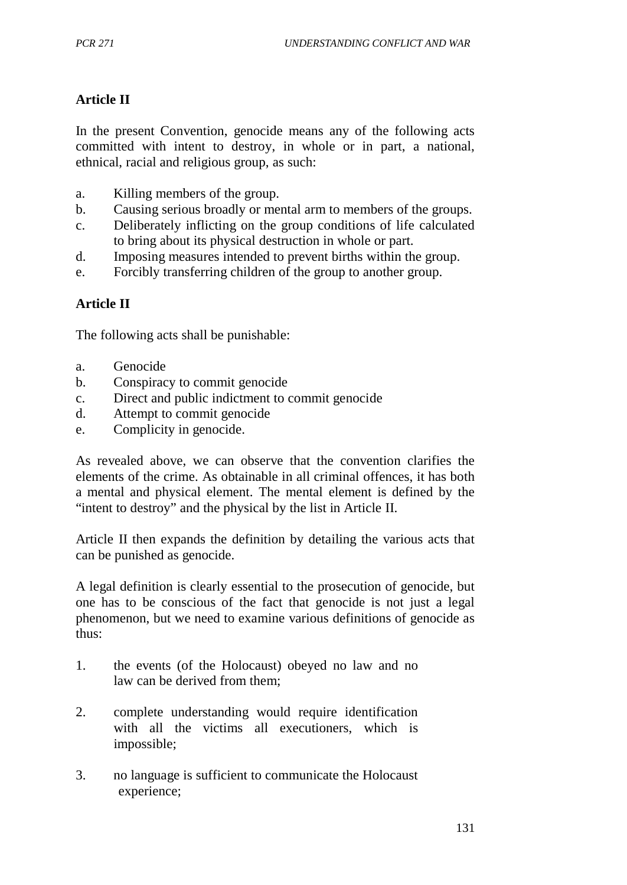**Article II**

In the present Convention, genocide means any of the following acts committed with intent to destroy, in whole or in part, a national, ethnical, racial and religious group, as such:

a. Killing members of the group.
b. Causing serious broadly or mental arm to members of the groups.
c. Deliberately inflicting on the group conditions of life calculated to bring about its physical destruction in whole or part.
d. Imposing measures intended to prevent births within the group.
e. Forcibly transferring children of the group to another group.

**Article II**

The following acts shall be punishable:

a. Genocide
b. Conspiracy to commit genocide
c. Direct and public indictment to commit genocide
d. Attempt to commit genocide
e. Complicity in genocide.

As revealed above, we can observe that the convention clarifies the elements of the crime. As obtainable in all criminal offences, it has both a mental and physical element. The mental element is defined by the "intent to destroy" and the physical by the list in Article II.

Article II then expands the definition by detailing the various acts that can be punished as genocide.

A legal definition is clearly essential to the prosecution of genocide, but one has to be conscious of the fact that genocide is not just a legal phenomenon, but we need to examine various definitions of genocide as thus:

1. the events (of the Holocaust) obeyed no law and no law can be derived from them;

2. complete understanding would require identification with all the victims all executioners, which is impossible;

3. no language is sufficient to communicate the Holocaust experience;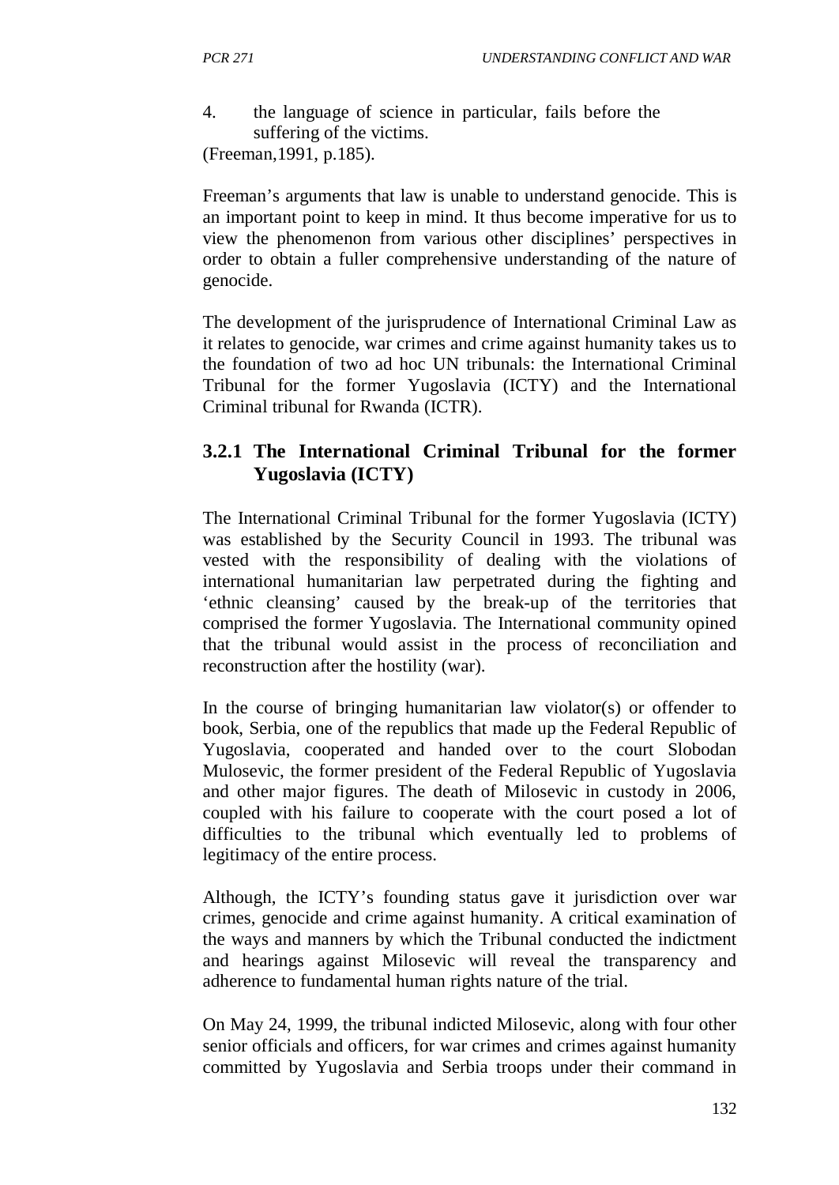4. the language of science in particular, fails before the suffering of the victims.

(Freeman,1991, p.185).

Freeman's arguments that law is unable to understand genocide. This is an important point to keep in mind. It thus become imperative for us to view the phenomenon from various other disciplines' perspectives in order to obtain a fuller comprehensive understanding of the nature of genocide.

The development of the jurisprudence of International Criminal Law as it relates to genocide, war crimes and crime against humanity takes us to the foundation of two ad hoc UN tribunals: the International Criminal Tribunal for the former Yugoslavia (ICTY) and the International Criminal tribunal for Rwanda (ICTR).

### 3.2.1 The International Criminal Tribunal for the former Yugoslavia (ICTY)

The International Criminal Tribunal for the former Yugoslavia (ICTY) was established by the Security Council in 1993. The tribunal was vested with the responsibility of dealing with the violations of international humanitarian law perpetrated during the fighting and 'ethnic cleansing' caused by the break-up of the territories that comprised the former Yugoslavia. The International community opined that the tribunal would assist in the process of reconciliation and reconstruction after the hostility (war).

In the course of bringing humanitarian law violator(s) or offender to book, Serbia, one of the republics that made up the Federal Republic of Yugoslavia, cooperated and handed over to the court Slobodan Mulosevic, the former president of the Federal Republic of Yugoslavia and other major figures. The death of Milosevic in custody in 2006, coupled with his failure to cooperate with the court posed a lot of difficulties to the tribunal which eventually led to problems of legitimacy of the entire process.

Although, the ICTY's founding status gave it jurisdiction over war crimes, genocide and crime against humanity. A critical examination of the ways and manners by which the Tribunal conducted the indictment and hearings against Milosevic will reveal the transparency and adherence to fundamental human rights nature of the trial.

On May 24, 1999, the tribunal indicted Milosevic, along with four other senior officials and officers, for war crimes and crimes against humanity committed by Yugoslavia and Serbia troops under their command in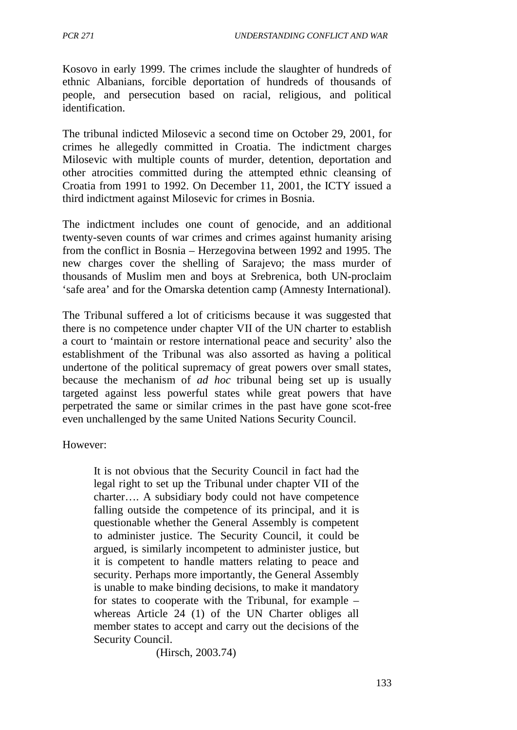Kosovo in early 1999. The crimes include the slaughter of hundreds of ethnic Albanians, forcible deportation of hundreds of thousands of people, and persecution based on racial, religious, and political identification.

The tribunal indicted Milosevic a second time on October 29, 2001, for crimes he allegedly committed in Croatia. The indictment charges Milosevic with multiple counts of murder, detention, deportation and other atrocities committed during the attempted ethnic cleansing of Croatia from 1991 to 1992. On December 11, 2001, the ICTY issued a third indictment against Milosevic for crimes in Bosnia.

The indictment includes one count of genocide, and an additional twenty-seven counts of war crimes and crimes against humanity arising from the conflict in Bosnia – Herzegovina between 1992 and 1995. The new charges cover the shelling of Sarajevo; the mass murder of thousands of Muslim men and boys at Srebrenica, both UN-proclaim 'safe area' and for the Omarska detention camp (Amnesty International).

The Tribunal suffered a lot of criticisms because it was suggested that there is no competence under chapter VII of the UN charter to establish a court to 'maintain or restore international peace and security' also the establishment of the Tribunal was also assorted as having a political undertone of the political supremacy of great powers over small states, because the mechanism of *ad hoc* tribunal being set up is usually targeted against less powerful states while great powers that have perpetrated the same or similar crimes in the past have gone scot-free even unchallenged by the same United Nations Security Council.

However:

> It is not obvious that the Security Council in fact had the legal right to set up the Tribunal under chapter VII of the charter…. A subsidiary body could not have competence falling outside the competence of its principal, and it is questionable whether the General Assembly is competent to administer justice. The Security Council, it could be argued, is similarly incompetent to administer justice, but it is competent to handle matters relating to peace and security. Perhaps more importantly, the General Assembly is unable to make binding decisions, to make it mandatory for states to cooperate with the Tribunal, for example – whereas Article 24 (1) of the UN Charter obliges all member states to accept and carry out the decisions of the Security Council.
>
> (Hirsch, 2003.74)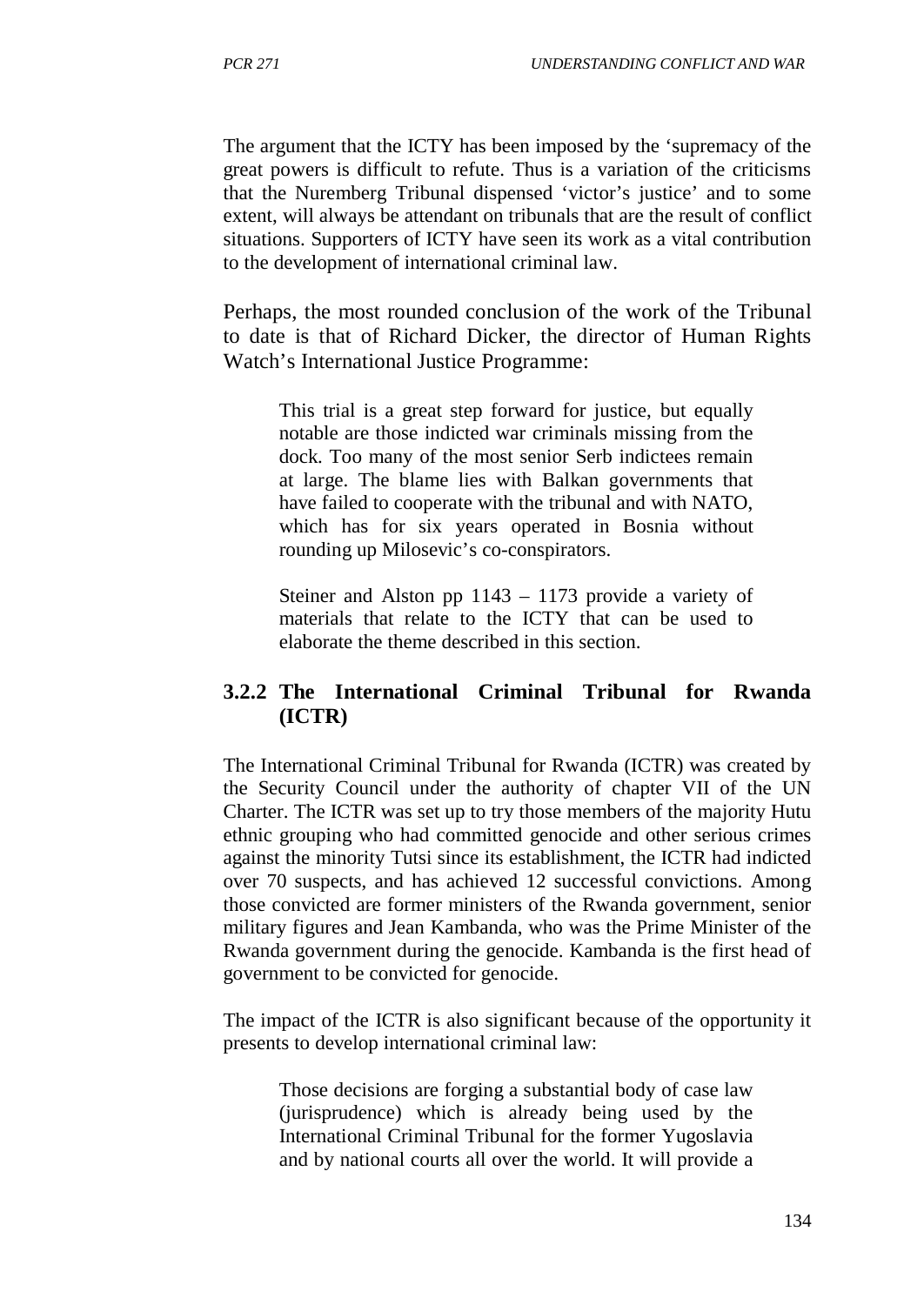The argument that the ICTY has been imposed by the 'supremacy of the great powers is difficult to refute. Thus is a variation of the criticisms that the Nuremberg Tribunal dispensed 'victor's justice' and to some extent, will always be attendant on tribunals that are the result of conflict situations. Supporters of ICTY have seen its work as a vital contribution to the development of international criminal law.

Perhaps, the most rounded conclusion of the work of the Tribunal to date is that of Richard Dicker, the director of Human Rights Watch's International Justice Programme:

> This trial is a great step forward for justice, but equally notable are those indicted war criminals missing from the dock. Too many of the most senior Serb indictees remain at large. The blame lies with Balkan governments that have failed to cooperate with the tribunal and with NATO, which has for six years operated in Bosnia without rounding up Milosevic's co-conspirators.
>
> Steiner and Alston pp 1143 – 1173 provide a variety of materials that relate to the ICTY that can be used to elaborate the theme described in this section.

### 3.2.2 The International Criminal Tribunal for Rwanda (ICTR)

The International Criminal Tribunal for Rwanda (ICTR) was created by the Security Council under the authority of chapter VII of the UN Charter. The ICTR was set up to try those members of the majority Hutu ethnic grouping who had committed genocide and other serious crimes against the minority Tutsi since its establishment, the ICTR had indicted over 70 suspects, and has achieved 12 successful convictions. Among those convicted are former ministers of the Rwanda government, senior military figures and Jean Kambanda, who was the Prime Minister of the Rwanda government during the genocide. Kambanda is the first head of government to be convicted for genocide.

The impact of the ICTR is also significant because of the opportunity it presents to develop international criminal law:

> Those decisions are forging a substantial body of case law (jurisprudence) which is already being used by the International Criminal Tribunal for the former Yugoslavia and by national courts all over the world. It will provide a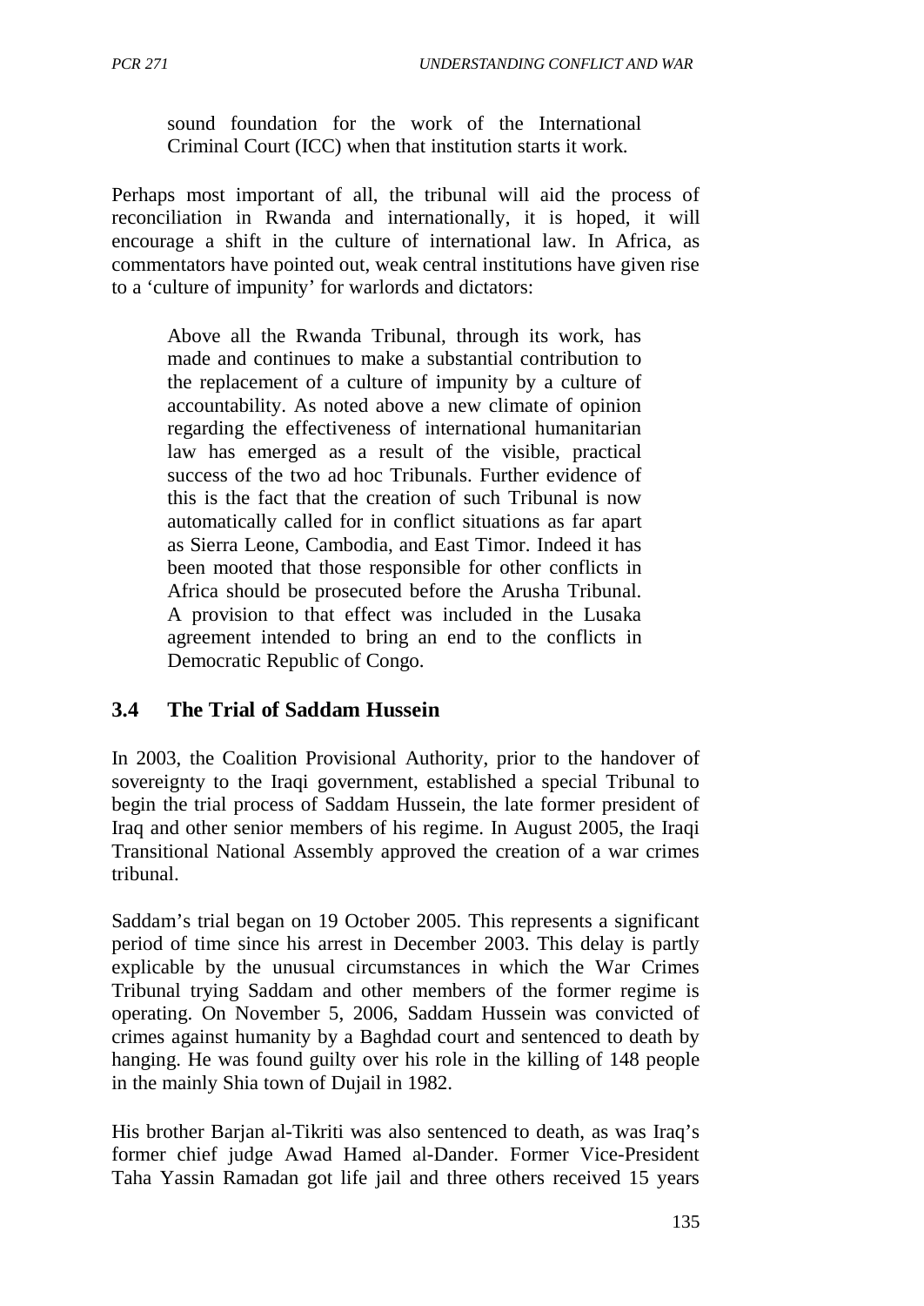sound foundation for the work of the International Criminal Court (ICC) when that institution starts it work.

Perhaps most important of all, the tribunal will aid the process of reconciliation in Rwanda and internationally, it is hoped, it will encourage a shift in the culture of international law. In Africa, as commentators have pointed out, weak central institutions have given rise to a 'culture of impunity' for warlords and dictators:

> Above all the Rwanda Tribunal, through its work, has made and continues to make a substantial contribution to the replacement of a culture of impunity by a culture of accountability. As noted above a new climate of opinion regarding the effectiveness of international humanitarian law has emerged as a result of the visible, practical success of the two ad hoc Tribunals. Further evidence of this is the fact that the creation of such Tribunal is now automatically called for in conflict situations as far apart as Sierra Leone, Cambodia, and East Timor. Indeed it has been mooted that those responsible for other conflicts in Africa should be prosecuted before the Arusha Tribunal. A provision to that effect was included in the Lusaka agreement intended to bring an end to the conflicts in Democratic Republic of Congo.

## 3.4 The Trial of Saddam Hussein

In 2003, the Coalition Provisional Authority, prior to the handover of sovereignty to the Iraqi government, established a special Tribunal to begin the trial process of Saddam Hussein, the late former president of Iraq and other senior members of his regime. In August 2005, the Iraqi Transitional National Assembly approved the creation of a war crimes tribunal.

Saddam's trial began on 19 October 2005. This represents a significant period of time since his arrest in December 2003. This delay is partly explicable by the unusual circumstances in which the War Crimes Tribunal trying Saddam and other members of the former regime is operating. On November 5, 2006, Saddam Hussein was convicted of crimes against humanity by a Baghdad court and sentenced to death by hanging. He was found guilty over his role in the killing of 148 people in the mainly Shia town of Dujail in 1982.

His brother Barjan al-Tikriti was also sentenced to death, as was Iraq's former chief judge Awad Hamed al-Dander. Former Vice-President Taha Yassin Ramadan got life jail and three others received 15 years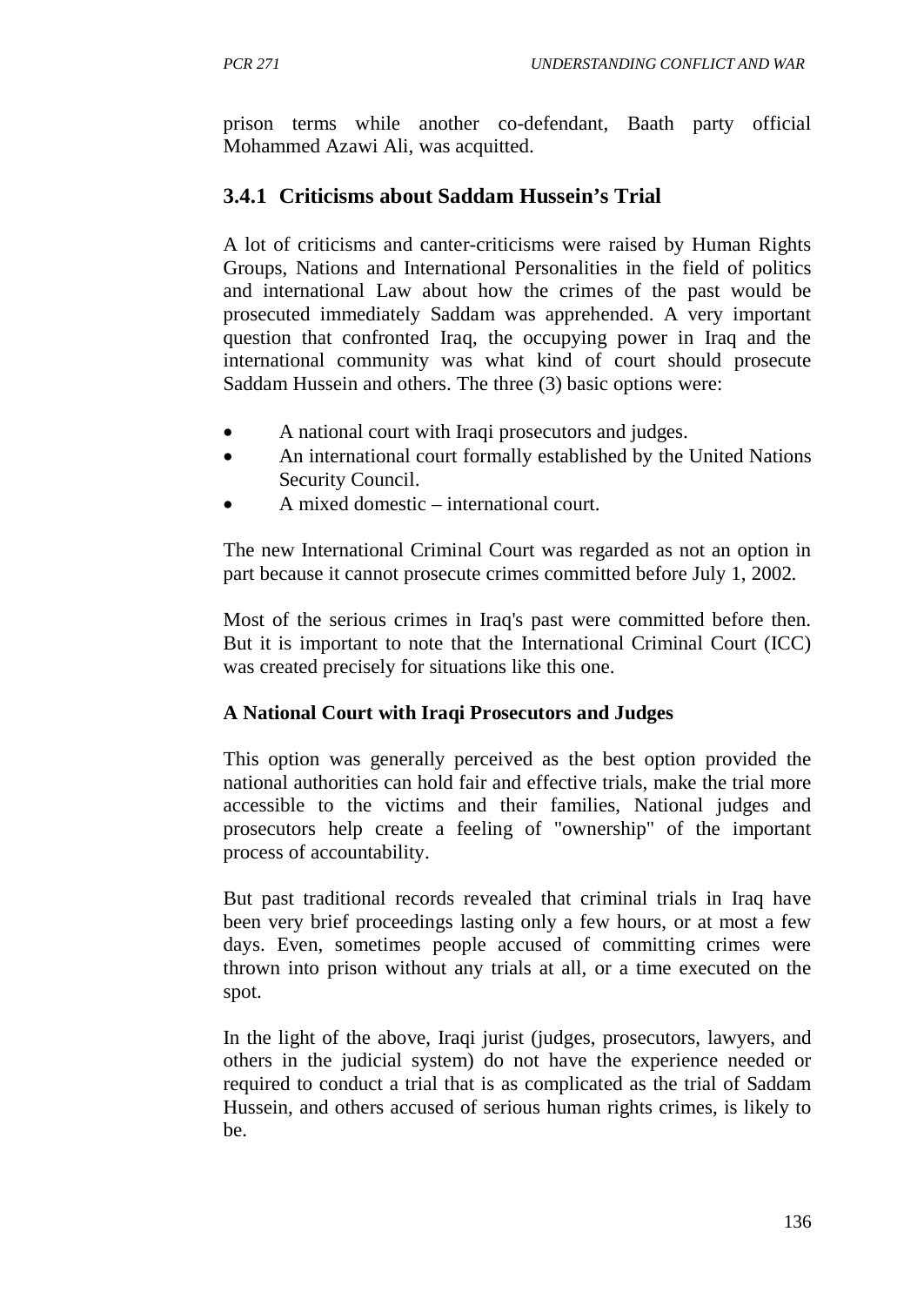prison terms while another co-defendant, Baath party official Mohammed Azawi Ali, was acquitted.

### 3.4.1 Criticisms about Saddam Hussein's Trial

A lot of criticisms and canter-criticisms were raised by Human Rights Groups, Nations and International Personalities in the field of politics and international Law about how the crimes of the past would be prosecuted immediately Saddam was apprehended. A very important question that confronted Iraq, the occupying power in Iraq and the international community was what kind of court should prosecute Saddam Hussein and others. The three (3) basic options were:

- A national court with Iraqi prosecutors and judges.
- An international court formally established by the United Nations Security Council.
- A mixed domestic – international court.

The new International Criminal Court was regarded as not an option in part because it cannot prosecute crimes committed before July 1, 2002.

Most of the serious crimes in Iraq's past were committed before then. But it is important to note that the International Criminal Court (ICC) was created precisely for situations like this one.

**A National Court with Iraqi Prosecutors and Judges**

This option was generally perceived as the best option provided the national authorities can hold fair and effective trials, make the trial more accessible to the victims and their families, National judges and prosecutors help create a feeling of "ownership" of the important process of accountability.

But past traditional records revealed that criminal trials in Iraq have been very brief proceedings lasting only a few hours, or at most a few days. Even, sometimes people accused of committing crimes were thrown into prison without any trials at all, or a time executed on the spot.

In the light of the above, Iraqi jurist (judges, prosecutors, lawyers, and others in the judicial system) do not have the experience needed or required to conduct a trial that is as complicated as the trial of Saddam Hussein, and others accused of serious human rights crimes, is likely to be.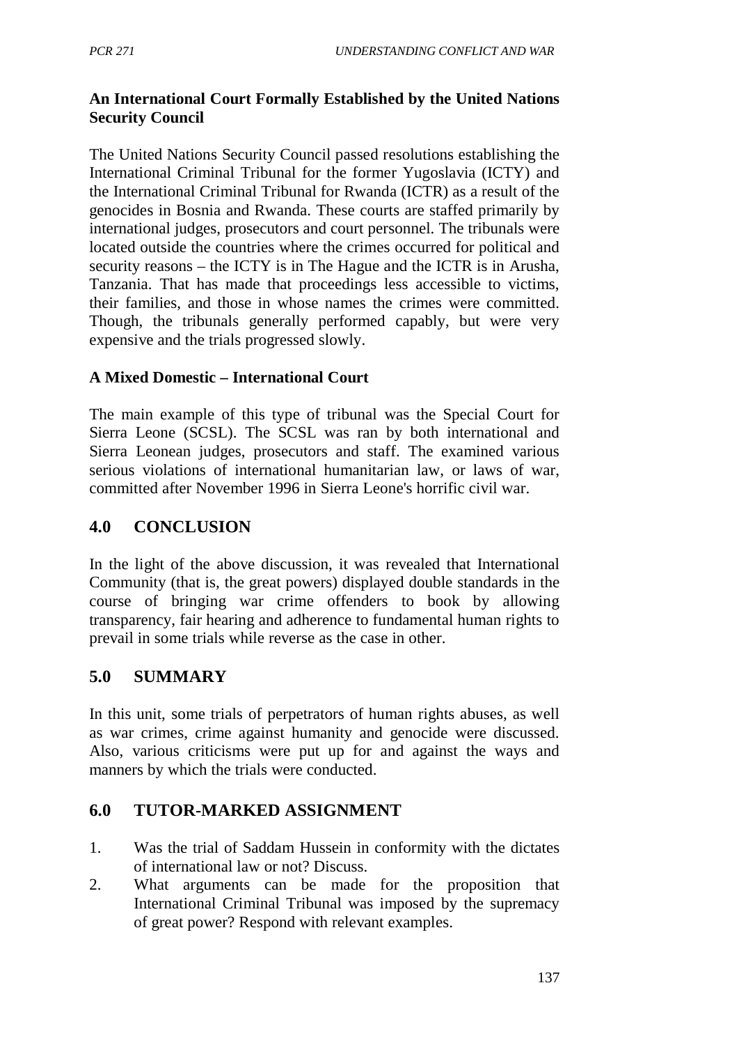**An International Court Formally Established by the United Nations Security Council**

The United Nations Security Council passed resolutions establishing the International Criminal Tribunal for the former Yugoslavia (ICTY) and the International Criminal Tribunal for Rwanda (ICTR) as a result of the genocides in Bosnia and Rwanda. These courts are staffed primarily by international judges, prosecutors and court personnel. The tribunals were located outside the countries where the crimes occurred for political and security reasons – the ICTY is in The Hague and the ICTR is in Arusha, Tanzania. That has made that proceedings less accessible to victims, their families, and those in whose names the crimes were committed. Though, the tribunals generally performed capably, but were very expensive and the trials progressed slowly.

**A Mixed Domestic – International Court**

The main example of this type of tribunal was the Special Court for Sierra Leone (SCSL). The SCSL was ran by both international and Sierra Leonean judges, prosecutors and staff. The examined various serious violations of international humanitarian law, or laws of war, committed after November 1996 in Sierra Leone's horrific civil war.

## 4.0 CONCLUSION

In the light of the above discussion, it was revealed that International Community (that is, the great powers) displayed double standards in the course of bringing war crime offenders to book by allowing transparency, fair hearing and adherence to fundamental human rights to prevail in some trials while reverse as the case in other.

## 5.0 SUMMARY

In this unit, some trials of perpetrators of human rights abuses, as well as war crimes, crime against humanity and genocide were discussed. Also, various criticisms were put up for and against the ways and manners by which the trials were conducted.

## 6.0 TUTOR-MARKED ASSIGNMENT

1. Was the trial of Saddam Hussein in conformity with the dictates of international law or not? Discuss.
2. What arguments can be made for the proposition that International Criminal Tribunal was imposed by the supremacy of great power? Respond with relevant examples.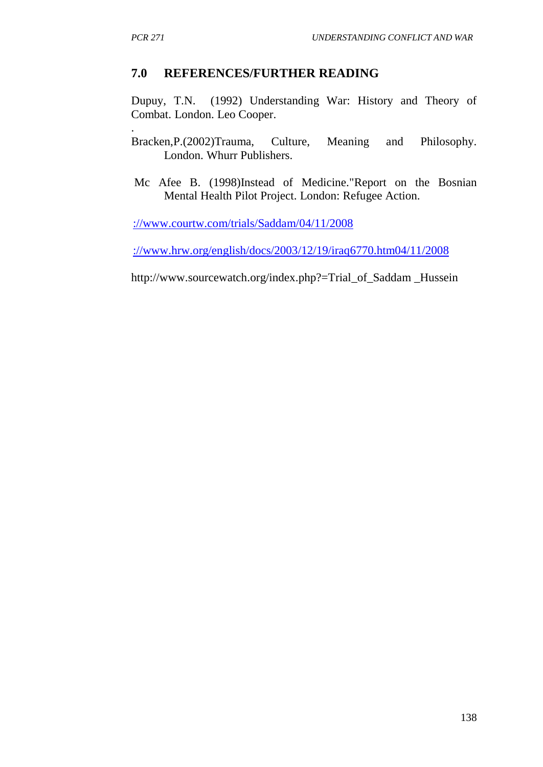## 7.0 REFERENCES/FURTHER READING

Dupuy, T.N. (1992) Understanding War: History and Theory of Combat. London. Leo Cooper.

.

Bracken,P.(2002)Trauma, Culture, Meaning and Philosophy. London. Whurr Publishers.

Mc Afee B. (1998)Instead of Medicine."Report on the Bosnian Mental Health Pilot Project. London: Refugee Action.

://www.courtw.com/trials/Saddam/04/11/2008

://www.hrw.org/english/docs/2003/12/19/iraq6770.htm04/11/2008

http://www.sourcewatch.org/index.php?=Trial_of_Saddam _Hussein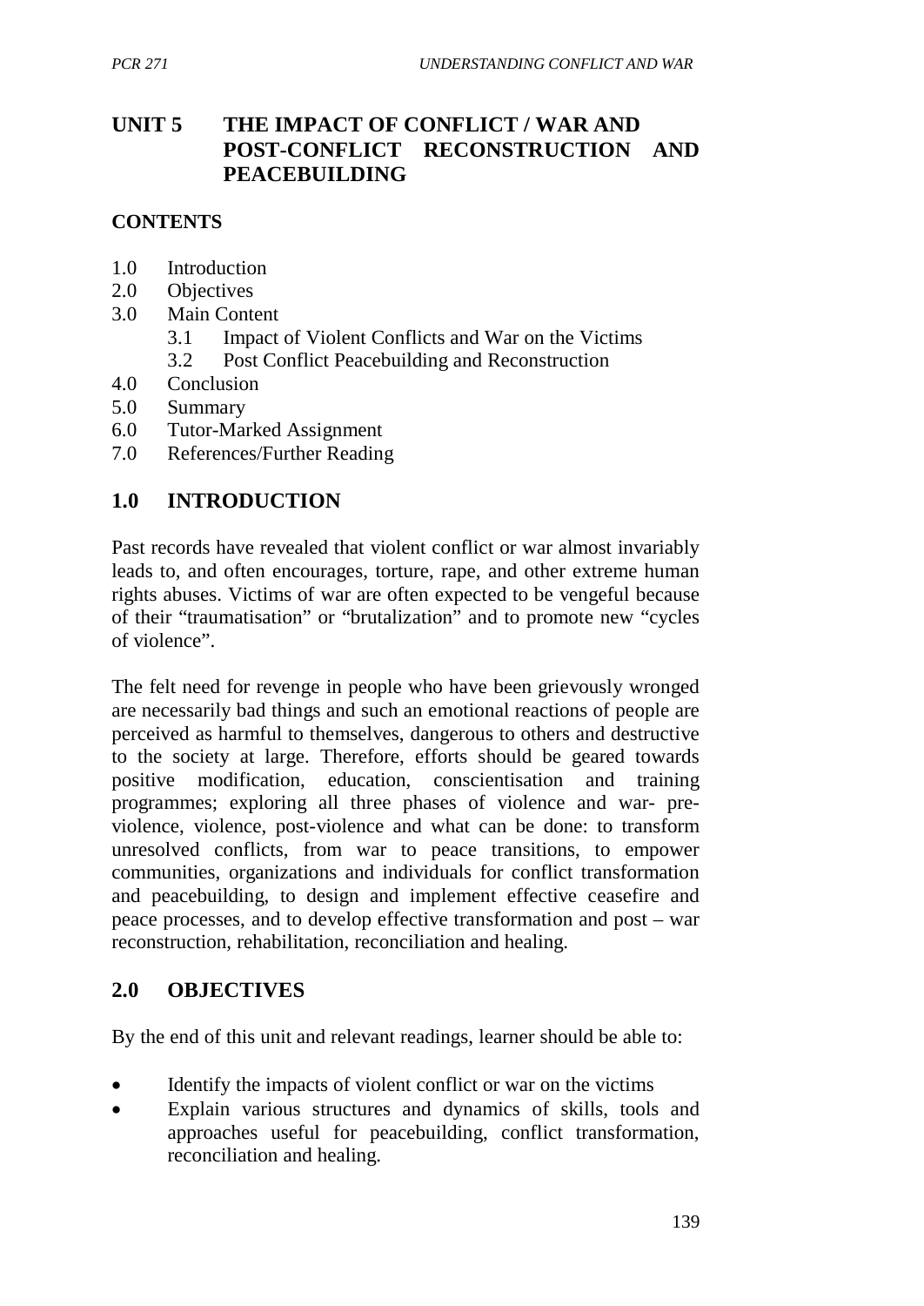# UNIT 5 THE IMPACT OF CONFLICT / WAR AND POST-CONFLICT RECONSTRUCTION AND PEACEBUILDING

**CONTENTS**

- 1.0 Introduction
- 2.0 Objectives
- 3.0 Main Content
    - 3.1 Impact of Violent Conflicts and War on the Victims
    - 3.2 Post Conflict Peacebuilding and Reconstruction
- 4.0 Conclusion
- 5.0 Summary
- 6.0 Tutor-Marked Assignment
- 7.0 References/Further Reading

## 1.0 INTRODUCTION

Past records have revealed that violent conflict or war almost invariably leads to, and often encourages, torture, rape, and other extreme human rights abuses. Victims of war are often expected to be vengeful because of their "traumatisation" or "brutalization" and to promote new "cycles of violence".

The felt need for revenge in people who have been grievously wronged are necessarily bad things and such an emotional reactions of people are perceived as harmful to themselves, dangerous to others and destructive to the society at large. Therefore, efforts should be geared towards positive modification, education, conscientisation and training programmes; exploring all three phases of violence and war- pre-violence, violence, post-violence and what can be done: to transform unresolved conflicts, from war to peace transitions, to empower communities, organizations and individuals for conflict transformation and peacebuilding, to design and implement effective ceasefire and peace processes, and to develop effective transformation and post – war reconstruction, rehabilitation, reconciliation and healing.

## 2.0 OBJECTIVES

By the end of this unit and relevant readings, learner should be able to:

- Identify the impacts of violent conflict or war on the victims
- Explain various structures and dynamics of skills, tools and approaches useful for peacebuilding, conflict transformation, reconciliation and healing.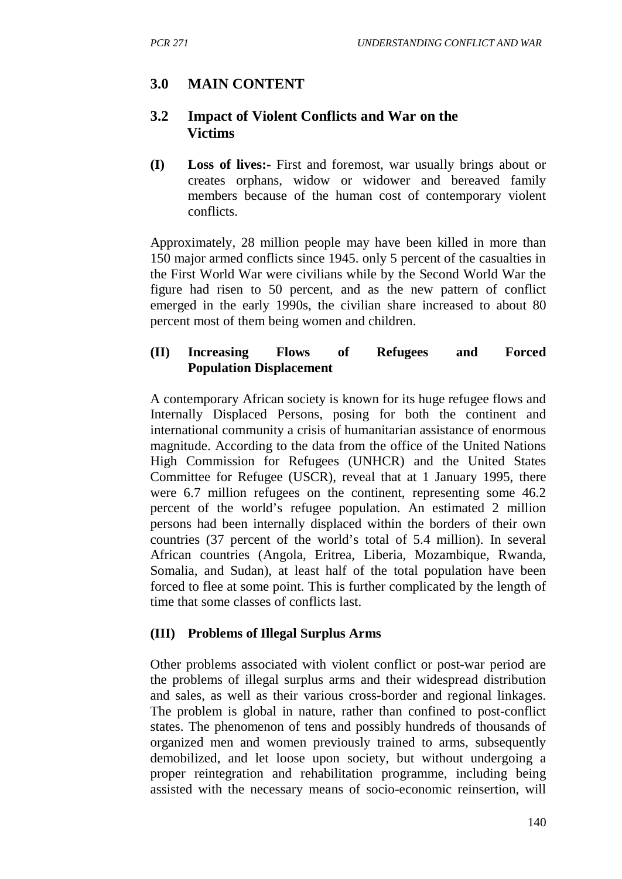## 3.0 MAIN CONTENT

### 3.2 Impact of Violent Conflicts and War on the Victims

**(I) Loss of lives:-** First and foremost, war usually brings about or creates orphans, widow or widower and bereaved family members because of the human cost of contemporary violent conflicts.

Approximately, 28 million people may have been killed in more than 150 major armed conflicts since 1945. only 5 percent of the casualties in the First World War were civilians while by the Second World War the figure had risen to 50 percent, and as the new pattern of conflict emerged in the early 1990s, the civilian share increased to about 80 percent most of them being women and children.

**(II) Increasing Flows of Refugees and Forced Population Displacement**

A contemporary African society is known for its huge refugee flows and Internally Displaced Persons, posing for both the continent and international community a crisis of humanitarian assistance of enormous magnitude. According to the data from the office of the United Nations High Commission for Refugees (UNHCR) and the United States Committee for Refugee (USCR), reveal that at 1 January 1995, there were 6.7 million refugees on the continent, representing some 46.2 percent of the world's refugee population. An estimated 2 million persons had been internally displaced within the borders of their own countries (37 percent of the world's total of 5.4 million). In several African countries (Angola, Eritrea, Liberia, Mozambique, Rwanda, Somalia, and Sudan), at least half of the total population have been forced to flee at some point. This is further complicated by the length of time that some classes of conflicts last.

**(III) Problems of Illegal Surplus Arms**

Other problems associated with violent conflict or post-war period are the problems of illegal surplus arms and their widespread distribution and sales, as well as their various cross-border and regional linkages. The problem is global in nature, rather than confined to post-conflict states. The phenomenon of tens and possibly hundreds of thousands of organized men and women previously trained to arms, subsequently demobilized, and let loose upon society, but without undergoing a proper reintegration and rehabilitation programme, including being assisted with the necessary means of socio-economic reinsertion, will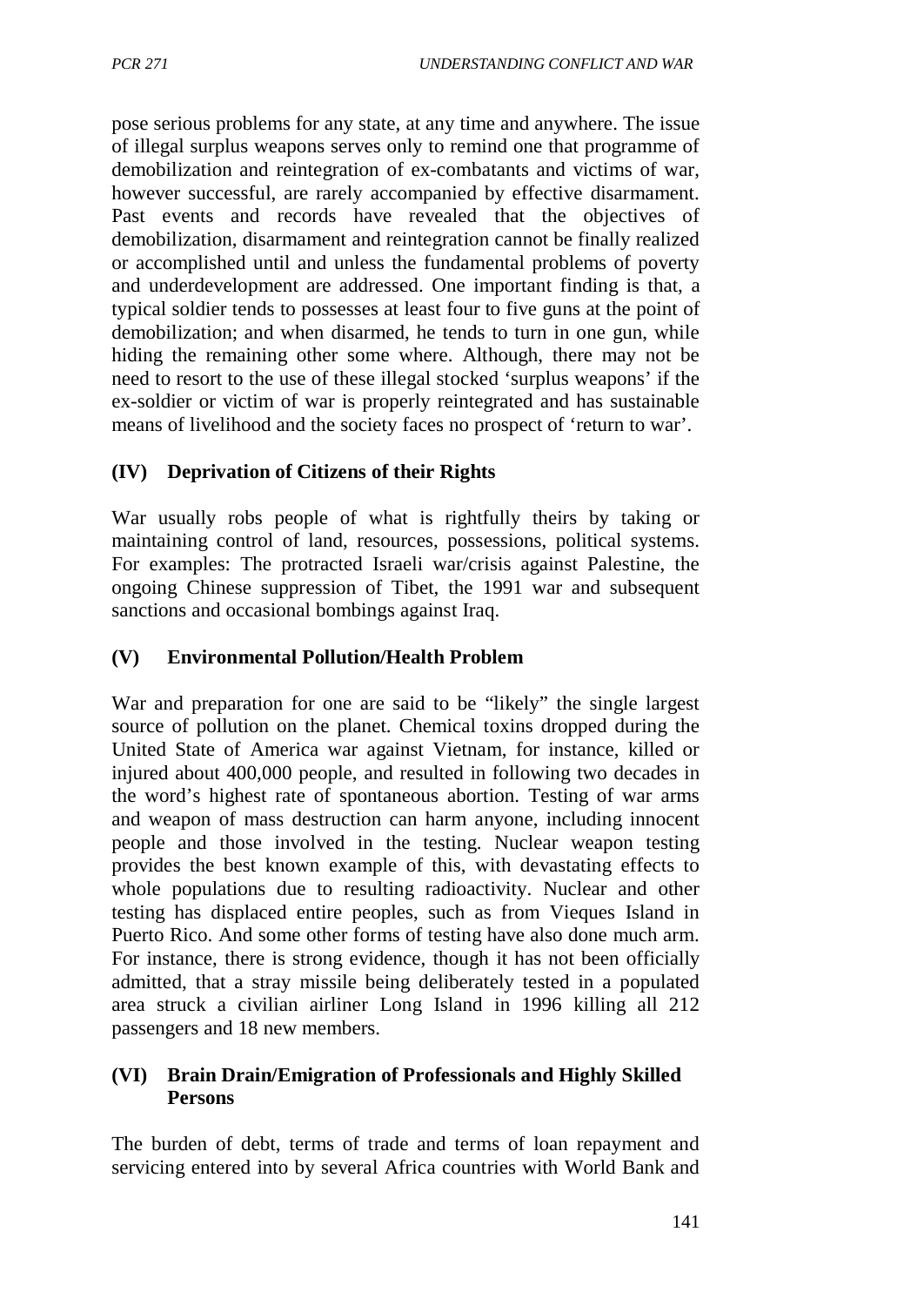pose serious problems for any state, at any time and anywhere. The issue of illegal surplus weapons serves only to remind one that programme of demobilization and reintegration of ex-combatants and victims of war, however successful, are rarely accompanied by effective disarmament. Past events and records have revealed that the objectives of demobilization, disarmament and reintegration cannot be finally realized or accomplished until and unless the fundamental problems of poverty and underdevelopment are addressed. One important finding is that, a typical soldier tends to possesses at least four to five guns at the point of demobilization; and when disarmed, he tends to turn in one gun, while hiding the remaining other some where. Although, there may not be need to resort to the use of these illegal stocked 'surplus weapons' if the ex-soldier or victim of war is properly reintegrated and has sustainable means of livelihood and the society faces no prospect of 'return to war'.

### (IV) Deprivation of Citizens of their Rights

War usually robs people of what is rightfully theirs by taking or maintaining control of land, resources, possessions, political systems. For examples: The protracted Israeli war/crisis against Palestine, the ongoing Chinese suppression of Tibet, the 1991 war and subsequent sanctions and occasional bombings against Iraq.

### (V) Environmental Pollution/Health Problem

War and preparation for one are said to be "likely" the single largest source of pollution on the planet. Chemical toxins dropped during the United State of America war against Vietnam, for instance, killed or injured about 400,000 people, and resulted in following two decades in the word's highest rate of spontaneous abortion. Testing of war arms and weapon of mass destruction can harm anyone, including innocent people and those involved in the testing. Nuclear weapon testing provides the best known example of this, with devastating effects to whole populations due to resulting radioactivity. Nuclear and other testing has displaced entire peoples, such as from Vieques Island in Puerto Rico. And some other forms of testing have also done much arm. For instance, there is strong evidence, though it has not been officially admitted, that a stray missile being deliberately tested in a populated area struck a civilian airliner Long Island in 1996 killing all 212 passengers and 18 new members.

### (VI) Brain Drain/Emigration of Professionals and Highly Skilled Persons

The burden of debt, terms of trade and terms of loan repayment and servicing entered into by several Africa countries with World Bank and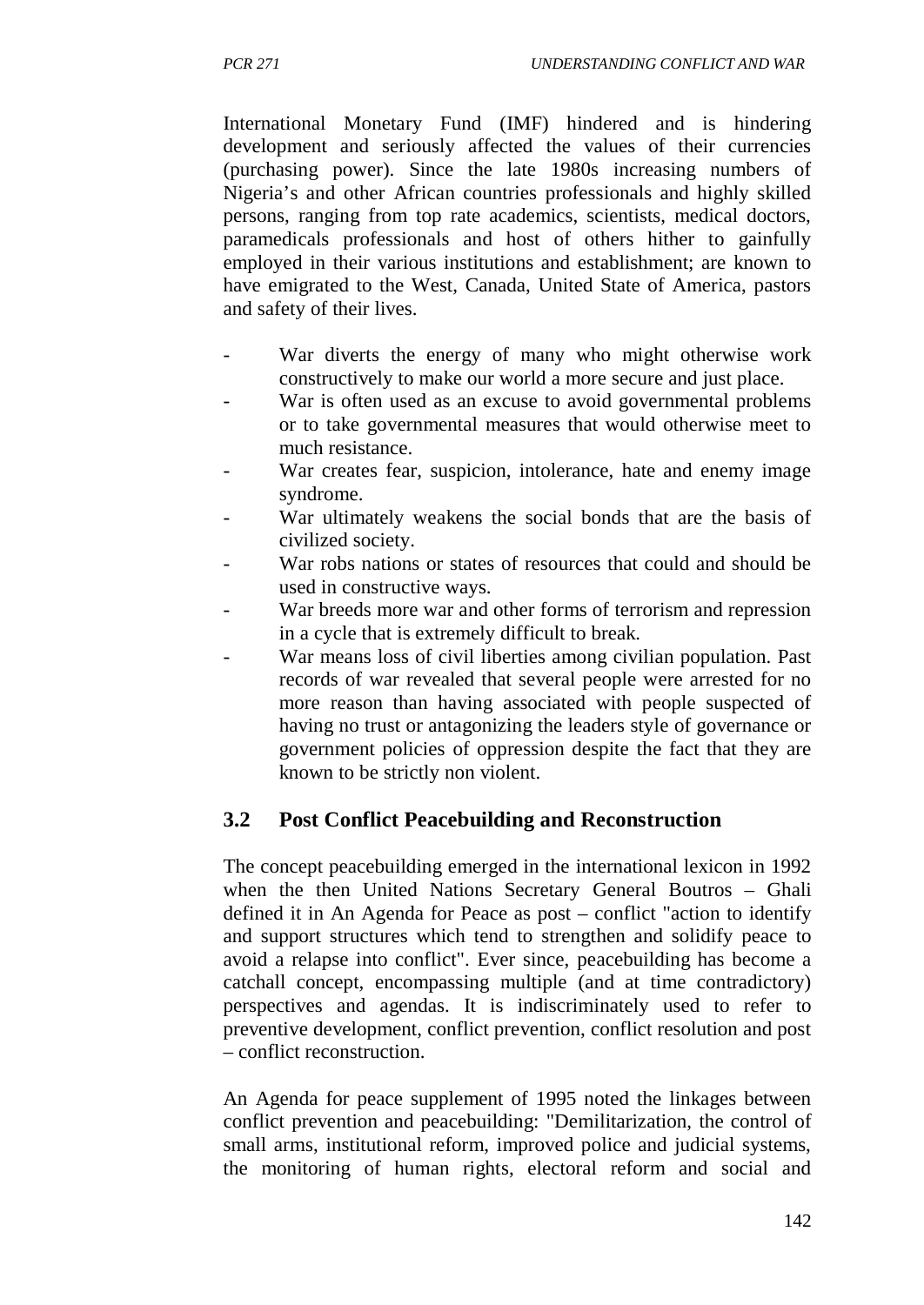International Monetary Fund (IMF) hindered and is hindering development and seriously affected the values of their currencies (purchasing power). Since the late 1980s increasing numbers of Nigeria's and other African countries professionals and highly skilled persons, ranging from top rate academics, scientists, medical doctors, paramedicals professionals and host of others hither to gainfully employed in their various institutions and establishment; are known to have emigrated to the West, Canada, United State of America, pastors and safety of their lives.

- War diverts the energy of many who might otherwise work constructively to make our world a more secure and just place.
- War is often used as an excuse to avoid governmental problems or to take governmental measures that would otherwise meet to much resistance.
- War creates fear, suspicion, intolerance, hate and enemy image syndrome.
- War ultimately weakens the social bonds that are the basis of civilized society.
- War robs nations or states of resources that could and should be used in constructive ways.
- War breeds more war and other forms of terrorism and repression in a cycle that is extremely difficult to break.
- War means loss of civil liberties among civilian population. Past records of war revealed that several people were arrested for no more reason than having associated with people suspected of having no trust or antagonizing the leaders style of governance or government policies of oppression despite the fact that they are known to be strictly non violent.

## 3.2 Post Conflict Peacebuilding and Reconstruction

The concept peacebuilding emerged in the international lexicon in 1992 when the then United Nations Secretary General Boutros – Ghali defined it in An Agenda for Peace as post – conflict "action to identify and support structures which tend to strengthen and solidify peace to avoid a relapse into conflict". Ever since, peacebuilding has become a catchall concept, encompassing multiple (and at time contradictory) perspectives and agendas. It is indiscriminately used to refer to preventive development, conflict prevention, conflict resolution and post – conflict reconstruction.

An Agenda for peace supplement of 1995 noted the linkages between conflict prevention and peacebuilding: "Demilitarization, the control of small arms, institutional reform, improved police and judicial systems, the monitoring of human rights, electoral reform and social and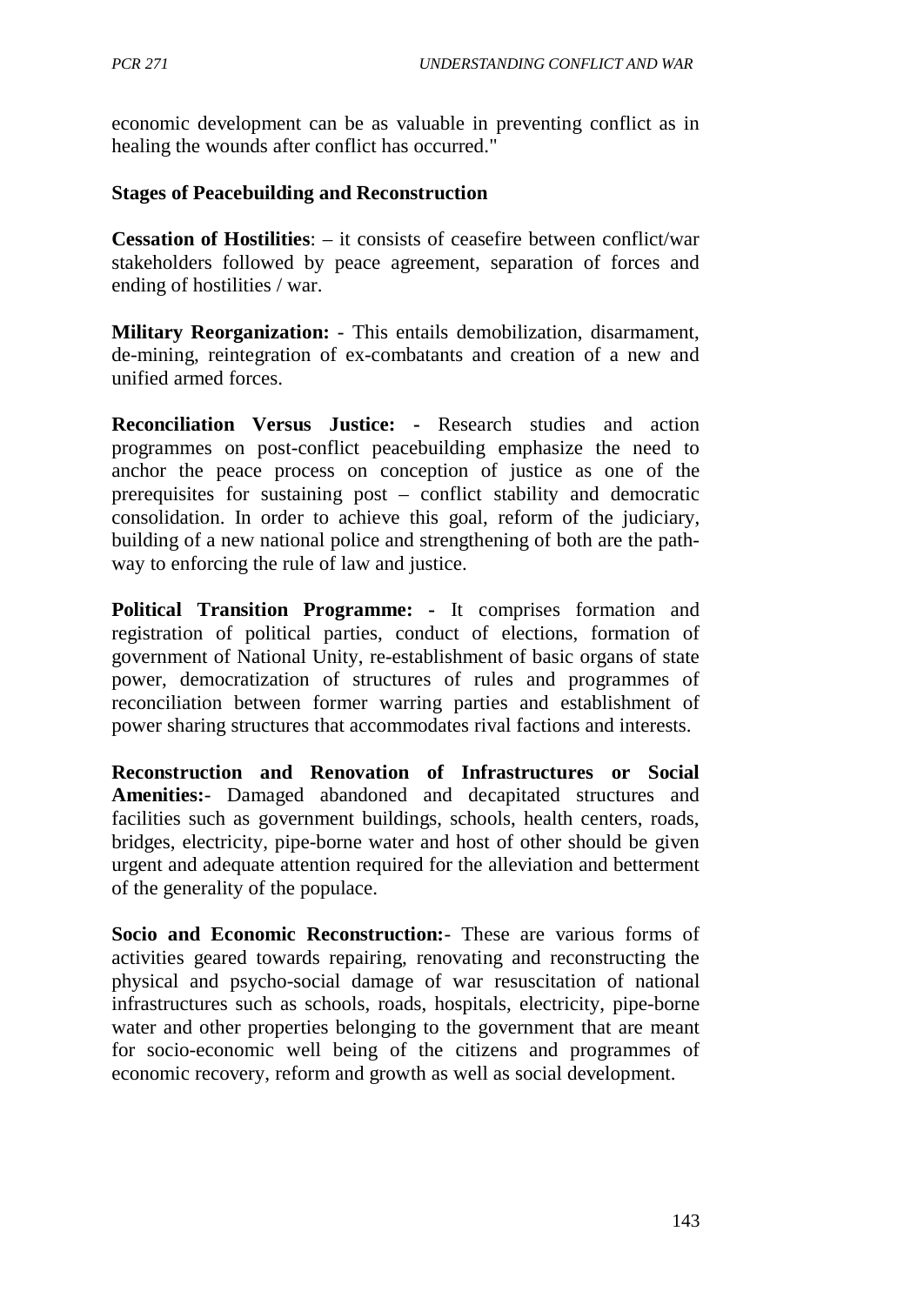economic development can be as valuable in preventing conflict as in healing the wounds after conflict has occurred."

**Stages of Peacebuilding and Reconstruction**

**Cessation of Hostilities**: – it consists of ceasefire between conflict/war stakeholders followed by peace agreement, separation of forces and ending of hostilities / war.

**Military Reorganization:** - This entails demobilization, disarmament, de-mining, reintegration of ex-combatants and creation of a new and unified armed forces.

**Reconciliation Versus Justice: -** Research studies and action programmes on post-conflict peacebuilding emphasize the need to anchor the peace process on conception of justice as one of the prerequisites for sustaining post – conflict stability and democratic consolidation. In order to achieve this goal, reform of the judiciary, building of a new national police and strengthening of both are the path-way to enforcing the rule of law and justice.

**Political Transition Programme: -** It comprises formation and registration of political parties, conduct of elections, formation of government of National Unity, re-establishment of basic organs of state power, democratization of structures of rules and programmes of reconciliation between former warring parties and establishment of power sharing structures that accommodates rival factions and interests.

**Reconstruction and Renovation of Infrastructures or Social Amenities:**- Damaged abandoned and decapitated structures and facilities such as government buildings, schools, health centers, roads, bridges, electricity, pipe-borne water and host of other should be given urgent and adequate attention required for the alleviation and betterment of the generality of the populace.

**Socio and Economic Reconstruction:**- These are various forms of activities geared towards repairing, renovating and reconstructing the physical and psycho-social damage of war resuscitation of national infrastructures such as schools, roads, hospitals, electricity, pipe-borne water and other properties belonging to the government that are meant for socio-economic well being of the citizens and programmes of economic recovery, reform and growth as well as social development.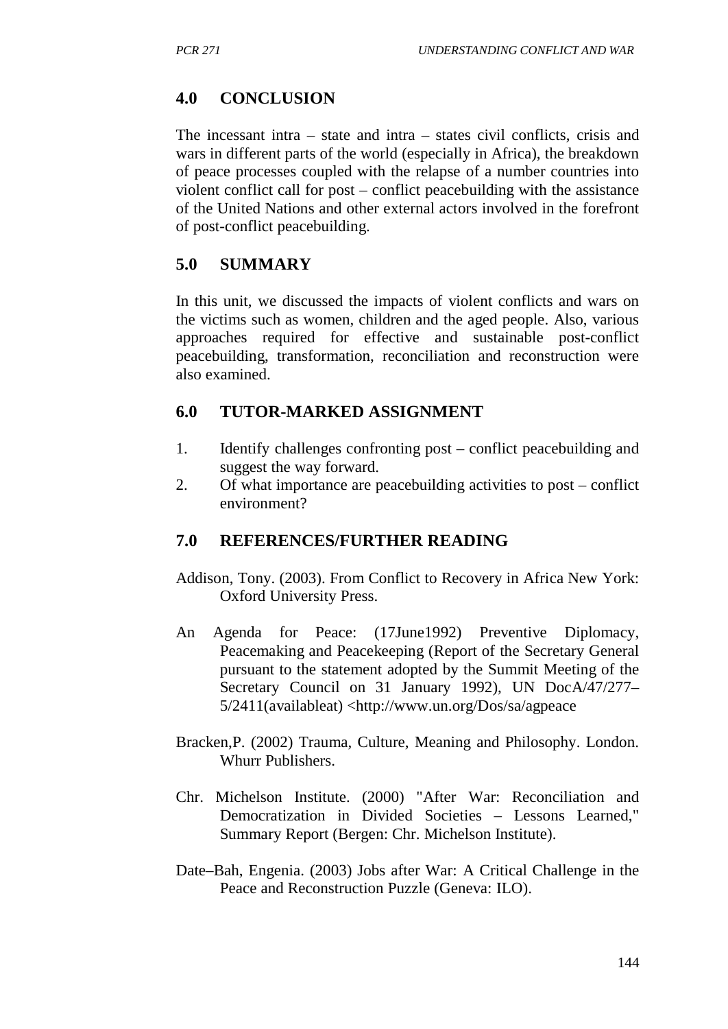## 4.0 CONCLUSION

The incessant intra – state and intra – states civil conflicts, crisis and wars in different parts of the world (especially in Africa), the breakdown of peace processes coupled with the relapse of a number countries into violent conflict call for post – conflict peacebuilding with the assistance of the United Nations and other external actors involved in the forefront of post-conflict peacebuilding.

## 5.0 SUMMARY

In this unit, we discussed the impacts of violent conflicts and wars on the victims such as women, children and the aged people. Also, various approaches required for effective and sustainable post-conflict peacebuilding, transformation, reconciliation and reconstruction were also examined.

## 6.0 TUTOR-MARKED ASSIGNMENT

1. Identify challenges confronting post – conflict peacebuilding and suggest the way forward.
2. Of what importance are peacebuilding activities to post – conflict environment?

## 7.0 REFERENCES/FURTHER READING

Addison, Tony. (2003). From Conflict to Recovery in Africa New York: Oxford University Press.

An Agenda for Peace: (17June1992) Preventive Diplomacy, Peacemaking and Peacekeeping (Report of the Secretary General pursuant to the statement adopted by the Summit Meeting of the Secretary Council on 31 January 1992), UN DocA/47/277–5/2411(availableat) <http://www.un.org/Dos/sa/agpeace

Bracken,P. (2002) Trauma, Culture, Meaning and Philosophy. London. Whurr Publishers.

Chr. Michelson Institute. (2000) "After War: Reconciliation and Democratization in Divided Societies – Lessons Learned," Summary Report (Bergen: Chr. Michelson Institute).

Date–Bah, Engenia. (2003) Jobs after War: A Critical Challenge in the Peace and Reconstruction Puzzle (Geneva: ILO).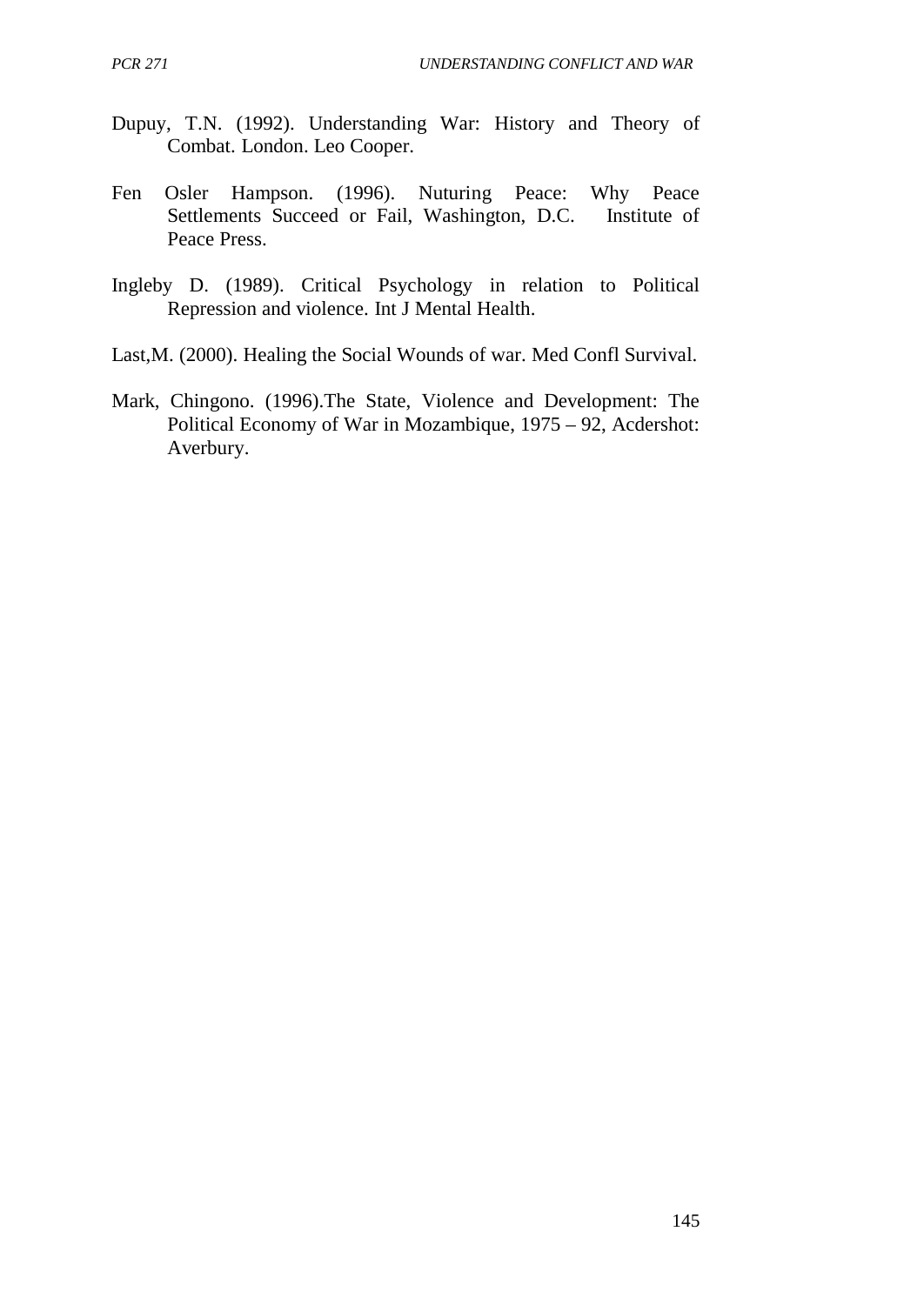Dupuy, T.N. (1992). Understanding War: History and Theory of Combat. London. Leo Cooper.

Fen Osler Hampson. (1996). Nuturing Peace: Why Peace Settlements Succeed or Fail, Washington, D.C. Institute of Peace Press.

Ingleby D. (1989). Critical Psychology in relation to Political Repression and violence. Int J Mental Health.

Last,M. (2000). Healing the Social Wounds of war. Med Confl Survival.

Mark, Chingono. (1996).The State, Violence and Development: The Political Economy of War in Mozambique, 1975 – 92, Acdershot: Averbury.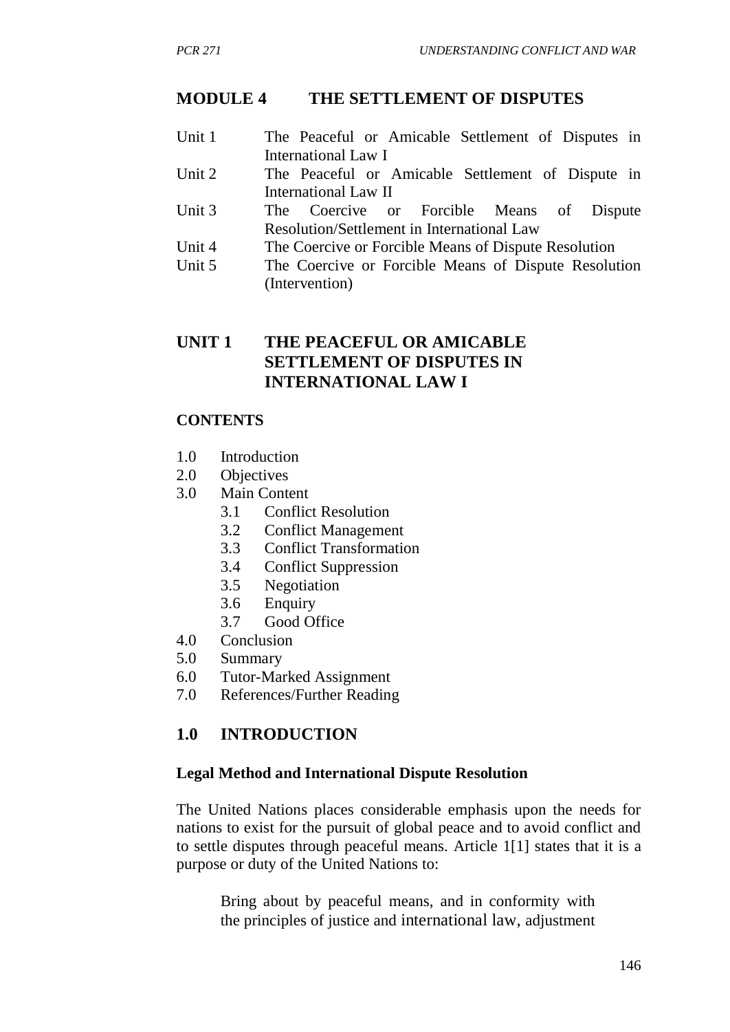# MODULE 4 THE SETTLEMENT OF DISPUTES

- Unit 1 The Peaceful or Amicable Settlement of Disputes in International Law I
- Unit 2 The Peaceful or Amicable Settlement of Dispute in International Law II
- Unit 3 The Coercive or Forcible Means of Dispute Resolution/Settlement in International Law
- Unit 4 The Coercive or Forcible Means of Dispute Resolution
- Unit 5 The Coercive or Forcible Means of Dispute Resolution (Intervention)

## UNIT 1 THE PEACEFUL OR AMICABLE SETTLEMENT OF DISPUTES IN INTERNATIONAL LAW I

### CONTENTS

- 1.0 Introduction
- 2.0 Objectives
- 3.0 Main Content
  - 3.1 Conflict Resolution
  - 3.2 Conflict Management
  - 3.3 Conflict Transformation
  - 3.4 Conflict Suppression
  - 3.5 Negotiation
  - 3.6 Enquiry
  - 3.7 Good Office
- 4.0 Conclusion
- 5.0 Summary
- 6.0 Tutor-Marked Assignment
- 7.0 References/Further Reading

## 1.0 INTRODUCTION

**Legal Method and International Dispute Resolution**

The United Nations places considerable emphasis upon the needs for nations to exist for the pursuit of global peace and to avoid conflict and to settle disputes through peaceful means. Article 1[1] states that it is a purpose or duty of the United Nations to:

> Bring about by peaceful means, and in conformity with the principles of justice and international law, adjustment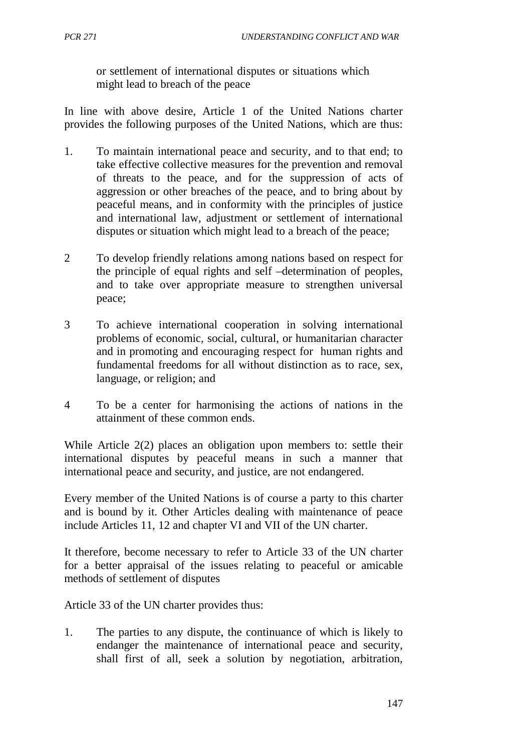or settlement of international disputes or situations which might lead to breach of the peace

In line with above desire, Article 1 of the United Nations charter provides the following purposes of the United Nations, which are thus:

1. To maintain international peace and security, and to that end; to take effective collective measures for the prevention and removal of threats to the peace, and for the suppression of acts of aggression or other breaches of the peace, and to bring about by peaceful means, and in conformity with the principles of justice and international law, adjustment or settlement of international disputes or situation which might lead to a breach of the peace;

2 To develop friendly relations among nations based on respect for the principle of equal rights and self –determination of peoples, and to take over appropriate measure to strengthen universal peace;

3 To achieve international cooperation in solving international problems of economic, social, cultural, or humanitarian character and in promoting and encouraging respect for human rights and fundamental freedoms for all without distinction as to race, sex, language, or religion; and

4 To be a center for harmonising the actions of nations in the attainment of these common ends.

While Article 2(2) places an obligation upon members to: settle their international disputes by peaceful means in such a manner that international peace and security, and justice, are not endangered.

Every member of the United Nations is of course a party to this charter and is bound by it. Other Articles dealing with maintenance of peace include Articles 11, 12 and chapter VI and VII of the UN charter.

It therefore, become necessary to refer to Article 33 of the UN charter for a better appraisal of the issues relating to peaceful or amicable methods of settlement of disputes

Article 33 of the UN charter provides thus:

1. The parties to any dispute, the continuance of which is likely to endanger the maintenance of international peace and security, shall first of all, seek a solution by negotiation, arbitration,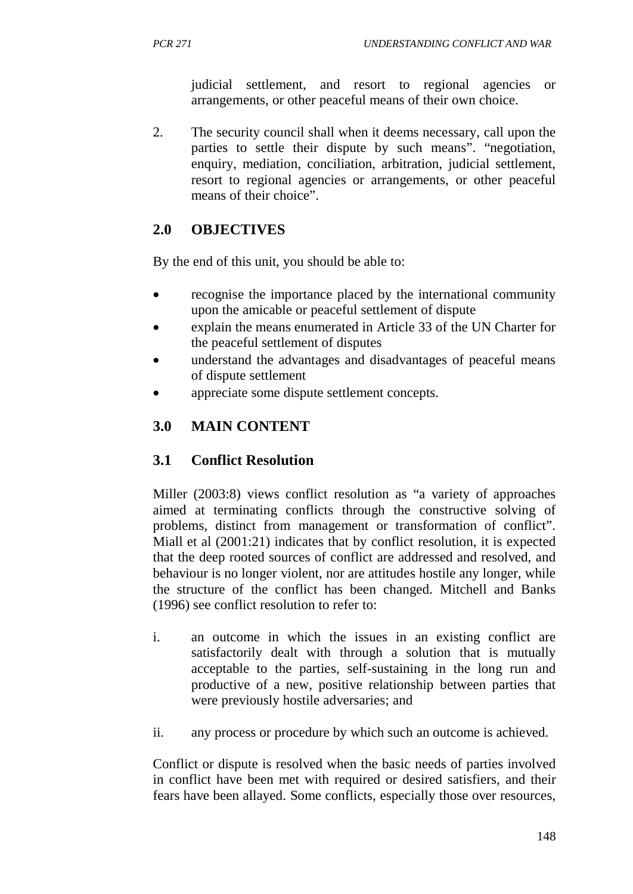judicial settlement, and resort to regional agencies or arrangements, or other peaceful means of their own choice.

2. The security council shall when it deems necessary, call upon the parties to settle their dispute by such means". "negotiation, enquiry, mediation, conciliation, arbitration, judicial settlement, resort to regional agencies or arrangements, or other peaceful means of their choice".

## 2.0 OBJECTIVES

By the end of this unit, you should be able to:

- recognise the importance placed by the international community upon the amicable or peaceful settlement of dispute
- explain the means enumerated in Article 33 of the UN Charter for the peaceful settlement of disputes
- understand the advantages and disadvantages of peaceful means of dispute settlement
- appreciate some dispute settlement concepts.

## 3.0 MAIN CONTENT

### 3.1 Conflict Resolution

Miller (2003:8) views conflict resolution as "a variety of approaches aimed at terminating conflicts through the constructive solving of problems, distinct from management or transformation of conflict". Miall et al (2001:21) indicates that by conflict resolution, it is expected that the deep rooted sources of conflict are addressed and resolved, and behaviour is no longer violent, nor are attitudes hostile any longer, while the structure of the conflict has been changed. Mitchell and Banks (1996) see conflict resolution to refer to:

i. an outcome in which the issues in an existing conflict are satisfactorily dealt with through a solution that is mutually acceptable to the parties, self-sustaining in the long run and productive of a new, positive relationship between parties that were previously hostile adversaries; and

ii. any process or procedure by which such an outcome is achieved.

Conflict or dispute is resolved when the basic needs of parties involved in conflict have been met with required or desired satisfiers, and their fears have been allayed. Some conflicts, especially those over resources,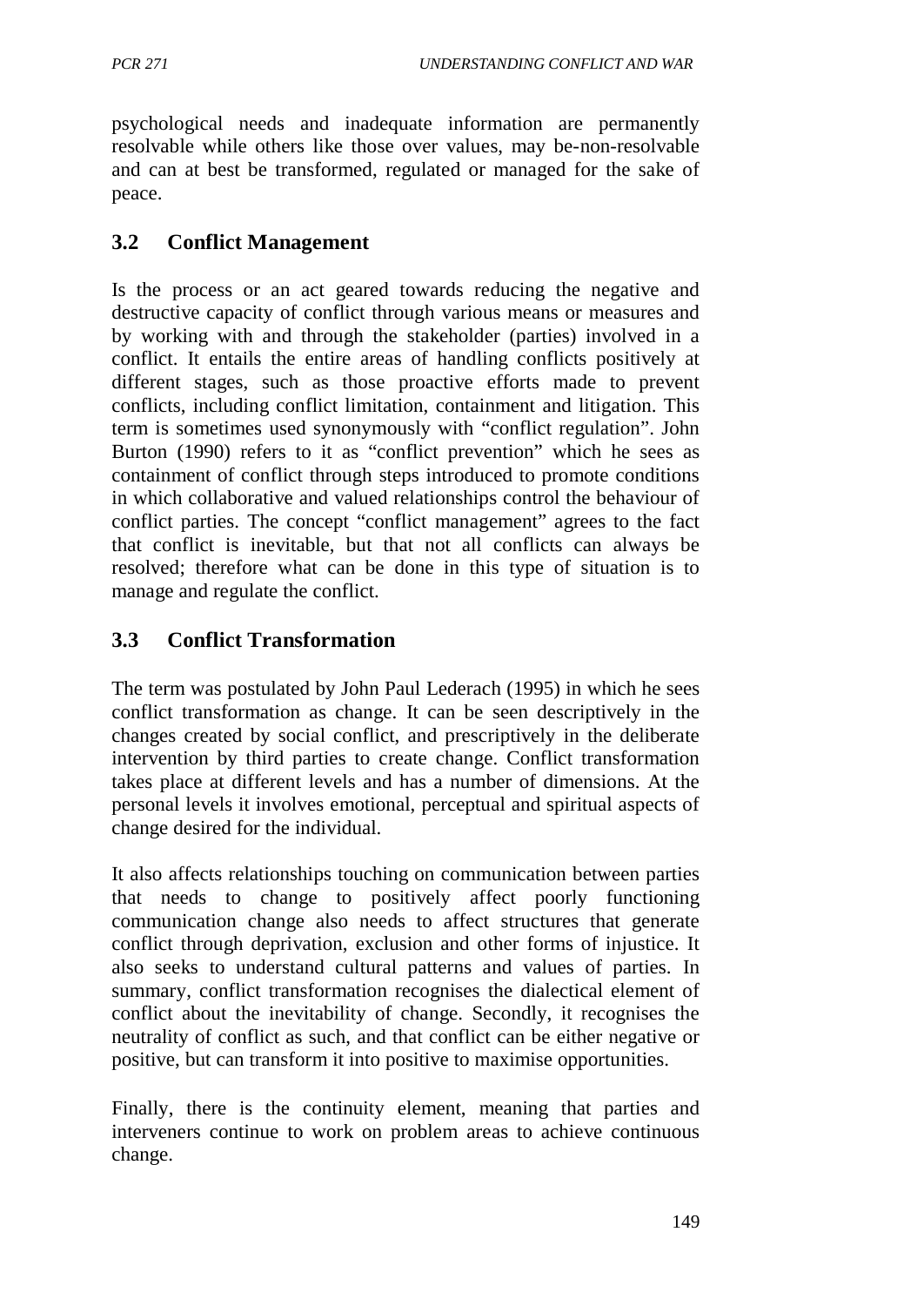psychological needs and inadequate information are permanently resolvable while others like those over values, may be-non-resolvable and can at best be transformed, regulated or managed for the sake of peace.

### 3.2 Conflict Management

Is the process or an act geared towards reducing the negative and destructive capacity of conflict through various means or measures and by working with and through the stakeholder (parties) involved in a conflict. It entails the entire areas of handling conflicts positively at different stages, such as those proactive efforts made to prevent conflicts, including conflict limitation, containment and litigation. This term is sometimes used synonymously with "conflict regulation". John Burton (1990) refers to it as "conflict prevention" which he sees as containment of conflict through steps introduced to promote conditions in which collaborative and valued relationships control the behaviour of conflict parties. The concept "conflict management" agrees to the fact that conflict is inevitable, but that not all conflicts can always be resolved; therefore what can be done in this type of situation is to manage and regulate the conflict.

### 3.3 Conflict Transformation

The term was postulated by John Paul Lederach (1995) in which he sees conflict transformation as change. It can be seen descriptively in the changes created by social conflict, and prescriptively in the deliberate intervention by third parties to create change. Conflict transformation takes place at different levels and has a number of dimensions. At the personal levels it involves emotional, perceptual and spiritual aspects of change desired for the individual.

It also affects relationships touching on communication between parties that needs to change to positively affect poorly functioning communication change also needs to affect structures that generate conflict through deprivation, exclusion and other forms of injustice. It also seeks to understand cultural patterns and values of parties. In summary, conflict transformation recognises the dialectical element of conflict about the inevitability of change. Secondly, it recognises the neutrality of conflict as such, and that conflict can be either negative or positive, but can transform it into positive to maximise opportunities.

Finally, there is the continuity element, meaning that parties and interveners continue to work on problem areas to achieve continuous change.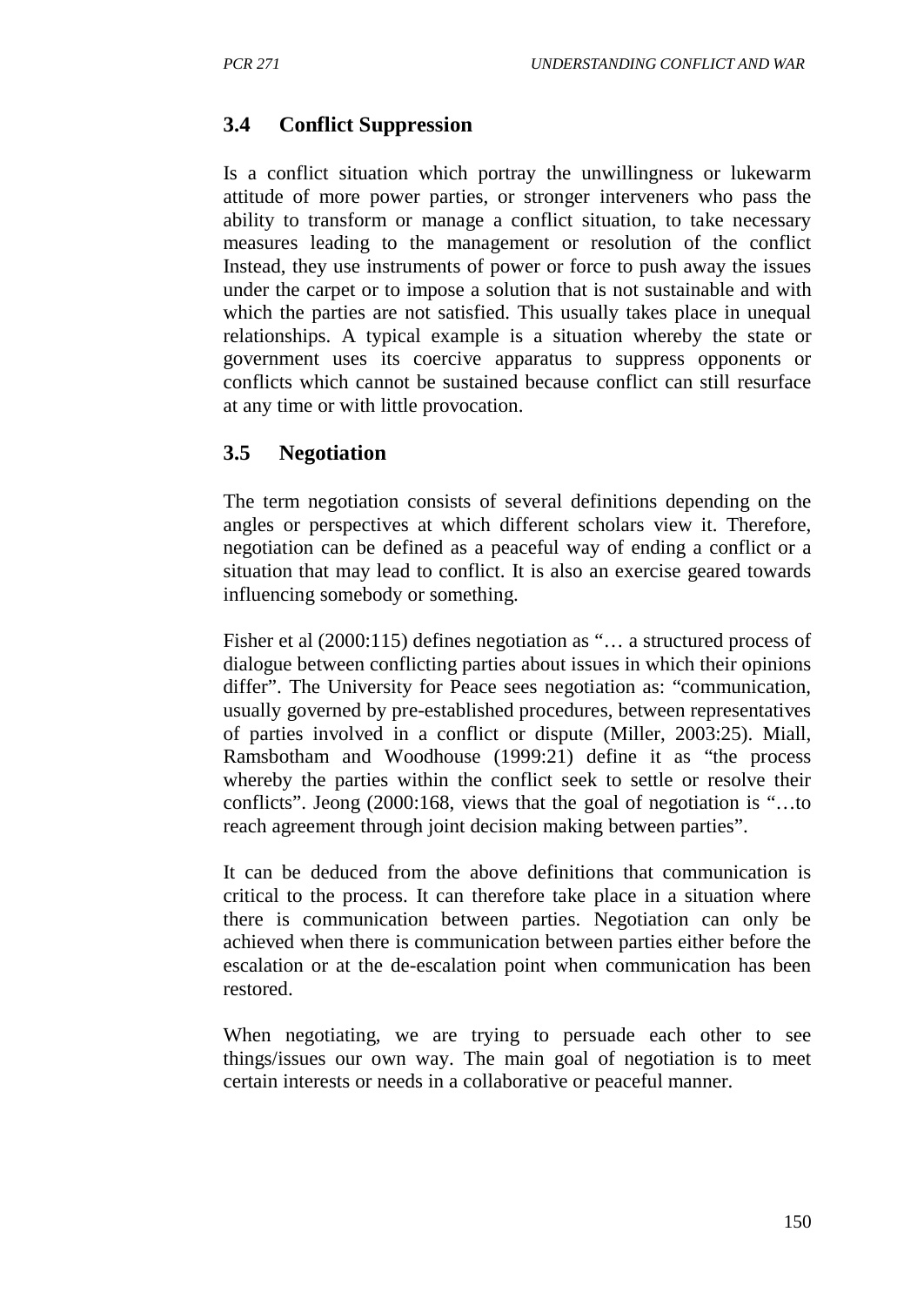## 3.4 Conflict Suppression

Is a conflict situation which portray the unwillingness or lukewarm attitude of more power parties, or stronger interveners who pass the ability to transform or manage a conflict situation, to take necessary measures leading to the management or resolution of the conflict Instead, they use instruments of power or force to push away the issues under the carpet or to impose a solution that is not sustainable and with which the parties are not satisfied. This usually takes place in unequal relationships. A typical example is a situation whereby the state or government uses its coercive apparatus to suppress opponents or conflicts which cannot be sustained because conflict can still resurface at any time or with little provocation.

## 3.5 Negotiation

The term negotiation consists of several definitions depending on the angles or perspectives at which different scholars view it. Therefore, negotiation can be defined as a peaceful way of ending a conflict or a situation that may lead to conflict. It is also an exercise geared towards influencing somebody or something.

Fisher et al (2000:115) defines negotiation as "… a structured process of dialogue between conflicting parties about issues in which their opinions differ". The University for Peace sees negotiation as: "communication, usually governed by pre-established procedures, between representatives of parties involved in a conflict or dispute (Miller, 2003:25). Miall, Ramsbotham and Woodhouse (1999:21) define it as "the process whereby the parties within the conflict seek to settle or resolve their conflicts". Jeong (2000:168, views that the goal of negotiation is "…to reach agreement through joint decision making between parties".

It can be deduced from the above definitions that communication is critical to the process. It can therefore take place in a situation where there is communication between parties. Negotiation can only be achieved when there is communication between parties either before the escalation or at the de-escalation point when communication has been restored.

When negotiating, we are trying to persuade each other to see things/issues our own way. The main goal of negotiation is to meet certain interests or needs in a collaborative or peaceful manner.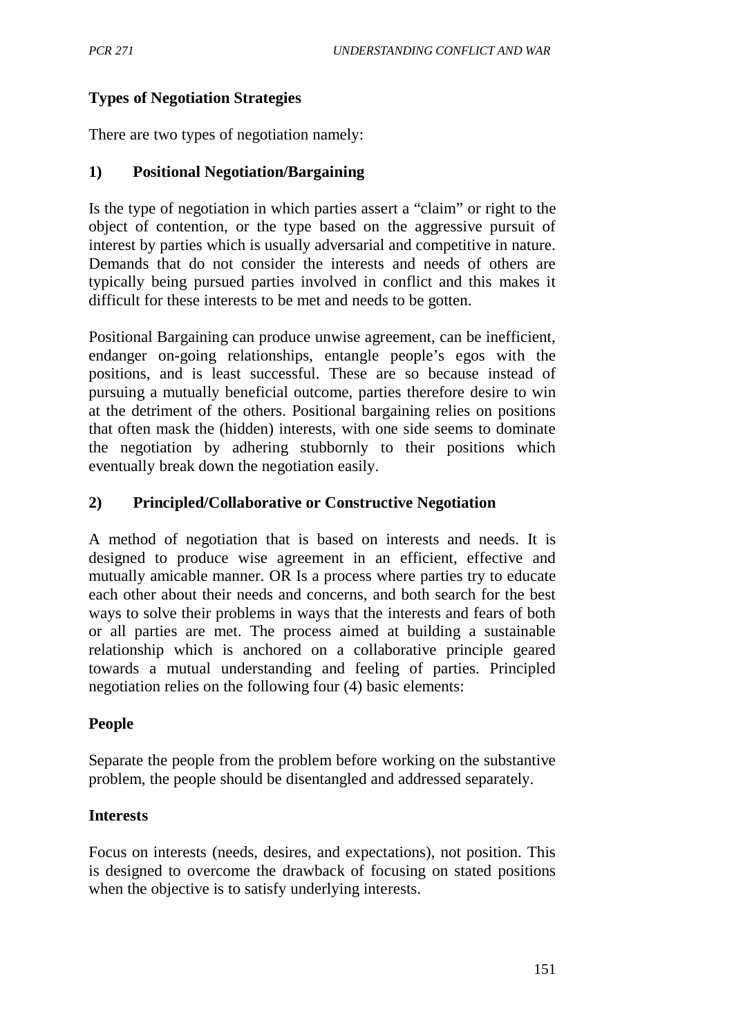## Types of Negotiation Strategies

There are two types of negotiation namely:

### 1) Positional Negotiation/Bargaining

Is the type of negotiation in which parties assert a "claim" or right to the object of contention, or the type based on the aggressive pursuit of interest by parties which is usually adversarial and competitive in nature. Demands that do not consider the interests and needs of others are typically being pursued parties involved in conflict and this makes it difficult for these interests to be met and needs to be gotten.

Positional Bargaining can produce unwise agreement, can be inefficient, endanger on-going relationships, entangle people's egos with the positions, and is least successful. These are so because instead of pursuing a mutually beneficial outcome, parties therefore desire to win at the detriment of the others. Positional bargaining relies on positions that often mask the (hidden) interests, with one side seems to dominate the negotiation by adhering stubbornly to their positions which eventually break down the negotiation easily.

### 2) Principled/Collaborative or Constructive Negotiation

A method of negotiation that is based on interests and needs. It is designed to produce wise agreement in an efficient, effective and mutually amicable manner. OR Is a process where parties try to educate each other about their needs and concerns, and both search for the best ways to solve their problems in ways that the interests and fears of both or all parties are met. The process aimed at building a sustainable relationship which is anchored on a collaborative principle geared towards a mutual understanding and feeling of parties. Principled negotiation relies on the following four (4) basic elements:

**People**

Separate the people from the problem before working on the substantive problem, the people should be disentangled and addressed separately.

**Interests**

Focus on interests (needs, desires, and expectations), not position. This is designed to overcome the drawback of focusing on stated positions when the objective is to satisfy underlying interests.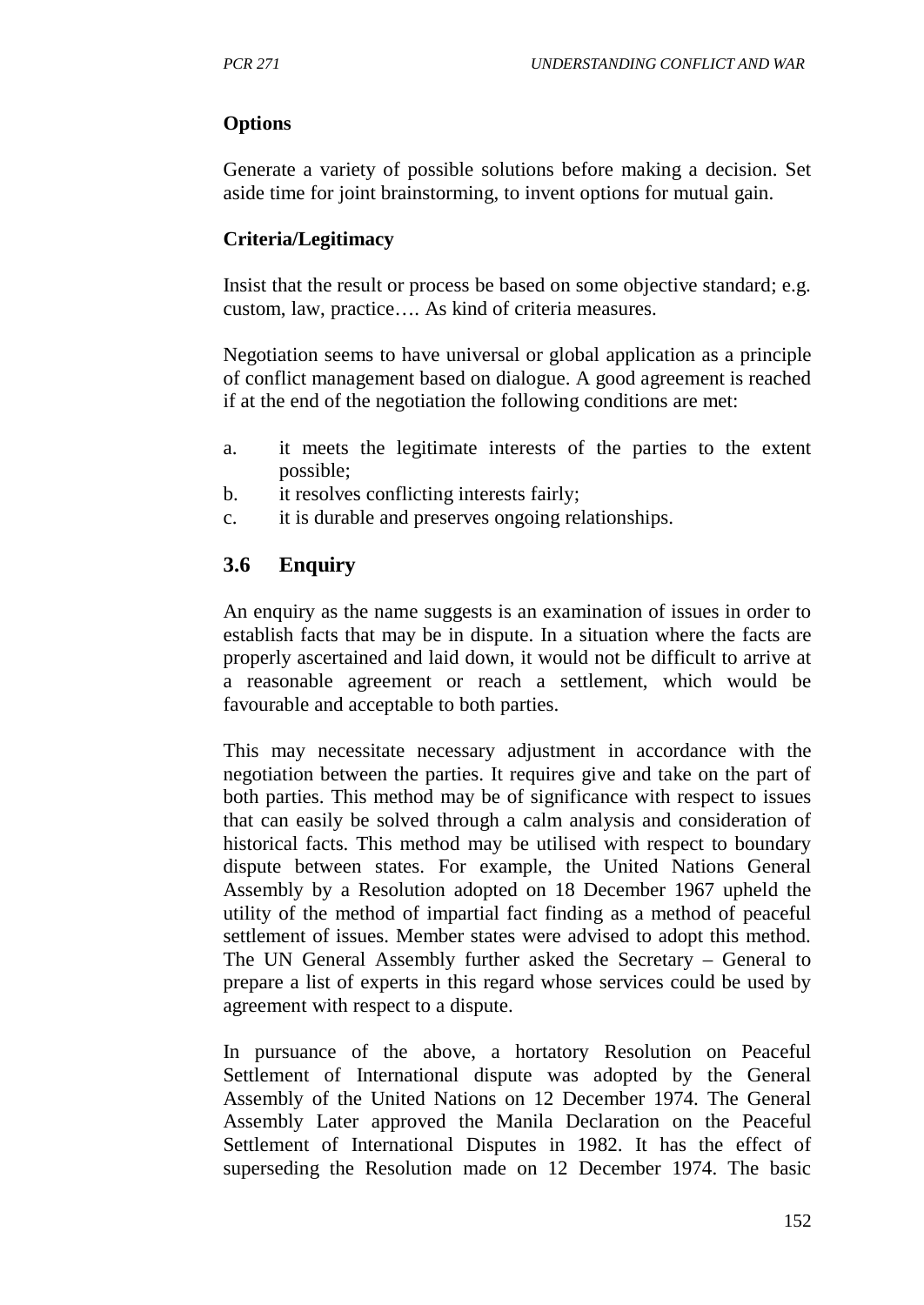**Options**

Generate a variety of possible solutions before making a decision. Set aside time for joint brainstorming, to invent options for mutual gain.

**Criteria/Legitimacy**

Insist that the result or process be based on some objective standard; e.g. custom, law, practice…. As kind of criteria measures.

Negotiation seems to have universal or global application as a principle of conflict management based on dialogue. A good agreement is reached if at the end of the negotiation the following conditions are met:

a. it meets the legitimate interests of the parties to the extent possible;
b. it resolves conflicting interests fairly;
c. it is durable and preserves ongoing relationships.

## 3.6 Enquiry

An enquiry as the name suggests is an examination of issues in order to establish facts that may be in dispute. In a situation where the facts are properly ascertained and laid down, it would not be difficult to arrive at a reasonable agreement or reach a settlement, which would be favourable and acceptable to both parties.

This may necessitate necessary adjustment in accordance with the negotiation between the parties. It requires give and take on the part of both parties. This method may be of significance with respect to issues that can easily be solved through a calm analysis and consideration of historical facts. This method may be utilised with respect to boundary dispute between states. For example, the United Nations General Assembly by a Resolution adopted on 18 December 1967 upheld the utility of the method of impartial fact finding as a method of peaceful settlement of issues. Member states were advised to adopt this method. The UN General Assembly further asked the Secretary – General to prepare a list of experts in this regard whose services could be used by agreement with respect to a dispute.

In pursuance of the above, a hortatory Resolution on Peaceful Settlement of International dispute was adopted by the General Assembly of the United Nations on 12 December 1974. The General Assembly Later approved the Manila Declaration on the Peaceful Settlement of International Disputes in 1982. It has the effect of superseding the Resolution made on 12 December 1974. The basic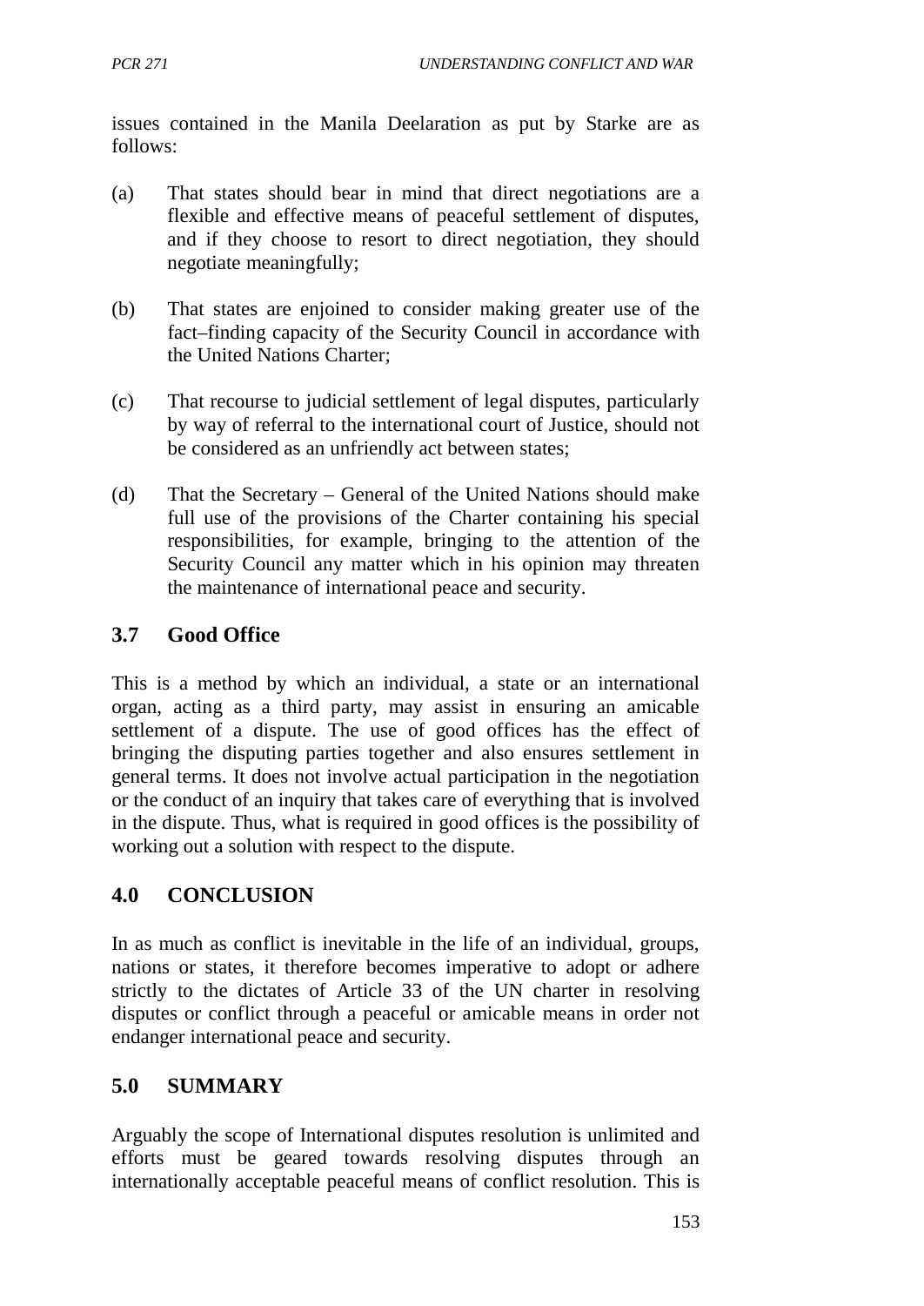issues contained in the Manila Deelaration as put by Starke are as follows:

(a) That states should bear in mind that direct negotiations are a flexible and effective means of peaceful settlement of disputes, and if they choose to resort to direct negotiation, they should negotiate meaningfully;

(b) That states are enjoined to consider making greater use of the fact–finding capacity of the Security Council in accordance with the United Nations Charter;

(c) That recourse to judicial settlement of legal disputes, particularly by way of referral to the international court of Justice, should not be considered as an unfriendly act between states;

(d) That the Secretary – General of the United Nations should make full use of the provisions of the Charter containing his special responsibilities, for example, bringing to the attention of the Security Council any matter which in his opinion may threaten the maintenance of international peace and security.

## 3.7 Good Office

This is a method by which an individual, a state or an international organ, acting as a third party, may assist in ensuring an amicable settlement of a dispute. The use of good offices has the effect of bringing the disputing parties together and also ensures settlement in general terms. It does not involve actual participation in the negotiation or the conduct of an inquiry that takes care of everything that is involved in the dispute. Thus, what is required in good offices is the possibility of working out a solution with respect to the dispute.

## 4.0 CONCLUSION

In as much as conflict is inevitable in the life of an individual, groups, nations or states, it therefore becomes imperative to adopt or adhere strictly to the dictates of Article 33 of the UN charter in resolving disputes or conflict through a peaceful or amicable means in order not endanger international peace and security.

## 5.0 SUMMARY

Arguably the scope of International disputes resolution is unlimited and efforts must be geared towards resolving disputes through an internationally acceptable peaceful means of conflict resolution. This is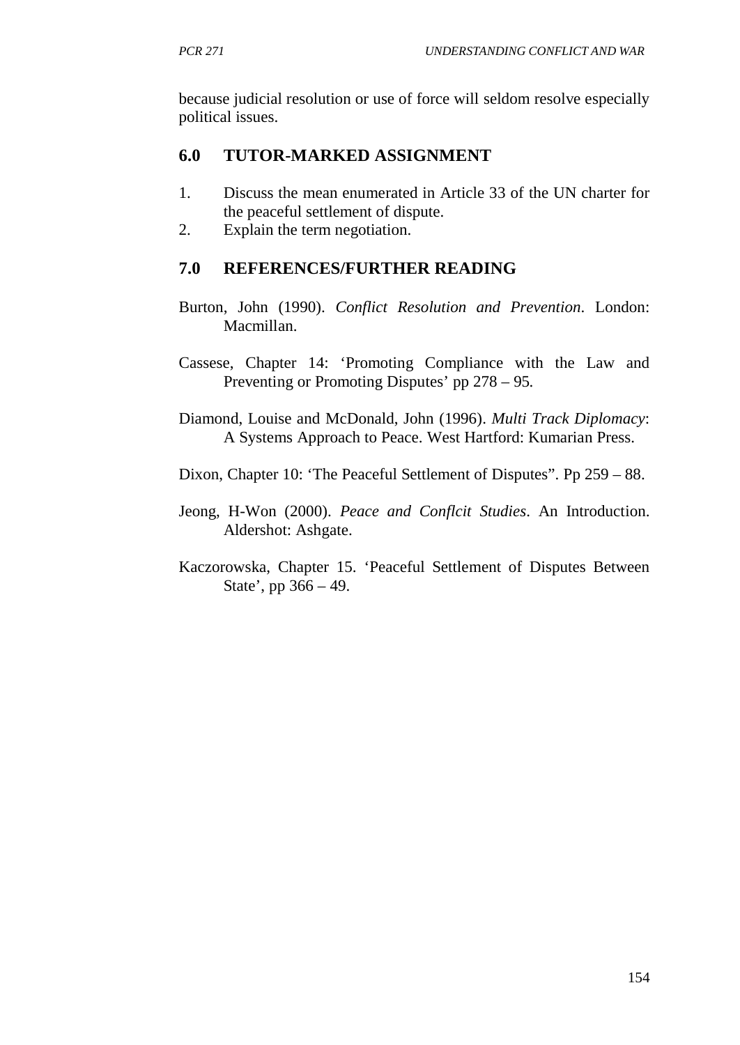because judicial resolution or use of force will seldom resolve especially political issues.

## 6.0 TUTOR-MARKED ASSIGNMENT

1. Discuss the mean enumerated in Article 33 of the UN charter for the peaceful settlement of dispute.
2. Explain the term negotiation.

## 7.0 REFERENCES/FURTHER READING

Burton, John (1990). *Conflict Resolution and Prevention*. London: Macmillan.

Cassese, Chapter 14: 'Promoting Compliance with the Law and Preventing or Promoting Disputes' pp 278 – 95.

Diamond, Louise and McDonald, John (1996). *Multi Track Diplomacy*: A Systems Approach to Peace. West Hartford: Kumarian Press.

Dixon, Chapter 10: 'The Peaceful Settlement of Disputes". Pp 259 – 88.

Jeong, H-Won (2000). *Peace and Conflcit Studies*. An Introduction. Aldershot: Ashgate.

Kaczorowska, Chapter 15. 'Peaceful Settlement of Disputes Between State', pp 366 – 49.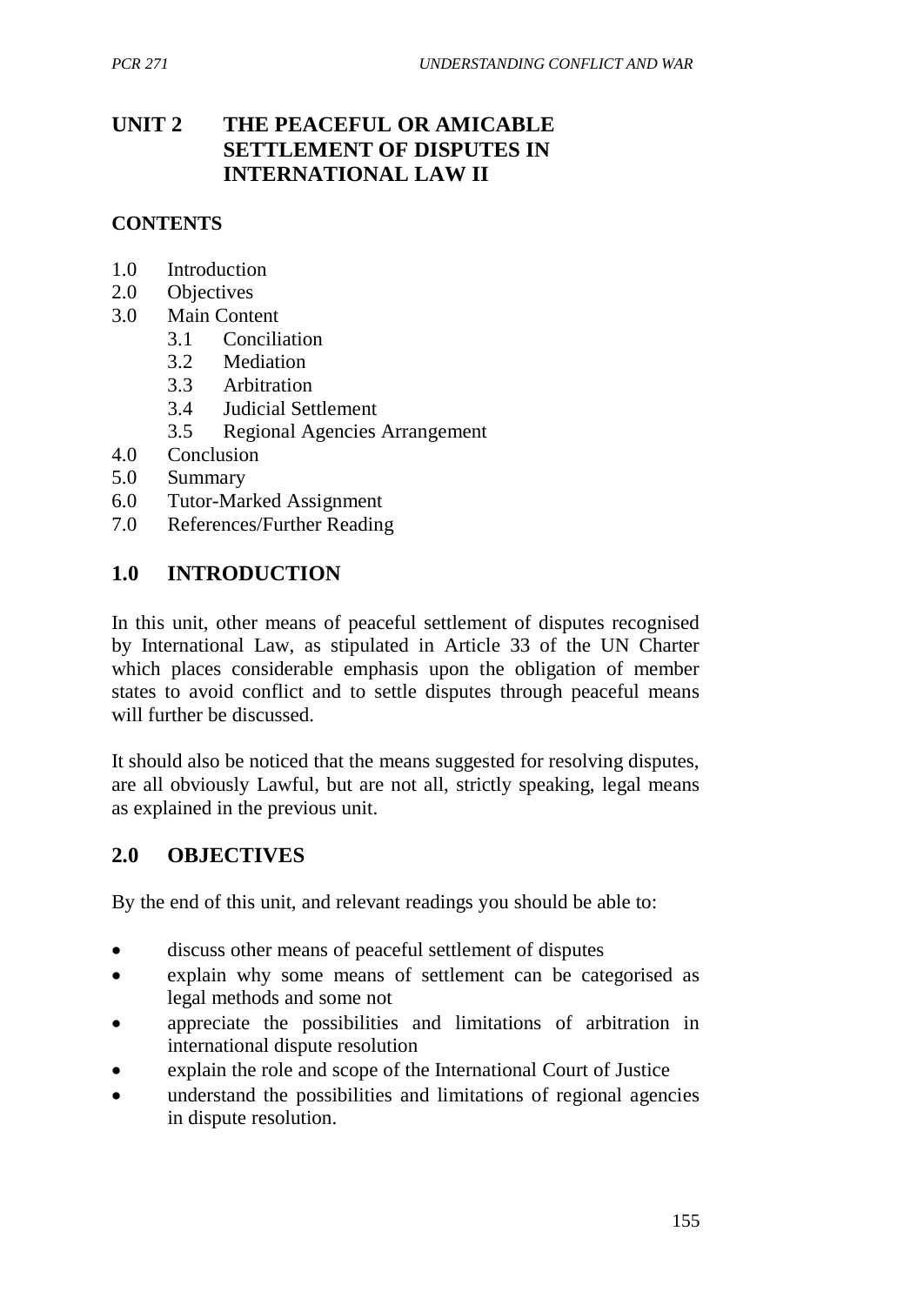# UNIT 2 THE PEACEFUL OR AMICABLE SETTLEMENT OF DISPUTES IN INTERNATIONAL LAW II

**CONTENTS**

1.0 Introduction
2.0 Objectives
3.0 Main Content
    3.1 Conciliation
    3.2 Mediation
    3.3 Arbitration
    3.4 Judicial Settlement
    3.5 Regional Agencies Arrangement
4.0 Conclusion
5.0 Summary
6.0 Tutor-Marked Assignment
7.0 References/Further Reading

## 1.0 INTRODUCTION

In this unit, other means of peaceful settlement of disputes recognised by International Law, as stipulated in Article 33 of the UN Charter which places considerable emphasis upon the obligation of member states to avoid conflict and to settle disputes through peaceful means will further be discussed.

It should also be noticed that the means suggested for resolving disputes, are all obviously Lawful, but are not all, strictly speaking, legal means as explained in the previous unit.

## 2.0 OBJECTIVES

By the end of this unit, and relevant readings you should be able to:

- discuss other means of peaceful settlement of disputes
- explain why some means of settlement can be categorised as legal methods and some not
- appreciate the possibilities and limitations of arbitration in international dispute resolution
- explain the role and scope of the International Court of Justice
- understand the possibilities and limitations of regional agencies in dispute resolution.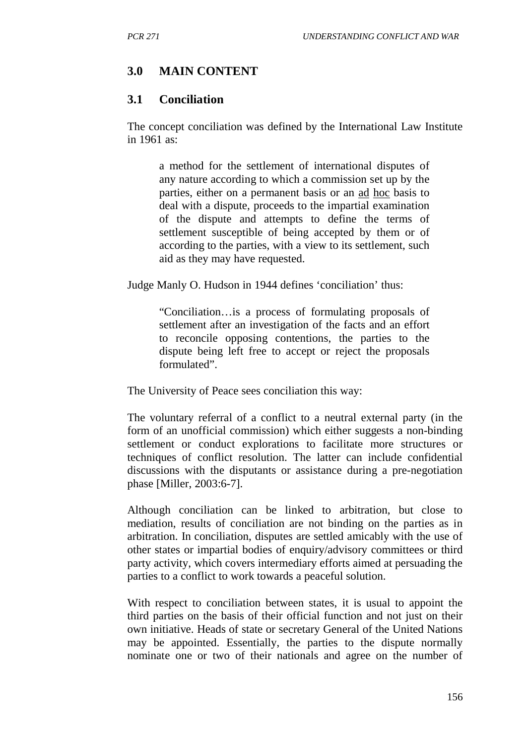## 3.0 MAIN CONTENT

### 3.1 Conciliation

The concept conciliation was defined by the International Law Institute in 1961 as:

> a method for the settlement of international disputes of any nature according to which a commission set up by the parties, either on a permanent basis or an ad hoc basis to deal with a dispute, proceeds to the impartial examination of the dispute and attempts to define the terms of settlement susceptible of being accepted by them or of according to the parties, with a view to its settlement, such aid as they may have requested.

Judge Manly O. Hudson in 1944 defines 'conciliation' thus:

> "Conciliation…is a process of formulating proposals of settlement after an investigation of the facts and an effort to reconcile opposing contentions, the parties to the dispute being left free to accept or reject the proposals formulated".

The University of Peace sees conciliation this way:

The voluntary referral of a conflict to a neutral external party (in the form of an unofficial commission) which either suggests a non-binding settlement or conduct explorations to facilitate more structures or techniques of conflict resolution. The latter can include confidential discussions with the disputants or assistance during a pre-negotiation phase [Miller, 2003:6-7].

Although conciliation can be linked to arbitration, but close to mediation, results of conciliation are not binding on the parties as in arbitration. In conciliation, disputes are settled amicably with the use of other states or impartial bodies of enquiry/advisory committees or third party activity, which covers intermediary efforts aimed at persuading the parties to a conflict to work towards a peaceful solution.

With respect to conciliation between states, it is usual to appoint the third parties on the basis of their official function and not just on their own initiative. Heads of state or secretary General of the United Nations may be appointed. Essentially, the parties to the dispute normally nominate one or two of their nationals and agree on the number of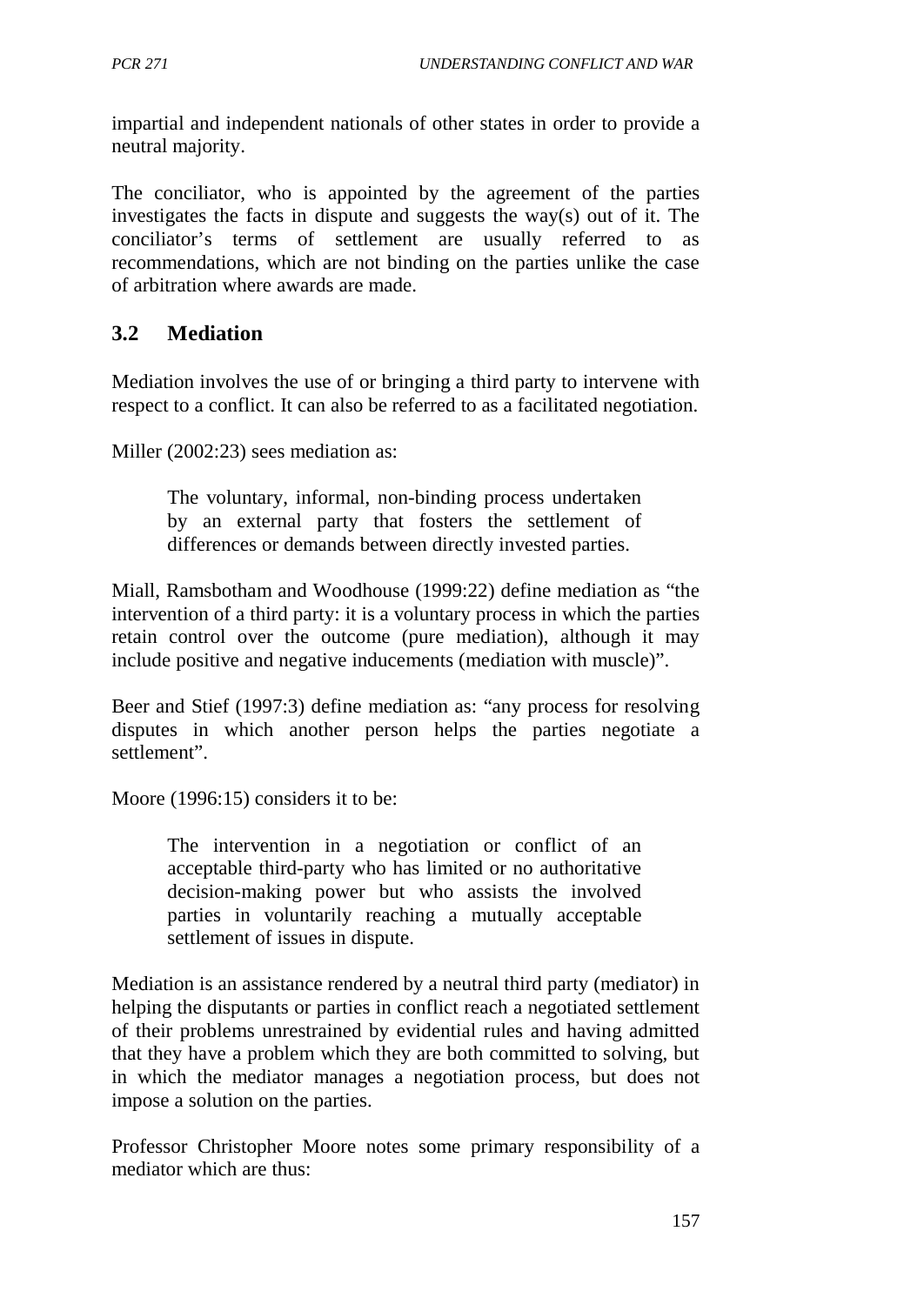impartial and independent nationals of other states in order to provide a neutral majority.

The conciliator, who is appointed by the agreement of the parties investigates the facts in dispute and suggests the way(s) out of it. The conciliator's terms of settlement are usually referred to as recommendations, which are not binding on the parties unlike the case of arbitration where awards are made.

## 3.2 Mediation

Mediation involves the use of or bringing a third party to intervene with respect to a conflict. It can also be referred to as a facilitated negotiation.

Miller (2002:23) sees mediation as:

> The voluntary, informal, non-binding process undertaken by an external party that fosters the settlement of differences or demands between directly invested parties.

Miall, Ramsbotham and Woodhouse (1999:22) define mediation as "the intervention of a third party: it is a voluntary process in which the parties retain control over the outcome (pure mediation), although it may include positive and negative inducements (mediation with muscle)".

Beer and Stief (1997:3) define mediation as: "any process for resolving disputes in which another person helps the parties negotiate a settlement".

Moore (1996:15) considers it to be:

> The intervention in a negotiation or conflict of an acceptable third-party who has limited or no authoritative decision-making power but who assists the involved parties in voluntarily reaching a mutually acceptable settlement of issues in dispute.

Mediation is an assistance rendered by a neutral third party (mediator) in helping the disputants or parties in conflict reach a negotiated settlement of their problems unrestrained by evidential rules and having admitted that they have a problem which they are both committed to solving, but in which the mediator manages a negotiation process, but does not impose a solution on the parties.

Professor Christopher Moore notes some primary responsibility of a mediator which are thus: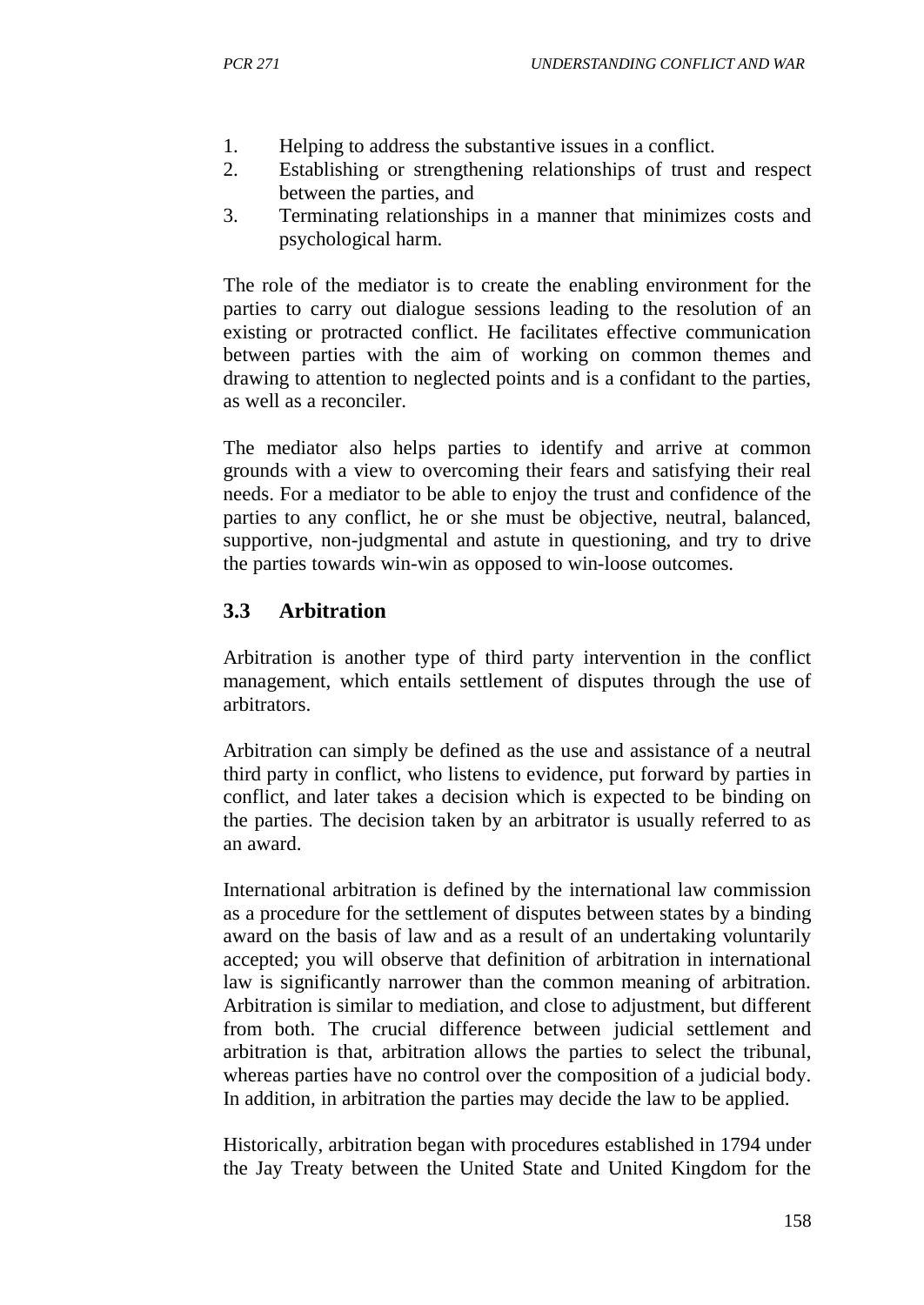1. Helping to address the substantive issues in a conflict.
2. Establishing or strengthening relationships of trust and respect between the parties, and
3. Terminating relationships in a manner that minimizes costs and psychological harm.

The role of the mediator is to create the enabling environment for the parties to carry out dialogue sessions leading to the resolution of an existing or protracted conflict. He facilitates effective communication between parties with the aim of working on common themes and drawing to attention to neglected points and is a confidant to the parties, as well as a reconciler.

The mediator also helps parties to identify and arrive at common grounds with a view to overcoming their fears and satisfying their real needs. For a mediator to be able to enjoy the trust and confidence of the parties to any conflict, he or she must be objective, neutral, balanced, supportive, non-judgmental and astute in questioning, and try to drive the parties towards win-win as opposed to win-loose outcomes.

## 3.3 Arbitration

Arbitration is another type of third party intervention in the conflict management, which entails settlement of disputes through the use of arbitrators.

Arbitration can simply be defined as the use and assistance of a neutral third party in conflict, who listens to evidence, put forward by parties in conflict, and later takes a decision which is expected to be binding on the parties. The decision taken by an arbitrator is usually referred to as an award.

International arbitration is defined by the international law commission as a procedure for the settlement of disputes between states by a binding award on the basis of law and as a result of an undertaking voluntarily accepted; you will observe that definition of arbitration in international law is significantly narrower than the common meaning of arbitration. Arbitration is similar to mediation, and close to adjustment, but different from both. The crucial difference between judicial settlement and arbitration is that, arbitration allows the parties to select the tribunal, whereas parties have no control over the composition of a judicial body. In addition, in arbitration the parties may decide the law to be applied.

Historically, arbitration began with procedures established in 1794 under the Jay Treaty between the United State and United Kingdom for the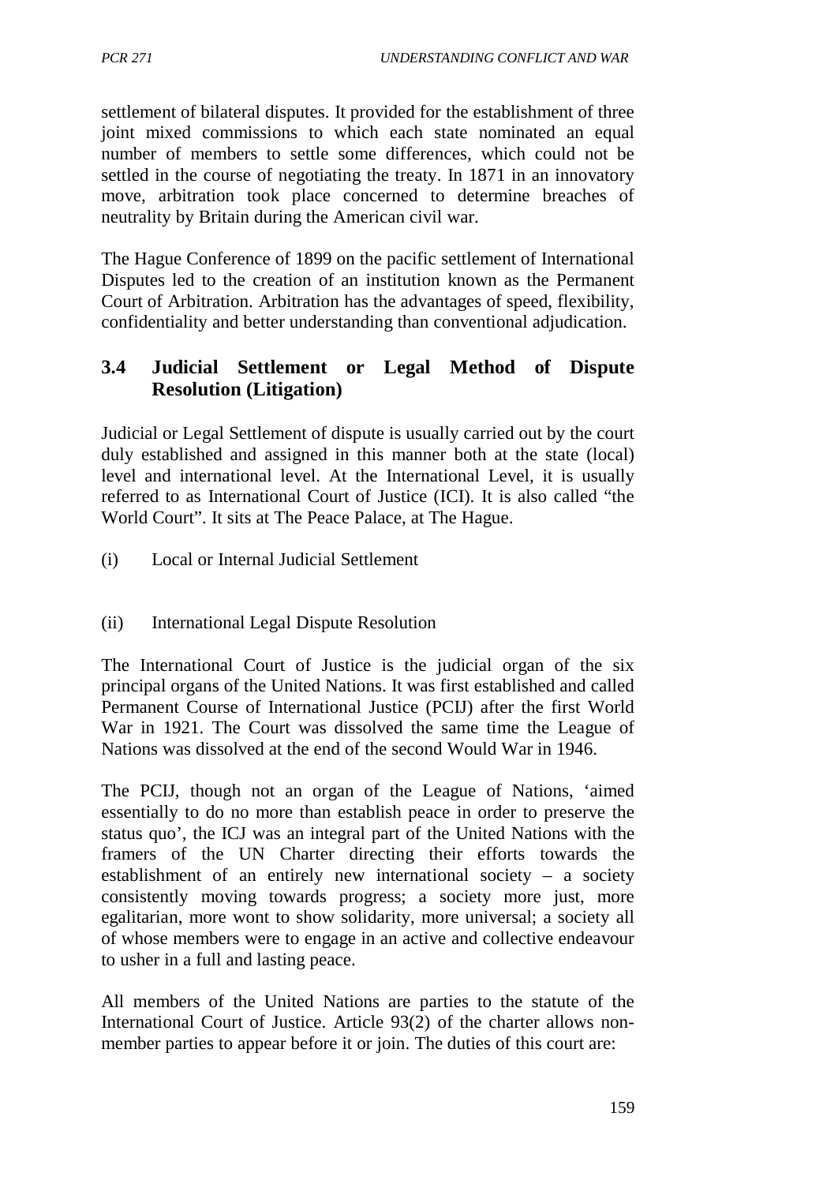settlement of bilateral disputes. It provided for the establishment of three joint mixed commissions to which each state nominated an equal number of members to settle some differences, which could not be settled in the course of negotiating the treaty. In 1871 in an innovatory move, arbitration took place concerned to determine breaches of neutrality by Britain during the American civil war.

The Hague Conference of 1899 on the pacific settlement of International Disputes led to the creation of an institution known as the Permanent Court of Arbitration. Arbitration has the advantages of speed, flexibility, confidentiality and better understanding than conventional adjudication.

### 3.4 Judicial Settlement or Legal Method of Dispute Resolution (Litigation)

Judicial or Legal Settlement of dispute is usually carried out by the court duly established and assigned in this manner both at the state (local) level and international level. At the International Level, it is usually referred to as International Court of Justice (ICI). It is also called "the World Court". It sits at The Peace Palace, at The Hague.

(i) Local or Internal Judicial Settlement

(ii) International Legal Dispute Resolution

The International Court of Justice is the judicial organ of the six principal organs of the United Nations. It was first established and called Permanent Course of International Justice (PCIJ) after the first World War in 1921. The Court was dissolved the same time the League of Nations was dissolved at the end of the second Would War in 1946.

The PCIJ, though not an organ of the League of Nations, 'aimed essentially to do no more than establish peace in order to preserve the status quo', the ICJ was an integral part of the United Nations with the framers of the UN Charter directing their efforts towards the establishment of an entirely new international society – a society consistently moving towards progress; a society more just, more egalitarian, more wont to show solidarity, more universal; a society all of whose members were to engage in an active and collective endeavour to usher in a full and lasting peace.

All members of the United Nations are parties to the statute of the International Court of Justice. Article 93(2) of the charter allows non-member parties to appear before it or join. The duties of this court are: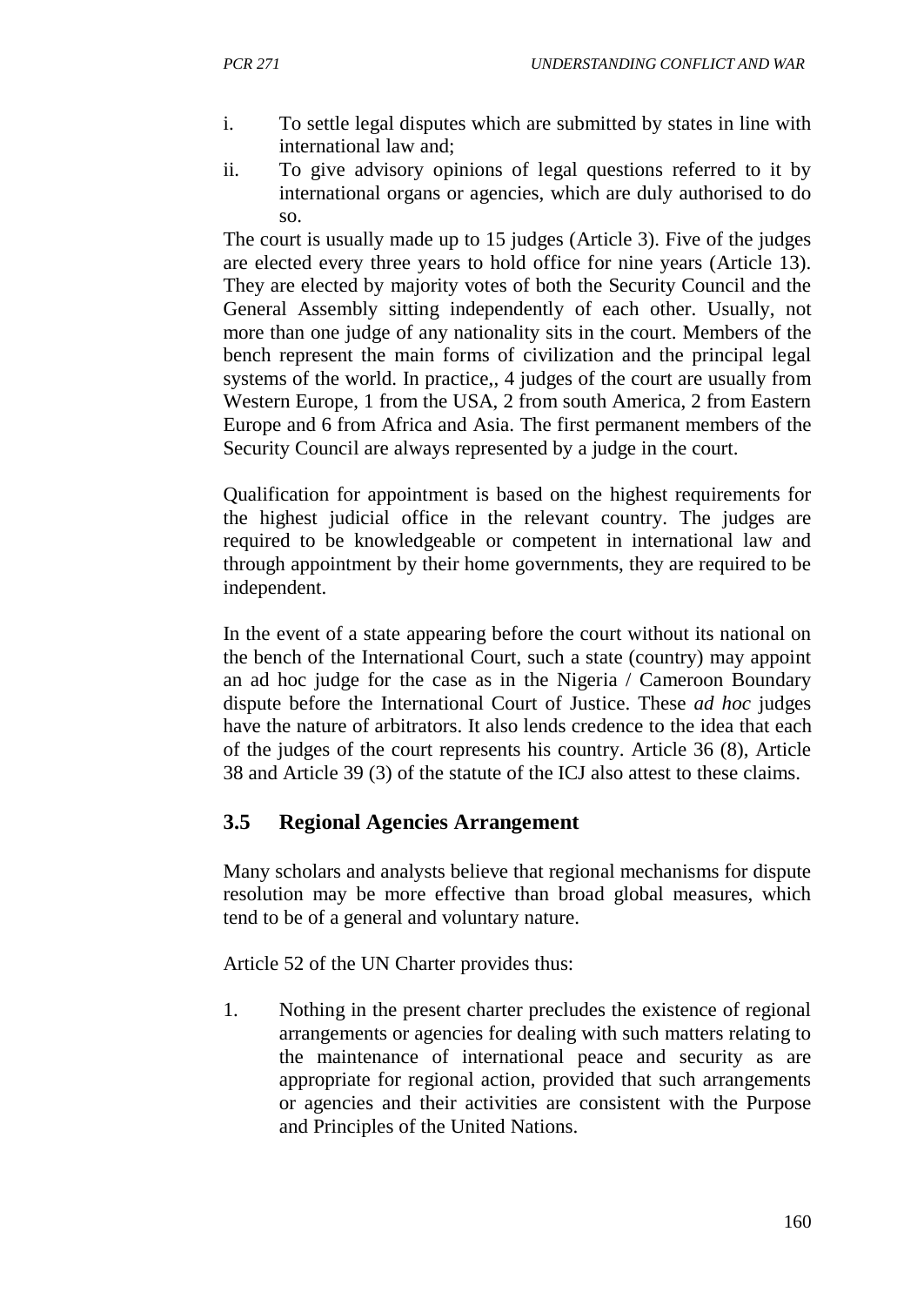i. To settle legal disputes which are submitted by states in line with international law and;
ii. To give advisory opinions of legal questions referred to it by international organs or agencies, which are duly authorised to do so.

The court is usually made up to 15 judges (Article 3). Five of the judges are elected every three years to hold office for nine years (Article 13). They are elected by majority votes of both the Security Council and the General Assembly sitting independently of each other. Usually, not more than one judge of any nationality sits in the court. Members of the bench represent the main forms of civilization and the principal legal systems of the world. In practice,, 4 judges of the court are usually from Western Europe, 1 from the USA, 2 from south America, 2 from Eastern Europe and 6 from Africa and Asia. The first permanent members of the Security Council are always represented by a judge in the court.

Qualification for appointment is based on the highest requirements for the highest judicial office in the relevant country. The judges are required to be knowledgeable or competent in international law and through appointment by their home governments, they are required to be independent.

In the event of a state appearing before the court without its national on the bench of the International Court, such a state (country) may appoint an ad hoc judge for the case as in the Nigeria / Cameroon Boundary dispute before the International Court of Justice. These *ad hoc* judges have the nature of arbitrators. It also lends credence to the idea that each of the judges of the court represents his country. Article 36 (8), Article 38 and Article 39 (3) of the statute of the ICJ also attest to these claims.

## 3.5 Regional Agencies Arrangement

Many scholars and analysts believe that regional mechanisms for dispute resolution may be more effective than broad global measures, which tend to be of a general and voluntary nature.

Article 52 of the UN Charter provides thus:

1. Nothing in the present charter precludes the existence of regional arrangements or agencies for dealing with such matters relating to the maintenance of international peace and security as are appropriate for regional action, provided that such arrangements or agencies and their activities are consistent with the Purpose and Principles of the United Nations.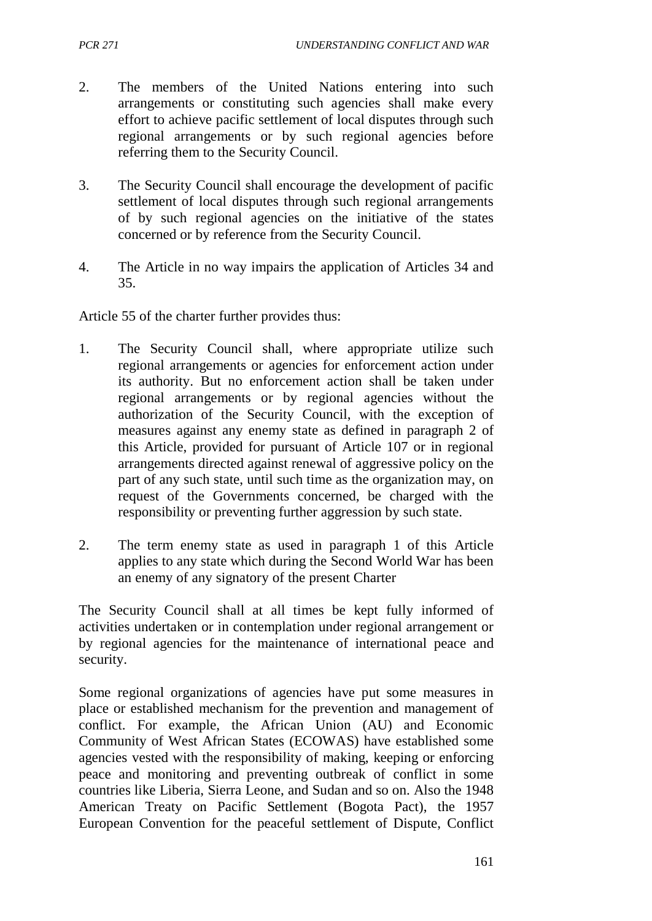2. The members of the United Nations entering into such arrangements or constituting such agencies shall make every effort to achieve pacific settlement of local disputes through such regional arrangements or by such regional agencies before referring them to the Security Council.

3. The Security Council shall encourage the development of pacific settlement of local disputes through such regional arrangements of by such regional agencies on the initiative of the states concerned or by reference from the Security Council.

4. The Article in no way impairs the application of Articles 34 and 35.

Article 55 of the charter further provides thus:

1. The Security Council shall, where appropriate utilize such regional arrangements or agencies for enforcement action under its authority. But no enforcement action shall be taken under regional arrangements or by regional agencies without the authorization of the Security Council, with the exception of measures against any enemy state as defined in paragraph 2 of this Article, provided for pursuant of Article 107 or in regional arrangements directed against renewal of aggressive policy on the part of any such state, until such time as the organization may, on request of the Governments concerned, be charged with the responsibility or preventing further aggression by such state.

2. The term enemy state as used in paragraph 1 of this Article applies to any state which during the Second World War has been an enemy of any signatory of the present Charter

The Security Council shall at all times be kept fully informed of activities undertaken or in contemplation under regional arrangement or by regional agencies for the maintenance of international peace and security.

Some regional organizations of agencies have put some measures in place or established mechanism for the prevention and management of conflict. For example, the African Union (AU) and Economic Community of West African States (ECOWAS) have established some agencies vested with the responsibility of making, keeping or enforcing peace and monitoring and preventing outbreak of conflict in some countries like Liberia, Sierra Leone, and Sudan and so on. Also the 1948 American Treaty on Pacific Settlement (Bogota Pact), the 1957 European Convention for the peaceful settlement of Dispute, Conflict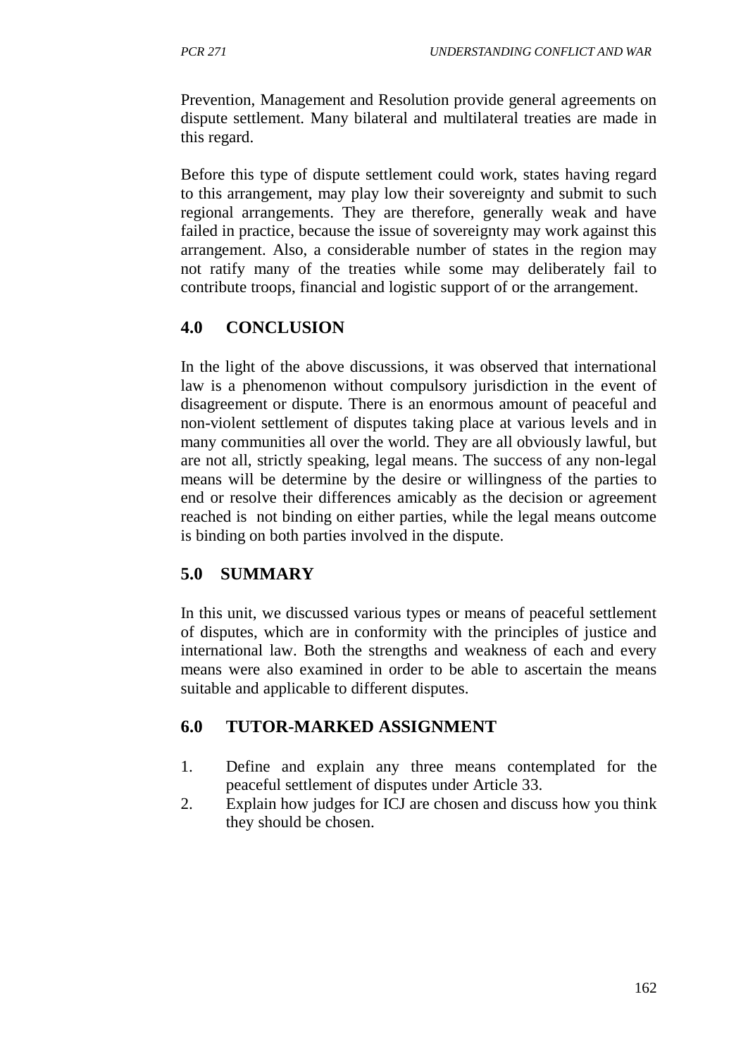Prevention, Management and Resolution provide general agreements on dispute settlement. Many bilateral and multilateral treaties are made in this regard.

Before this type of dispute settlement could work, states having regard to this arrangement, may play low their sovereignty and submit to such regional arrangements. They are therefore, generally weak and have failed in practice, because the issue of sovereignty may work against this arrangement. Also, a considerable number of states in the region may not ratify many of the treaties while some may deliberately fail to contribute troops, financial and logistic support of or the arrangement.

## 4.0 CONCLUSION

In the light of the above discussions, it was observed that international law is a phenomenon without compulsory jurisdiction in the event of disagreement or dispute. There is an enormous amount of peaceful and non-violent settlement of disputes taking place at various levels and in many communities all over the world. They are all obviously lawful, but are not all, strictly speaking, legal means. The success of any non-legal means will be determine by the desire or willingness of the parties to end or resolve their differences amicably as the decision or agreement reached is not binding on either parties, while the legal means outcome is binding on both parties involved in the dispute.

## 5.0 SUMMARY

In this unit, we discussed various types or means of peaceful settlement of disputes, which are in conformity with the principles of justice and international law. Both the strengths and weakness of each and every means were also examined in order to be able to ascertain the means suitable and applicable to different disputes.

## 6.0 TUTOR-MARKED ASSIGNMENT

1. Define and explain any three means contemplated for the peaceful settlement of disputes under Article 33.
2. Explain how judges for ICJ are chosen and discuss how you think they should be chosen.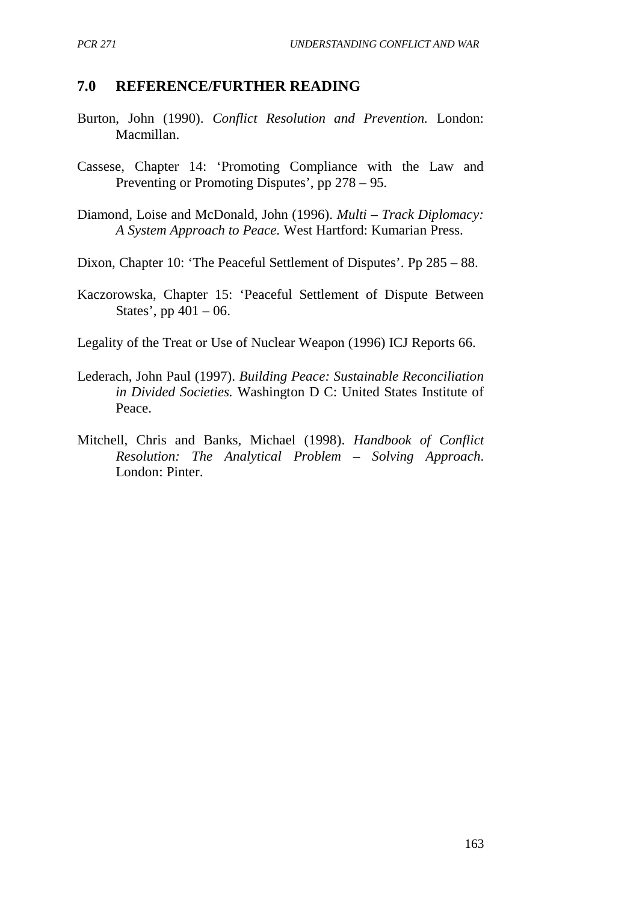## 7.0 REFERENCE/FURTHER READING

Burton, John (1990). *Conflict Resolution and Prevention.* London: Macmillan.

Cassese, Chapter 14: 'Promoting Compliance with the Law and Preventing or Promoting Disputes', pp 278 – 95.

Diamond, Loise and McDonald, John (1996). *Multi – Track Diplomacy: A System Approach to Peace.* West Hartford: Kumarian Press.

Dixon, Chapter 10: 'The Peaceful Settlement of Disputes'. Pp 285 – 88.

Kaczorowska, Chapter 15: 'Peaceful Settlement of Dispute Between States', pp 401 – 06.

Legality of the Treat or Use of Nuclear Weapon (1996) ICJ Reports 66.

Lederach, John Paul (1997). *Building Peace: Sustainable Reconciliation in Divided Societies.* Washington D C: United States Institute of Peace.

Mitchell, Chris and Banks, Michael (1998). *Handbook of Conflict Resolution: The Analytical Problem – Solving Approach*. London: Pinter.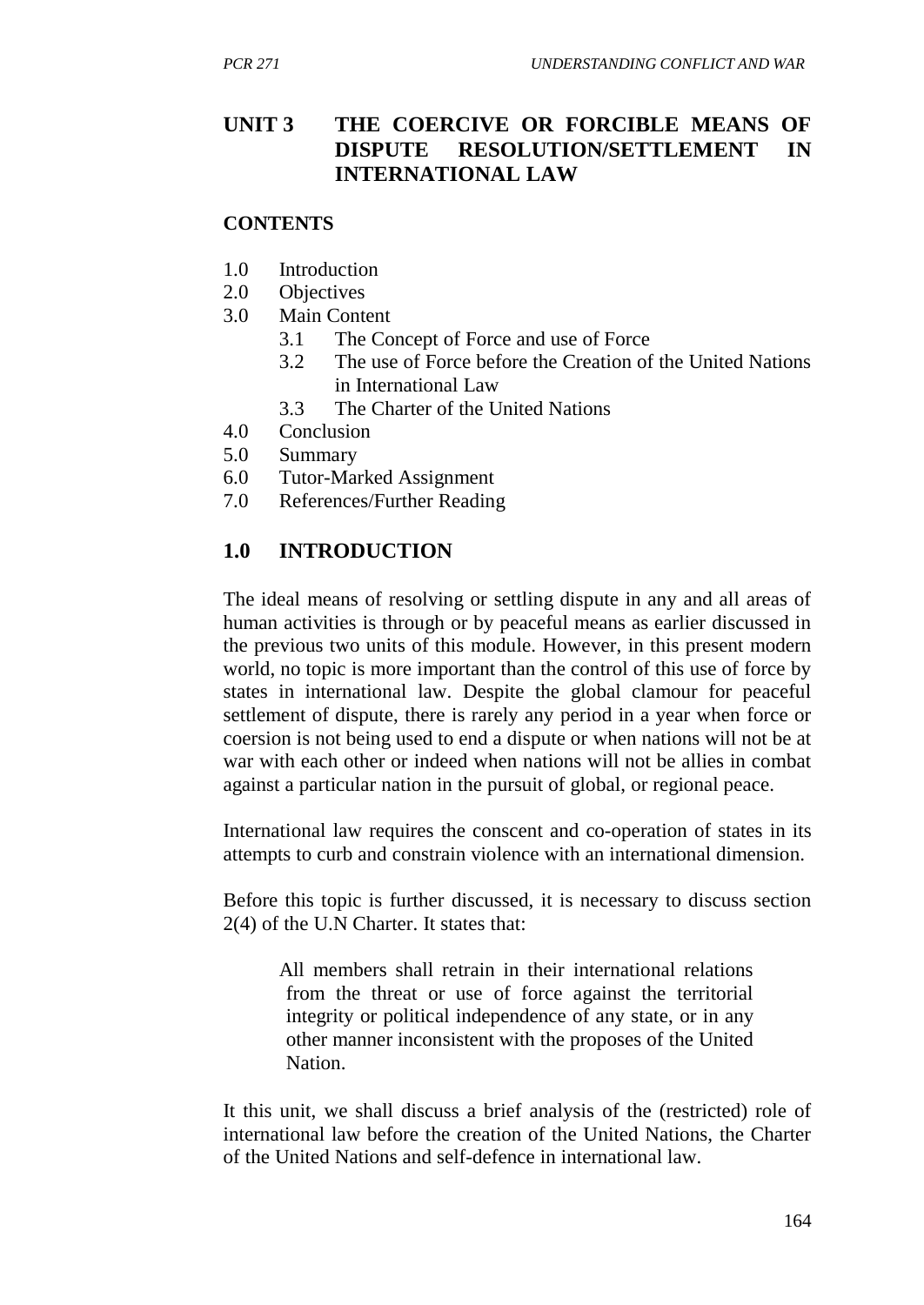# UNIT 3 THE COERCIVE OR FORCIBLE MEANS OF DISPUTE RESOLUTION/SETTLEMENT IN INTERNATIONAL LAW

**CONTENTS**

1.0 Introduction
2.0 Objectives
3.0 Main Content
 3.1 The Concept of Force and use of Force
 3.2 The use of Force before the Creation of the United Nations in International Law
 3.3 The Charter of the United Nations
4.0 Conclusion
5.0 Summary
6.0 Tutor-Marked Assignment
7.0 References/Further Reading

## 1.0 INTRODUCTION

The ideal means of resolving or settling dispute in any and all areas of human activities is through or by peaceful means as earlier discussed in the previous two units of this module. However, in this present modern world, no topic is more important than the control of this use of force by states in international law. Despite the global clamour for peaceful settlement of dispute, there is rarely any period in a year when force or coersion is not being used to end a dispute or when nations will not be at war with each other or indeed when nations will not be allies in combat against a particular nation in the pursuit of global, or regional peace.

International law requires the conscent and co-operation of states in its attempts to curb and constrain violence with an international dimension.

Before this topic is further discussed, it is necessary to discuss section 2(4) of the U.N Charter. It states that:

> All members shall retrain in their international relations from the threat or use of force against the territorial integrity or political independence of any state, or in any other manner inconsistent with the proposes of the United Nation.

It this unit, we shall discuss a brief analysis of the (restricted) role of international law before the creation of the United Nations, the Charter of the United Nations and self-defence in international law.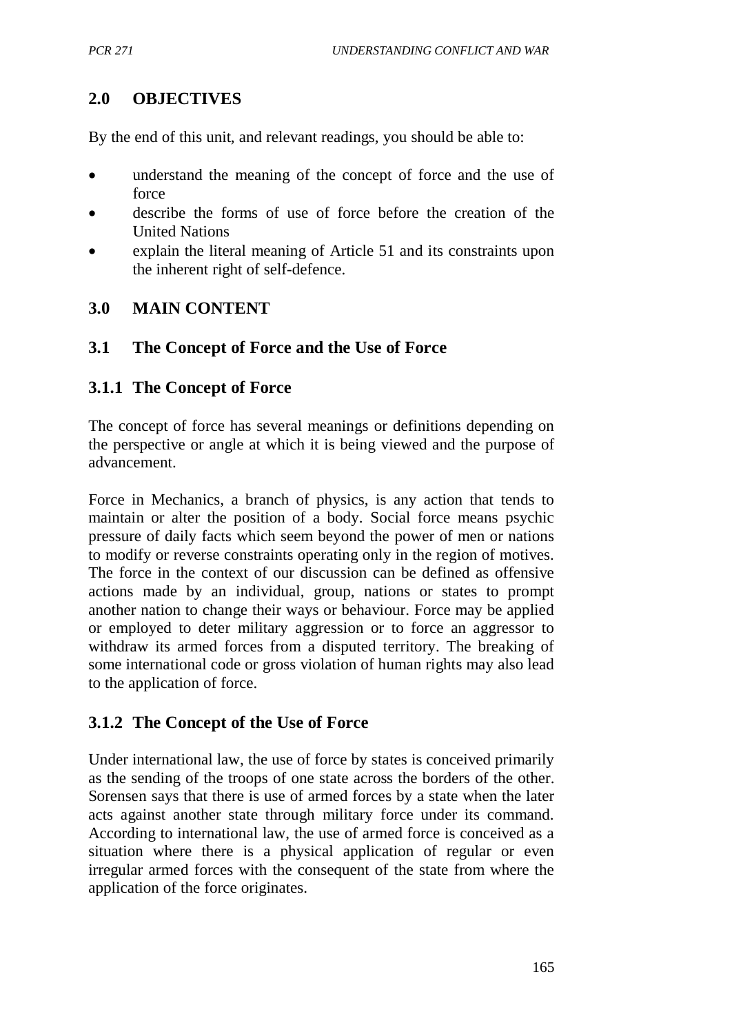## 2.0 OBJECTIVES

By the end of this unit, and relevant readings, you should be able to:

- understand the meaning of the concept of force and the use of force
- describe the forms of use of force before the creation of the United Nations
- explain the literal meaning of Article 51 and its constraints upon the inherent right of self-defence.

## 3.0 MAIN CONTENT

### 3.1 The Concept of Force and the Use of Force

#### 3.1.1 The Concept of Force

The concept of force has several meanings or definitions depending on the perspective or angle at which it is being viewed and the purpose of advancement.

Force in Mechanics, a branch of physics, is any action that tends to maintain or alter the position of a body. Social force means psychic pressure of daily facts which seem beyond the power of men or nations to modify or reverse constraints operating only in the region of motives. The force in the context of our discussion can be defined as offensive actions made by an individual, group, nations or states to prompt another nation to change their ways or behaviour. Force may be applied or employed to deter military aggression or to force an aggressor to withdraw its armed forces from a disputed territory. The breaking of some international code or gross violation of human rights may also lead to the application of force.

#### 3.1.2 The Concept of the Use of Force

Under international law, the use of force by states is conceived primarily as the sending of the troops of one state across the borders of the other. Sorensen says that there is use of armed forces by a state when the later acts against another state through military force under its command. According to international law, the use of armed force is conceived as a situation where there is a physical application of regular or even irregular armed forces with the consequent of the state from where the application of the force originates.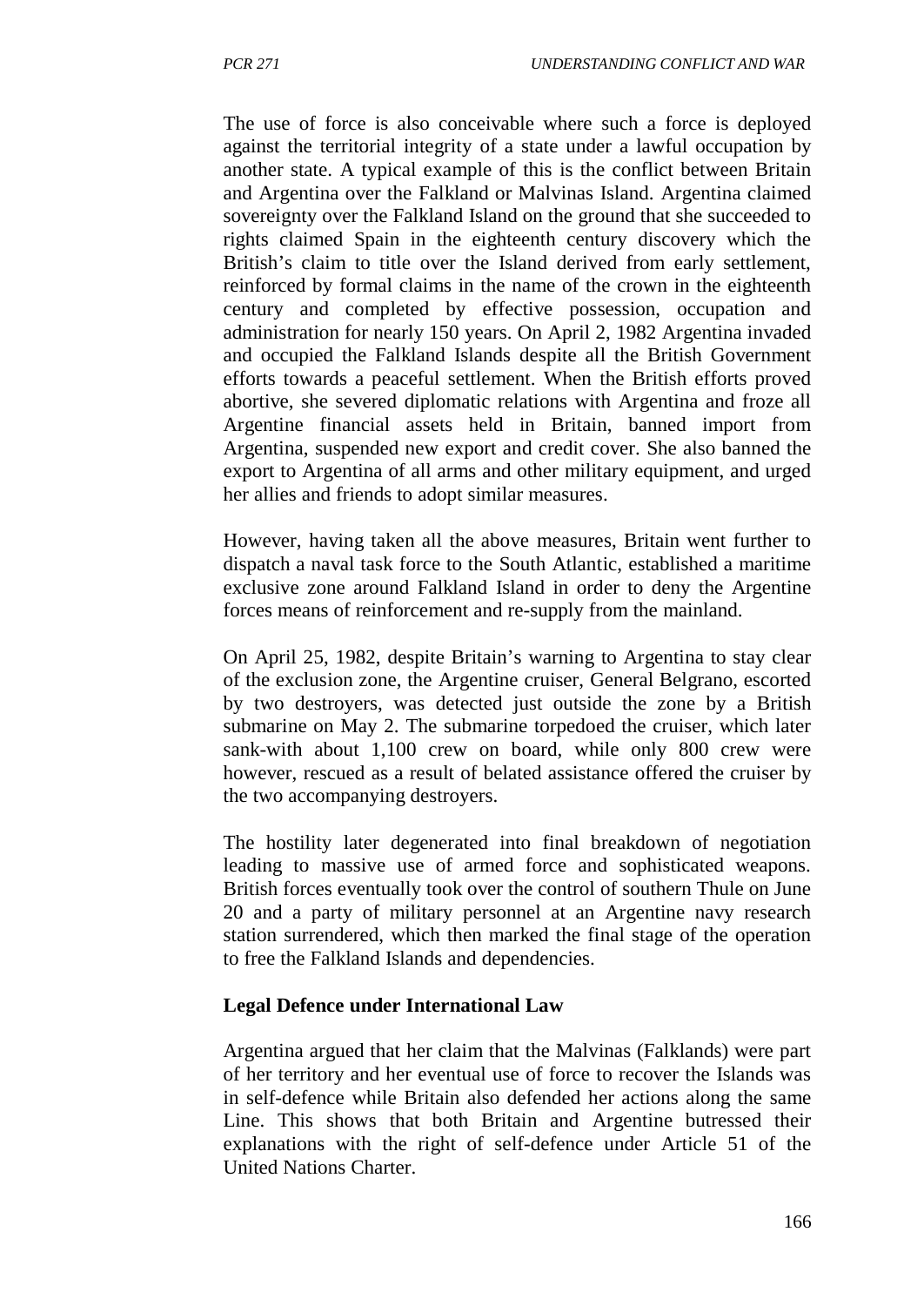The use of force is also conceivable where such a force is deployed against the territorial integrity of a state under a lawful occupation by another state. A typical example of this is the conflict between Britain and Argentina over the Falkland or Malvinas Island. Argentina claimed sovereignty over the Falkland Island on the ground that she succeeded to rights claimed Spain in the eighteenth century discovery which the British's claim to title over the Island derived from early settlement, reinforced by formal claims in the name of the crown in the eighteenth century and completed by effective possession, occupation and administration for nearly 150 years. On April 2, 1982 Argentina invaded and occupied the Falkland Islands despite all the British Government efforts towards a peaceful settlement. When the British efforts proved abortive, she severed diplomatic relations with Argentina and froze all Argentine financial assets held in Britain, banned import from Argentina, suspended new export and credit cover. She also banned the export to Argentina of all arms and other military equipment, and urged her allies and friends to adopt similar measures.

However, having taken all the above measures, Britain went further to dispatch a naval task force to the South Atlantic, established a maritime exclusive zone around Falkland Island in order to deny the Argentine forces means of reinforcement and re-supply from the mainland.

On April 25, 1982, despite Britain's warning to Argentina to stay clear of the exclusion zone, the Argentine cruiser, General Belgrano, escorted by two destroyers, was detected just outside the zone by a British submarine on May 2. The submarine torpedoed the cruiser, which later sank-with about 1,100 crew on board, while only 800 crew were however, rescued as a result of belated assistance offered the cruiser by the two accompanying destroyers.

The hostility later degenerated into final breakdown of negotiation leading to massive use of armed force and sophisticated weapons. British forces eventually took over the control of southern Thule on June 20 and a party of military personnel at an Argentine navy research station surrendered, which then marked the final stage of the operation to free the Falkland Islands and dependencies.

**Legal Defence under International Law**

Argentina argued that her claim that the Malvinas (Falklands) were part of her territory and her eventual use of force to recover the Islands was in self-defence while Britain also defended her actions along the same Line. This shows that both Britain and Argentine butressed their explanations with the right of self-defence under Article 51 of the United Nations Charter.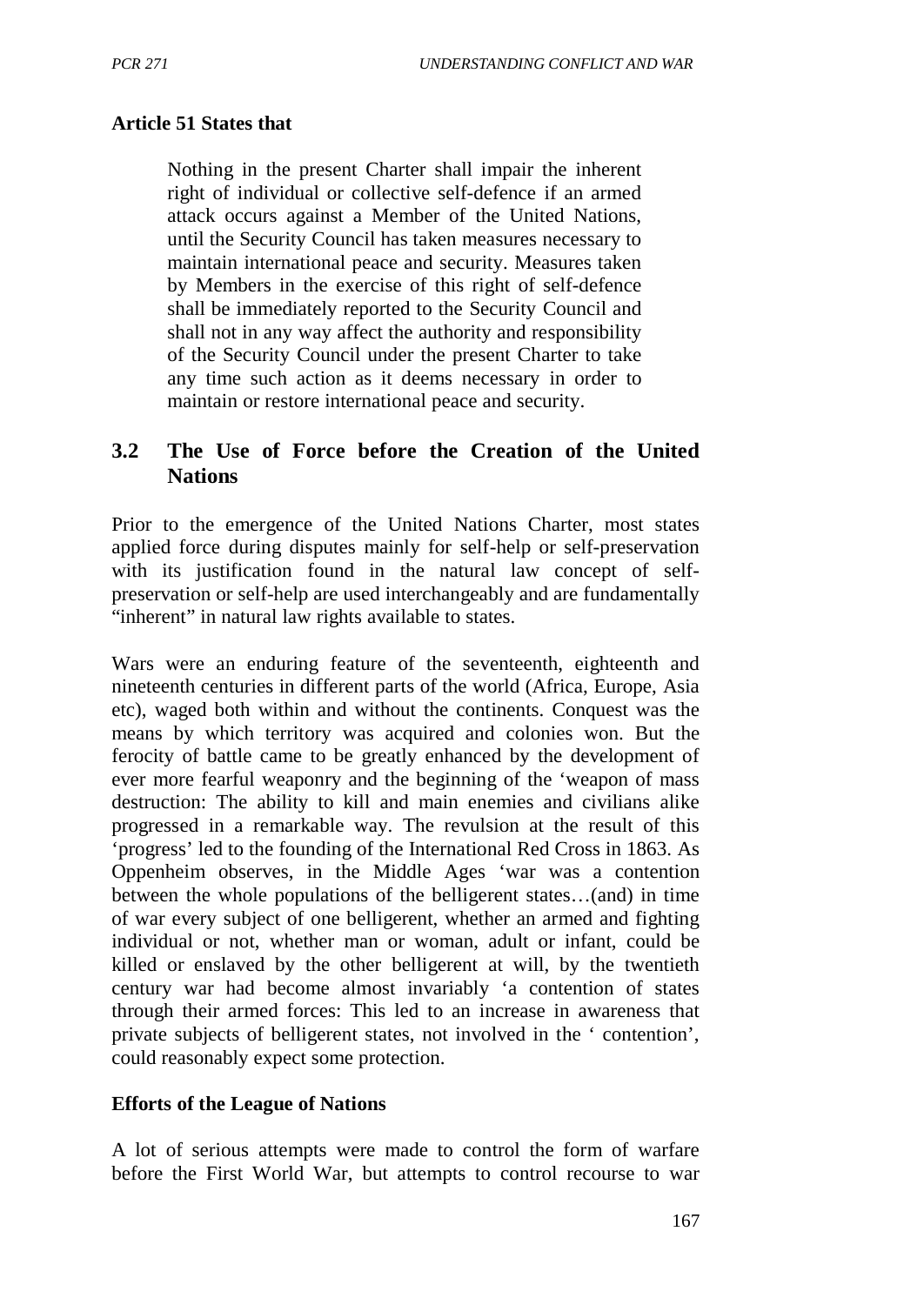**Article 51 States that**

> Nothing in the present Charter shall impair the inherent right of individual or collective self-defence if an armed attack occurs against a Member of the United Nations, until the Security Council has taken measures necessary to maintain international peace and security. Measures taken by Members in the exercise of this right of self-defence shall be immediately reported to the Security Council and shall not in any way affect the authority and responsibility of the Security Council under the present Charter to take any time such action as it deems necessary in order to maintain or restore international peace and security.

## 3.2 The Use of Force before the Creation of the United Nations

Prior to the emergence of the United Nations Charter, most states applied force during disputes mainly for self-help or self-preservation with its justification found in the natural law concept of self-preservation or self-help are used interchangeably and are fundamentally "inherent" in natural law rights available to states.

Wars were an enduring feature of the seventeenth, eighteenth and nineteenth centuries in different parts of the world (Africa, Europe, Asia etc), waged both within and without the continents. Conquest was the means by which territory was acquired and colonies won. But the ferocity of battle came to be greatly enhanced by the development of ever more fearful weaponry and the beginning of the 'weapon of mass destruction: The ability to kill and main enemies and civilians alike progressed in a remarkable way. The revulsion at the result of this 'progress' led to the founding of the International Red Cross in 1863. As Oppenheim observes, in the Middle Ages 'war was a contention between the whole populations of the belligerent states…(and) in time of war every subject of one belligerent, whether an armed and fighting individual or not, whether man or woman, adult or infant, could be killed or enslaved by the other belligerent at will, by the twentieth century war had become almost invariably 'a contention of states through their armed forces: This led to an increase in awareness that private subjects of belligerent states, not involved in the ' contention', could reasonably expect some protection.

**Efforts of the League of Nations**

A lot of serious attempts were made to control the form of warfare before the First World War, but attempts to control recourse to war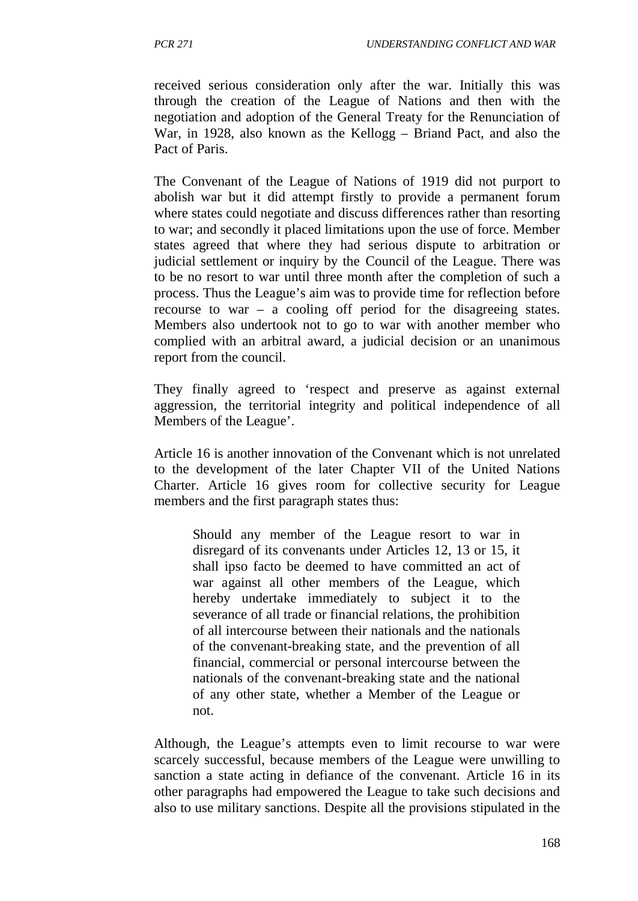received serious consideration only after the war. Initially this was through the creation of the League of Nations and then with the negotiation and adoption of the General Treaty for the Renunciation of War, in 1928, also known as the Kellogg – Briand Pact, and also the Pact of Paris.

The Convenant of the League of Nations of 1919 did not purport to abolish war but it did attempt firstly to provide a permanent forum where states could negotiate and discuss differences rather than resorting to war; and secondly it placed limitations upon the use of force. Member states agreed that where they had serious dispute to arbitration or judicial settlement or inquiry by the Council of the League. There was to be no resort to war until three month after the completion of such a process. Thus the League's aim was to provide time for reflection before recourse to war – a cooling off period for the disagreeing states. Members also undertook not to go to war with another member who complied with an arbitral award, a judicial decision or an unanimous report from the council.

They finally agreed to 'respect and preserve as against external aggression, the territorial integrity and political independence of all Members of the League'.

Article 16 is another innovation of the Convenant which is not unrelated to the development of the later Chapter VII of the United Nations Charter. Article 16 gives room for collective security for League members and the first paragraph states thus:

> Should any member of the League resort to war in disregard of its convenants under Articles 12, 13 or 15, it shall ipso facto be deemed to have committed an act of war against all other members of the League, which hereby undertake immediately to subject it to the severance of all trade or financial relations, the prohibition of all intercourse between their nationals and the nationals of the convenant-breaking state, and the prevention of all financial, commercial or personal intercourse between the nationals of the convenant-breaking state and the national of any other state, whether a Member of the League or not.

Although, the League's attempts even to limit recourse to war were scarcely successful, because members of the League were unwilling to sanction a state acting in defiance of the convenant. Article 16 in its other paragraphs had empowered the League to take such decisions and also to use military sanctions. Despite all the provisions stipulated in the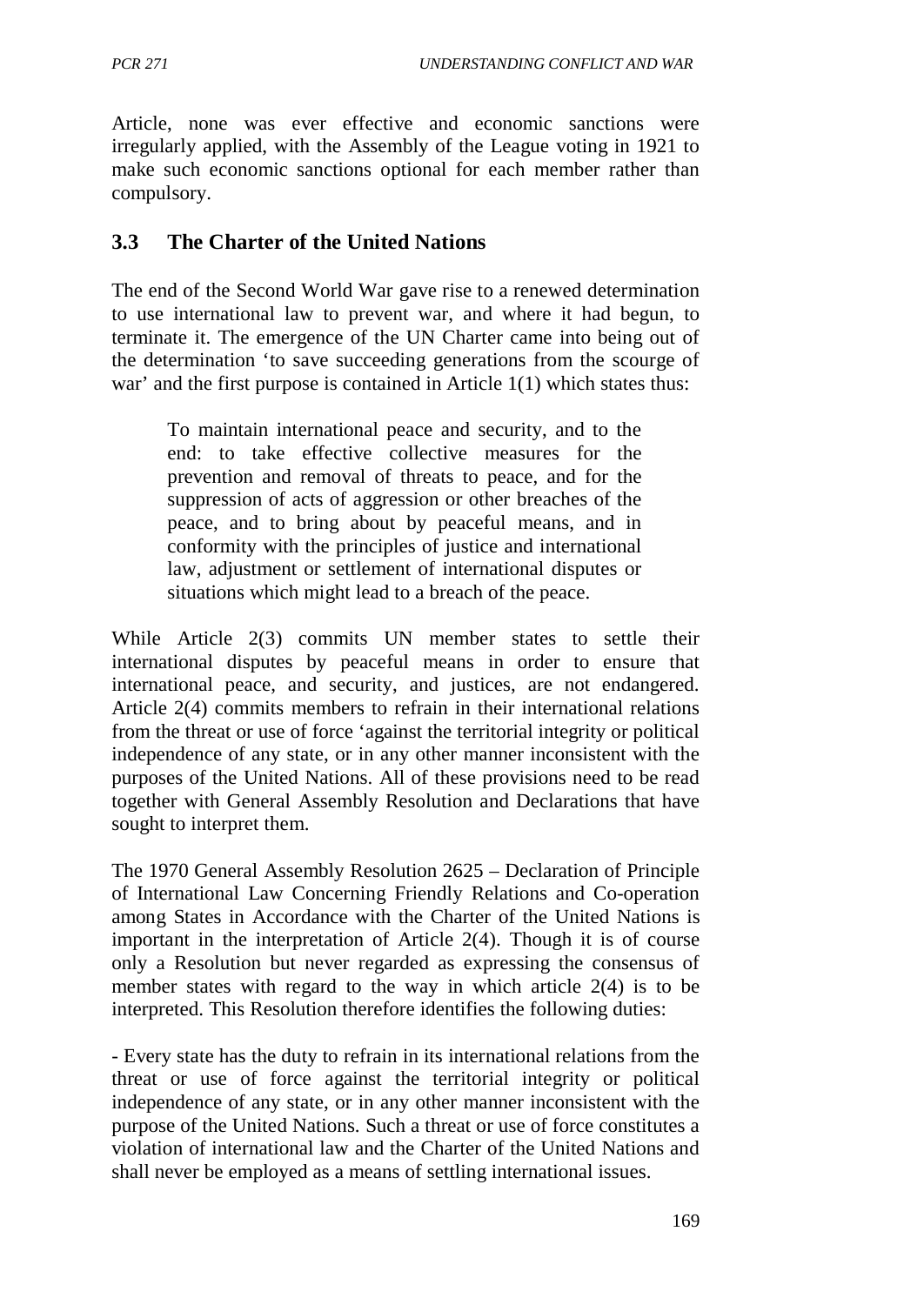Article, none was ever effective and economic sanctions were irregularly applied, with the Assembly of the League voting in 1921 to make such economic sanctions optional for each member rather than compulsory.

## 3.3 The Charter of the United Nations

The end of the Second World War gave rise to a renewed determination to use international law to prevent war, and where it had begun, to terminate it. The emergence of the UN Charter came into being out of the determination 'to save succeeding generations from the scourge of war' and the first purpose is contained in Article 1(1) which states thus:

> To maintain international peace and security, and to the end: to take effective collective measures for the prevention and removal of threats to peace, and for the suppression of acts of aggression or other breaches of the peace, and to bring about by peaceful means, and in conformity with the principles of justice and international law, adjustment or settlement of international disputes or situations which might lead to a breach of the peace.

While Article 2(3) commits UN member states to settle their international disputes by peaceful means in order to ensure that international peace, and security, and justices, are not endangered. Article 2(4) commits members to refrain in their international relations from the threat or use of force 'against the territorial integrity or political independence of any state, or in any other manner inconsistent with the purposes of the United Nations. All of these provisions need to be read together with General Assembly Resolution and Declarations that have sought to interpret them.

The 1970 General Assembly Resolution 2625 – Declaration of Principle of International Law Concerning Friendly Relations and Co-operation among States in Accordance with the Charter of the United Nations is important in the interpretation of Article 2(4). Though it is of course only a Resolution but never regarded as expressing the consensus of member states with regard to the way in which article 2(4) is to be interpreted. This Resolution therefore identifies the following duties:

- Every state has the duty to refrain in its international relations from the threat or use of force against the territorial integrity or political independence of any state, or in any other manner inconsistent with the purpose of the United Nations. Such a threat or use of force constitutes a violation of international law and the Charter of the United Nations and shall never be employed as a means of settling international issues.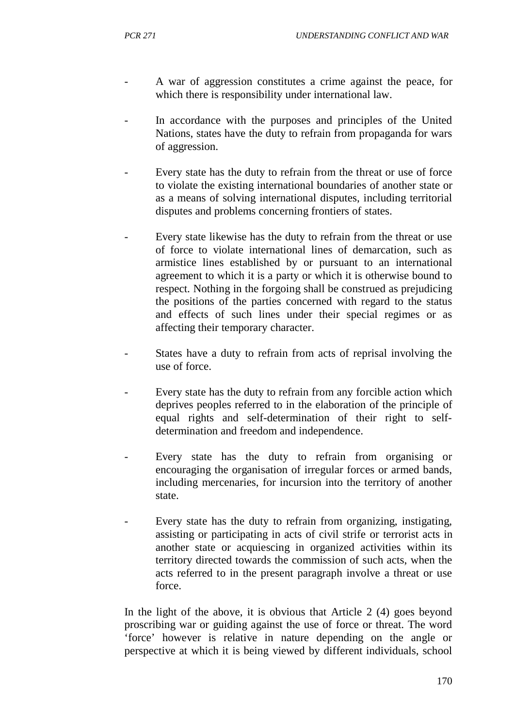- A war of aggression constitutes a crime against the peace, for which there is responsibility under international law.

- In accordance with the purposes and principles of the United Nations, states have the duty to refrain from propaganda for wars of aggression.

- Every state has the duty to refrain from the threat or use of force to violate the existing international boundaries of another state or as a means of solving international disputes, including territorial disputes and problems concerning frontiers of states.

- Every state likewise has the duty to refrain from the threat or use of force to violate international lines of demarcation, such as armistice lines established by or pursuant to an international agreement to which it is a party or which it is otherwise bound to respect. Nothing in the forgoing shall be construed as prejudicing the positions of the parties concerned with regard to the status and effects of such lines under their special regimes or as affecting their temporary character.

- States have a duty to refrain from acts of reprisal involving the use of force.

- Every state has the duty to refrain from any forcible action which deprives peoples referred to in the elaboration of the principle of equal rights and self-determination of their right to self-determination and freedom and independence.

- Every state has the duty to refrain from organising or encouraging the organisation of irregular forces or armed bands, including mercenaries, for incursion into the territory of another state.

- Every state has the duty to refrain from organizing, instigating, assisting or participating in acts of civil strife or terrorist acts in another state or acquiescing in organized activities within its territory directed towards the commission of such acts, when the acts referred to in the present paragraph involve a threat or use force.

In the light of the above, it is obvious that Article 2 (4) goes beyond proscribing war or guiding against the use of force or threat. The word 'force' however is relative in nature depending on the angle or perspective at which it is being viewed by different individuals, school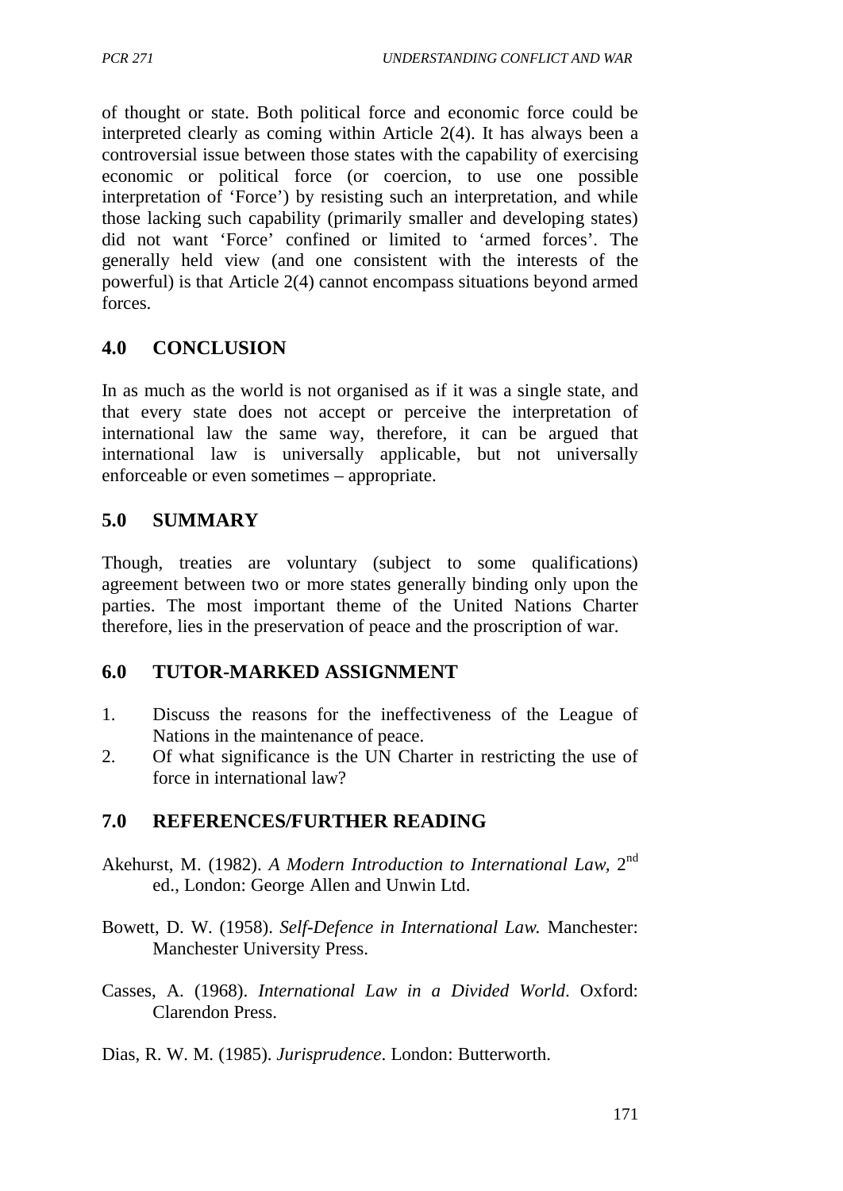of thought or state. Both political force and economic force could be interpreted clearly as coming within Article 2(4). It has always been a controversial issue between those states with the capability of exercising economic or political force (or coercion, to use one possible interpretation of 'Force') by resisting such an interpretation, and while those lacking such capability (primarily smaller and developing states) did not want 'Force' confined or limited to 'armed forces'. The generally held view (and one consistent with the interests of the powerful) is that Article 2(4) cannot encompass situations beyond armed forces.

## 4.0 CONCLUSION

In as much as the world is not organised as if it was a single state, and that every state does not accept or perceive the interpretation of international law the same way, therefore, it can be argued that international law is universally applicable, but not universally enforceable or even sometimes – appropriate.

## 5.0 SUMMARY

Though, treaties are voluntary (subject to some qualifications) agreement between two or more states generally binding only upon the parties. The most important theme of the United Nations Charter therefore, lies in the preservation of peace and the proscription of war.

## 6.0 TUTOR-MARKED ASSIGNMENT

1. Discuss the reasons for the ineffectiveness of the League of Nations in the maintenance of peace.
2. Of what significance is the UN Charter in restricting the use of force in international law?

## 7.0 REFERENCES/FURTHER READING

Akehurst, M. (1982). *A Modern Introduction to International Law,* 2nd ed., London: George Allen and Unwin Ltd.

Bowett, D. W. (1958). *Self-Defence in International Law.* Manchester: Manchester University Press.

Casses, A. (1968). *International Law in a Divided World*. Oxford: Clarendon Press.

Dias, R. W. M. (1985). *Jurisprudence*. London: Butterworth.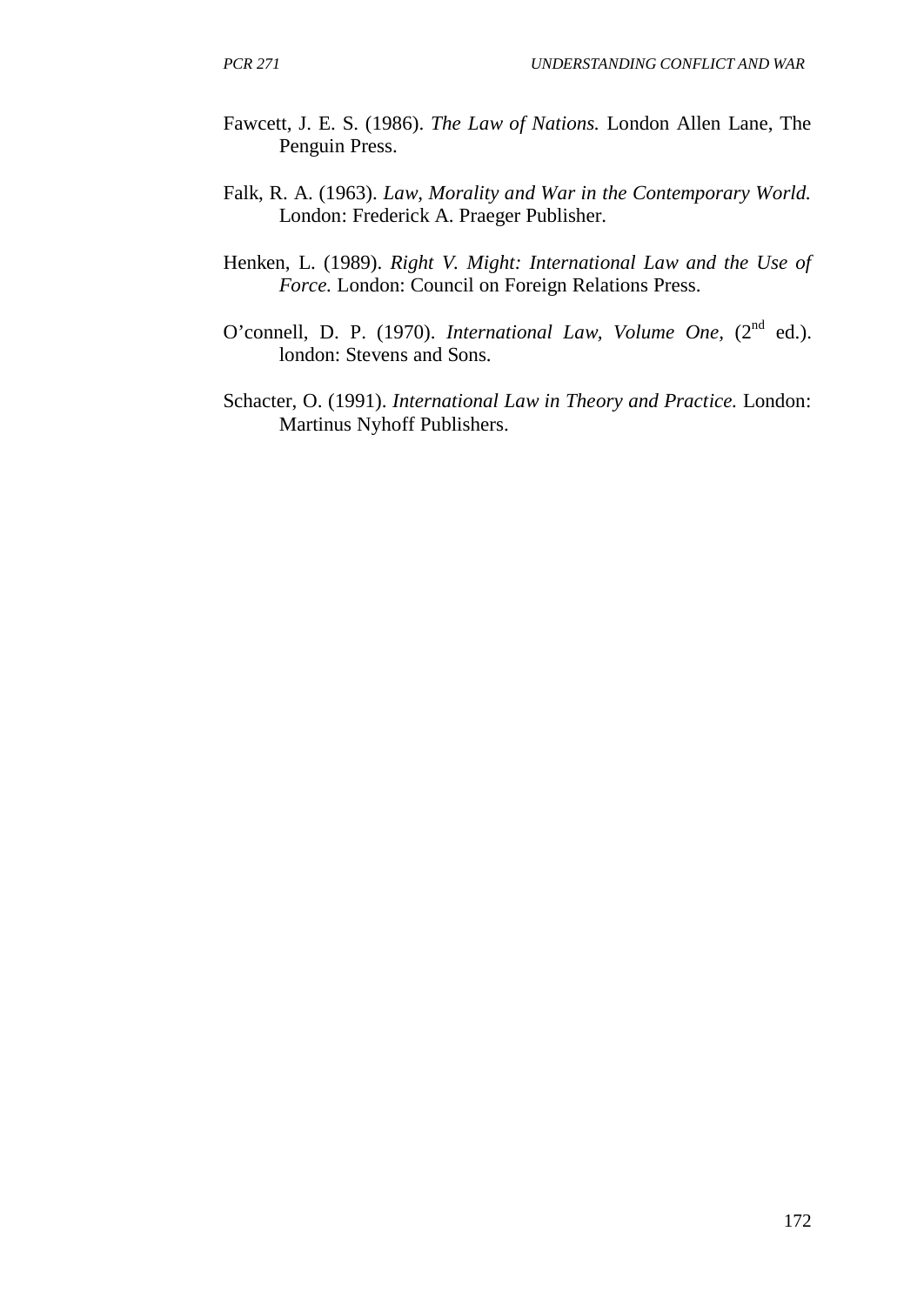Fawcett, J. E. S. (1986). *The Law of Nations.* London Allen Lane, The Penguin Press.

Falk, R. A. (1963). *Law, Morality and War in the Contemporary World.* London: Frederick A. Praeger Publisher.

Henken, L. (1989). *Right V. Might: International Law and the Use of Force.* London: Council on Foreign Relations Press.

O'connell, D. P. (1970). *International Law, Volume One*, (2nd ed.). london: Stevens and Sons.

Schacter, O. (1991). *International Law in Theory and Practice.* London: Martinus Nyhoff Publishers.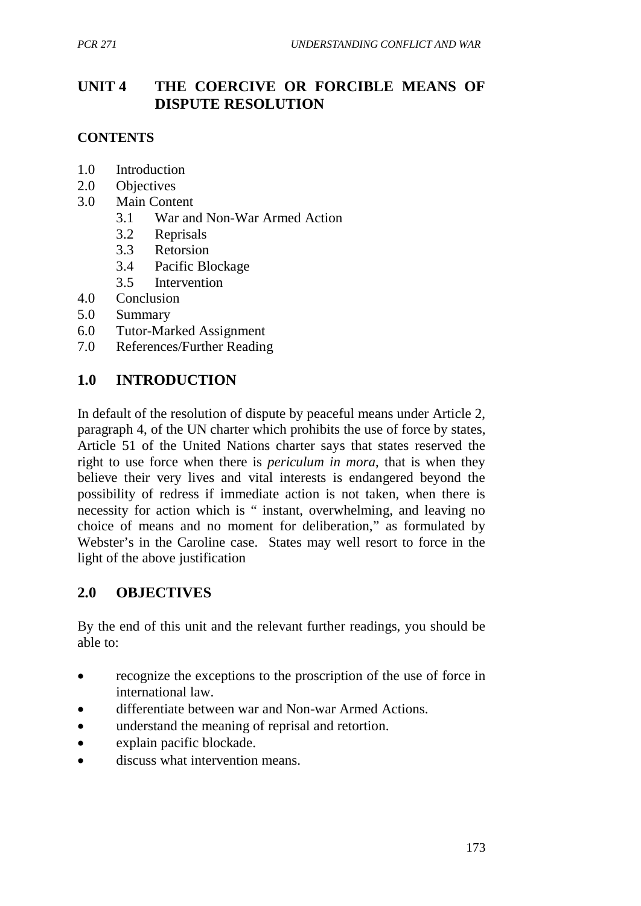## UNIT 4 THE COERCIVE OR FORCIBLE MEANS OF DISPUTE RESOLUTION

**CONTENTS**

1.0 Introduction
2.0 Objectives
3.0 Main Content
   3.1 War and Non-War Armed Action
   3.2 Reprisals
   3.3 Retorsion
   3.4 Pacific Blockage
   3.5 Intervention
4.0 Conclusion
5.0 Summary
6.0 Tutor-Marked Assignment
7.0 References/Further Reading

## 1.0 INTRODUCTION

In default of the resolution of dispute by peaceful means under Article 2, paragraph 4, of the UN charter which prohibits the use of force by states, Article 51 of the United Nations charter says that states reserved the right to use force when there is *periculum in mora*, that is when they believe their very lives and vital interests is endangered beyond the possibility of redress if immediate action is not taken, when there is necessity for action which is " instant, overwhelming, and leaving no choice of means and no moment for deliberation," as formulated by Webster's in the Caroline case. States may well resort to force in the light of the above justification

## 2.0 OBJECTIVES

By the end of this unit and the relevant further readings, you should be able to:

- recognize the exceptions to the proscription of the use of force in international law.
- differentiate between war and Non-war Armed Actions.
- understand the meaning of reprisal and retortion.
- explain pacific blockade.
- discuss what intervention means.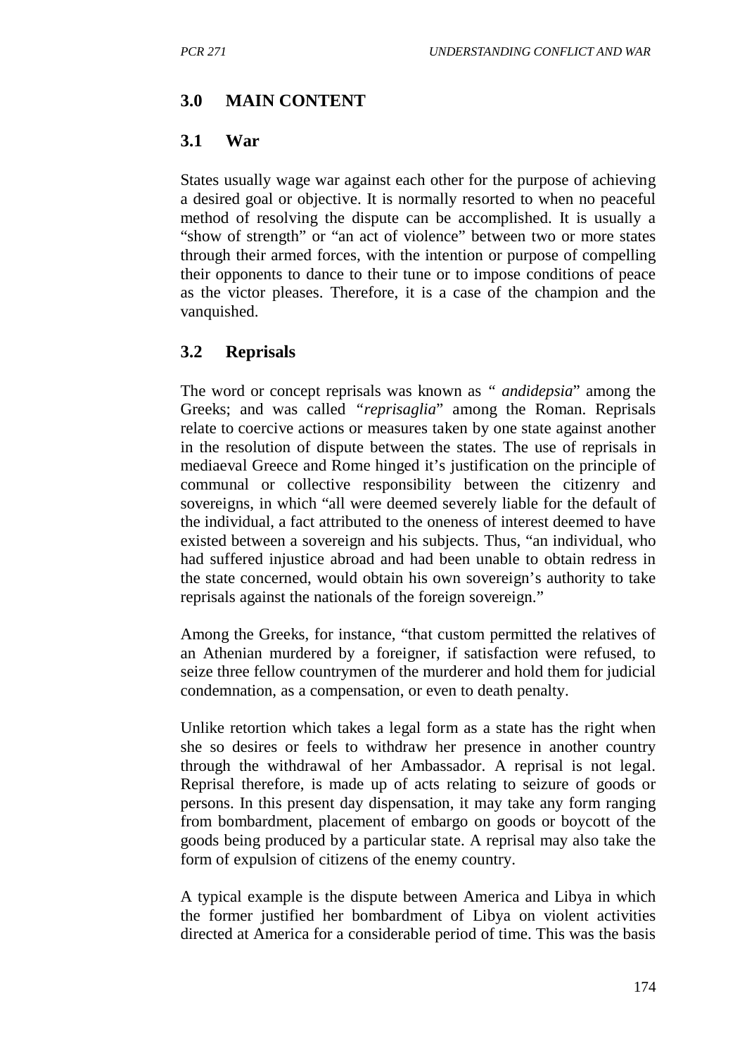## 3.0 MAIN CONTENT

### 3.1 War

States usually wage war against each other for the purpose of achieving a desired goal or objective. It is normally resorted to when no peaceful method of resolving the dispute can be accomplished. It is usually a "show of strength" or "an act of violence" between two or more states through their armed forces, with the intention or purpose of compelling their opponents to dance to their tune or to impose conditions of peace as the victor pleases. Therefore, it is a case of the champion and the vanquished.

### 3.2 Reprisals

The word or concept reprisals was known as " *andidepsia*" among the Greeks; and was called "*reprisaglia*" among the Roman. Reprisals relate to coercive actions or measures taken by one state against another in the resolution of dispute between the states. The use of reprisals in mediaeval Greece and Rome hinged it's justification on the principle of communal or collective responsibility between the citizenry and sovereigns, in which "all were deemed severely liable for the default of the individual, a fact attributed to the oneness of interest deemed to have existed between a sovereign and his subjects. Thus, "an individual, who had suffered injustice abroad and had been unable to obtain redress in the state concerned, would obtain his own sovereign's authority to take reprisals against the nationals of the foreign sovereign."

Among the Greeks, for instance, "that custom permitted the relatives of an Athenian murdered by a foreigner, if satisfaction were refused, to seize three fellow countrymen of the murderer and hold them for judicial condemnation, as a compensation, or even to death penalty.

Unlike retortion which takes a legal form as a state has the right when she so desires or feels to withdraw her presence in another country through the withdrawal of her Ambassador. A reprisal is not legal. Reprisal therefore, is made up of acts relating to seizure of goods or persons. In this present day dispensation, it may take any form ranging from bombardment, placement of embargo on goods or boycott of the goods being produced by a particular state. A reprisal may also take the form of expulsion of citizens of the enemy country.

A typical example is the dispute between America and Libya in which the former justified her bombardment of Libya on violent activities directed at America for a considerable period of time. This was the basis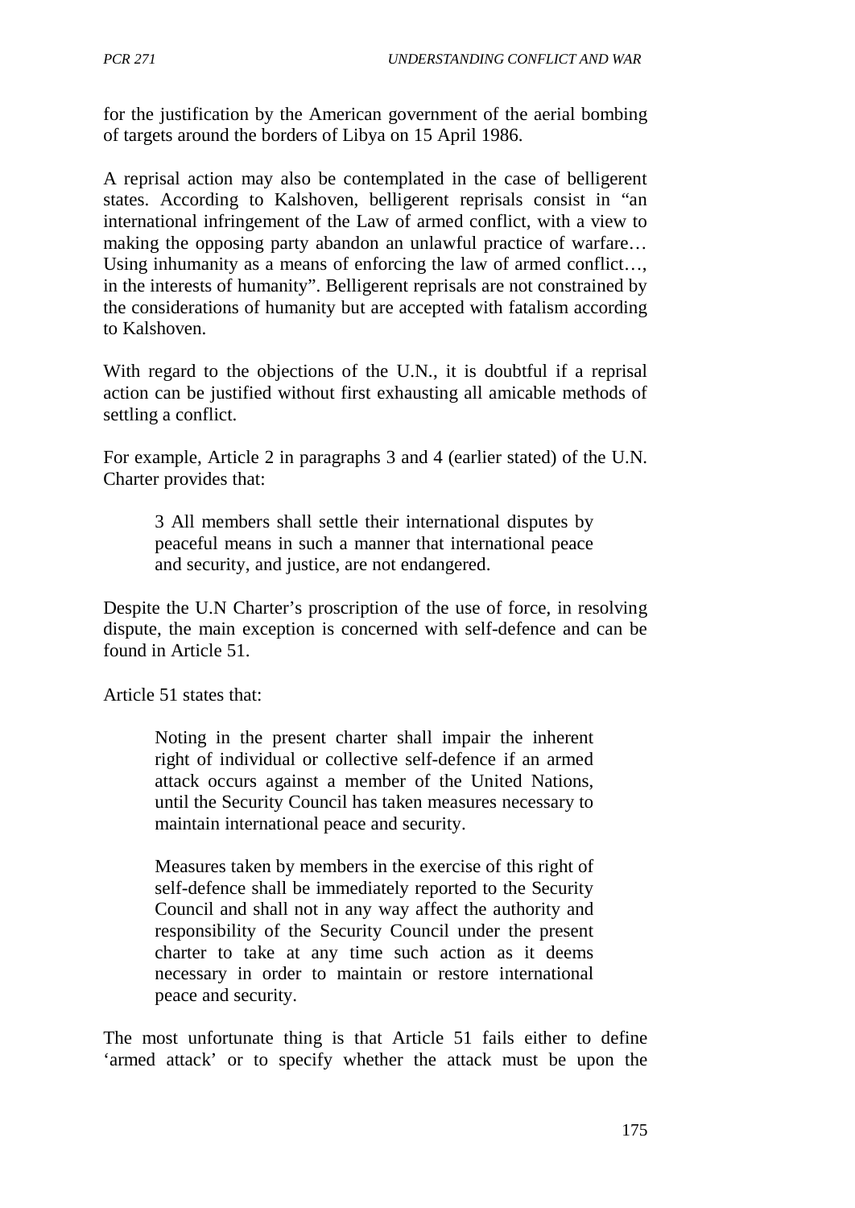for the justification by the American government of the aerial bombing of targets around the borders of Libya on 15 April 1986.

A reprisal action may also be contemplated in the case of belligerent states. According to Kalshoven, belligerent reprisals consist in "an international infringement of the Law of armed conflict, with a view to making the opposing party abandon an unlawful practice of warfare… Using inhumanity as a means of enforcing the law of armed conflict…, in the interests of humanity". Belligerent reprisals are not constrained by the considerations of humanity but are accepted with fatalism according to Kalshoven.

With regard to the objections of the U.N., it is doubtful if a reprisal action can be justified without first exhausting all amicable methods of settling a conflict.

For example, Article 2 in paragraphs 3 and 4 (earlier stated) of the U.N. Charter provides that:

> 3 All members shall settle their international disputes by peaceful means in such a manner that international peace and security, and justice, are not endangered.

Despite the U.N Charter's proscription of the use of force, in resolving dispute, the main exception is concerned with self-defence and can be found in Article 51.

Article 51 states that:

> Noting in the present charter shall impair the inherent right of individual or collective self-defence if an armed attack occurs against a member of the United Nations, until the Security Council has taken measures necessary to maintain international peace and security.
>
> Measures taken by members in the exercise of this right of self-defence shall be immediately reported to the Security Council and shall not in any way affect the authority and responsibility of the Security Council under the present charter to take at any time such action as it deems necessary in order to maintain or restore international peace and security.

The most unfortunate thing is that Article 51 fails either to define 'armed attack' or to specify whether the attack must be upon the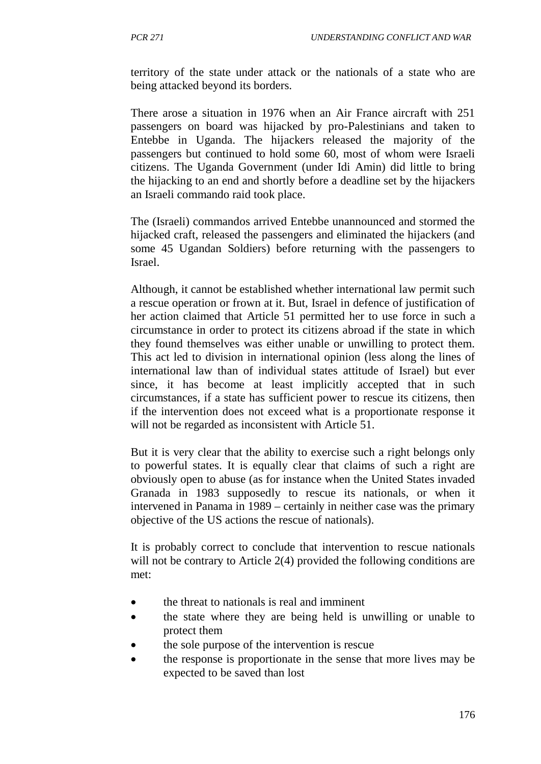territory of the state under attack or the nationals of a state who are being attacked beyond its borders.

There arose a situation in 1976 when an Air France aircraft with 251 passengers on board was hijacked by pro-Palestinians and taken to Entebbe in Uganda. The hijackers released the majority of the passengers but continued to hold some 60, most of whom were Israeli citizens. The Uganda Government (under Idi Amin) did little to bring the hijacking to an end and shortly before a deadline set by the hijackers an Israeli commando raid took place.

The (Israeli) commandos arrived Entebbe unannounced and stormed the hijacked craft, released the passengers and eliminated the hijackers (and some 45 Ugandan Soldiers) before returning with the passengers to Israel.

Although, it cannot be established whether international law permit such a rescue operation or frown at it. But, Israel in defence of justification of her action claimed that Article 51 permitted her to use force in such a circumstance in order to protect its citizens abroad if the state in which they found themselves was either unable or unwilling to protect them. This act led to division in international opinion (less along the lines of international law than of individual states attitude of Israel) but ever since, it has become at least implicitly accepted that in such circumstances, if a state has sufficient power to rescue its citizens, then if the intervention does not exceed what is a proportionate response it will not be regarded as inconsistent with Article 51.

But it is very clear that the ability to exercise such a right belongs only to powerful states. It is equally clear that claims of such a right are obviously open to abuse (as for instance when the United States invaded Granada in 1983 supposedly to rescue its nationals, or when it intervened in Panama in 1989 – certainly in neither case was the primary objective of the US actions the rescue of nationals).

It is probably correct to conclude that intervention to rescue nationals will not be contrary to Article 2(4) provided the following conditions are met:

- the threat to nationals is real and imminent
- the state where they are being held is unwilling or unable to protect them
- the sole purpose of the intervention is rescue
- the response is proportionate in the sense that more lives may be expected to be saved than lost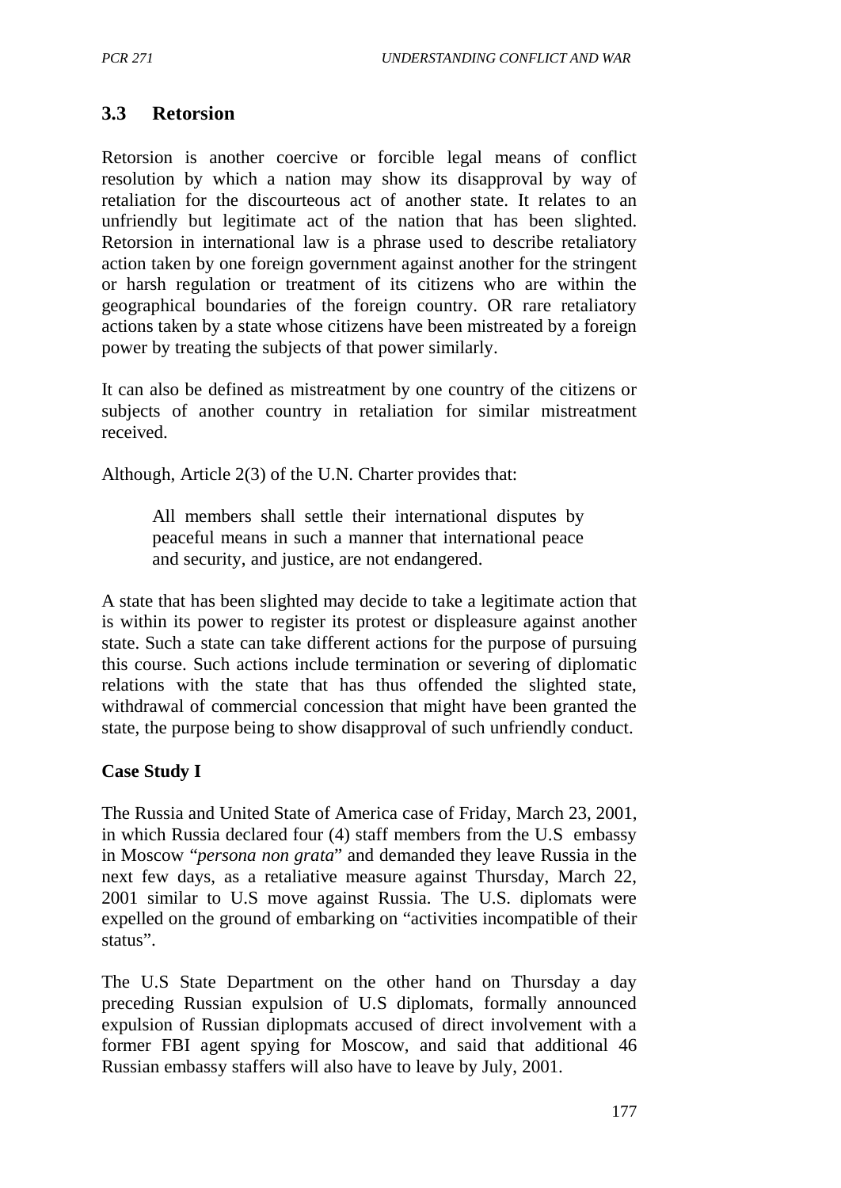### 3.3 Retorsion

Retorsion is another coercive or forcible legal means of conflict resolution by which a nation may show its disapproval by way of retaliation for the discourteous act of another state. It relates to an unfriendly but legitimate act of the nation that has been slighted. Retorsion in international law is a phrase used to describe retaliatory action taken by one foreign government against another for the stringent or harsh regulation or treatment of its citizens who are within the geographical boundaries of the foreign country. OR rare retaliatory actions taken by a state whose citizens have been mistreated by a foreign power by treating the subjects of that power similarly.

It can also be defined as mistreatment by one country of the citizens or subjects of another country in retaliation for similar mistreatment received.

Although, Article 2(3) of the U.N. Charter provides that:

> All members shall settle their international disputes by peaceful means in such a manner that international peace and security, and justice, are not endangered.

A state that has been slighted may decide to take a legitimate action that is within its power to register its protest or displeasure against another state. Such a state can take different actions for the purpose of pursuing this course. Such actions include termination or severing of diplomatic relations with the state that has thus offended the slighted state, withdrawal of commercial concession that might have been granted the state, the purpose being to show disapproval of such unfriendly conduct.

**Case Study I**

The Russia and United State of America case of Friday, March 23, 2001, in which Russia declared four (4) staff members from the U.S embassy in Moscow "*persona non grata*" and demanded they leave Russia in the next few days, as a retaliative measure against Thursday, March 22, 2001 similar to U.S move against Russia. The U.S. diplomats were expelled on the ground of embarking on "activities incompatible of their status".

The U.S State Department on the other hand on Thursday a day preceding Russian expulsion of U.S diplomats, formally announced expulsion of Russian diplopmats accused of direct involvement with a former FBI agent spying for Moscow, and said that additional 46 Russian embassy staffers will also have to leave by July, 2001.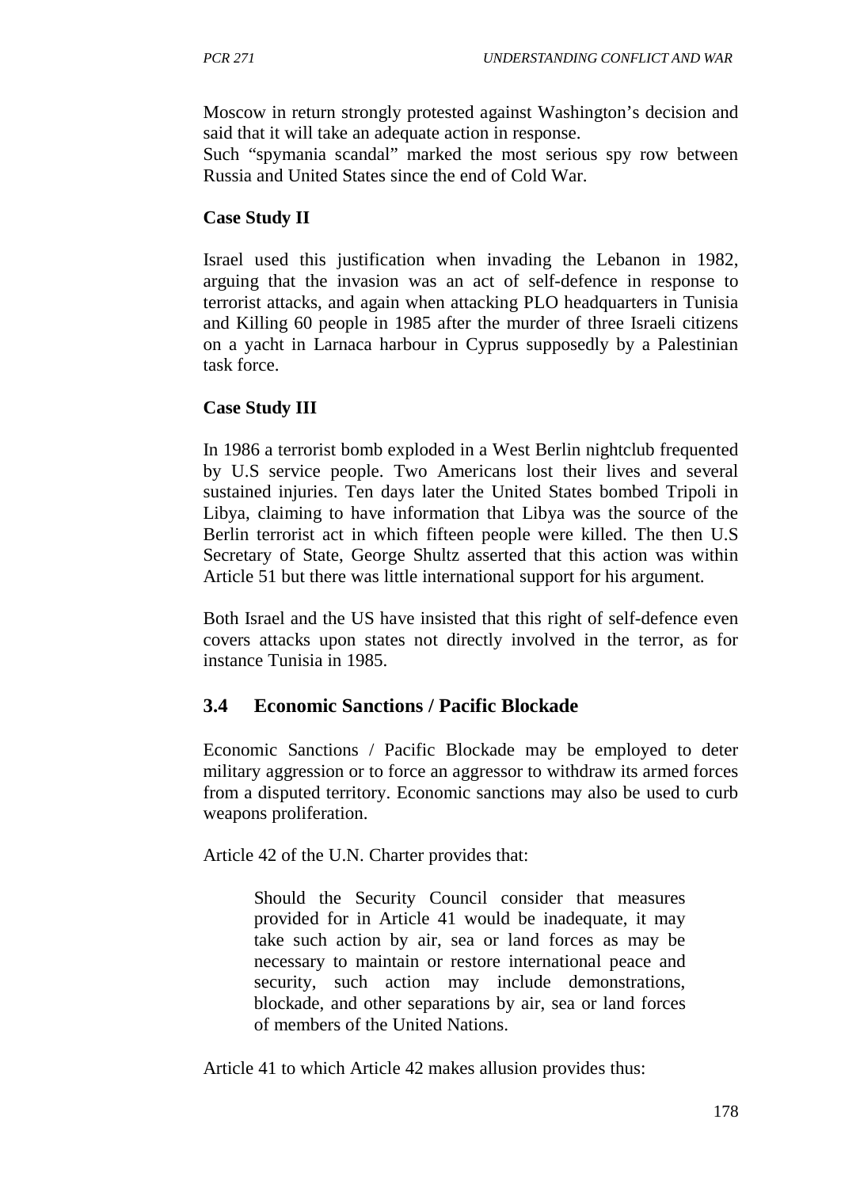Moscow in return strongly protested against Washington's decision and said that it will take an adequate action in response.
Such "spymania scandal" marked the most serious spy row between Russia and United States since the end of Cold War.

**Case Study II**

Israel used this justification when invading the Lebanon in 1982, arguing that the invasion was an act of self-defence in response to terrorist attacks, and again when attacking PLO headquarters in Tunisia and Killing 60 people in 1985 after the murder of three Israeli citizens on a yacht in Larnaca harbour in Cyprus supposedly by a Palestinian task force.

**Case Study III**

In 1986 a terrorist bomb exploded in a West Berlin nightclub frequented by U.S service people. Two Americans lost their lives and several sustained injuries. Ten days later the United States bombed Tripoli in Libya, claiming to have information that Libya was the source of the Berlin terrorist act in which fifteen people were killed. The then U.S Secretary of State, George Shultz asserted that this action was within Article 51 but there was little international support for his argument.

Both Israel and the US have insisted that this right of self-defence even covers attacks upon states not directly involved in the terror, as for instance Tunisia in 1985.

## 3.4 Economic Sanctions / Pacific Blockade

Economic Sanctions / Pacific Blockade may be employed to deter military aggression or to force an aggressor to withdraw its armed forces from a disputed territory. Economic sanctions may also be used to curb weapons proliferation.

Article 42 of the U.N. Charter provides that:

> Should the Security Council consider that measures provided for in Article 41 would be inadequate, it may take such action by air, sea or land forces as may be necessary to maintain or restore international peace and security, such action may include demonstrations, blockade, and other separations by air, sea or land forces of members of the United Nations.

Article 41 to which Article 42 makes allusion provides thus: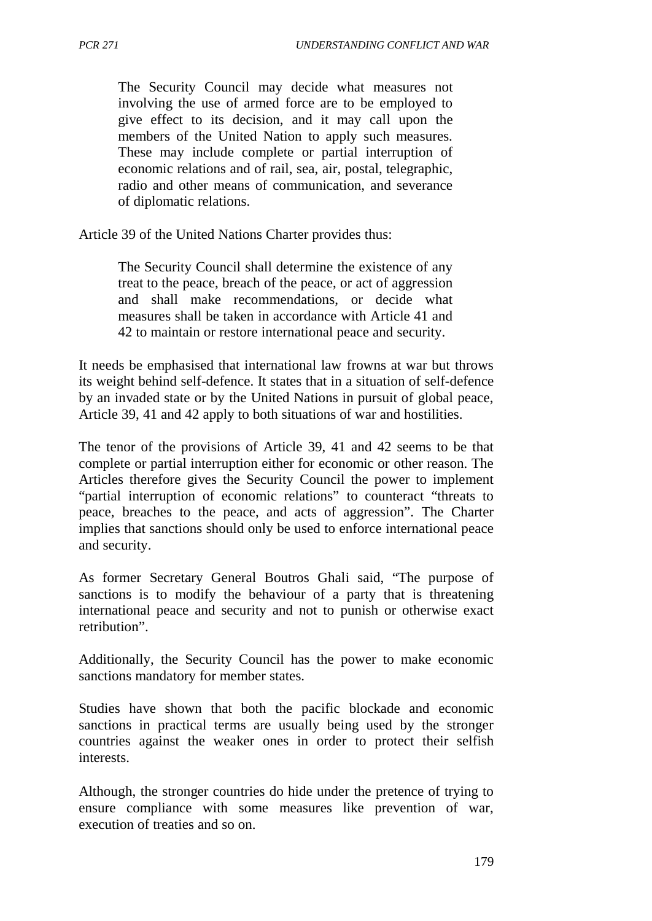> The Security Council may decide what measures not involving the use of armed force are to be employed to give effect to its decision, and it may call upon the members of the United Nation to apply such measures. These may include complete or partial interruption of economic relations and of rail, sea, air, postal, telegraphic, radio and other means of communication, and severance of diplomatic relations.

Article 39 of the United Nations Charter provides thus:

> The Security Council shall determine the existence of any treat to the peace, breach of the peace, or act of aggression and shall make recommendations, or decide what measures shall be taken in accordance with Article 41 and 42 to maintain or restore international peace and security.

It needs be emphasised that international law frowns at war but throws its weight behind self-defence. It states that in a situation of self-defence by an invaded state or by the United Nations in pursuit of global peace, Article 39, 41 and 42 apply to both situations of war and hostilities.

The tenor of the provisions of Article 39, 41 and 42 seems to be that complete or partial interruption either for economic or other reason. The Articles therefore gives the Security Council the power to implement "partial interruption of economic relations" to counteract "threats to peace, breaches to the peace, and acts of aggression". The Charter implies that sanctions should only be used to enforce international peace and security.

As former Secretary General Boutros Ghali said, "The purpose of sanctions is to modify the behaviour of a party that is threatening international peace and security and not to punish or otherwise exact retribution".

Additionally, the Security Council has the power to make economic sanctions mandatory for member states.

Studies have shown that both the pacific blockade and economic sanctions in practical terms are usually being used by the stronger countries against the weaker ones in order to protect their selfish interests.

Although, the stronger countries do hide under the pretence of trying to ensure compliance with some measures like prevention of war, execution of treaties and so on.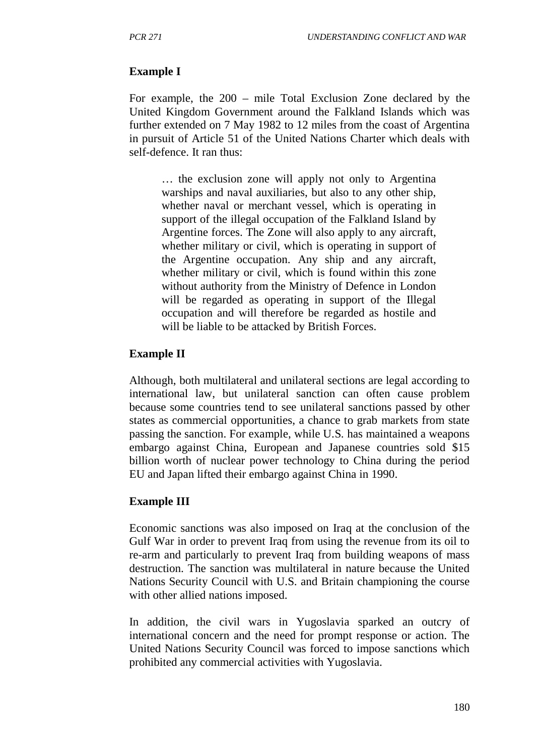**Example I**

For example, the 200 – mile Total Exclusion Zone declared by the United Kingdom Government around the Falkland Islands which was further extended on 7 May 1982 to 12 miles from the coast of Argentina in pursuit of Article 51 of the United Nations Charter which deals with self-defence. It ran thus:

> … the exclusion zone will apply not only to Argentina warships and naval auxiliaries, but also to any other ship, whether naval or merchant vessel, which is operating in support of the illegal occupation of the Falkland Island by Argentine forces. The Zone will also apply to any aircraft, whether military or civil, which is operating in support of the Argentine occupation. Any ship and any aircraft, whether military or civil, which is found within this zone without authority from the Ministry of Defence in London will be regarded as operating in support of the Illegal occupation and will therefore be regarded as hostile and will be liable to be attacked by British Forces.

**Example II**

Although, both multilateral and unilateral sections are legal according to international law, but unilateral sanction can often cause problem because some countries tend to see unilateral sanctions passed by other states as commercial opportunities, a chance to grab markets from state passing the sanction. For example, while U.S. has maintained a weapons embargo against China, European and Japanese countries sold $15 billion worth of nuclear power technology to China during the period EU and Japan lifted their embargo against China in 1990.

**Example III**

Economic sanctions was also imposed on Iraq at the conclusion of the Gulf War in order to prevent Iraq from using the revenue from its oil to re-arm and particularly to prevent Iraq from building weapons of mass destruction. The sanction was multilateral in nature because the United Nations Security Council with U.S. and Britain championing the course with other allied nations imposed.

In addition, the civil wars in Yugoslavia sparked an outcry of international concern and the need for prompt response or action. The United Nations Security Council was forced to impose sanctions which prohibited any commercial activities with Yugoslavia.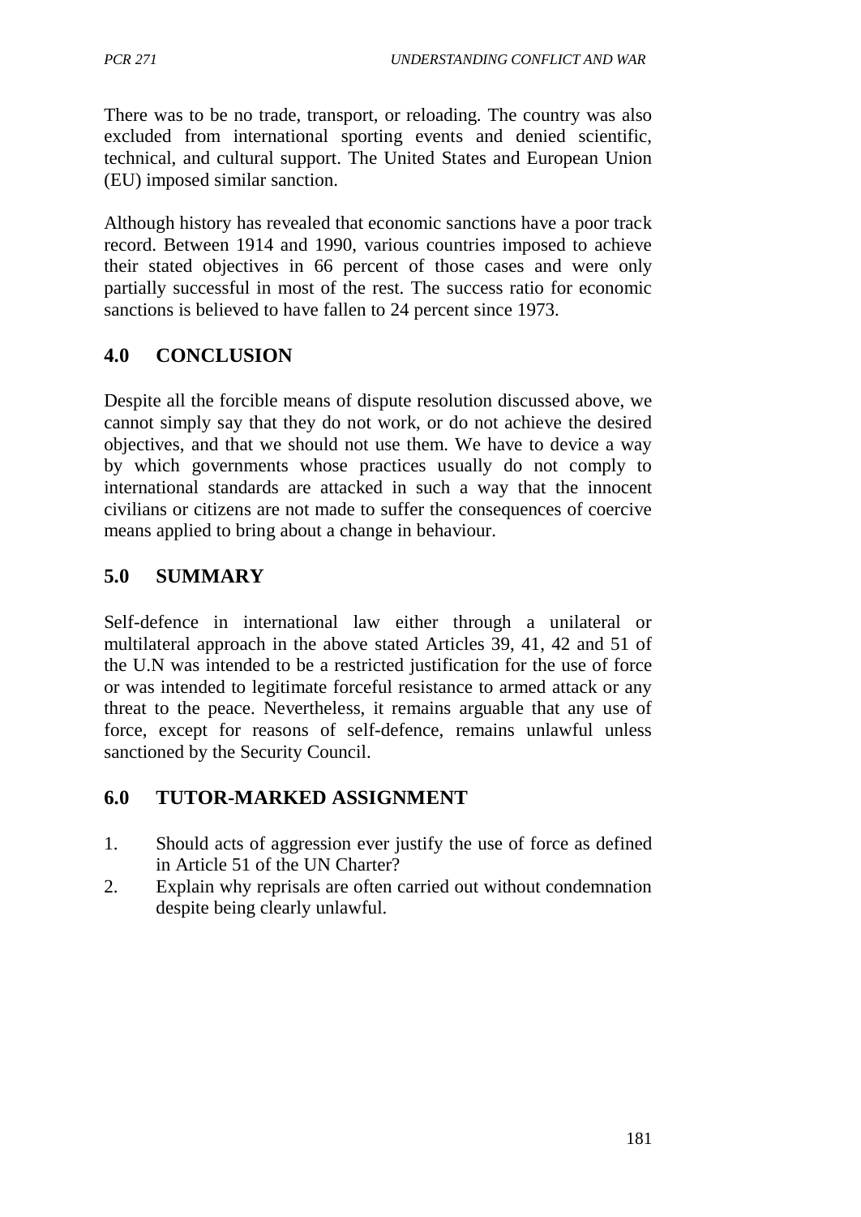There was to be no trade, transport, or reloading. The country was also excluded from international sporting events and denied scientific, technical, and cultural support. The United States and European Union (EU) imposed similar sanction.

Although history has revealed that economic sanctions have a poor track record. Between 1914 and 1990, various countries imposed to achieve their stated objectives in 66 percent of those cases and were only partially successful in most of the rest. The success ratio for economic sanctions is believed to have fallen to 24 percent since 1973.

## 4.0 CONCLUSION

Despite all the forcible means of dispute resolution discussed above, we cannot simply say that they do not work, or do not achieve the desired objectives, and that we should not use them. We have to device a way by which governments whose practices usually do not comply to international standards are attacked in such a way that the innocent civilians or citizens are not made to suffer the consequences of coercive means applied to bring about a change in behaviour.

## 5.0 SUMMARY

Self-defence in international law either through a unilateral or multilateral approach in the above stated Articles 39, 41, 42 and 51 of the U.N was intended to be a restricted justification for the use of force or was intended to legitimate forceful resistance to armed attack or any threat to the peace. Nevertheless, it remains arguable that any use of force, except for reasons of self-defence, remains unlawful unless sanctioned by the Security Council.

## 6.0 TUTOR-MARKED ASSIGNMENT

1. Should acts of aggression ever justify the use of force as defined in Article 51 of the UN Charter?
2. Explain why reprisals are often carried out without condemnation despite being clearly unlawful.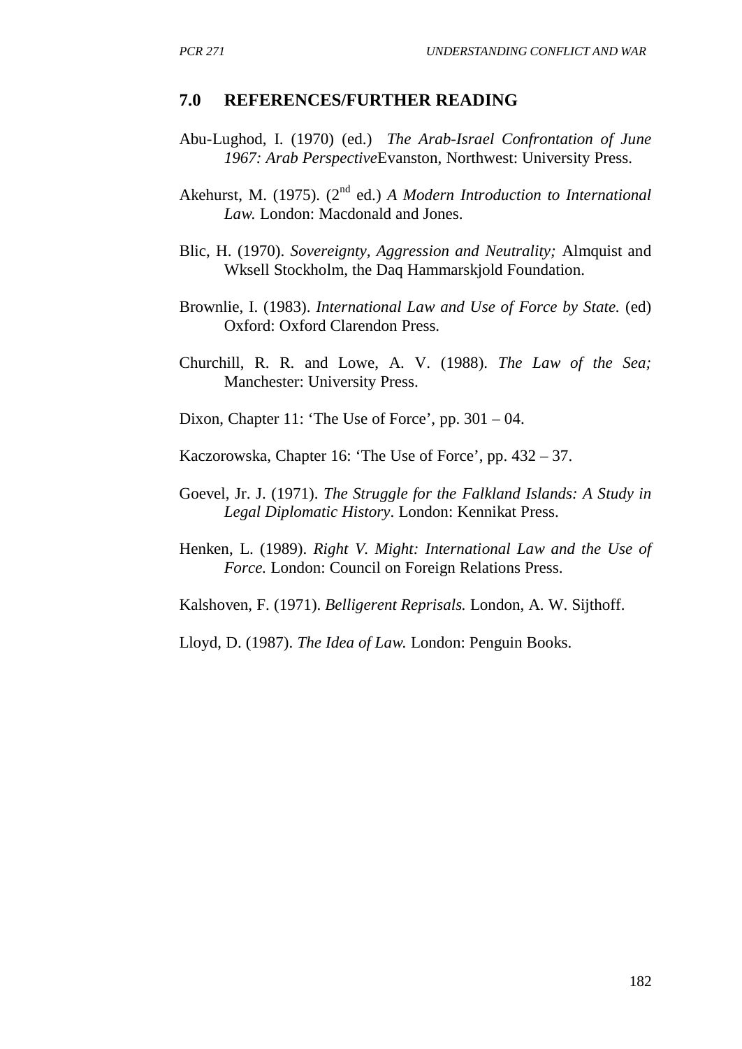## 7.0 REFERENCES/FURTHER READING

Abu-Lughod, I. (1970) (ed.) *The Arab-Israel Confrontation of June 1967: Arab Perspective*Evanston, Northwest: University Press.

Akehurst, M. (1975). (2nd ed.) *A Modern Introduction to International Law.* London: Macdonald and Jones.

Blic, H. (1970). *Sovereignty, Aggression and Neutrality;* Almquist and Wksell Stockholm, the Daq Hammarskjold Foundation.

Brownlie, I. (1983). *International Law and Use of Force by State.* (ed) Oxford: Oxford Clarendon Press.

Churchill, R. R. and Lowe, A. V. (1988). *The Law of the Sea;* Manchester: University Press.

Dixon, Chapter 11: 'The Use of Force', pp. 301 – 04.

Kaczorowska, Chapter 16: 'The Use of Force', pp. 432 – 37.

Goevel, Jr. J. (1971). *The Struggle for the Falkland Islands: A Study in Legal Diplomatic History*. London: Kennikat Press.

Henken, L. (1989). *Right V. Might: International Law and the Use of Force.* London: Council on Foreign Relations Press.

Kalshoven, F. (1971). *Belligerent Reprisals.* London, A. W. Sijthoff.

Lloyd, D. (1987). *The Idea of Law.* London: Penguin Books.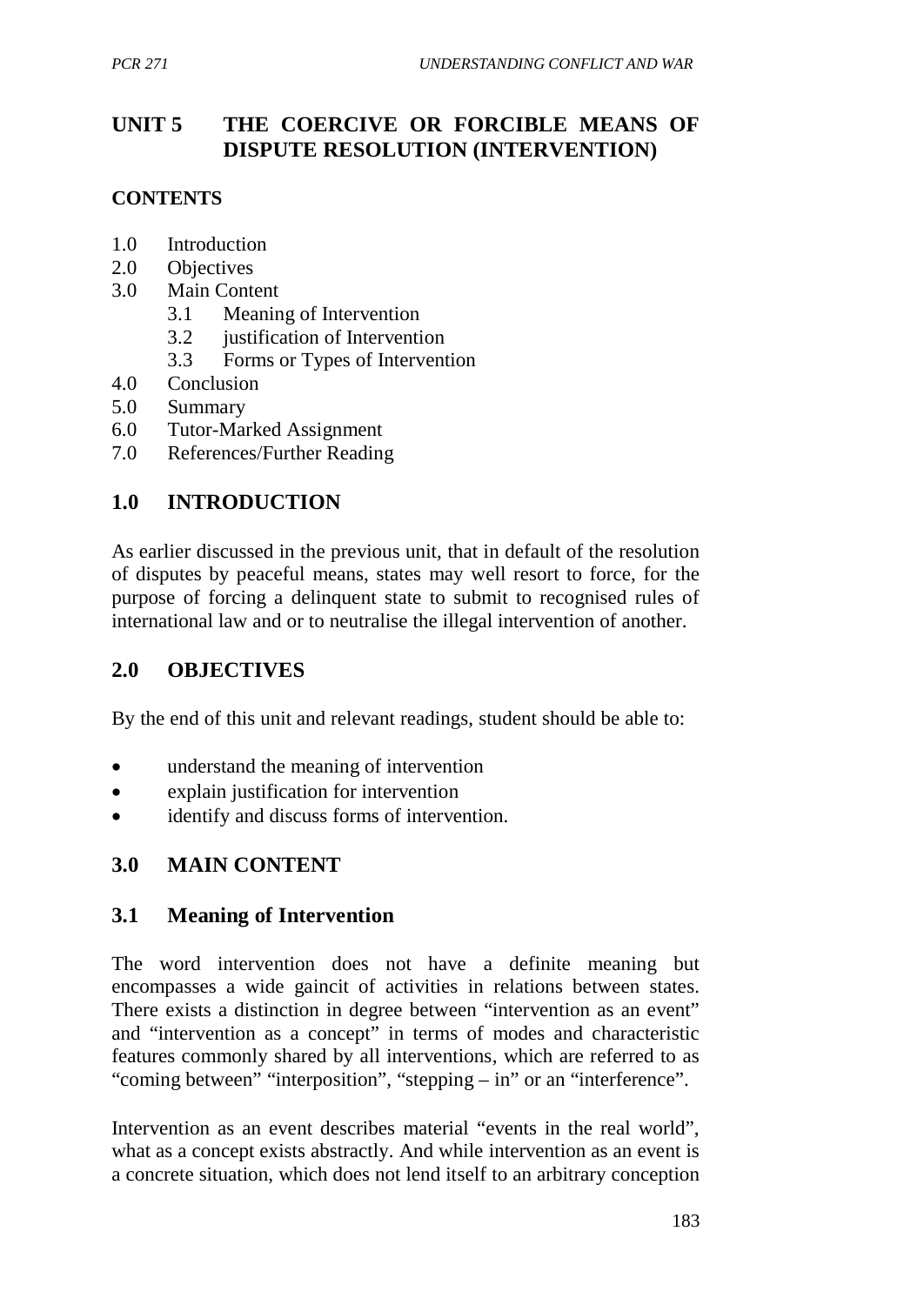## UNIT 5 THE COERCIVE OR FORCIBLE MEANS OF DISPUTE RESOLUTION (INTERVENTION)

### CONTENTS

1.0 Introduction
2.0 Objectives
3.0 Main Content
   3.1 Meaning of Intervention
   3.2 justification of Intervention
   3.3 Forms or Types of Intervention
4.0 Conclusion
5.0 Summary
6.0 Tutor-Marked Assignment
7.0 References/Further Reading

### 1.0 INTRODUCTION

As earlier discussed in the previous unit, that in default of the resolution of disputes by peaceful means, states may well resort to force, for the purpose of forcing a delinquent state to submit to recognised rules of international law and or to neutralise the illegal intervention of another.

### 2.0 OBJECTIVES

By the end of this unit and relevant readings, student should be able to:

- understand the meaning of intervention
- explain justification for intervention
- identify and discuss forms of intervention.

### 3.0 MAIN CONTENT

#### 3.1 Meaning of Intervention

The word intervention does not have a definite meaning but encompasses a wide gaincit of activities in relations between states. There exists a distinction in degree between "intervention as an event" and "intervention as a concept" in terms of modes and characteristic features commonly shared by all interventions, which are referred to as "coming between" "interposition", "stepping – in" or an "interference".

Intervention as an event describes material "events in the real world", what as a concept exists abstractly. And while intervention as an event is a concrete situation, which does not lend itself to an arbitrary conception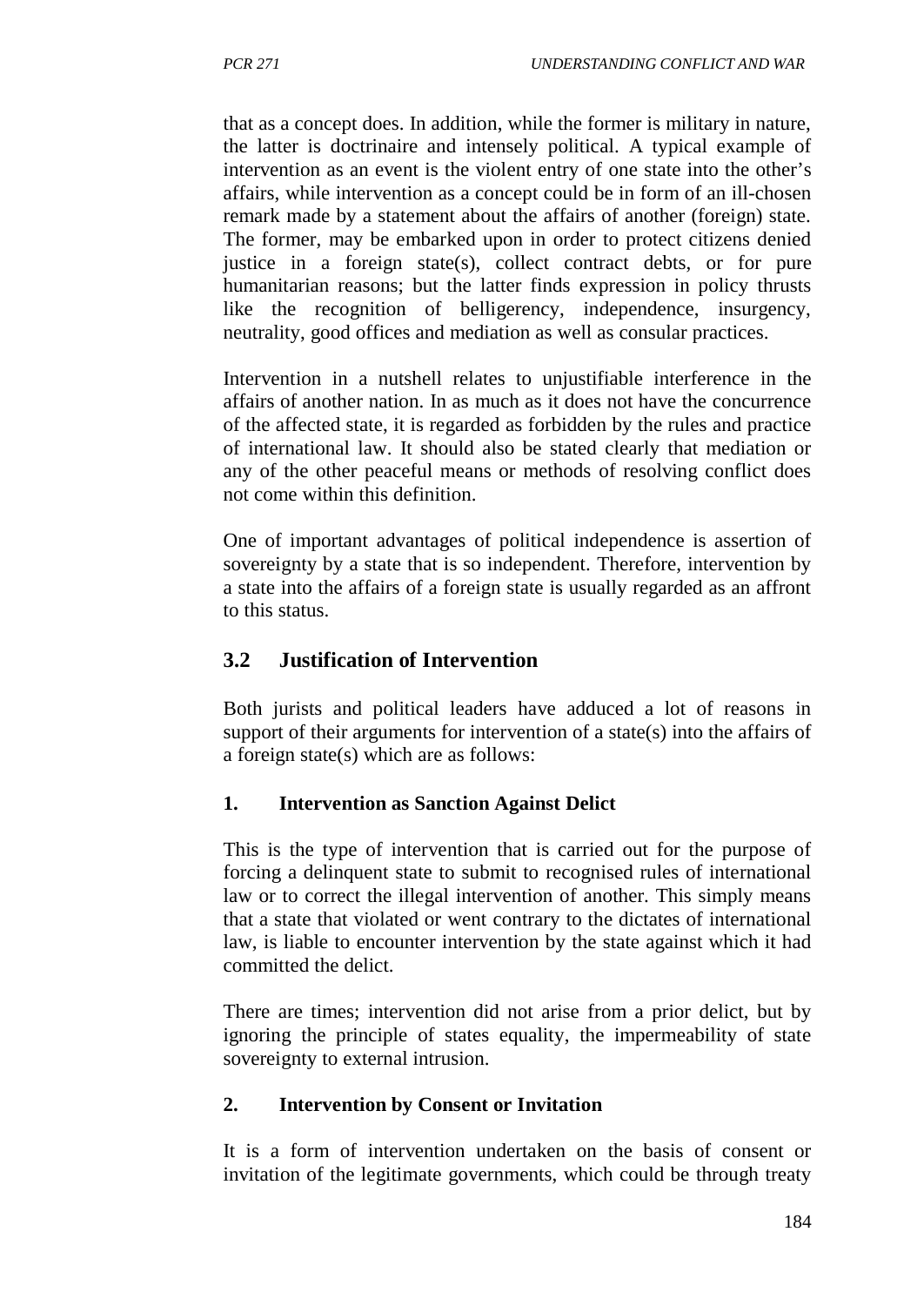that as a concept does. In addition, while the former is military in nature, the latter is doctrinaire and intensely political. A typical example of intervention as an event is the violent entry of one state into the other's affairs, while intervention as a concept could be in form of an ill-chosen remark made by a statement about the affairs of another (foreign) state. The former, may be embarked upon in order to protect citizens denied justice in a foreign state(s), collect contract debts, or for pure humanitarian reasons; but the latter finds expression in policy thrusts like the recognition of belligerency, independence, insurgency, neutrality, good offices and mediation as well as consular practices.

Intervention in a nutshell relates to unjustifiable interference in the affairs of another nation. In as much as it does not have the concurrence of the affected state, it is regarded as forbidden by the rules and practice of international law. It should also be stated clearly that mediation or any of the other peaceful means or methods of resolving conflict does not come within this definition.

One of important advantages of political independence is assertion of sovereignty by a state that is so independent. Therefore, intervention by a state into the affairs of a foreign state is usually regarded as an affront to this status.

## 3.2 Justification of Intervention

Both jurists and political leaders have adduced a lot of reasons in support of their arguments for intervention of a state(s) into the affairs of a foreign state(s) which are as follows:

### 1. Intervention as Sanction Against Delict

This is the type of intervention that is carried out for the purpose of forcing a delinquent state to submit to recognised rules of international law or to correct the illegal intervention of another. This simply means that a state that violated or went contrary to the dictates of international law, is liable to encounter intervention by the state against which it had committed the delict.

There are times; intervention did not arise from a prior delict, but by ignoring the principle of states equality, the impermeability of state sovereignty to external intrusion.

### 2. Intervention by Consent or Invitation

It is a form of intervention undertaken on the basis of consent or invitation of the legitimate governments, which could be through treaty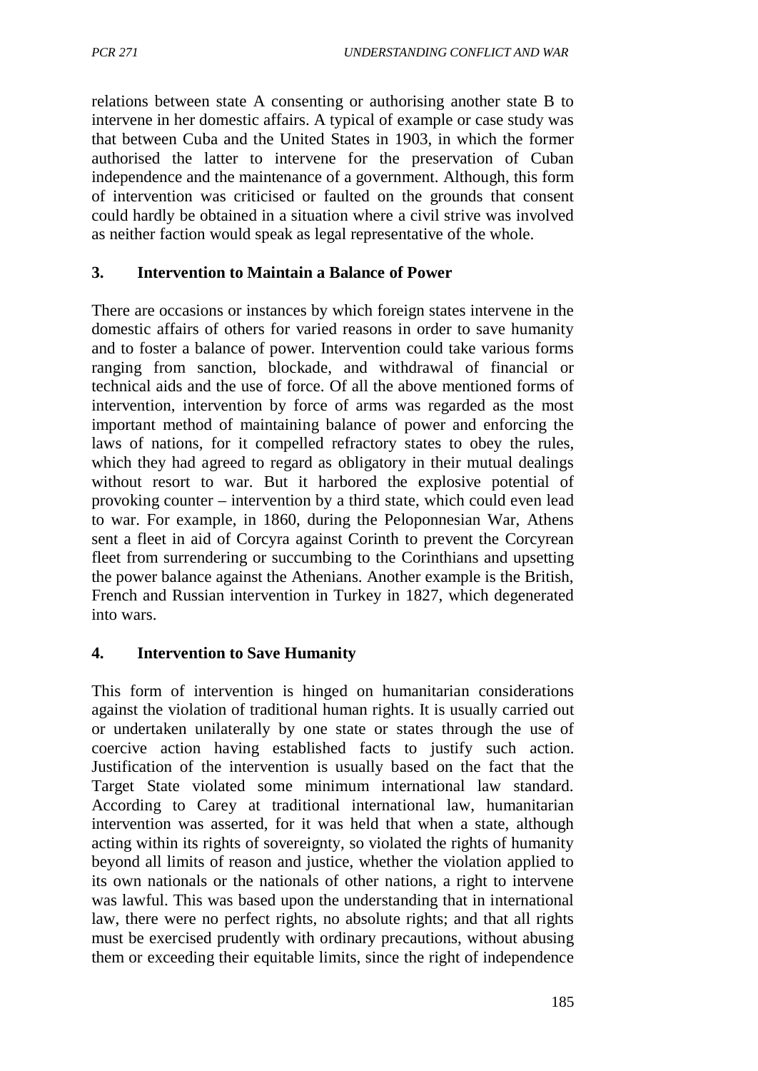relations between state A consenting or authorising another state B to intervene in her domestic affairs. A typical of example or case study was that between Cuba and the United States in 1903, in which the former authorised the latter to intervene for the preservation of Cuban independence and the maintenance of a government. Although, this form of intervention was criticised or faulted on the grounds that consent could hardly be obtained in a situation where a civil strive was involved as neither faction would speak as legal representative of the whole.

### 3. Intervention to Maintain a Balance of Power

There are occasions or instances by which foreign states intervene in the domestic affairs of others for varied reasons in order to save humanity and to foster a balance of power. Intervention could take various forms ranging from sanction, blockade, and withdrawal of financial or technical aids and the use of force. Of all the above mentioned forms of intervention, intervention by force of arms was regarded as the most important method of maintaining balance of power and enforcing the laws of nations, for it compelled refractory states to obey the rules, which they had agreed to regard as obligatory in their mutual dealings without resort to war. But it harbored the explosive potential of provoking counter – intervention by a third state, which could even lead to war. For example, in 1860, during the Peloponnesian War, Athens sent a fleet in aid of Corcyra against Corinth to prevent the Corcyrean fleet from surrendering or succumbing to the Corinthians and upsetting the power balance against the Athenians. Another example is the British, French and Russian intervention in Turkey in 1827, which degenerated into wars.

### 4. Intervention to Save Humanity

This form of intervention is hinged on humanitarian considerations against the violation of traditional human rights. It is usually carried out or undertaken unilaterally by one state or states through the use of coercive action having established facts to justify such action. Justification of the intervention is usually based on the fact that the Target State violated some minimum international law standard. According to Carey at traditional international law, humanitarian intervention was asserted, for it was held that when a state, although acting within its rights of sovereignty, so violated the rights of humanity beyond all limits of reason and justice, whether the violation applied to its own nationals or the nationals of other nations, a right to intervene was lawful. This was based upon the understanding that in international law, there were no perfect rights, no absolute rights; and that all rights must be exercised prudently with ordinary precautions, without abusing them or exceeding their equitable limits, since the right of independence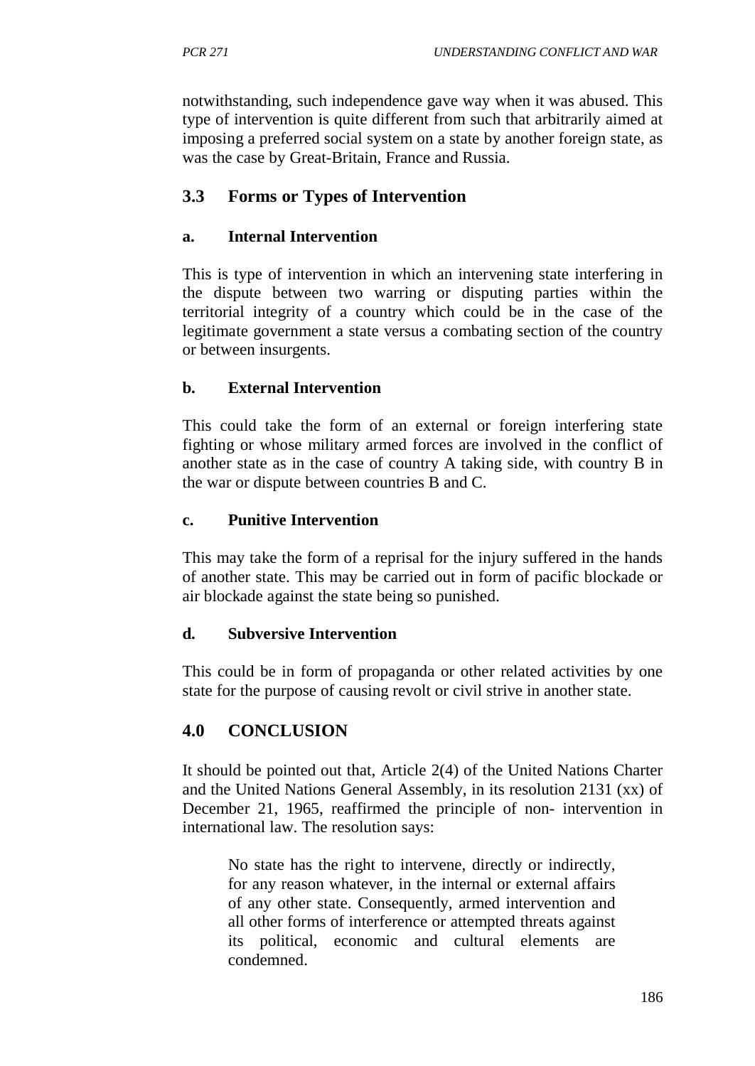notwithstanding, such independence gave way when it was abused. This type of intervention is quite different from such that arbitrarily aimed at imposing a preferred social system on a state by another foreign state, as was the case by Great-Britain, France and Russia.

## 3.3 Forms or Types of Intervention

### a. Internal Intervention

This is type of intervention in which an intervening state interfering in the dispute between two warring or disputing parties within the territorial integrity of a country which could be in the case of the legitimate government a state versus a combating section of the country or between insurgents.

### b. External Intervention

This could take the form of an external or foreign interfering state fighting or whose military armed forces are involved in the conflict of another state as in the case of country A taking side, with country B in the war or dispute between countries B and C.

### c. Punitive Intervention

This may take the form of a reprisal for the injury suffered in the hands of another state. This may be carried out in form of pacific blockade or air blockade against the state being so punished.

### d. Subversive Intervention

This could be in form of propaganda or other related activities by one state for the purpose of causing revolt or civil strive in another state.

## 4.0 CONCLUSION

It should be pointed out that, Article 2(4) of the United Nations Charter and the United Nations General Assembly, in its resolution 2131 (xx) of December 21, 1965, reaffirmed the principle of non- intervention in international law. The resolution says:

> No state has the right to intervene, directly or indirectly, for any reason whatever, in the internal or external affairs of any other state. Consequently, armed intervention and all other forms of interference or attempted threats against its political, economic and cultural elements are condemned.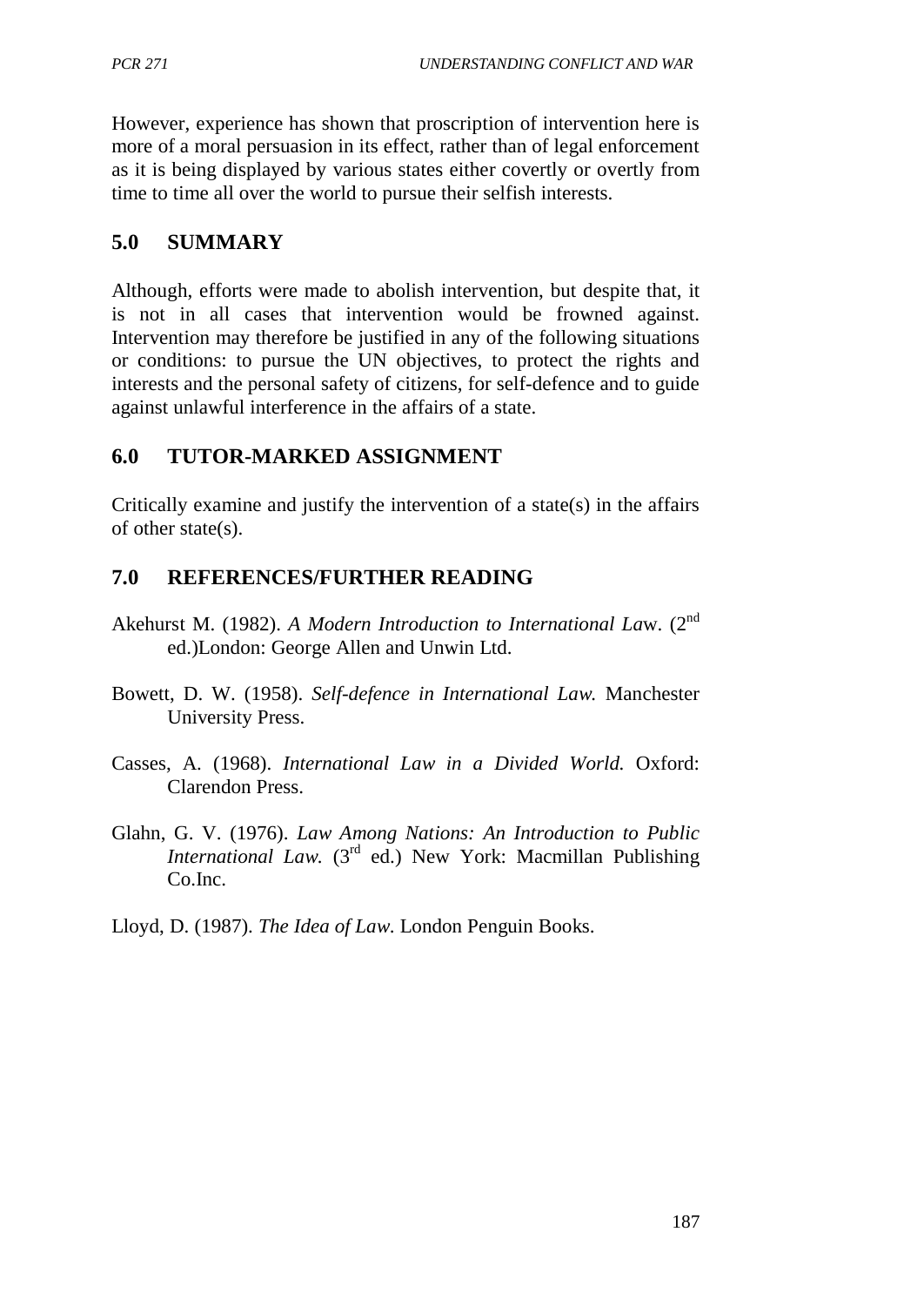However, experience has shown that proscription of intervention here is more of a moral persuasion in its effect, rather than of legal enforcement as it is being displayed by various states either covertly or overtly from time to time all over the world to pursue their selfish interests.

## 5.0 SUMMARY

Although, efforts were made to abolish intervention, but despite that, it is not in all cases that intervention would be frowned against. Intervention may therefore be justified in any of the following situations or conditions: to pursue the UN objectives, to protect the rights and interests and the personal safety of citizens, for self-defence and to guide against unlawful interference in the affairs of a state.

## 6.0 TUTOR-MARKED ASSIGNMENT

Critically examine and justify the intervention of a state(s) in the affairs of other state(s).

## 7.0 REFERENCES/FURTHER READING

Akehurst M. (1982). *A Modern Introduction to International Law*. (2nd ed.)London: George Allen and Unwin Ltd.

Bowett, D. W. (1958). *Self-defence in International Law.* Manchester University Press.

Casses, A. (1968). *International Law in a Divided World.* Oxford: Clarendon Press.

Glahn, G. V. (1976). *Law Among Nations: An Introduction to Public International Law.* (3rd ed.) New York: Macmillan Publishing Co.Inc.

Lloyd, D. (1987). *The Idea of Law*. London Penguin Books.